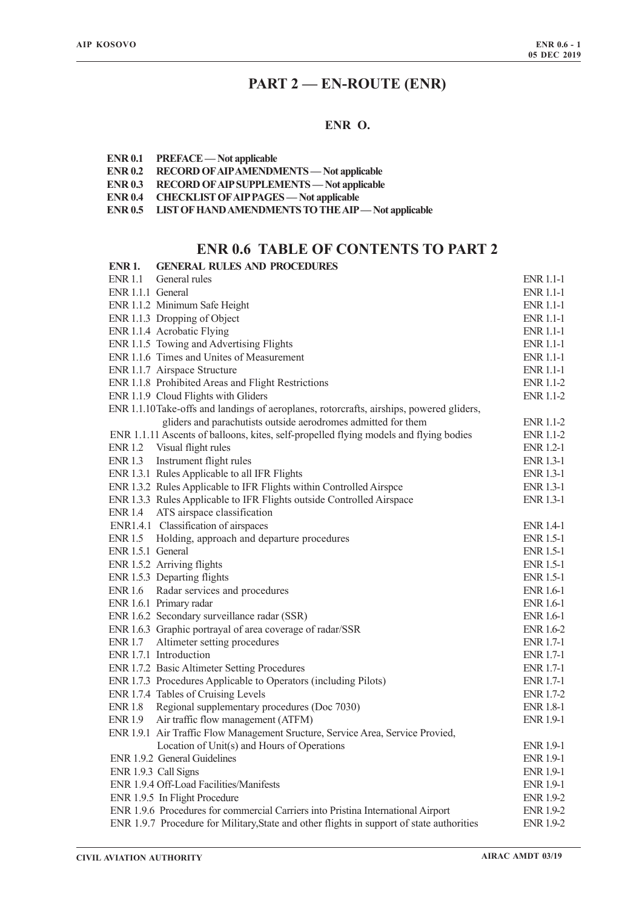# PART 2 — EN-ROUTE (ENR)

## ENR O.

**ENR 0.1 PREFACE — Not applicable**
**ENR 0.2 RECORD OF AIP AMENDMENTS — Not applicable**
**ENR 0.3 RECORD OF AIP SUPPLEMENTS — Not applicable**
**ENR 0.4 CHECKLIST OF AIP PAGES — Not applicable**
**ENR 0.5 LIST OF HAND AMENDMENTS TO THE AIP — Not applicable**

## ENR 0.6 TABLE OF CONTENTS TO PART 2

| **ENR 1. GENERAL RULES AND PROCEDURES** | |
|---|---|
| ENR 1.1 General rules | ENR 1.1-1 |
| ENR 1.1.1 General | ENR 1.1-1 |
| ENR 1.1.2 Minimum Safe Height | ENR 1.1-1 |
| ENR 1.1.3 Dropping of Object | ENR 1.1-1 |
| ENR 1.1.4 Acrobatic Flying | ENR 1.1-1 |
| ENR 1.1.5 Towing and Advertising Flights | ENR 1.1-1 |
| ENR 1.1.6 Times and Unites of Measurement | ENR 1.1-1 |
| ENR 1.1.7 Airspace Structure | ENR 1.1-1 |
| ENR 1.1.8 Prohibited Areas and Flight Restrictions | ENR 1.1-2 |
| ENR 1.1.9 Cloud Flights with Gliders | ENR 1.1-2 |
| ENR 1.1.10 Take-offs and landings of aeroplanes, rotorcrafts, airships, powered gliders, gliders and parachutists outside aerodromes admitted for them | ENR 1.1-2 |
| ENR 1.1.11 Ascents of balloons, kites, self-propelled flying models and flying bodies | ENR 1.1-2 |
| ENR 1.2 Visual flight rules | ENR 1.2-1 |
| ENR 1.3 Instrument flight rules | ENR 1.3-1 |
| ENR 1.3.1 Rules Applicable to all IFR Flights | ENR 1.3-1 |
| ENR 1.3.2 Rules Applicable to IFR Flights within Controlled Airspce | ENR 1.3-1 |
| ENR 1.3.3 Rules Applicable to IFR Flights outside Controlled Airspace | ENR 1.3-1 |
| ENR 1.4 ATS airspace classification | |
| ENR1.4.1 Classification of airspaces | ENR 1.4-1 |
| ENR 1.5 Holding, approach and departure procedures | ENR 1.5-1 |
| ENR 1.5.1 General | ENR 1.5-1 |
| ENR 1.5.2 Arriving flights | ENR 1.5-1 |
| ENR 1.5.3 Departing flights | ENR 1.5-1 |
| ENR 1.6 Radar services and procedures | ENR 1.6-1 |
| ENR 1.6.1 Primary radar | ENR 1.6-1 |
| ENR 1.6.2 Secondary surveillance radar (SSR) | ENR 1.6-1 |
| ENR 1.6.3 Graphic portrayal of area coverage of radar/SSR | ENR 1.6-2 |
| ENR 1.7 Altimeter setting procedures | ENR 1.7-1 |
| ENR 1.7.1 Introduction | ENR 1.7-1 |
| ENR 1.7.2 Basic Altimeter Setting Procedures | ENR 1.7-1 |
| ENR 1.7.3 Procedures Applicable to Operators (including Pilots) | ENR 1.7-1 |
| ENR 1.7.4 Tables of Cruising Levels | ENR 1.7-2 |
| ENR 1.8 Regional supplementary procedures (Doc 7030) | ENR 1.8-1 |
| ENR 1.9 Air traffic flow management (ATFM) | ENR 1.9-1 |
| ENR 1.9.1 Air Traffic Flow Management Sructure, Service Area, Service Provied, Location of Unit(s) and Hours of Operations | ENR 1.9-1 |
| ENR 1.9.2 General Guidelines | ENR 1.9-1 |
| ENR 1.9.3 Call Signs | ENR 1.9-1 |
| ENR 1.9.4 Off-Load Facilities/Manifests | ENR 1.9-1 |
| ENR 1.9.5 In Flight Procedure | ENR 1.9-2 |
| ENR 1.9.6 Procedures for commercial Carriers into Pristina International Airport | ENR 1.9-2 |
| ENR 1.9.7 Procedure for Military,State and other flights in support of state authorities | ENR 1.9-2 |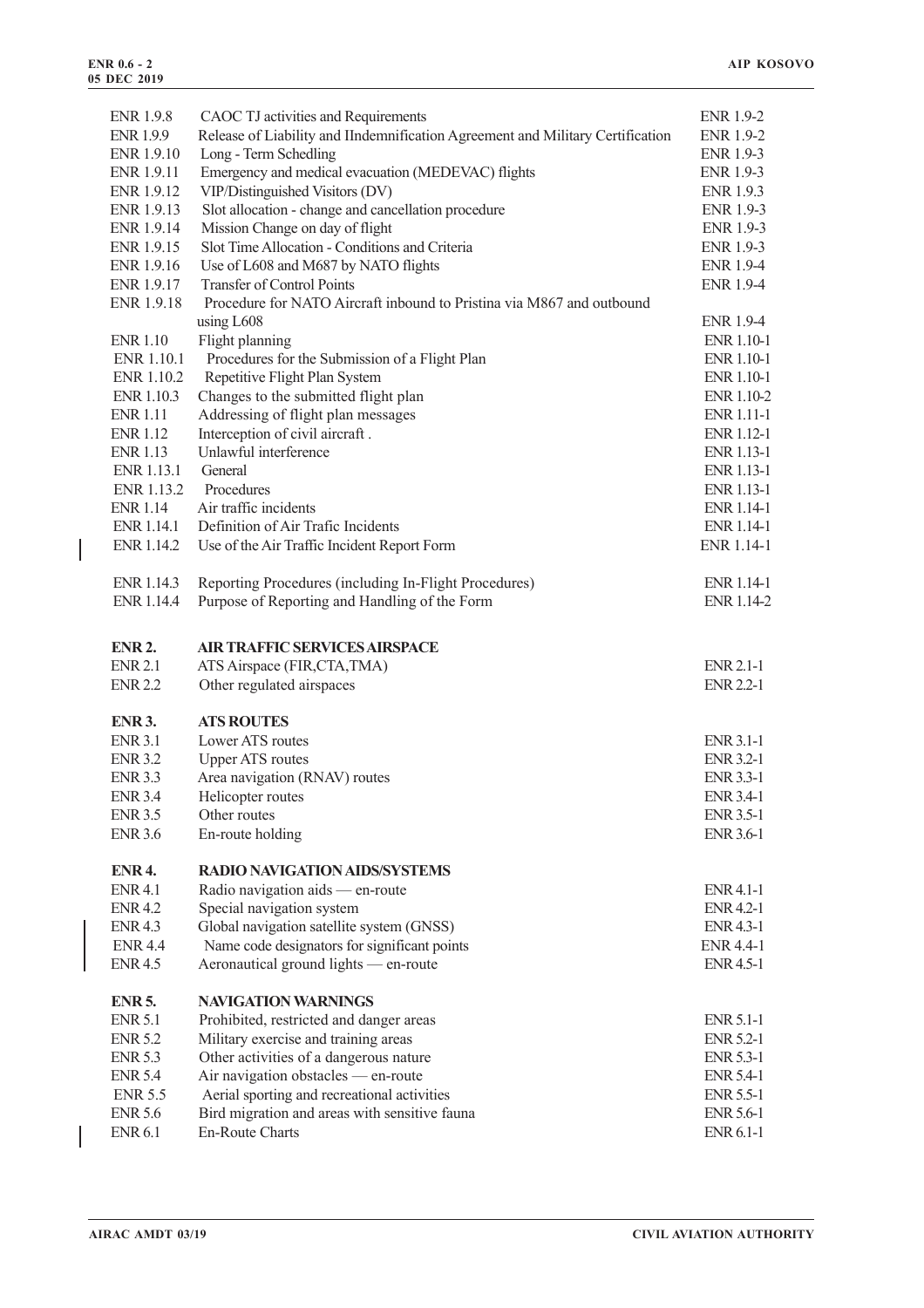| | | |
|---|---|---|
| ENR 1.9.8 | CAOC TJ activities and Requirements | ENR 1.9-2 |
| ENR 1.9.9 | Release of Liability and IIndemnification Agreement and Military Certification | ENR 1.9-2 |
| ENR 1.9.10 | Long - Term Schedling | ENR 1.9-3 |
| ENR 1.9.11 | Emergency and medical evacuation (MEDEVAC) flights | ENR 1.9-3 |
| ENR 1.9.12 | VIP/Distinguished Visitors (DV) | ENR 1.9.3 |
| ENR 1.9.13 | Slot allocation - change and cancellation procedure | ENR 1.9-3 |
| ENR 1.9.14 | Mission Change on day of flight | ENR 1.9-3 |
| ENR 1.9.15 | Slot Time Allocation - Conditions and Criteria | ENR 1.9-3 |
| ENR 1.9.16 | Use of L608 and M687 by NATO flights | ENR 1.9-4 |
| ENR 1.9.17 | Transfer of Control Points | ENR 1.9-4 |
| ENR 1.9.18 | Procedure for NATO Aircraft inbound to Pristina via M867 and outbound using L608 | ENR 1.9-4 |
| ENR 1.10 | Flight planning | ENR 1.10-1 |
| ENR 1.10.1 | Procedures for the Submission of a Flight Plan | ENR 1.10-1 |
| ENR 1.10.2 | Repetitive Flight Plan System | ENR 1.10-1 |
| ENR 1.10.3 | Changes to the submitted flight plan | ENR 1.10-2 |
| ENR 1.11 | Addressing of flight plan messages | ENR 1.11-1 |
| ENR 1.12 | Interception of civil aircraft . | ENR 1.12-1 |
| ENR 1.13 | Unlawful interference | ENR 1.13-1 |
| ENR 1.13.1 | General | ENR 1.13-1 |
| ENR 1.13.2 | Procedures | ENR 1.13-1 |
| ENR 1.14 | Air traffic incidents | ENR 1.14-1 |
| ENR 1.14.1 | Definition of Air Trafic Incidents | ENR 1.14-1 |
| ENR 1.14.2 | Use of the Air Traffic Incident Report Form | ENR 1.14-1 |
| ENR 1.14.3 | Reporting Procedures (including In-Flight Procedures) | ENR 1.14-1 |
| ENR 1.14.4 | Purpose of Reporting and Handling of the Form | ENR 1.14-2 |
| **ENR 2.** | **AIR TRAFFIC SERVICES AIRSPACE** | |
| ENR 2.1 | ATS Airspace (FIR,CTA,TMA) | ENR 2.1-1 |
| ENR 2.2 | Other regulated airspaces | ENR 2.2-1 |
| **ENR 3.** | **ATS ROUTES** | |
| ENR 3.1 | Lower ATS routes | ENR 3.1-1 |
| ENR 3.2 | Upper ATS routes | ENR 3.2-1 |
| ENR 3.3 | Area navigation (RNAV) routes | ENR 3.3-1 |
| ENR 3.4 | Helicopter routes | ENR 3.4-1 |
| ENR 3.5 | Other routes | ENR 3.5-1 |
| ENR 3.6 | En-route holding | ENR 3.6-1 |
| **ENR 4.** | **RADIO NAVIGATION AIDS/SYSTEMS** | |
| ENR 4.1 | Radio navigation aids — en-route | ENR 4.1-1 |
| ENR 4.2 | Special navigation system | ENR 4.2-1 |
| ENR 4.3 | Global navigation satellite system (GNSS) | ENR 4.3-1 |
| ENR 4.4 | Name code designators for significant points | ENR 4.4-1 |
| ENR 4.5 | Aeronautical ground lights — en-route | ENR 4.5-1 |
| **ENR 5.** | **NAVIGATION WARNINGS** | |
| ENR 5.1 | Prohibited, restricted and danger areas | ENR 5.1-1 |
| ENR 5.2 | Military exercise and training areas | ENR 5.2-1 |
| ENR 5.3 | Other activities of a dangerous nature | ENR 5.3-1 |
| ENR 5.4 | Air navigation obstacles — en-route | ENR 5.4-1 |
| ENR 5.5 | Aerial sporting and recreational activities | ENR 5.5-1 |
| ENR 5.6 | Bird migration and areas with sensitive fauna | ENR 5.6-1 |
| ENR 6.1 | En-Route Charts | ENR 6.1-1 |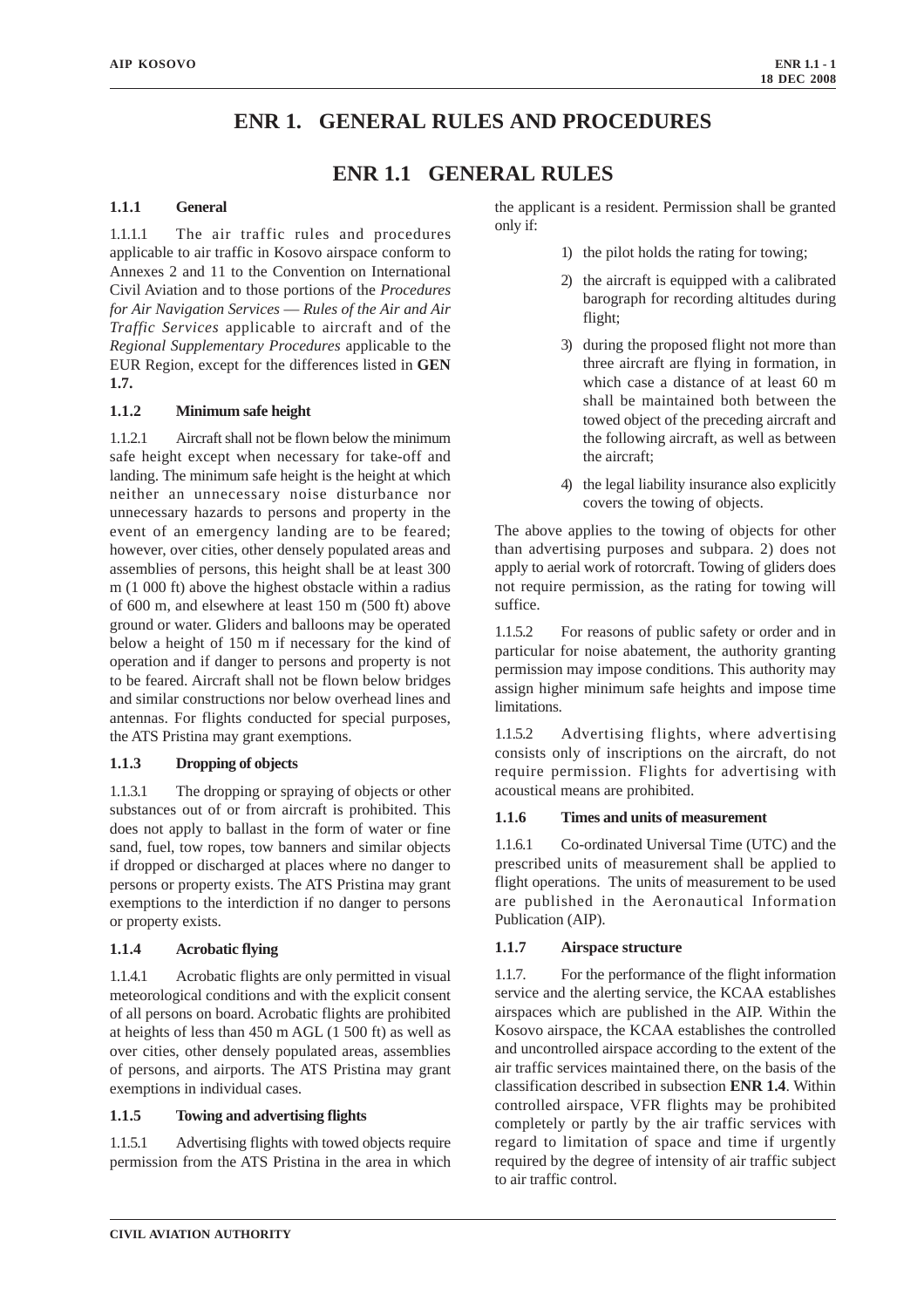# ENR 1. GENERAL RULES AND PROCEDURES

## ENR 1.1 GENERAL RULES

### 1.1.1 General

1.1.1.1 The air traffic rules and procedures applicable to air traffic in Kosovo airspace conform to Annexes 2 and 11 to the Convention on International Civil Aviation and to those portions of the *Procedures for Air Navigation Services — Rules of the Air and Air Traffic Services* applicable to aircraft and of the *Regional Supplementary Procedures* applicable to the EUR Region, except for the differences listed in **GEN 1.7.**

### 1.1.2 Minimum safe height

1.1.2.1 Aircraft shall not be flown below the minimum safe height except when necessary for take-off and landing. The minimum safe height is the height at which neither an unnecessary noise disturbance nor unnecessary hazards to persons and property in the event of an emergency landing are to be feared; however, over cities, other densely populated areas and assemblies of persons, this height shall be at least 300 m (1 000 ft) above the highest obstacle within a radius of 600 m, and elsewhere at least 150 m (500 ft) above ground or water. Gliders and balloons may be operated below a height of 150 m if necessary for the kind of operation and if danger to persons and property is not to be feared. Aircraft shall not be flown below bridges and similar constructions nor below overhead lines and antennas. For flights conducted for special purposes, the ATS Pristina may grant exemptions.

### 1.1.3 Dropping of objects

1.1.3.1 The dropping or spraying of objects or other substances out of or from aircraft is prohibited. This does not apply to ballast in the form of water or fine sand, fuel, tow ropes, tow banners and similar objects if dropped or discharged at places where no danger to persons or property exists. The ATS Pristina may grant exemptions to the interdiction if no danger to persons or property exists.

### 1.1.4 Acrobatic flying

1.1.4.1 Acrobatic flights are only permitted in visual meteorological conditions and with the explicit consent of all persons on board. Acrobatic flights are prohibited at heights of less than 450 m AGL (1 500 ft) as well as over cities, other densely populated areas, assemblies of persons, and airports. The ATS Pristina may grant exemptions in individual cases.

### 1.1.5 Towing and advertising flights

1.1.5.1 Advertising flights with towed objects require permission from the ATS Pristina in the area in which the applicant is a resident. Permission shall be granted only if:

1) the pilot holds the rating for towing;
2) the aircraft is equipped with a calibrated barograph for recording altitudes during flight;
3) during the proposed flight not more than three aircraft are flying in formation, in which case a distance of at least 60 m shall be maintained both between the towed object of the preceding aircraft and the following aircraft, as well as between the aircraft;
4) the legal liability insurance also explicitly covers the towing of objects.

The above applies to the towing of objects for other than advertising purposes and subpara. 2) does not apply to aerial work of rotorcraft. Towing of gliders does not require permission, as the rating for towing will suffice.

1.1.5.2 For reasons of public safety or order and in particular for noise abatement, the authority granting permission may impose conditions. This authority may assign higher minimum safe heights and impose time limitations.

1.1.5.2 Advertising flights, where advertising consists only of inscriptions on the aircraft, do not require permission. Flights for advertising with acoustical means are prohibited.

### 1.1.6 Times and units of measurement

1.1.6.1 Co-ordinated Universal Time (UTC) and the prescribed units of measurement shall be applied to flight operations. The units of measurement to be used are published in the Aeronautical Information Publication (AIP).

### 1.1.7 Airspace structure

1.1.7. For the performance of the flight information service and the alerting service, the KCAA establishes airspaces which are published in the AIP. Within the Kosovo airspace, the KCAA establishes the controlled and uncontrolled airspace according to the extent of the air traffic services maintained there, on the basis of the classification described in subsection **ENR 1.4**. Within controlled airspace, VFR flights may be prohibited completely or partly by the air traffic services with regard to limitation of space and time if urgently required by the degree of intensity of air traffic subject to air traffic control.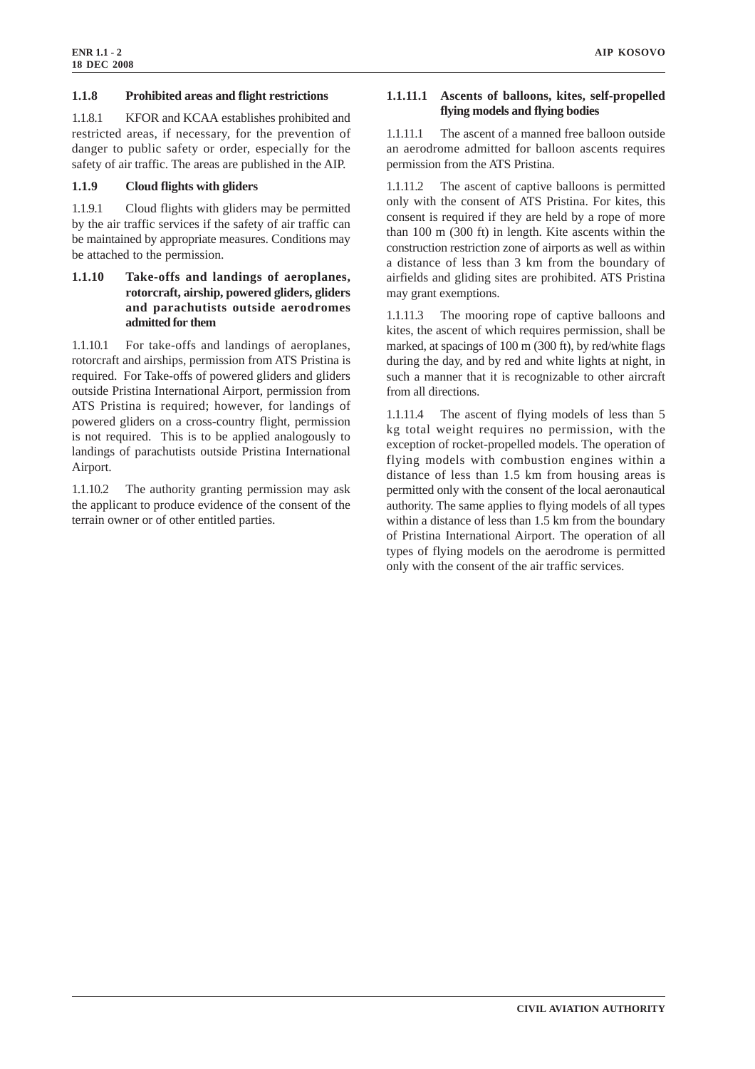### 1.1.8 Prohibited areas and flight restrictions

1.1.8.1 KFOR and KCAA establishes prohibited and restricted areas, if necessary, for the prevention of danger to public safety or order, especially for the safety of air traffic. The areas are published in the AIP.

### 1.1.9 Cloud flights with gliders

1.1.9.1 Cloud flights with gliders may be permitted by the air traffic services if the safety of air traffic can be maintained by appropriate measures. Conditions may be attached to the permission.

### 1.1.10 Take-offs and landings of aeroplanes, rotorcraft, airship, powered gliders, gliders and parachutists outside aerodromes admitted for them

1.1.10.1 For take-offs and landings of aeroplanes, rotorcraft and airships, permission from ATS Pristina is required. For Take-offs of powered gliders and gliders outside Pristina International Airport, permission from ATS Pristina is required; however, for landings of powered gliders on a cross-country flight, permission is not required. This is to be applied analogously to landings of parachutists outside Pristina International Airport.

1.1.10.2 The authority granting permission may ask the applicant to produce evidence of the consent of the terrain owner or of other entitled parties.

### 1.1.11.1 Ascents of balloons, kites, self-propelled flying models and flying bodies

1.1.11.1 The ascent of a manned free balloon outside an aerodrome admitted for balloon ascents requires permission from the ATS Pristina.

1.1.11.2 The ascent of captive balloons is permitted only with the consent of ATS Pristina. For kites, this consent is required if they are held by a rope of more than 100 m (300 ft) in length. Kite ascents within the construction restriction zone of airports as well as within a distance of less than 3 km from the boundary of airfields and gliding sites are prohibited. ATS Pristina may grant exemptions.

1.1.11.3 The mooring rope of captive balloons and kites, the ascent of which requires permission, shall be marked, at spacings of 100 m (300 ft), by red/white flags during the day, and by red and white lights at night, in such a manner that it is recognizable to other aircraft from all directions.

1.1.11.4 The ascent of flying models of less than 5 kg total weight requires no permission, with the exception of rocket-propelled models. The operation of flying models with combustion engines within a distance of less than 1.5 km from housing areas is permitted only with the consent of the local aeronautical authority. The same applies to flying models of all types within a distance of less than 1.5 km from the boundary of Pristina International Airport. The operation of all types of flying models on the aerodrome is permitted only with the consent of the air traffic services.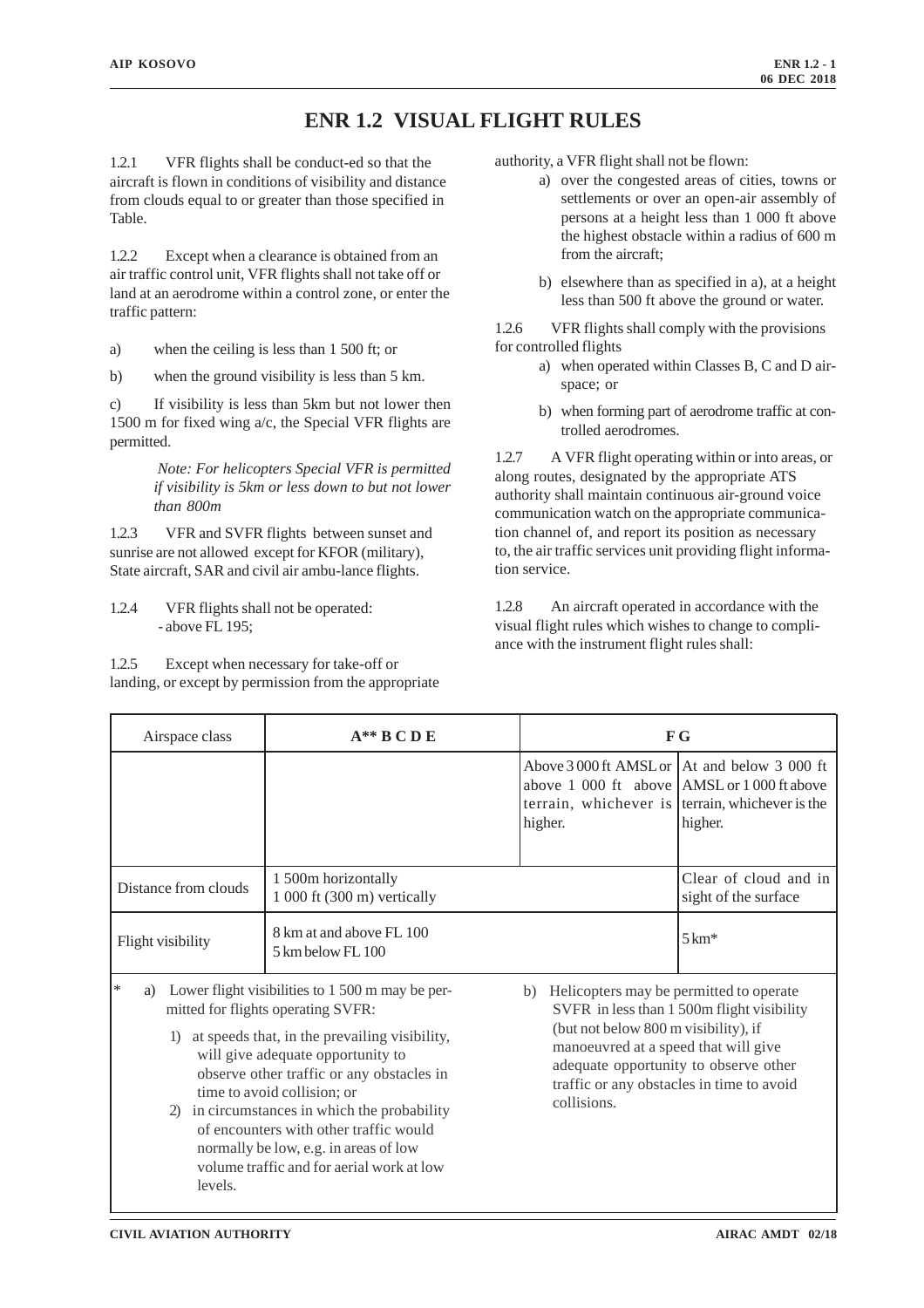# ENR 1.2 VISUAL FLIGHT RULES

1.2.1 VFR flights shall be conduct-ed so that the aircraft is flown in conditions of visibility and distance from clouds equal to or greater than those specified in Table.

1.2.2 Except when a clearance is obtained from an air traffic control unit, VFR flights shall not take off or land at an aerodrome within a control zone, or enter the traffic pattern:

a) when the ceiling is less than 1 500 ft; or

b) when the ground visibility is less than 5 km.

c) If visibility is less than 5km but not lower then 1500 m for fixed wing a/c, the Special VFR flights are permitted.

*Note: For helicopters Special VFR is permitted if visibility is 5km or less down to but not lower than 800m*

1.2.3 VFR and SVFR flights between sunset and sunrise are not allowed except for KFOR (military), State aircraft, SAR and civil air ambu-lance flights.

1.2.4 VFR flights shall not be operated:
- above FL 195;

1.2.5 Except when necessary for take-off or landing, or except by permission from the appropriate authority, a VFR flight shall not be flown:

a) over the congested areas of cities, towns or settlements or over an open-air assembly of persons at a height less than 1 000 ft above the highest obstacle within a radius of 600 m from the aircraft;

b) elsewhere than as specified in a), at a height less than 500 ft above the ground or water.

1.2.6 VFR flights shall comply with the provisions for controlled flights

a) when operated within Classes B, C and D airspace; or

b) when forming part of aerodrome traffic at controlled aerodromes.

1.2.7 A VFR flight operating within or into areas, or along routes, designated by the appropriate ATS authority shall maintain continuous air-ground voice communication watch on the appropriate communication channel of, and report its position as necessary to, the air traffic services unit providing flight information service.

1.2.8 An aircraft operated in accordance with the visual flight rules which wishes to change to compliance with the instrument flight rules shall:

| Airspace class | **A** B C D E** | **F G** | |
|---|---|---|---|
| | | Above 3 000 ft AMSL or above 1 000 ft above terrain, whichever is higher. | At and below 3 000 ft AMSL or 1 000 ft above terrain, whichever is the higher. |
| Distance from clouds | 1 500m horizontally<br>1 000 ft (300 m) vertically | | Clear of cloud and in sight of the surface |
| Flight visibility | 8 km at and above FL 100<br>5 km below FL 100 | | 5 km* |

\* a) Lower flight visibilities to 1 500 m may be permitted for flights operating SVFR:

1) at speeds that, in the prevailing visibility, will give adequate opportunity to observe other traffic or any obstacles in time to avoid collision; or
2) in circumstances in which the probability of encounters with other traffic would normally be low, e.g. in areas of low volume traffic and for aerial work at low levels.

b) Helicopters may be permitted to operate SVFR in less than 1 500m flight visibility (but not below 800 m visibility), if manoeuvred at a speed that will give adequate opportunity to observe other traffic or any obstacles in time to avoid collisions.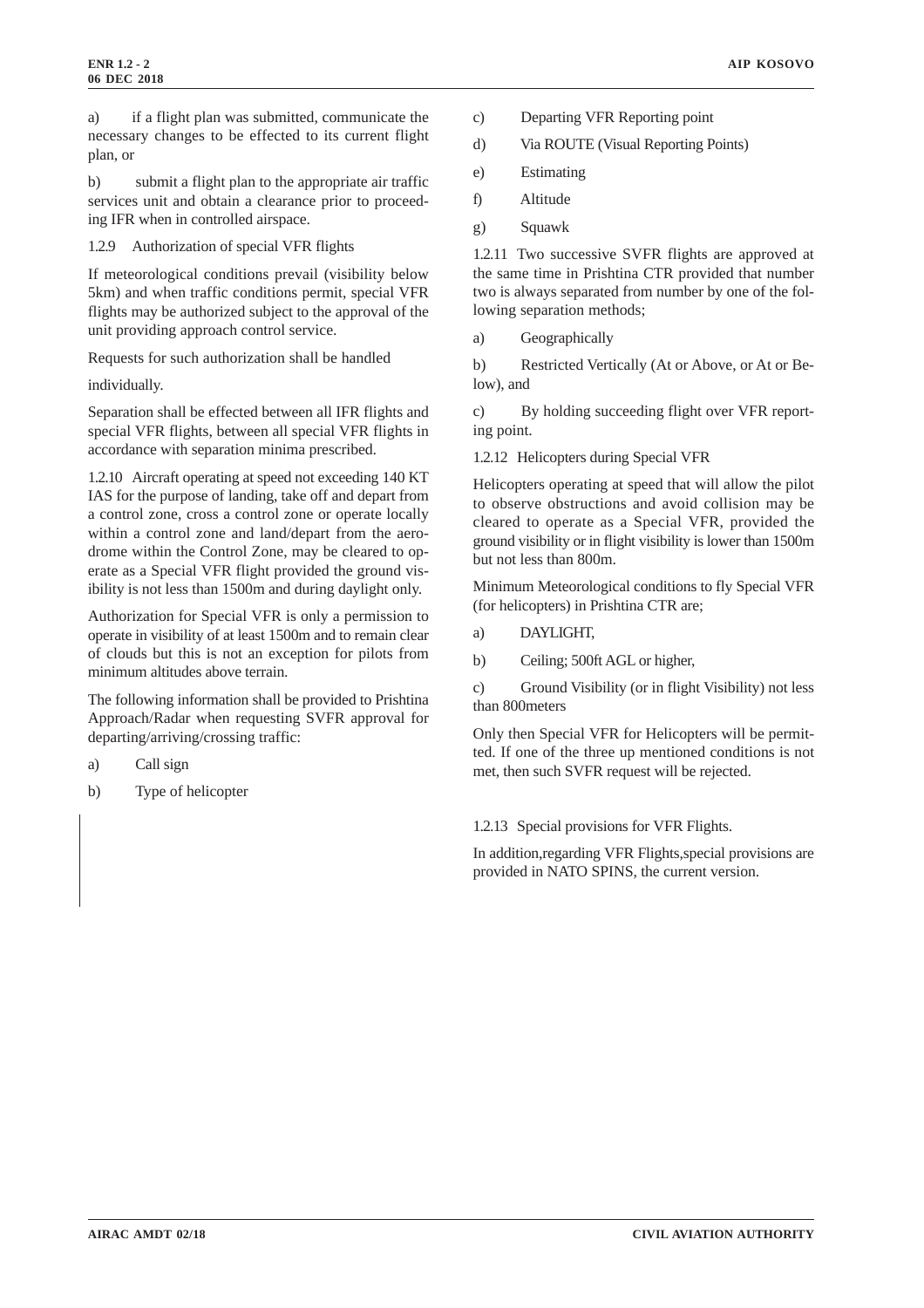a) if a flight plan was submitted, communicate the necessary changes to be effected to its current flight plan, or

b) submit a flight plan to the appropriate air traffic services unit and obtain a clearance prior to proceeding IFR when in controlled airspace.

1.2.9 Authorization of special VFR flights

If meteorological conditions prevail (visibility below 5km) and when traffic conditions permit, special VFR flights may be authorized subject to the approval of the unit providing approach control service.

Requests for such authorization shall be handled

individually.

Separation shall be effected between all IFR flights and special VFR flights, between all special VFR flights in accordance with separation minima prescribed.

1.2.10 Aircraft operating at speed not exceeding 140 KT IAS for the purpose of landing, take off and depart from a control zone, cross a control zone or operate locally within a control zone and land/depart from the aerodrome within the Control Zone, may be cleared to operate as a Special VFR flight provided the ground visibility is not less than 1500m and during daylight only.

Authorization for Special VFR is only a permission to operate in visibility of at least 1500m and to remain clear of clouds but this is not an exception for pilots from minimum altitudes above terrain.

The following information shall be provided to Prishtina Approach/Radar when requesting SVFR approval for departing/arriving/crossing traffic:

a) Call sign

b) Type of helicopter

c) Departing VFR Reporting point

d) Via ROUTE (Visual Reporting Points)

e) Estimating

f) Altitude

g) Squawk

1.2.11 Two successive SVFR flights are approved at the same time in Prishtina CTR provided that number two is always separated from number by one of the following separation methods;

a) Geographically

b) Restricted Vertically (At or Above, or At or Below), and

c) By holding succeeding flight over VFR reporting point.

1.2.12 Helicopters during Special VFR

Helicopters operating at speed that will allow the pilot to observe obstructions and avoid collision may be cleared to operate as a Special VFR, provided the ground visibility or in flight visibility is lower than 1500m but not less than 800m.

Minimum Meteorological conditions to fly Special VFR (for helicopters) in Prishtina CTR are;

a) DAYLIGHT,

b) Ceiling; 500ft AGL or higher,

c) Ground Visibility (or in flight Visibility) not less than 800meters

Only then Special VFR for Helicopters will be permitted. If one of the three up mentioned conditions is not met, then such SVFR request will be rejected.

1.2.13 Special provisions for VFR Flights.

In addition,regarding VFR Flights,special provisions are provided in NATO SPINS, the current version.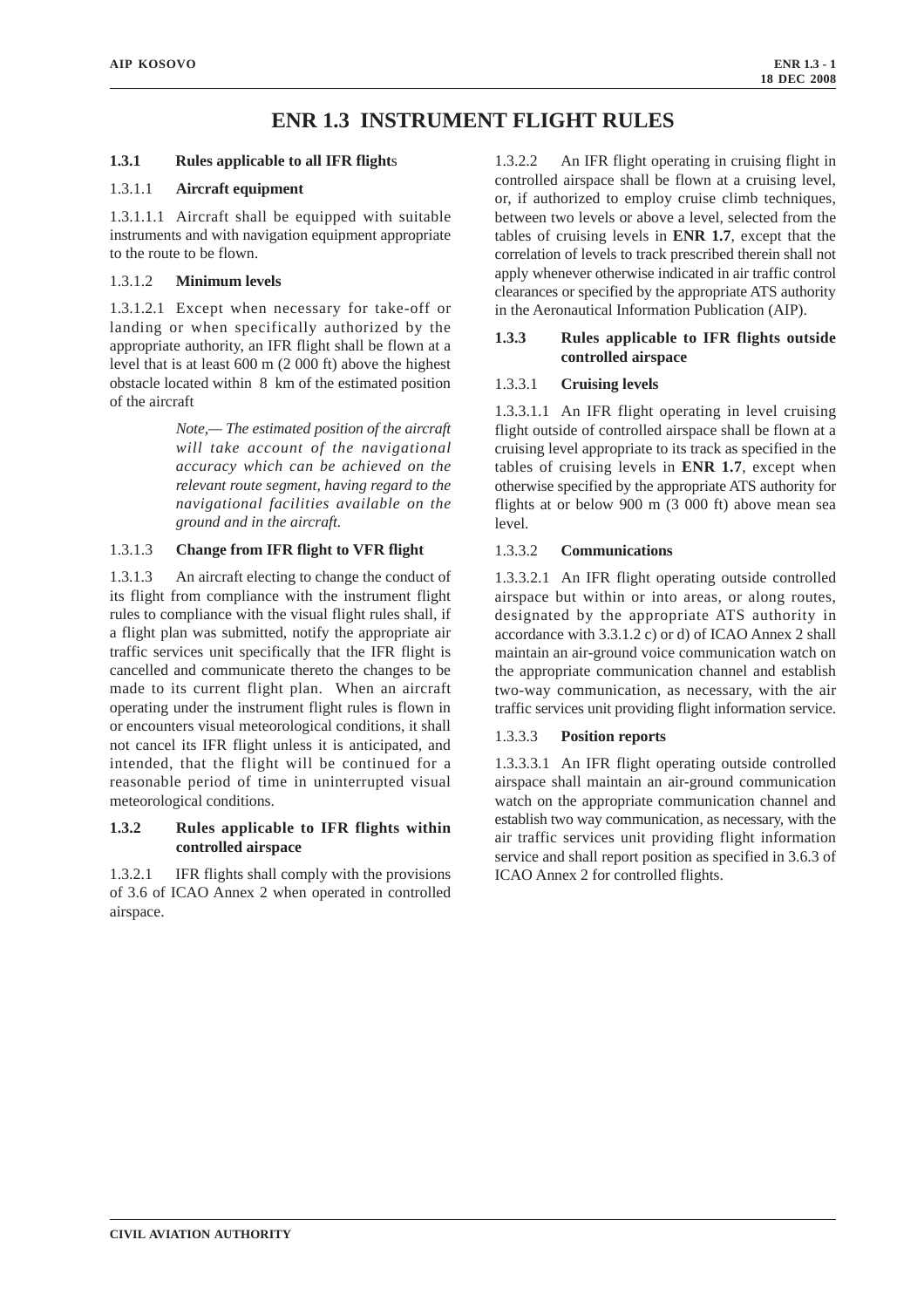# ENR 1.3 INSTRUMENT FLIGHT RULES

## 1.3.1 Rules applicable to all IFR flights

### 1.3.1.1 Aircraft equipment

1.3.1.1.1 Aircraft shall be equipped with suitable instruments and with navigation equipment appropriate to the route to be flown.

### 1.3.1.2 Minimum levels

1.3.1.2.1 Except when necessary for take-off or landing or when specifically authorized by the appropriate authority, an IFR flight shall be flown at a level that is at least 600 m (2 000 ft) above the highest obstacle located within 8 km of the estimated position of the aircraft

*Note,— The estimated position of the aircraft will take account of the navigational accuracy which can be achieved on the relevant route segment, having regard to the navigational facilities available on the ground and in the aircraft.*

### 1.3.1.3 Change from IFR flight to VFR flight

1.3.1.3 An aircraft electing to change the conduct of its flight from compliance with the instrument flight rules to compliance with the visual flight rules shall, if a flight plan was submitted, notify the appropriate air traffic services unit specifically that the IFR flight is cancelled and communicate thereto the changes to be made to its current flight plan. When an aircraft operating under the instrument flight rules is flown in or encounters visual meteorological conditions, it shall not cancel its IFR flight unless it is anticipated, and intended, that the flight will be continued for a reasonable period of time in uninterrupted visual meteorological conditions.

## 1.3.2 Rules applicable to IFR flights within controlled airspace

1.3.2.1 IFR flights shall comply with the provisions of 3.6 of ICAO Annex 2 when operated in controlled airspace.

1.3.2.2 An IFR flight operating in cruising flight in controlled airspace shall be flown at a cruising level, or, if authorized to employ cruise climb techniques, between two levels or above a level, selected from the tables of cruising levels in **ENR 1.7**, except that the correlation of levels to track prescribed therein shall not apply whenever otherwise indicated in air traffic control clearances or specified by the appropriate ATS authority in the Aeronautical Information Publication (AIP).

## 1.3.3 Rules applicable to IFR flights outside controlled airspace

### 1.3.3.1 Cruising levels

1.3.3.1.1 An IFR flight operating in level cruising flight outside of controlled airspace shall be flown at a cruising level appropriate to its track as specified in the tables of cruising levels in **ENR 1.7**, except when otherwise specified by the appropriate ATS authority for flights at or below 900 m (3 000 ft) above mean sea level.

### 1.3.3.2 Communications

1.3.3.2.1 An IFR flight operating outside controlled airspace but within or into areas, or along routes, designated by the appropriate ATS authority in accordance with 3.3.1.2 c) or d) of ICAO Annex 2 shall maintain an air-ground voice communication watch on the appropriate communication channel and establish two-way communication, as necessary, with the air traffic services unit providing flight information service.

### 1.3.3.3 Position reports

1.3.3.3.1 An IFR flight operating outside controlled airspace shall maintain an air-ground communication watch on the appropriate communication channel and establish two way communication, as necessary, with the air traffic services unit providing flight information service and shall report position as specified in 3.6.3 of ICAO Annex 2 for controlled flights.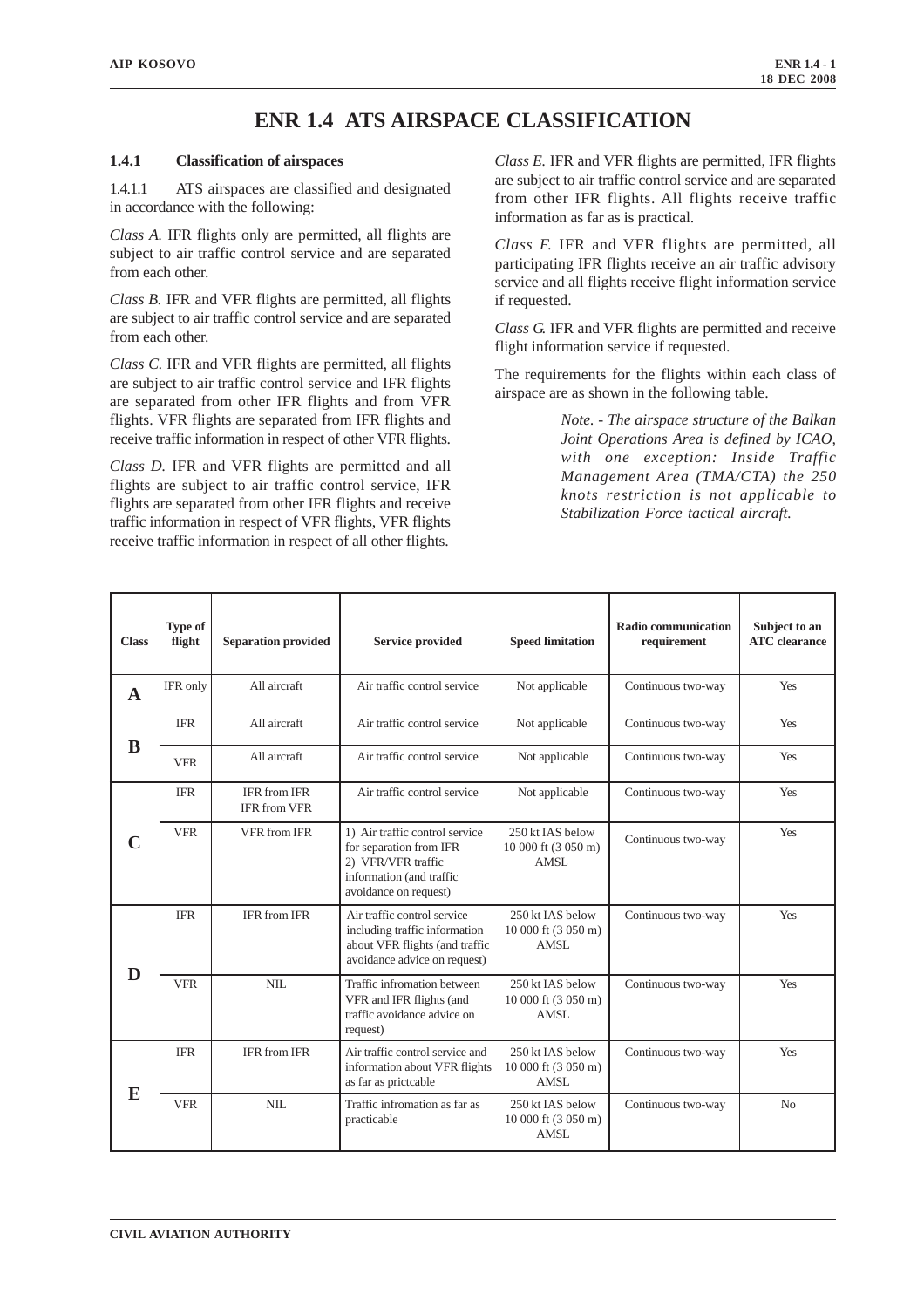# ENR 1.4 ATS AIRSPACE CLASSIFICATION

## 1.4.1 Classification of airspaces

1.4.1.1 ATS airspaces are classified and designated in accordance with the following:

*Class A.* IFR flights only are permitted, all flights are subject to air traffic control service and are separated from each other.

*Class B.* IFR and VFR flights are permitted, all flights are subject to air traffic control service and are separated from each other.

*Class C.* IFR and VFR flights are permitted, all flights are subject to air traffic control service and IFR flights are separated from other IFR flights and from VFR flights. VFR flights are separated from IFR flights and receive traffic information in respect of other VFR flights.

*Class D.* IFR and VFR flights are permitted and all flights are subject to air traffic control service, IFR flights are separated from other IFR flights and receive traffic information in respect of VFR flights, VFR flights receive traffic information in respect of all other flights.

*Class E.* IFR and VFR flights are permitted, IFR flights are subject to air traffic control service and are separated from other IFR flights. All flights receive traffic information as far as is practical.

*Class F.* IFR and VFR flights are permitted, all participating IFR flights receive an air traffic advisory service and all flights receive flight information service if requested.

*Class G.* IFR and VFR flights are permitted and receive flight information service if requested.

The requirements for the flights within each class of airspace are as shown in the following table.

> *Note. - The airspace structure of the Balkan Joint Operations Area is defined by ICAO, with one exception: Inside Traffic Management Area (TMA/CTA) the 250 knots restriction is not applicable to Stabilization Force tactical aircraft.*

| Class | Type of flight | Separation provided | Service provided | Speed limitation | Radio communication requirement | Subject to an ATC clearance |
|---|---|---|---|---|---|---|
| **A** | IFR only | All aircraft | Air traffic control service | Not applicable | Continuous two-way | Yes |
| **B** | IFR | All aircraft | Air traffic control service | Not applicable | Continuous two-way | Yes |
| | VFR | All aircraft | Air traffic control service | Not applicable | Continuous two-way | Yes |
| **C** | IFR | IFR from IFR<br>IFR from VFR | Air traffic control service | Not applicable | Continuous two-way | Yes |
| | VFR | VFR from IFR | 1) Air traffic control service for separation from IFR<br>2) VFR/VFR traffic information (and traffic avoidance on request) | 250 kt IAS below 10 000 ft (3 050 m) AMSL | Continuous two-way | Yes |
| **D** | IFR | IFR from IFR | Air traffic control service including traffic information about VFR flights (and traffic avoidance advice on request) | 250 kt IAS below 10 000 ft (3 050 m) AMSL | Continuous two-way | Yes |
| | VFR | NIL | Traffic infromation between VFR and IFR flights (and traffic avoidance advice on request) | 250 kt IAS below 10 000 ft (3 050 m) AMSL | Continuous two-way | Yes |
| **E** | IFR | IFR from IFR | Air traffic control service and information about VFR flights as far as prictcable | 250 kt IAS below 10 000 ft (3 050 m) AMSL | Continuous two-way | Yes |
| | VFR | NIL | Traffic infromation as far as practicable | 250 kt IAS below 10 000 ft (3 050 m) AMSL | Continuous two-way | No |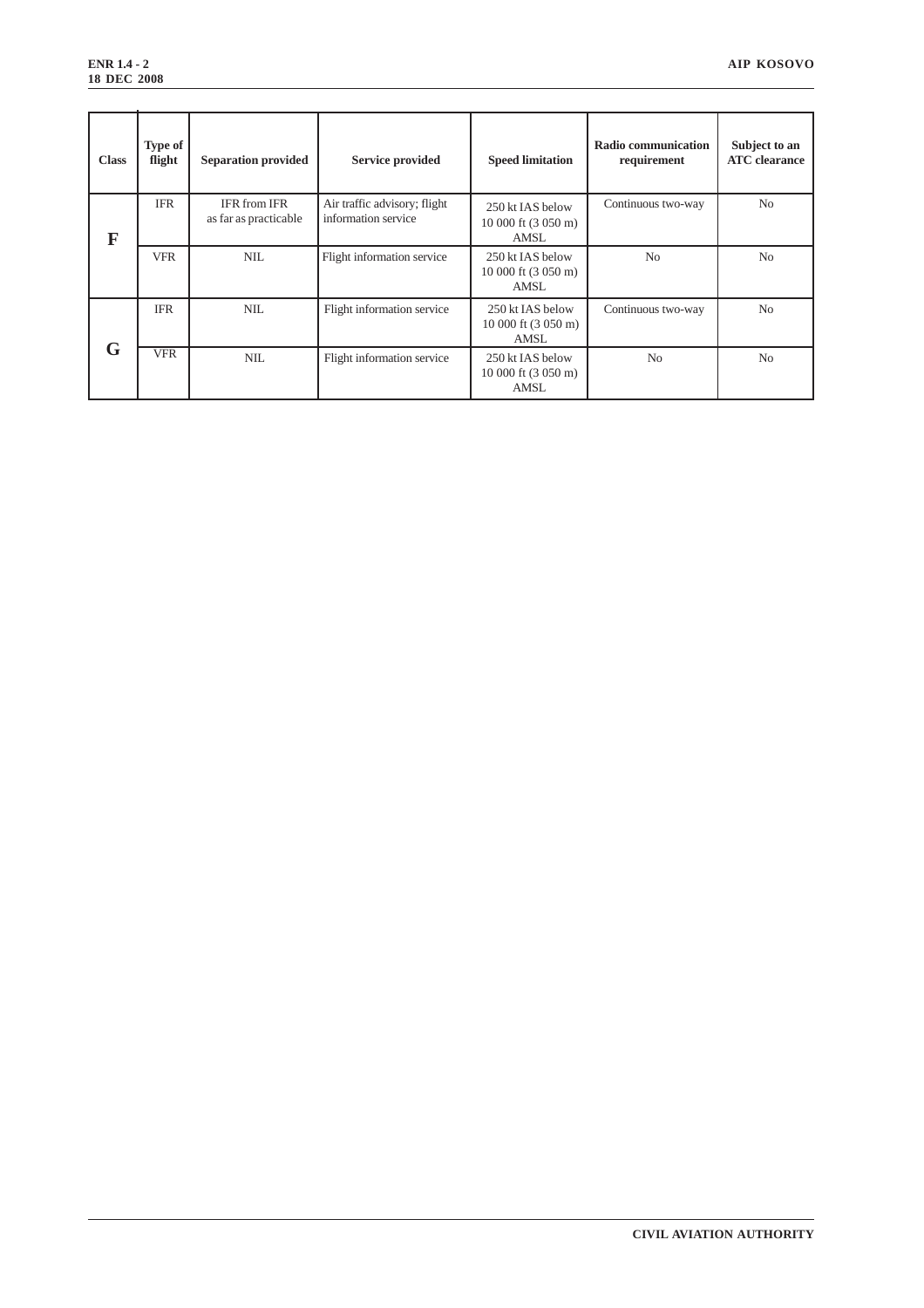| Class | Type of flight | Separation provided | Service provided | Speed limitation | Radio communication requirement | Subject to an ATC clearance |
|---|---|---|---|---|---|---|
| F | IFR | IFR from IFR as far as practicable | Air traffic advisory; flight information service | 250 kt IAS below 10 000 ft (3 050 m) AMSL | Continuous two-way | No |
| | VFR | NIL | Flight information service | 250 kt IAS below 10 000 ft (3 050 m) AMSL | No | No |
| G | IFR | NIL | Flight information service | 250 kt IAS below 10 000 ft (3 050 m) AMSL | Continuous two-way | No |
| | VFR | NIL | Flight information service | 250 kt IAS below 10 000 ft (3 050 m) AMSL | No | No |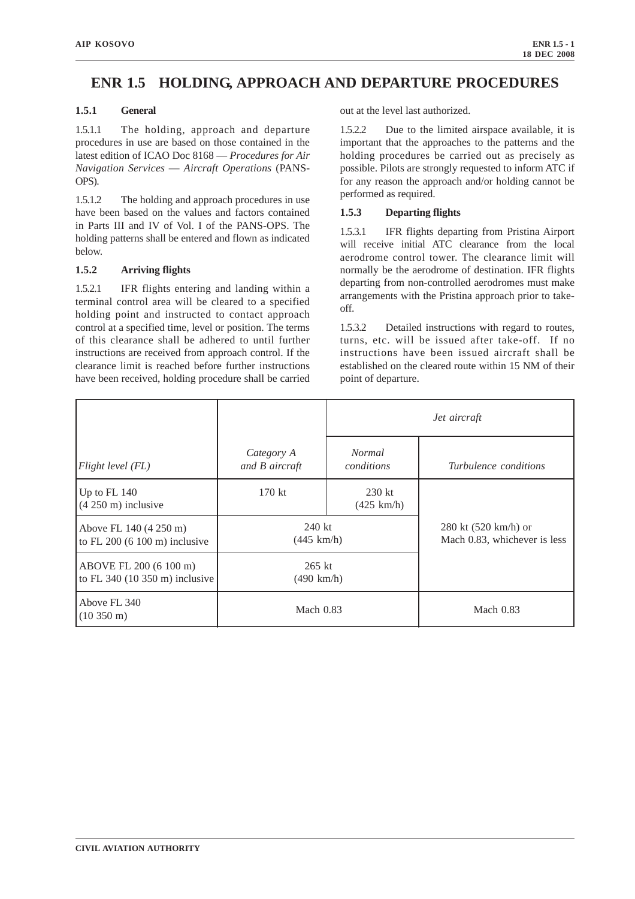# ENR 1.5 HOLDING, APPROACH AND DEPARTURE PROCEDURES

### 1.5.1 General

1.5.1.1 The holding, approach and departure procedures in use are based on those contained in the latest edition of ICAO Doc 8168 — *Procedures for Air Navigation Services — Aircraft Operations* (PANS-OPS).

1.5.1.2 The holding and approach procedures in use have been based on the values and factors contained in Parts III and IV of Vol. I of the PANS-OPS. The holding patterns shall be entered and flown as indicated below.

### 1.5.2 Arriving flights

1.5.2.1 IFR flights entering and landing within a terminal control area will be cleared to a specified holding point and instructed to contact approach control at a specified time, level or position. The terms of this clearance shall be adhered to until further instructions are received from approach control. If the clearance limit is reached before further instructions have been received, holding procedure shall be carried out at the level last authorized.

1.5.2.2 Due to the limited airspace available, it is important that the approaches to the patterns and the holding procedures be carried out as precisely as possible. Pilots are strongly requested to inform ATC if for any reason the approach and/or holding cannot be performed as required.

### 1.5.3 Departing flights

1.5.3.1 IFR flights departing from Pristina Airport will receive initial ATC clearance from the local aerodrome control tower. The clearance limit will normally be the aerodrome of destination. IFR flights departing from non-controlled aerodromes must make arrangements with the Pristina approach prior to take-off.

1.5.3.2 Detailed instructions with regard to routes, turns, etc. will be issued after take-off. If no instructions have been issued aircraft shall be established on the cleared route within 15 NM of their point of departure.

| | | *Jet aircraft* | |
|---|---|---|---|
| *Flight level (FL)* | *Category A and B aircraft* | *Normal conditions* | *Turbulence conditions* |
| Up to FL 140 (4 250 m) inclusive | 170 kt | 230 kt (425 km/h) | 280 kt (520 km/h) or Mach 0.83, whichever is less |
| Above FL 140 (4 250 m) to FL 200 (6 100 m) inclusive | 240 kt (445 km/h) | | |
| ABOVE FL 200 (6 100 m) to FL 340 (10 350 m) inclusive | 265 kt (490 km/h) | | |
| Above FL 340 (10 350 m) | Mach 0.83 | | Mach 0.83 |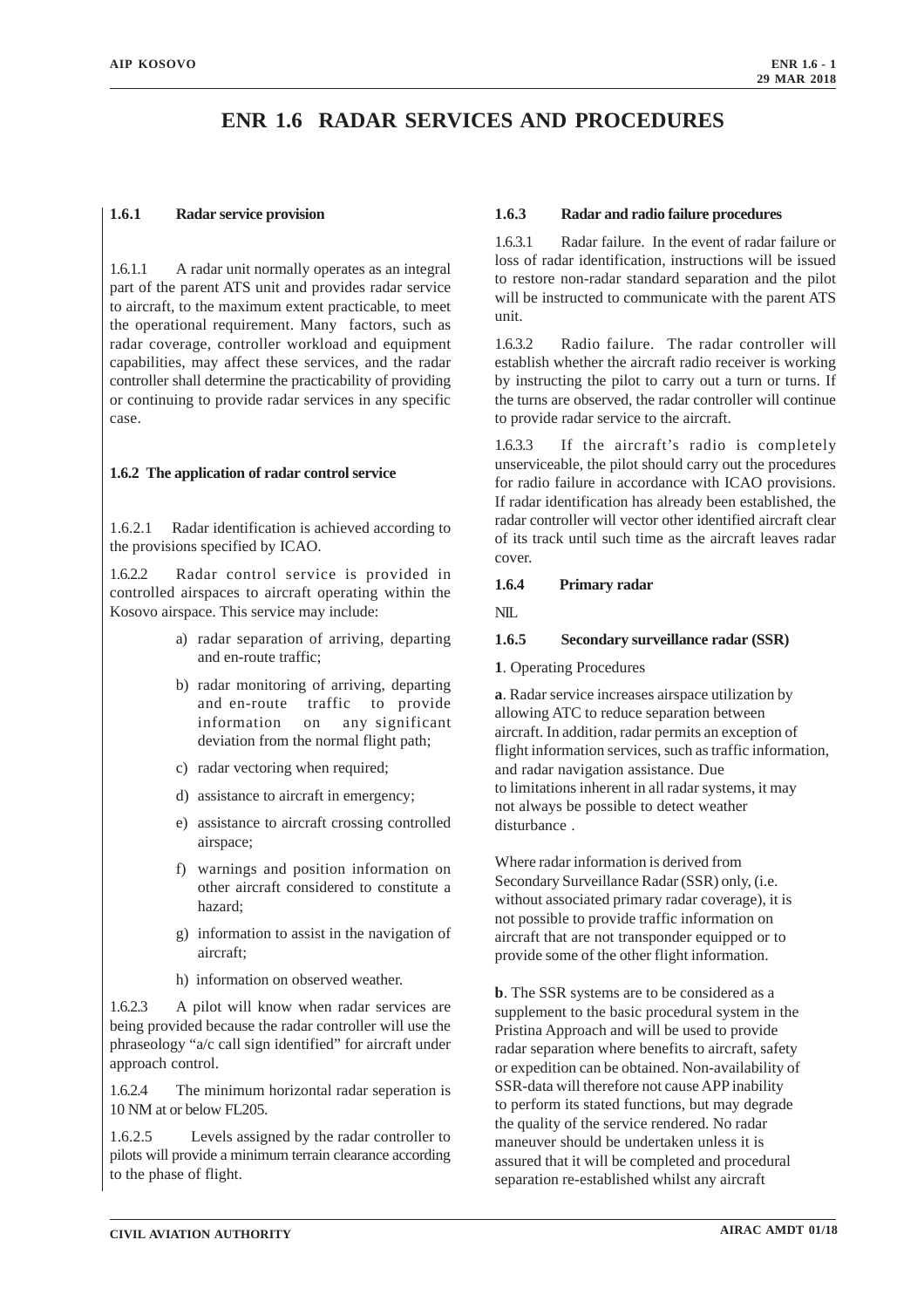# ENR 1.6 RADAR SERVICES AND PROCEDURES

### 1.6.1 Radar service provision

1.6.1.1 A radar unit normally operates as an integral part of the parent ATS unit and provides radar service to aircraft, to the maximum extent practicable, to meet the operational requirement. Many factors, such as radar coverage, controller workload and equipment capabilities, may affect these services, and the radar controller shall determine the practicability of providing or continuing to provide radar services in any specific case.

### 1.6.2 The application of radar control service

1.6.2.1 Radar identification is achieved according to the provisions specified by ICAO.

1.6.2.2 Radar control service is provided in controlled airspaces to aircraft operating within the Kosovo airspace. This service may include:

a) radar separation of arriving, departing and en-route traffic;

b) radar monitoring of arriving, departing and en-route traffic to provide information on any significant deviation from the normal flight path;

c) radar vectoring when required;

d) assistance to aircraft in emergency;

e) assistance to aircraft crossing controlled airspace;

f) warnings and position information on other aircraft considered to constitute a hazard;

g) information to assist in the navigation of aircraft;

h) information on observed weather.

1.6.2.3 A pilot will know when radar services are being provided because the radar controller will use the phraseology "a/c call sign identified" for aircraft under approach control.

1.6.2.4 The minimum horizontal radar seperation is 10 NM at or below FL205.

1.6.2.5 Levels assigned by the radar controller to pilots will provide a minimum terrain clearance according to the phase of flight.

### 1.6.3 Radar and radio failure procedures

1.6.3.1 Radar failure. In the event of radar failure or loss of radar identification, instructions will be issued to restore non-radar standard separation and the pilot will be instructed to communicate with the parent ATS unit.

1.6.3.2 Radio failure. The radar controller will establish whether the aircraft radio receiver is working by instructing the pilot to carry out a turn or turns. If the turns are observed, the radar controller will continue to provide radar service to the aircraft.

1.6.3.3 If the aircraft's radio is completely unserviceable, the pilot should carry out the procedures for radio failure in accordance with ICAO provisions. If radar identification has already been established, the radar controller will vector other identified aircraft clear of its track until such time as the aircraft leaves radar cover.

### 1.6.4 Primary radar

NIL

### 1.6.5 Secondary surveillance radar (SSR)

**1**. Operating Procedures

**a**. Radar service increases airspace utilization by allowing ATC to reduce separation between aircraft. In addition, radar permits an exception of flight information services, such as traffic information, and radar navigation assistance. Due to limitations inherent in all radar systems, it may not always be possible to detect weather disturbance .

Where radar information is derived from Secondary Surveillance Radar (SSR) only, (i.e. without associated primary radar coverage), it is not possible to provide traffic information on aircraft that are not transponder equipped or to provide some of the other flight information.

**b**. The SSR systems are to be considered as a supplement to the basic procedural system in the Pristina Approach and will be used to provide radar separation where benefits to aircraft, safety or expedition can be obtained. Non-availability of SSR-data will therefore not cause APP inability to perform its stated functions, but may degrade the quality of the service rendered. No radar maneuver should be undertaken unless it is assured that it will be completed and procedural separation re-established whilst any aircraft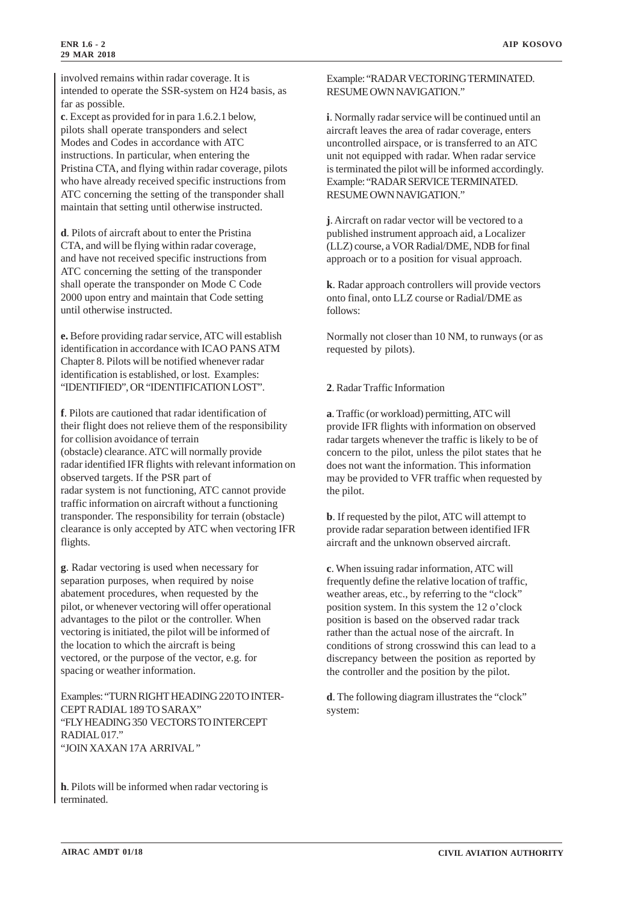involved remains within radar coverage. It is intended to operate the SSR-system on H24 basis, as far as possible.

**c**. Except as provided for in para 1.6.2.1 below, pilots shall operate transponders and select Modes and Codes in accordance with ATC instructions. In particular, when entering the Pristina CTA, and flying within radar coverage, pilots who have already received specific instructions from ATC concerning the setting of the transponder shall maintain that setting until otherwise instructed.

**d**. Pilots of aircraft about to enter the Pristina CTA, and will be flying within radar coverage, and have not received specific instructions from ATC concerning the setting of the transponder shall operate the transponder on Mode C Code 2000 upon entry and maintain that Code setting until otherwise instructed.

**e.** Before providing radar service, ATC will establish identification in accordance with ICAO PANS ATM Chapter 8. Pilots will be notified whenever radar identification is established, or lost. Examples: "IDENTIFIED", OR "IDENTIFICATION LOST".

**f**. Pilots are cautioned that radar identification of their flight does not relieve them of the responsibility for collision avoidance of terrain (obstacle) clearance. ATC will normally provide radar identified IFR flights with relevant information on observed targets. If the PSR part of radar system is not functioning, ATC cannot provide traffic information on aircraft without a functioning transponder. The responsibility for terrain (obstacle) clearance is only accepted by ATC when vectoring IFR flights.

**g**. Radar vectoring is used when necessary for separation purposes, when required by noise abatement procedures, when requested by the pilot, or whenever vectoring will offer operational advantages to the pilot or the controller. When vectoring is initiated, the pilot will be informed of the location to which the aircraft is being vectored, or the purpose of the vector, e.g. for spacing or weather information.

Examples: "TURN RIGHT HEADING 220 TO INTERCEPT RADIAL 189 TO SARAX"
"FLY HEADING 350 VECTORS TO INTERCEPT RADIAL 017."
"JOIN XAXAN 17A ARRIVAL"

**h**. Pilots will be informed when radar vectoring is terminated.

Example: "RADAR VECTORING TERMINATED. RESUME OWN NAVIGATION."

**i**. Normally radar service will be continued until an aircraft leaves the area of radar coverage, enters uncontrolled airspace, or is transferred to an ATC unit not equipped with radar. When radar service is terminated the pilot will be informed accordingly. Example: "RADAR SERVICE TERMINATED. RESUME OWN NAVIGATION."

**j**. Aircraft on radar vector will be vectored to a published instrument approach aid, a Localizer (LLZ) course, a VOR Radial/DME, NDB for final approach or to a position for visual approach.

**k**. Radar approach controllers will provide vectors onto final, onto LLZ course or Radial/DME as follows:

Normally not closer than 10 NM, to runways (or as requested by pilots).

**2**. Radar Traffic Information

**a**. Traffic (or workload) permitting, ATC will provide IFR flights with information on observed radar targets whenever the traffic is likely to be of concern to the pilot, unless the pilot states that he does not want the information. This information may be provided to VFR traffic when requested by the pilot.

**b**. If requested by the pilot, ATC will attempt to provide radar separation between identified IFR aircraft and the unknown observed aircraft.

**c**. When issuing radar information, ATC will frequently define the relative location of traffic, weather areas, etc., by referring to the "clock" position system. In this system the 12 o'clock position is based on the observed radar track rather than the actual nose of the aircraft. In conditions of strong crosswind this can lead to a discrepancy between the position as reported by the controller and the position by the pilot.

**d**. The following diagram illustrates the "clock" system: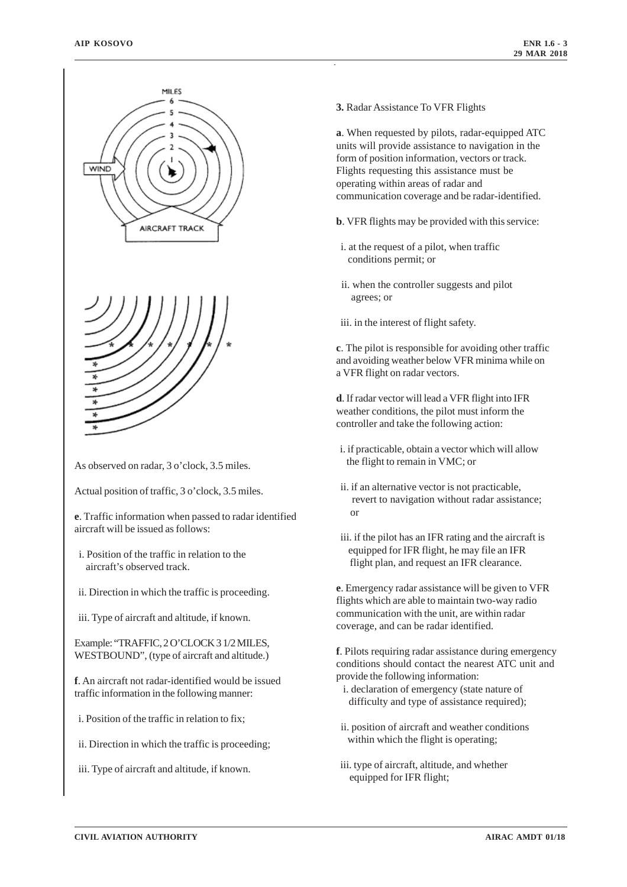As observed on radar, 3 o'clock, 3.5 miles.

Actual position of traffic, 3 o'clock, 3.5 miles.

**e**. Traffic information when passed to radar identified aircraft will be issued as follows:

i. Position of the traffic in relation to the aircraft's observed track.

ii. Direction in which the traffic is proceeding.

iii. Type of aircraft and altitude, if known.

Example: "TRAFFIC, 2 O'CLOCK 3 1/2 MILES, WESTBOUND", (type of aircraft and altitude.)

**f**. An aircraft not radar-identified would be issued traffic information in the following manner:

i. Position of the traffic in relation to fix;

ii. Direction in which the traffic is proceeding;

iii. Type of aircraft and altitude, if known.

**3.** Radar Assistance To VFR Flights

**a**. When requested by pilots, radar-equipped ATC units will provide assistance to navigation in the form of position information, vectors or track. Flights requesting this assistance must be operating within areas of radar and communication coverage and be radar-identified.

**b**. VFR flights may be provided with this service:

i. at the request of a pilot, when traffic conditions permit; or

ii. when the controller suggests and pilot agrees; or

iii. in the interest of flight safety.

**c**. The pilot is responsible for avoiding other traffic and avoiding weather below VFR minima while on a VFR flight on radar vectors.

**d**. If radar vector will lead a VFR flight into IFR weather conditions, the pilot must inform the controller and take the following action:

i. if practicable, obtain a vector which will allow the flight to remain in VMC; or

ii. if an alternative vector is not practicable, revert to navigation without radar assistance; or

iii. if the pilot has an IFR rating and the aircraft is equipped for IFR flight, he may file an IFR flight plan, and request an IFR clearance.

**e**. Emergency radar assistance will be given to VFR flights which are able to maintain two-way radio communication with the unit, are within radar coverage, and can be radar identified.

**f**. Pilots requiring radar assistance during emergency conditions should contact the nearest ATC unit and provide the following information:

i. declaration of emergency (state nature of difficulty and type of assistance required);

ii. position of aircraft and weather conditions within which the flight is operating;

iii. type of aircraft, altitude, and whether equipped for IFR flight;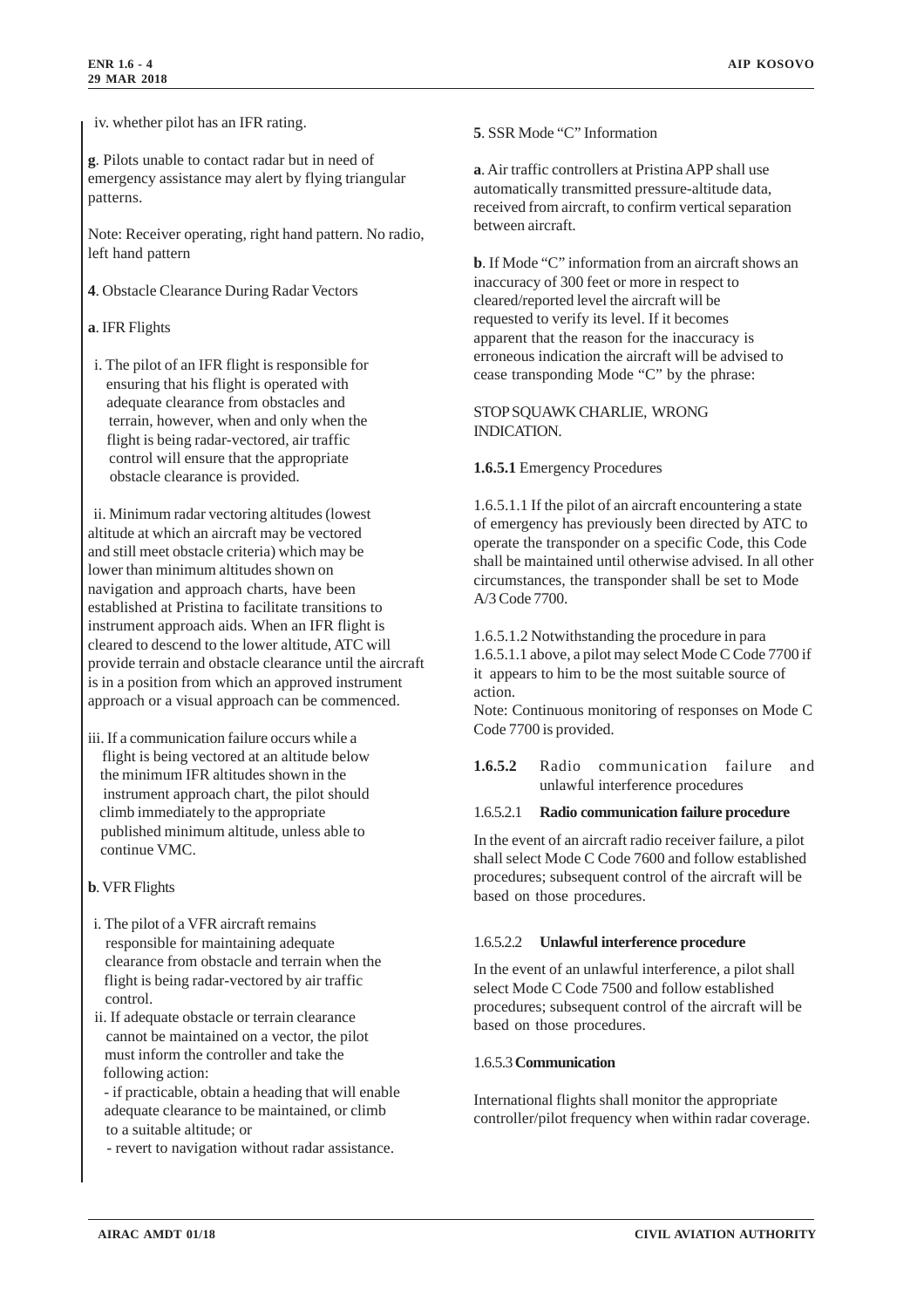iv. whether pilot has an IFR rating.

**g**. Pilots unable to contact radar but in need of emergency assistance may alert by flying triangular patterns.

Note: Receiver operating, right hand pattern. No radio, left hand pattern

**4**. Obstacle Clearance During Radar Vectors

**a**. IFR Flights

i. The pilot of an IFR flight is responsible for ensuring that his flight is operated with adequate clearance from obstacles and terrain, however, when and only when the flight is being radar-vectored, air traffic control will ensure that the appropriate obstacle clearance is provided.

ii. Minimum radar vectoring altitudes (lowest altitude at which an aircraft may be vectored and still meet obstacle criteria) which may be lower than minimum altitudes shown on navigation and approach charts, have been established at Pristina to facilitate transitions to instrument approach aids. When an IFR flight is cleared to descend to the lower altitude, ATC will provide terrain and obstacle clearance until the aircraft is in a position from which an approved instrument approach or a visual approach can be commenced.

iii. If a communication failure occurs while a flight is being vectored at an altitude below the minimum IFR altitudes shown in the instrument approach chart, the pilot should climb immediately to the appropriate published minimum altitude, unless able to continue VMC.

**b**. VFR Flights

i. The pilot of a VFR aircraft remains responsible for maintaining adequate clearance from obstacle and terrain when the flight is being radar-vectored by air traffic control.

ii. If adequate obstacle or terrain clearance cannot be maintained on a vector, the pilot must inform the controller and take the following action:

- if practicable, obtain a heading that will enable adequate clearance to be maintained, or climb to a suitable altitude; or
- revert to navigation without radar assistance.

**5**. SSR Mode "C" Information

**a**. Air traffic controllers at Pristina APP shall use automatically transmitted pressure-altitude data, received from aircraft, to confirm vertical separation between aircraft.

**b**. If Mode "C" information from an aircraft shows an inaccuracy of 300 feet or more in respect to cleared/reported level the aircraft will be requested to verify its level. If it becomes apparent that the reason for the inaccuracy is erroneous indication the aircraft will be advised to cease transponding Mode "C" by the phrase:

STOP SQUAWK CHARLIE, WRONG INDICATION.

**1.6.5.1** Emergency Procedures

1.6.5.1.1 If the pilot of an aircraft encountering a state of emergency has previously been directed by ATC to operate the transponder on a specific Code, this Code shall be maintained until otherwise advised. In all other circumstances, the transponder shall be set to Mode A/3 Code 7700.

1.6.5.1.2 Notwithstanding the procedure in para 1.6.5.1.1 above, a pilot may select Mode C Code 7700 if it appears to him to be the most suitable source of action.

Note: Continuous monitoring of responses on Mode C Code 7700 is provided.

**1.6.5.2** Radio communication failure and unlawful interference procedures

1.6.5.2.1 **Radio communication failure procedure**

In the event of an aircraft radio receiver failure, a pilot shall select Mode C Code 7600 and follow established procedures; subsequent control of the aircraft will be based on those procedures.

1.6.5.2.2 **Unlawful interference procedure**

In the event of an unlawful interference, a pilot shall select Mode C Code 7500 and follow established procedures; subsequent control of the aircraft will be based on those procedures.

1.6.5.3 **Communication**

International flights shall monitor the appropriate controller/pilot frequency when within radar coverage.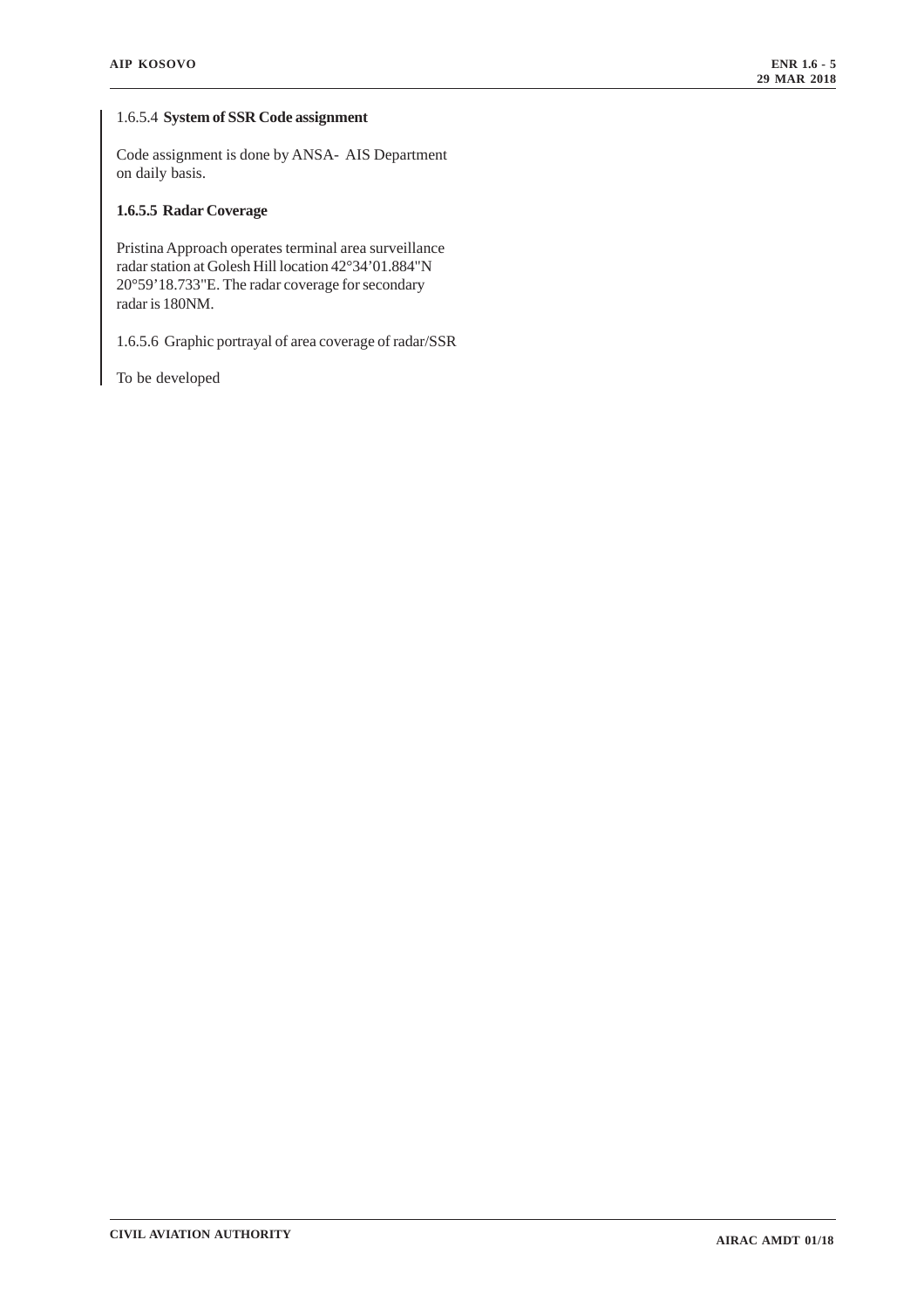1.6.5.4 **System of SSR Code assignment**

Code assignment is done by ANSA- AIS Department on daily basis.

**1.6.5.5 Radar Coverage**

Pristina Approach operates terminal area surveillance radar station at Golesh Hill location 42°34’01.884"N 20°59’18.733"E. The radar coverage for secondary radar is 180NM.

1.6.5.6 Graphic portrayal of area coverage of radar/SSR

To be developed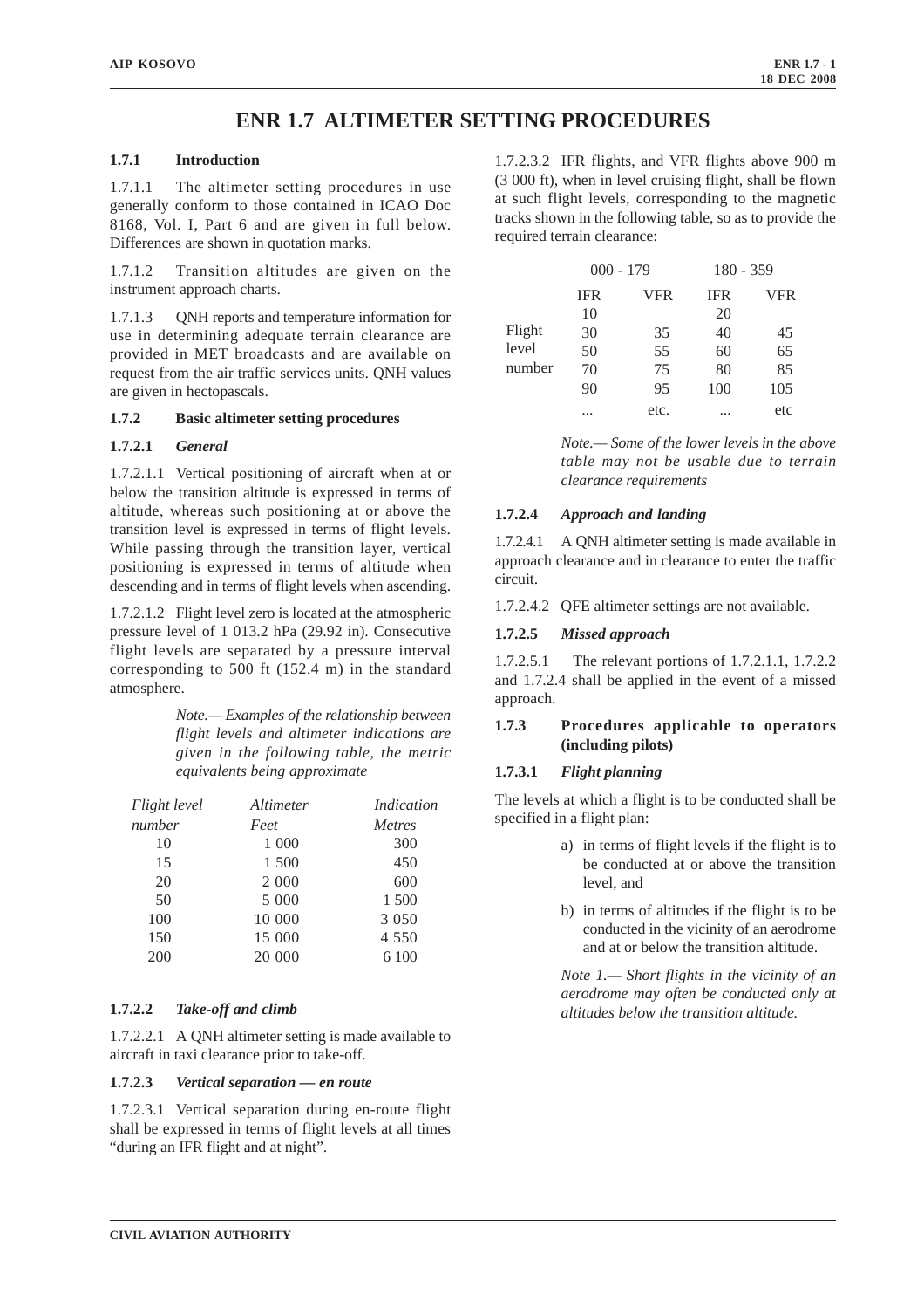# ENR 1.7 ALTIMETER SETTING PROCEDURES

## 1.7.1 Introduction

1.7.1.1 The altimeter setting procedures in use generally conform to those contained in ICAO Doc 8168, Vol. I, Part 6 and are given in full below. Differences are shown in quotation marks.

1.7.1.2 Transition altitudes are given on the instrument approach charts.

1.7.1.3 QNH reports and temperature information for use in determining adequate terrain clearance are provided in MET broadcasts and are available on request from the air traffic services units. QNH values are given in hectopascals.

## 1.7.2 Basic altimeter setting procedures

### 1.7.2.1 *General*

1.7.2.1.1 Vertical positioning of aircraft when at or below the transition altitude is expressed in terms of altitude, whereas such positioning at or above the transition level is expressed in terms of flight levels. While passing through the transition layer, vertical positioning is expressed in terms of altitude when descending and in terms of flight levels when ascending.

1.7.2.1.2 Flight level zero is located at the atmospheric pressure level of 1 013.2 hPa (29.92 in). Consecutive flight levels are separated by a pressure interval corresponding to 500 ft (152.4 m) in the standard atmosphere.

*Note.— Examples of the relationship between flight levels and altimeter indications are given in the following table, the metric equivalents being approximate*

| *Flight level number* | *Altimeter Feet* | *Indication Metres* |
|---|---|---|
| 10 | 1 000 | 300 |
| 15 | 1 500 | 450 |
| 20 | 2 000 | 600 |
| 50 | 5 000 | 1 500 |
| 100 | 10 000 | 3 050 |
| 150 | 15 000 | 4 550 |
| 200 | 20 000 | 6 100 |

### 1.7.2.2 *Take-off and climb*

1.7.2.2.1 A QNH altimeter setting is made available to aircraft in taxi clearance prior to take-off.

### 1.7.2.3 *Vertical separation — en route*

1.7.2.3.1 Vertical separation during en-route flight shall be expressed in terms of flight levels at all times "during an IFR flight and at night".

1.7.2.3.2 IFR flights, and VFR flights above 900 m (3 000 ft), when in level cruising flight, shall be flown at such flight levels, corresponding to the magnetic tracks shown in the following table, so as to provide the required terrain clearance:

| | 000 - 179 | | 180 - 359 | |
|---|---|---|---|---|
| | IFR | VFR | IFR | VFR |
| Flight level number | 10 | | 20 | |
| | 30 | 35 | 40 | 45 |
| | 50 | 55 | 60 | 65 |
| | 70 | 75 | 80 | 85 |
| | 90 | 95 | 100 | 105 |
| | ... | etc. | ... | etc |

*Note.— Some of the lower levels in the above table may not be usable due to terrain clearance requirements*

### 1.7.2.4 *Approach and landing*

1.7.2.4.1 A QNH altimeter setting is made available in approach clearance and in clearance to enter the traffic circuit.

1.7.2.4.2 QFE altimeter settings are not available.

### 1.7.2.5 *Missed approach*

1.7.2.5.1 The relevant portions of 1.7.2.1.1, 1.7.2.2 and 1.7.2.4 shall be applied in the event of a missed approach.

## 1.7.3 Procedures applicable to operators (including pilots)

### 1.7.3.1 *Flight planning*

The levels at which a flight is to be conducted shall be specified in a flight plan:

a) in terms of flight levels if the flight is to be conducted at or above the transition level, and

b) in terms of altitudes if the flight is to be conducted in the vicinity of an aerodrome and at or below the transition altitude.

*Note 1.— Short flights in the vicinity of an aerodrome may often be conducted only at altitudes below the transition altitude.*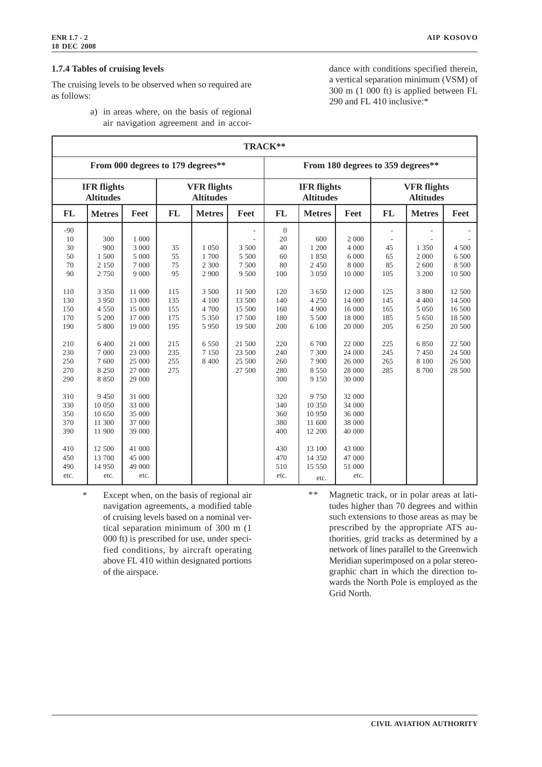### 1.7.4 Tables of cruising levels

The cruising levels to be observed when so required are as follows:

a) in areas where, on the basis of regional air navigation agreement and in accordance with conditions specified therein, a vertical separation minimum (VSM) of 300 m (1 000 ft) is applied between FL 290 and FL 410 inclusive:*

| TRACK** | | | | | | | | | | | |
|---|---|---|---|---|---|---|---|---|---|---|---|
| From 000 degrees to 179 degrees** | | | | | | From 180 degrees to 359 degrees** | | | | | |
| IFR flights Altitudes | | | VFR flights Altitudes | | | IFR flights Altitudes | | | VFR flights Altitudes | | |
| FL | Metres | Feet | FL | Metres | Feet | FL | Metres | Feet | FL | Metres | Feet |
| -90 | | | | | - | 0 | | | - | - | - |
| 10 | 300 | 1 000 | | | - | 20 | 600 | 2 000 | - | - | - |
| 30 | 900 | 3 000 | 35 | 1 050 | 3 500 | 40 | 1 200 | 4 000 | 45 | 1 350 | 4 500 |
| 50 | 1 500 | 5 000 | 55 | 1 700 | 5 500 | 60 | 1 850 | 6 000 | 65 | 2 000 | 6 500 |
| 70 | 2 150 | 7 000 | 75 | 2 300 | 7 500 | 80 | 2 450 | 8 000 | 85 | 2 600 | 8 500 |
| 90 | 2 750 | 9 000 | 95 | 2 900 | 9 500 | 100 | 3 050 | 10 000 | 105 | 3 200 | 10 500 |
| 110 | 3 350 | 11 000 | 115 | 3 500 | 11 500 | 120 | 3 650 | 12 000 | 125 | 3 800 | 12 500 |
| 130 | 3 950 | 13 000 | 135 | 4 100 | 13 500 | 140 | 4 250 | 14 000 | 145 | 4 400 | 14 500 |
| 150 | 4 550 | 15 000 | 155 | 4 700 | 15 500 | 160 | 4 900 | 16 000 | 165 | 5 050 | 16 500 |
| 170 | 5 200 | 17 000 | 175 | 5 350 | 17 500 | 180 | 5 500 | 18 000 | 185 | 5 650 | 18 500 |
| 190 | 5 800 | 19 000 | 195 | 5 950 | 19 500 | 200 | 6 100 | 20 000 | 205 | 6 250 | 20 500 |
| 210 | 6 400 | 21 000 | 215 | 6 550 | 21 500 | 220 | 6 700 | 22 000 | 225 | 6 850 | 22 500 |
| 230 | 7 000 | 23 000 | 235 | 7 150 | 23 500 | 240 | 7 300 | 24 000 | 245 | 7 450 | 24 500 |
| 250 | 7 600 | 25 000 | 255 | 8 400 | 25 500 | 260 | 7 900 | 26 000 | 265 | 8 100 | 26 500 |
| 270 | 8 250 | 27 000 | 275 | | 27 500 | 280 | 8 550 | 28 000 | 285 | 8 700 | 28 500 |
| 290 | 8 850 | 29 000 | | | | 300 | 9 150 | 30 000 | | | |
| 310 | 9 450 | 31 000 | | | | 320 | 9 750 | 32 000 | | | |
| 330 | 10 050 | 33 000 | | | | 340 | 10 350 | 34 000 | | | |
| 350 | 10 650 | 35 000 | | | | 360 | 10 950 | 36 000 | | | |
| 370 | 11 300 | 37 000 | | | | 380 | 11 600 | 38 000 | | | |
| 390 | 11 900 | 39 000 | | | | 400 | 12 200 | 40 000 | | | |
| 410 | 12 500 | 41 000 | | | | 430 | 13 100 | 43 000 | | | |
| 450 | 13 700 | 45 000 | | | | 470 | 14 350 | 47 000 | | | |
| 490 | 14 950 | 49 000 | | | | 510 | 15 550 | 51 000 | | | |
| etc. | etc. | etc. | | | | etc. | etc. | etc. | | | |

\* Except when, on the basis of regional air navigation agreements, a modified table of cruising levels based on a nominal vertical separation minimum of 300 m (1 000 ft) is prescribed for use, under specified conditions, by aircraft operating above FL 410 within designated portions of the airspace.

\*\* Magnetic track, or in polar areas at latitudes higher than 70 degrees and within such extensions to those areas as may be prescribed by the appropriate ATS authorities, grid tracks as determined by a network of lines parallel to the Greenwich Meridian superimposed on a polar stereographic chart in which the direction towards the North Pole is employed as the Grid North.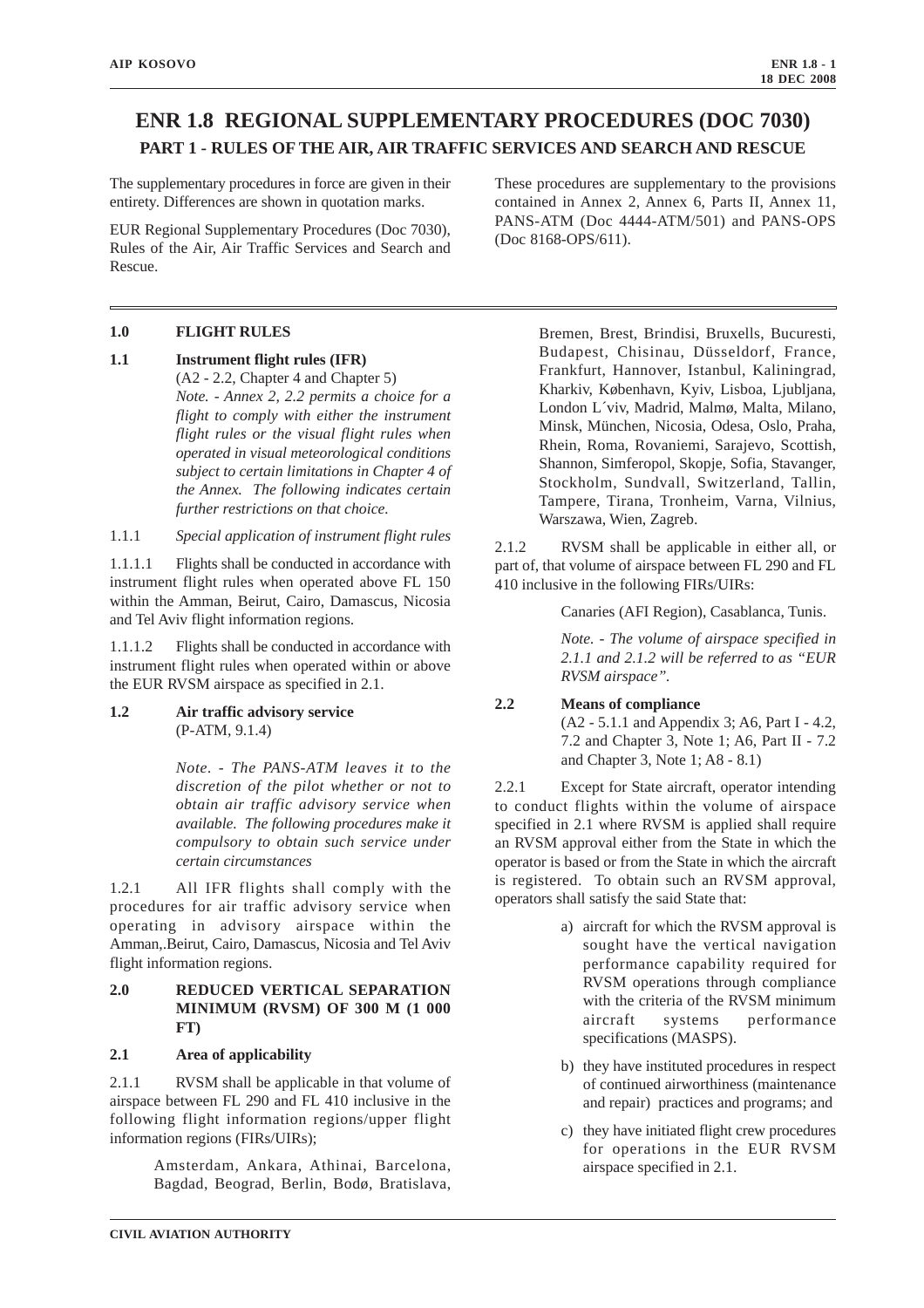# ENR 1.8 REGIONAL SUPPLEMENTARY PROCEDURES (DOC 7030)

## PART 1 - RULES OF THE AIR, AIR TRAFFIC SERVICES AND SEARCH AND RESCUE

The supplementary procedures in force are given in their entirety. Differences are shown in quotation marks.

EUR Regional Supplementary Procedures (Doc 7030), Rules of the Air, Air Traffic Services and Search and Rescue.

These procedures are supplementary to the provisions contained in Annex 2, Annex 6, Parts II, Annex 11, PANS-ATM (Doc 4444-ATM/501) and PANS-OPS (Doc 8168-OPS/611).

---

**1.0 FLIGHT RULES**

**1.1 Instrument flight rules (IFR)**

(A2 - 2.2, Chapter 4 and Chapter 5)

*Note. - Annex 2, 2.2 permits a choice for a flight to comply with either the instrument flight rules or the visual flight rules when operated in visual meteorological conditions subject to certain limitations in Chapter 4 of the Annex. The following indicates certain further restrictions on that choice.*

1.1.1 *Special application of instrument flight rules*

1.1.1.1 Flights shall be conducted in accordance with instrument flight rules when operated above FL 150 within the Amman, Beirut, Cairo, Damascus, Nicosia and Tel Aviv flight information regions.

1.1.1.2 Flights shall be conducted in accordance with instrument flight rules when operated within or above the EUR RVSM airspace as specified in 2.1.

**1.2 Air traffic advisory service**

(P-ATM, 9.1.4)

*Note. - The PANS-ATM leaves it to the discretion of the pilot whether or not to obtain air traffic advisory service when available. The following procedures make it compulsory to obtain such service under certain circumstances*

1.2.1 All IFR flights shall comply with the procedures for air traffic advisory service when operating in advisory airspace within the Amman,.Beirut, Cairo, Damascus, Nicosia and Tel Aviv flight information regions.

**2.0 REDUCED VERTICAL SEPARATION MINIMUM (RVSM) OF 300 M (1 000 FT)**

**2.1 Area of applicability**

2.1.1 RVSM shall be applicable in that volume of airspace between FL 290 and FL 410 inclusive in the following flight information regions/upper flight information regions (FIRs/UIRs);

Amsterdam, Ankara, Athinai, Barcelona, Bagdad, Beograd, Berlin, Bodø, Bratislava, Bremen, Brest, Brindisi, Bruxells, Bucuresti, Budapest, Chisinau, Düsseldorf, France, Frankfurt, Hannover, Istanbul, Kaliningrad, Kharkiv, København, Kyiv, Lisboa, Ljubljana, London L´viv, Madrid, Malmø, Malta, Milano, Minsk, München, Nicosia, Odesa, Oslo, Praha, Rhein, Roma, Rovaniemi, Sarajevo, Scottish, Shannon, Simferopol, Skopje, Sofia, Stavanger, Stockholm, Sundvall, Switzerland, Tallin, Tampere, Tirana, Tronheim, Varna, Vilnius, Warszawa, Wien, Zagreb.

2.1.2 RVSM shall be applicable in either all, or part of, that volume of airspace between FL 290 and FL 410 inclusive in the following FIRs/UIRs:

Canaries (AFI Region), Casablanca, Tunis.

*Note. - The volume of airspace specified in 2.1.1 and 2.1.2 will be referred to as "EUR RVSM airspace".*

**2.2 Means of compliance**

(A2 - 5.1.1 and Appendix 3; A6, Part I - 4.2, 7.2 and Chapter 3, Note 1; A6, Part II - 7.2 and Chapter 3, Note 1; A8 - 8.1)

2.2.1 Except for State aircraft, operator intending to conduct flights within the volume of airspace specified in 2.1 where RVSM is applied shall require an RVSM approval either from the State in which the operator is based or from the State in which the aircraft is registered. To obtain such an RVSM approval, operators shall satisfy the said State that:

a) aircraft for which the RVSM approval is sought have the vertical navigation performance capability required for RVSM operations through compliance with the criteria of the RVSM minimum aircraft systems performance specifications (MASPS).

b) they have instituted procedures in respect of continued airworthiness (maintenance and repair) practices and programs; and

c) they have initiated flight crew procedures for operations in the EUR RVSM airspace specified in 2.1.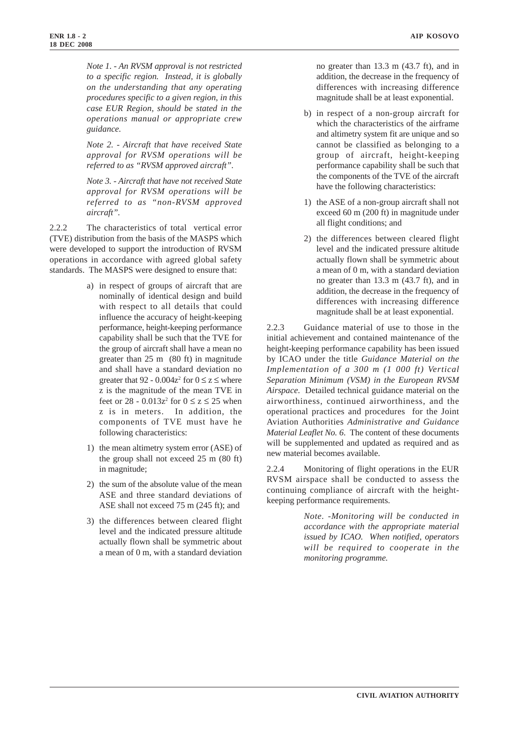*Note 1. - An RVSM approval is not restricted to a specific region. Instead, it is globally on the understanding that any operating procedures specific to a given region, in this case EUR Region, should be stated in the operations manual or appropriate crew guidance.*

*Note 2. - Aircraft that have received State approval for RVSM operations will be referred to as "RVSM approved aircraft".*

*Note 3. - Aircraft that have not received State approval for RVSM operations will be referred to as "non-RVSM approved aircraft".*

2.2.2 The characteristics of total vertical error (TVE) distribution from the basis of the MASPS which were developed to support the introduction of RVSM operations in accordance with agreed global safety standards. The MASPS were designed to ensure that:

a) in respect of groups of aircraft that are nominally of identical design and build with respect to all details that could influence the accuracy of height-keeping performance, height-keeping performance capability shall be such that the TVE for the group of aircraft shall have a mean no greater than 25 m (80 ft) in magnitude and shall have a standard deviation no greater that $92 - 0.004z^2$ for $0 \leq z \leq$ where z is the magnitude of the mean TVE in feet or $28 - 0.013z^2$ for $0 \leq z \leq 25$ when z is in meters. In addition, the components of TVE must have he following characteristics:

1) the mean altimetry system error (ASE) of the group shall not exceed 25 m (80 ft) in magnitude;

2) the sum of the absolute value of the mean ASE and three standard deviations of ASE shall not exceed 75 m (245 ft); and

3) the differences between cleared flight level and the indicated pressure altitude actually flown shall be symmetric about a mean of 0 m, with a standard deviation no greater than 13.3 m (43.7 ft), and in addition, the decrease in the frequency of differences with increasing difference magnitude shall be at least exponential.

b) in respect of a non-group aircraft for which the characteristics of the airframe and altimetry system fit are unique and so cannot be classified as belonging to a group of aircraft, height-keeping performance capability shall be such that the components of the TVE of the aircraft have the following characteristics:

1) the ASE of a non-group aircraft shall not exceed 60 m (200 ft) in magnitude under all flight conditions; and

2) the differences between cleared flight level and the indicated pressure altitude actually flown shall be symmetric about a mean of 0 m, with a standard deviation no greater than 13.3 m (43.7 ft), and in addition, the decrease in the frequency of differences with increasing difference magnitude shall be at least exponential.

2.2.3 Guidance material of use to those in the initial achievement and contained maintenance of the height-keeping performance capability has been issued by ICAO under the title *Guidance Material on the Implementation of a 300 m (1 000 ft) Vertical Separation Minimum (VSM) in the European RVSM Airspace.* Detailed technical guidance material on the airworthiness, continued airworthiness, and the operational practices and procedures for the Joint Aviation Authorities *Administrative and Guidance Material Leaflet No. 6.* The content of these documents will be supplemented and updated as required and as new material becomes available.

2.2.4 Monitoring of flight operations in the EUR RVSM airspace shall be conducted to assess the continuing compliance of aircraft with the height-keeping performance requirements.

*Note. -Monitoring will be conducted in accordance with the appropriate material issued by ICAO. When notified, operators will be required to cooperate in the monitoring programme.*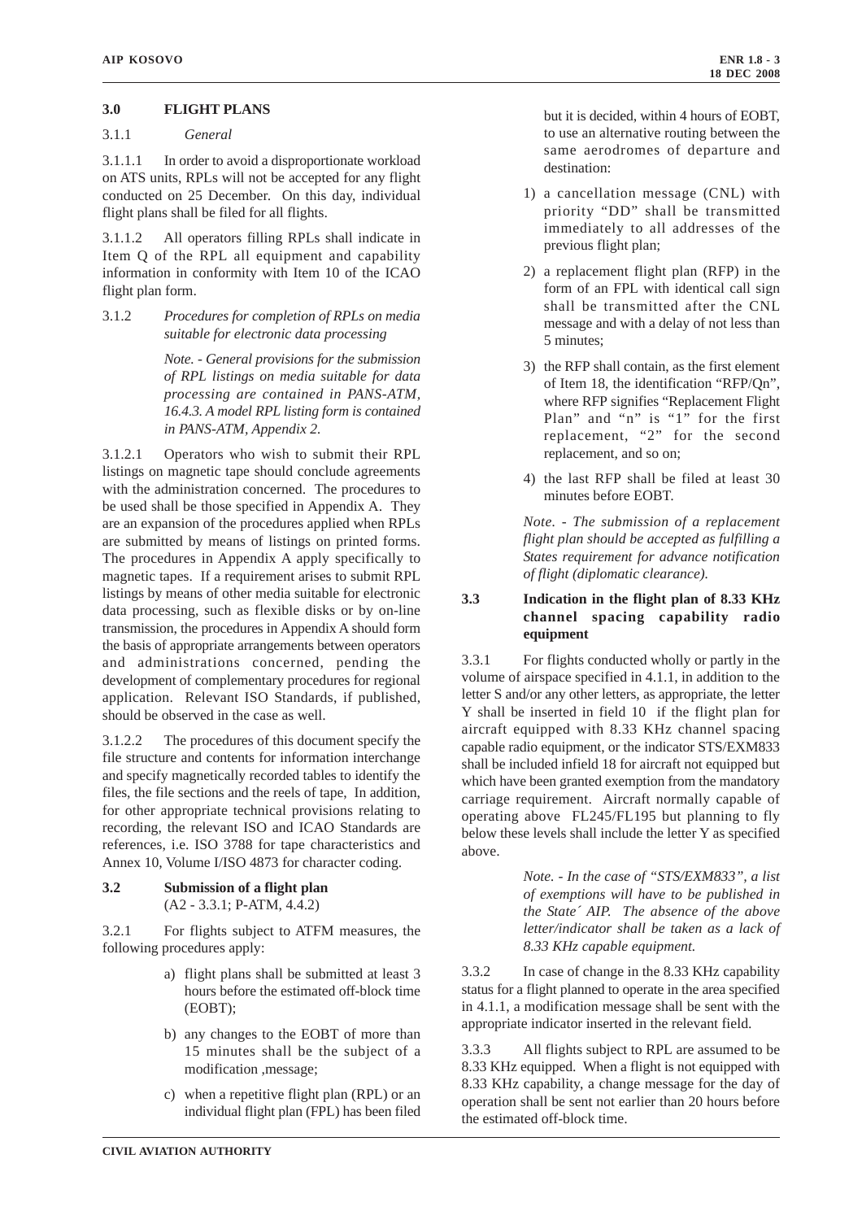## 3.0 FLIGHT PLANS

3.1.1 *General*

3.1.1.1 In order to avoid a disproportionate workload on ATS units, RPLs will not be accepted for any flight conducted on 25 December. On this day, individual flight plans shall be filed for all flights.

3.1.1.2 All operators filling RPLs shall indicate in Item Q of the RPL all equipment and capability information in conformity with Item 10 of the ICAO flight plan form.

3.1.2 *Procedures for completion of RPLs on media suitable for electronic data processing*

*Note. - General provisions for the submission of RPL listings on media suitable for data processing are contained in PANS-ATM, 16.4.3. A model RPL listing form is contained in PANS-ATM, Appendix 2.*

3.1.2.1 Operators who wish to submit their RPL listings on magnetic tape should conclude agreements with the administration concerned. The procedures to be used shall be those specified in Appendix A. They are an expansion of the procedures applied when RPLs are submitted by means of listings on printed forms. The procedures in Appendix A apply specifically to magnetic tapes. If a requirement arises to submit RPL listings by means of other media suitable for electronic data processing, such as flexible disks or by on-line transmission, the procedures in Appendix A should form the basis of appropriate arrangements between operators and administrations concerned, pending the development of complementary procedures for regional application. Relevant ISO Standards, if published, should be observed in the case as well.

3.1.2.2 The procedures of this document specify the file structure and contents for information interchange and specify magnetically recorded tables to identify the files, the file sections and the reels of tape, In addition, for other appropriate technical provisions relating to recording, the relevant ISO and ICAO Standards are references, i.e. ISO 3788 for tape characteristics and Annex 10, Volume I/ISO 4873 for character coding.

### 3.2 Submission of a flight plan
(A2 - 3.3.1; P-ATM, 4.4.2)

3.2.1 For flights subject to ATFM measures, the following procedures apply:

a) flight plans shall be submitted at least 3 hours before the estimated off-block time (EOBT);

b) any changes to the EOBT of more than 15 minutes shall be the subject of a modification ,message;

c) when a repetitive flight plan (RPL) or an individual flight plan (FPL) has been filed but it is decided, within 4 hours of EOBT, to use an alternative routing between the same aerodromes of departure and destination:

1) a cancellation message (CNL) with priority "DD" shall be transmitted immediately to all addresses of the previous flight plan;

2) a replacement flight plan (RFP) in the form of an FPL with identical call sign shall be transmitted after the CNL message and with a delay of not less than 5 minutes;

3) the RFP shall contain, as the first element of Item 18, the identification "RFP/Qn", where RFP signifies "Replacement Flight Plan" and "n" is "1" for the first replacement, "2" for the second replacement, and so on;

4) the last RFP shall be filed at least 30 minutes before EOBT.

*Note. - The submission of a replacement flight plan should be accepted as fulfilling a States requirement for advance notification of flight (diplomatic clearance).*

### 3.3 Indication in the flight plan of 8.33 KHz channel spacing capability radio equipment

3.3.1 For flights conducted wholly or partly in the volume of airspace specified in 4.1.1, in addition to the letter S and/or any other letters, as appropriate, the letter Y shall be inserted in field 10 if the flight plan for aircraft equipped with 8.33 KHz channel spacing capable radio equipment, or the indicator STS/EXM833 shall be included infield 18 for aircraft not equipped but which have been granted exemption from the mandatory carriage requirement. Aircraft normally capable of operating above FL245/FL195 but planning to fly below these levels shall include the letter Y as specified above.

*Note. - In the case of "STS/EXM833", a list of exemptions will have to be published in the State´ AIP. The absence of the above letter/indicator shall be taken as a lack of 8.33 KHz capable equipment.*

3.3.2 In case of change in the 8.33 KHz capability status for a flight planned to operate in the area specified in 4.1.1, a modification message shall be sent with the appropriate indicator inserted in the relevant field.

3.3.3 All flights subject to RPL are assumed to be 8.33 KHz equipped. When a flight is not equipped with 8.33 KHz capability, a change message for the day of operation shall be sent not earlier than 20 hours before the estimated off-block time.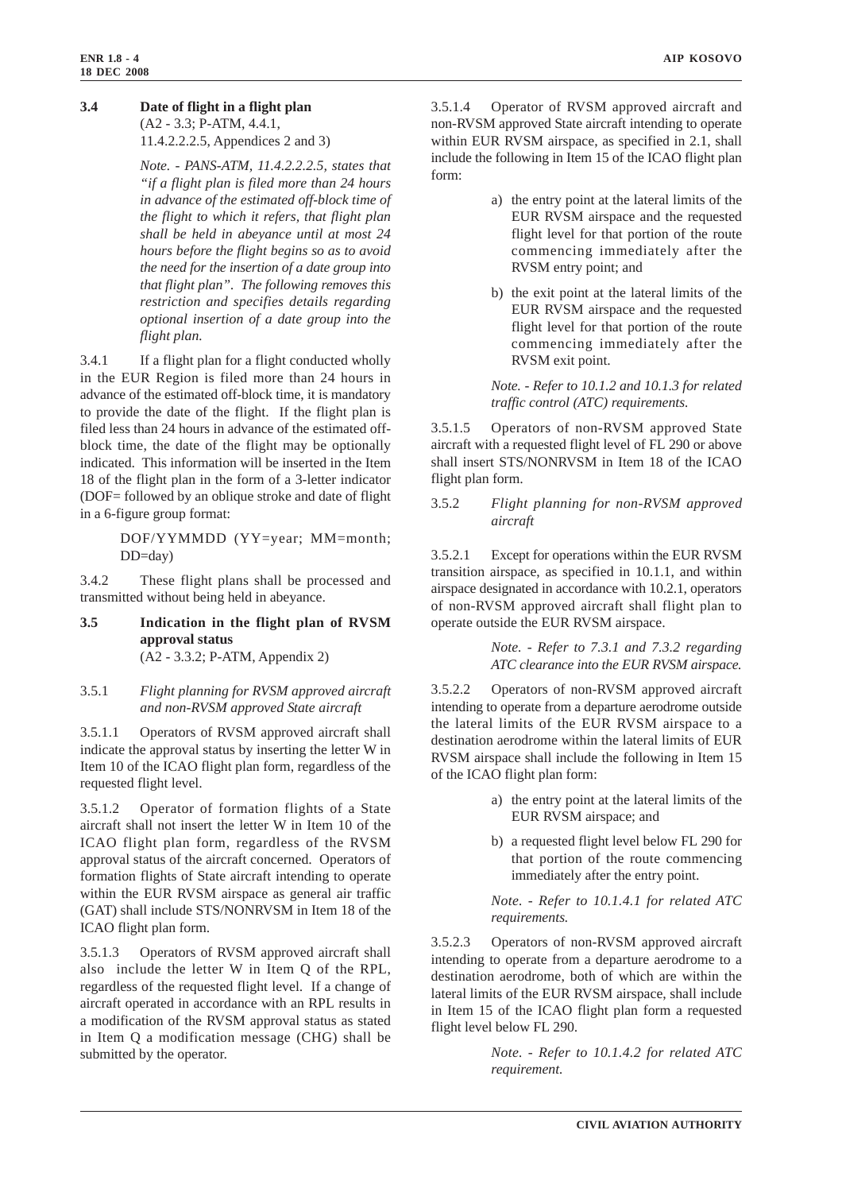**3.4 Date of flight in a flight plan**
(A2 - 3.3; P-ATM, 4.4.1, 11.4.2.2.2.5, Appendices 2 and 3)

*Note. - PANS-ATM, 11.4.2.2.2.5, states that "if a flight plan is filed more than 24 hours in advance of the estimated off-block time of the flight to which it refers, that flight plan shall be held in abeyance until at most 24 hours before the flight begins so as to avoid the need for the insertion of a date group into that flight plan". The following removes this restriction and specifies details regarding optional insertion of a date group into the flight plan.*

3.4.1 If a flight plan for a flight conducted wholly in the EUR Region is filed more than 24 hours in advance of the estimated off-block time, it is mandatory to provide the date of the flight. If the flight plan is filed less than 24 hours in advance of the estimated off-block time, the date of the flight may be optionally indicated. This information will be inserted in the Item 18 of the flight plan in the form of a 3-letter indicator (DOF= followed by an oblique stroke and date of flight in a 6-figure group format:

DOF/YYMMDD (YY=year; MM=month; DD=day)

3.4.2 These flight plans shall be processed and transmitted without being held in abeyance.

**3.5 Indication in the flight plan of RVSM approval status**
(A2 - 3.3.2; P-ATM, Appendix 2)

3.5.1 *Flight planning for RVSM approved aircraft and non-RVSM approved State aircraft*

3.5.1.1 Operators of RVSM approved aircraft shall indicate the approval status by inserting the letter W in Item 10 of the ICAO flight plan form, regardless of the requested flight level.

3.5.1.2 Operator of formation flights of a State aircraft shall not insert the letter W in Item 10 of the ICAO flight plan form, regardless of the RVSM approval status of the aircraft concerned. Operators of formation flights of State aircraft intending to operate within the EUR RVSM airspace as general air traffic (GAT) shall include STS/NONRVSM in Item 18 of the ICAO flight plan form.

3.5.1.3 Operators of RVSM approved aircraft shall also include the letter W in Item Q of the RPL, regardless of the requested flight level. If a change of aircraft operated in accordance with an RPL results in a modification of the RVSM approval status as stated in Item Q a modification message (CHG) shall be submitted by the operator.

3.5.1.4 Operator of RVSM approved aircraft and non-RVSM approved State aircraft intending to operate within EUR RVSM airspace, as specified in 2.1, shall include the following in Item 15 of the ICAO flight plan form:

a) the entry point at the lateral limits of the EUR RVSM airspace and the requested flight level for that portion of the route commencing immediately after the RVSM entry point; and

b) the exit point at the lateral limits of the EUR RVSM airspace and the requested flight level for that portion of the route commencing immediately after the RVSM exit point.

*Note. - Refer to 10.1.2 and 10.1.3 for related traffic control (ATC) requirements.*

3.5.1.5 Operators of non-RVSM approved State aircraft with a requested flight level of FL 290 or above shall insert STS/NONRVSM in Item 18 of the ICAO flight plan form.

3.5.2 *Flight planning for non-RVSM approved aircraft*

3.5.2.1 Except for operations within the EUR RVSM transition airspace, as specified in 10.1.1, and within airspace designated in accordance with 10.2.1, operators of non-RVSM approved aircraft shall flight plan to operate outside the EUR RVSM airspace.

*Note. - Refer to 7.3.1 and 7.3.2 regarding ATC clearance into the EUR RVSM airspace.*

3.5.2.2 Operators of non-RVSM approved aircraft intending to operate from a departure aerodrome outside the lateral limits of the EUR RVSM airspace to a destination aerodrome within the lateral limits of EUR RVSM airspace shall include the following in Item 15 of the ICAO flight plan form:

a) the entry point at the lateral limits of the EUR RVSM airspace; and

b) a requested flight level below FL 290 for that portion of the route commencing immediately after the entry point.

*Note. - Refer to 10.1.4.1 for related ATC requirements.*

3.5.2.3 Operators of non-RVSM approved aircraft intending to operate from a departure aerodrome to a destination aerodrome, both of which are within the lateral limits of the EUR RVSM airspace, shall include in Item 15 of the ICAO flight plan form a requested flight level below FL 290.

*Note. - Refer to 10.1.4.2 for related ATC requirement.*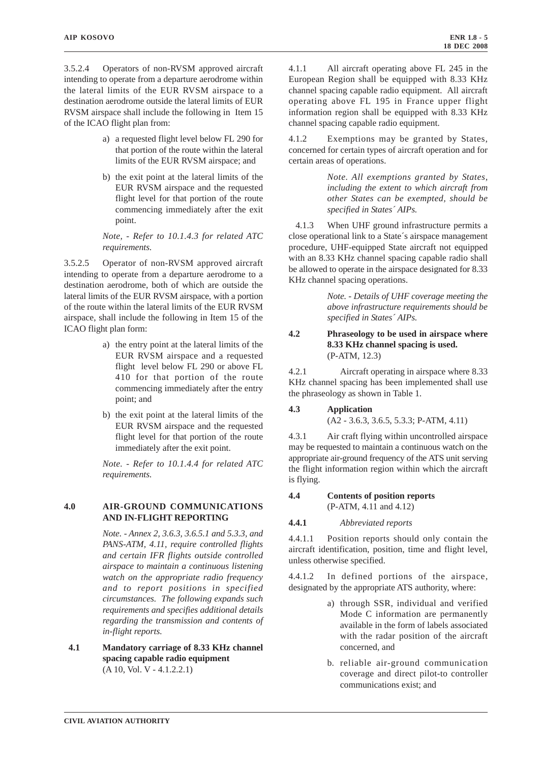3.5.2.4 Operators of non-RVSM approved aircraft intending to operate from a departure aerodrome within the lateral limits of the EUR RVSM airspace to a destination aerodrome outside the lateral limits of EUR RVSM airspace shall include the following in Item 15 of the ICAO flight plan from:

a) a requested flight level below FL 290 for that portion of the route within the lateral limits of the EUR RVSM airspace; and

b) the exit point at the lateral limits of the EUR RVSM airspace and the requested flight level for that portion of the route commencing immediately after the exit point.

*Note, - Refer to 10.1.4.3 for related ATC requirements.*

3.5.2.5 Operator of non-RVSM approved aircraft intending to operate from a departure aerodrome to a destination aerodrome, both of which are outside the lateral limits of the EUR RVSM airspace, with a portion of the route within the lateral limits of the EUR RVSM airspace, shall include the following in Item 15 of the ICAO flight plan form:

a) the entry point at the lateral limits of the EUR RVSM airspace and a requested flight level below FL 290 or above FL 410 for that portion of the route commencing immediately after the entry point; and

b) the exit point at the lateral limits of the EUR RVSM airspace and the requested flight level for that portion of the route immediately after the exit point.

*Note. - Refer to 10.1.4.4 for related ATC requirements.*

## 4.0 AIR-GROUND COMMUNICATIONS AND IN-FLIGHT REPORTING

*Note. - Annex 2, 3.6.3, 3.6.5.1 and 5.3.3, and PANS-ATM, 4.11, require controlled flights and certain IFR flights outside controlled airspace to maintain a continuous listening watch on the appropriate radio frequency and to report positions in specified circumstances. The following expands such requirements and specifies additional details regarding the transmission and contents of in-flight reports.*

### 4.1 Mandatory carriage of 8.33 KHz channel spacing capable radio equipment
(A 10, Vol. V - 4.1.2.2.1)

4.1.1 All aircraft operating above FL 245 in the European Region shall be equipped with 8.33 KHz channel spacing capable radio equipment. All aircraft operating above FL 195 in France upper flight information region shall be equipped with 8.33 KHz channel spacing capable radio equipment.

4.1.2 Exemptions may be granted by States, concerned for certain types of aircraft operation and for certain areas of operations.

*Note. All exemptions granted by States, including the extent to which aircraft from other States can be exempted, should be specified in States´ AIPs.*

4.1.3 When UHF ground infrastructure permits a close operational link to a State´s airspace management procedure, UHF-equipped State aircraft not equipped with an 8.33 KHz channel spacing capable radio shall be allowed to operate in the airspace designated for 8.33 KHz channel spacing operations.

*Note. - Details of UHF coverage meeting the above infrastructure requirements should be specified in States´ AIPs.*

### 4.2 Phraseology to be used in airspace where 8.33 KHz channel spacing is used.
(P-ATM, 12.3)

4.2.1 Aircraft operating in airspace where 8.33 KHz channel spacing has been implemented shall use the phraseology as shown in Table 1.

### 4.3 Application
(A2 - 3.6.3, 3.6.5, 5.3.3; P-ATM, 4.11)

4.3.1 Air craft flying within uncontrolled airspace may be requested to maintain a continuous watch on the appropriate air-ground frequency of the ATS unit serving the flight information region within which the aircraft is flying.

### 4.4 Contents of position reports
(P-ATM, 4.11 and 4.12)

**4.4.1** *Abbreviated reports*

4.4.1.1 Position reports should only contain the aircraft identification, position, time and flight level, unless otherwise specified.

4.4.1.2 In defined portions of the airspace, designated by the appropriate ATS authority, where:

a) through SSR, individual and verified Mode C information are permanently available in the form of labels associated with the radar position of the aircraft concerned, and

b. reliable air-ground communication coverage and direct pilot-to controller communications exist; and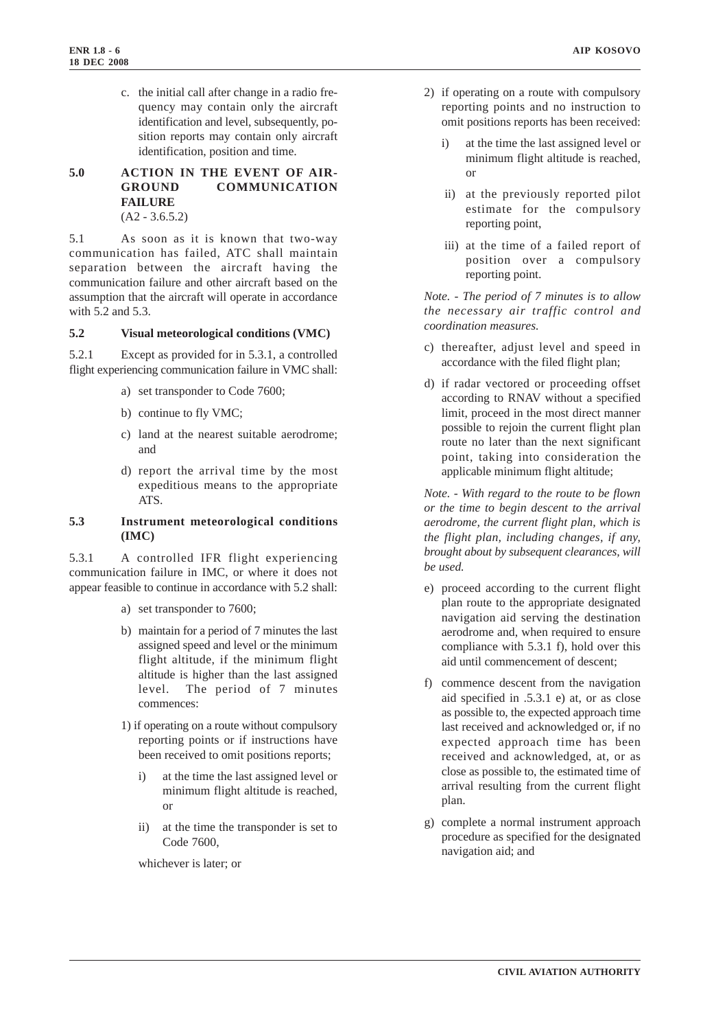c. the initial call after change in a radio frequency may contain only the aircraft identification and level, subsequently, position reports may contain only aircraft identification, position and time.

## 5.0 ACTION IN THE EVENT OF AIR-GROUND COMMUNICATION FAILURE

(A2 - 3.6.5.2)

5.1 As soon as it is known that two-way communication has failed, ATC shall maintain separation between the aircraft having the communication failure and other aircraft based on the assumption that the aircraft will operate in accordance with 5.2 and 5.3.

### 5.2 Visual meteorological conditions (VMC)

5.2.1 Except as provided for in 5.3.1, a controlled flight experiencing communication failure in VMC shall:

- a) set transponder to Code 7600;
- b) continue to fly VMC;
- c) land at the nearest suitable aerodrome; and
- d) report the arrival time by the most expeditious means to the appropriate ATS.

### 5.3 Instrument meteorological conditions (IMC)

5.3.1 A controlled IFR flight experiencing communication failure in IMC, or where it does not appear feasible to continue in accordance with 5.2 shall:

- a) set transponder to 7600;
- b) maintain for a period of 7 minutes the last assigned speed and level or the minimum flight altitude, if the minimum flight altitude is higher than the last assigned level. The period of 7 minutes commences:

  1) if operating on a route without compulsory reporting points or if instructions have been received to omit positions reports;

     i) at the time the last assigned level or minimum flight altitude is reached, or

     ii) at the time the transponder is set to Code 7600,

     whichever is later; or

  2) if operating on a route with compulsory reporting points and no instruction to omit positions reports has been received:

     i) at the time the last assigned level or minimum flight altitude is reached, or

     ii) at the previously reported pilot estimate for the compulsory reporting point,

     iii) at the time of a failed report of position over a compulsory reporting point.

  *Note. - The period of 7 minutes is to allow the necessary air traffic control and coordination measures.*

- c) thereafter, adjust level and speed in accordance with the filed flight plan;
- d) if radar vectored or proceeding offset according to RNAV without a specified limit, proceed in the most direct manner possible to rejoin the current flight plan route no later than the next significant point, taking into consideration the applicable minimum flight altitude;

  *Note. - With regard to the route to be flown or the time to begin descent to the arrival aerodrome, the current flight plan, which is the flight plan, including changes, if any, brought about by subsequent clearances, will be used.*

- e) proceed according to the current flight plan route to the appropriate designated navigation aid serving the destination aerodrome and, when required to ensure compliance with 5.3.1 f), hold over this aid until commencement of descent;
- f) commence descent from the navigation aid specified in .5.3.1 e) at, or as close as possible to, the expected approach time last received and acknowledged or, if no expected approach time has been received and acknowledged, at, or as close as possible to, the estimated time of arrival resulting from the current flight plan.
- g) complete a normal instrument approach procedure as specified for the designated navigation aid; and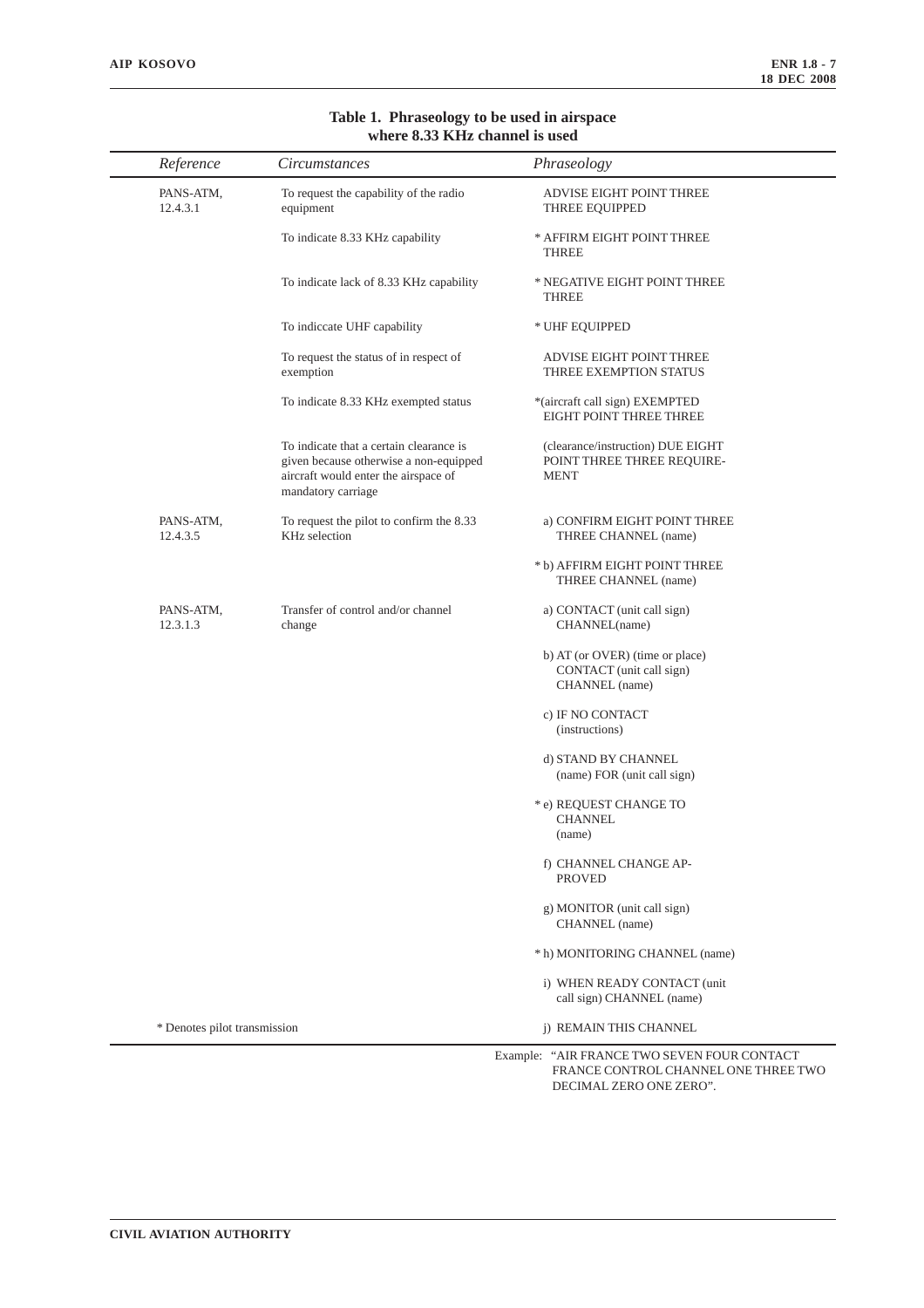**Table 1. Phraseology to be used in airspace where 8.33 KHz channel is used**

| *Reference* | *Circumstances* | *Phraseology* |
|---|---|---|
| PANS-ATM, 12.4.3.1 | To request the capability of the radio equipment | ADVISE EIGHT POINT THREE THREE EQUIPPED |
| | To indicate 8.33 KHz capability | * AFFIRM EIGHT POINT THREE THREE |
| | To indicate lack of 8.33 KHz capability | * NEGATIVE EIGHT POINT THREE THREE |
| | To indiccate UHF capability | * UHF EQUIPPED |
| | To request the status of in respect of exemption | ADVISE EIGHT POINT THREE THREE EXEMPTION STATUS |
| | To indicate 8.33 KHz exempted status | *(aircraft call sign) EXEMPTED EIGHT POINT THREE THREE |
| | To indicate that a certain clearance is given because otherwise a non-equipped aircraft would enter the airspace of mandatory carriage | (clearance/instruction) DUE EIGHT POINT THREE THREE REQUIRE-MENT |
| PANS-ATM, 12.4.3.5 | To request the pilot to confirm the 8.33 KHz selection | a) CONFIRM EIGHT POINT THREE THREE CHANNEL (name) |
| | | * b) AFFIRM EIGHT POINT THREE THREE CHANNEL (name) |
| PANS-ATM, 12.3.1.3 | Transfer of control and/or channel change | a) CONTACT (unit call sign) CHANNEL(name) |
| | | b) AT (or OVER) (time or place) CONTACT (unit call sign) CHANNEL (name) |
| | | c) IF NO CONTACT (instructions) |
| | | d) STAND BY CHANNEL (name) FOR (unit call sign) |
| | | * e) REQUEST CHANGE TO CHANNEL (name) |
| | | f) CHANNEL CHANGE AP-PROVED |
| | | g) MONITOR (unit call sign) CHANNEL (name) |
| | | * h) MONITORING CHANNEL (name) |
| | | i) WHEN READY CONTACT (unit call sign) CHANNEL (name) |
| * Denotes pilot transmission | | j) REMAIN THIS CHANNEL |

Example: "AIR FRANCE TWO SEVEN FOUR CONTACT FRANCE CONTROL CHANNEL ONE THREE TWO DECIMAL ZERO ONE ZERO".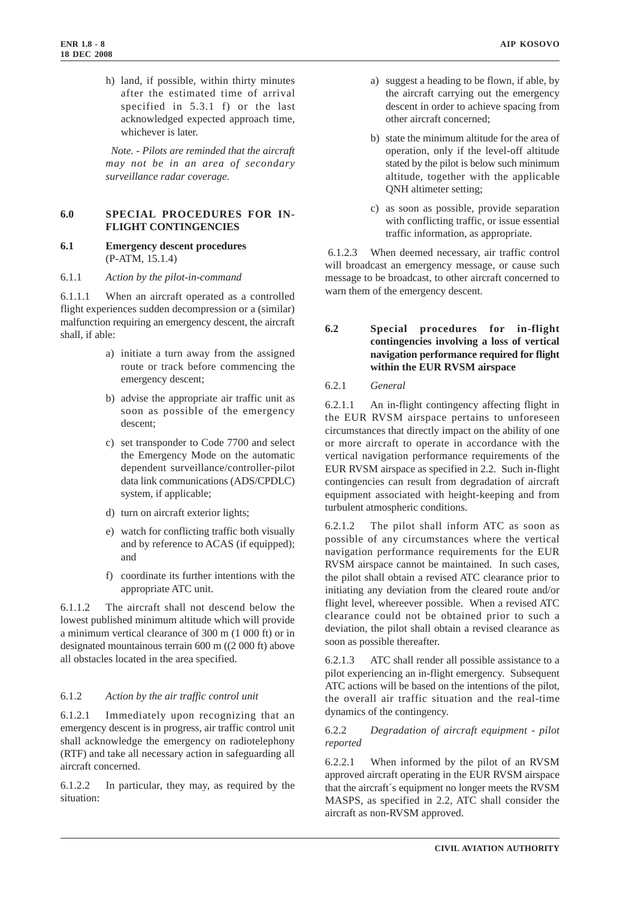h) land, if possible, within thirty minutes after the estimated time of arrival specified in 5.3.1 f) or the last acknowledged expected approach time, whichever is later.

*Note. - Pilots are reminded that the aircraft may not be in an area of secondary surveillance radar coverage.*

## 6.0 SPECIAL PROCEDURES FOR IN-FLIGHT CONTINGENCIES

### 6.1 Emergency descent procedures
(P-ATM, 15.1.4)

6.1.1 *Action by the pilot-in-command*

6.1.1.1 When an aircraft operated as a controlled flight experiences sudden decompression or a (similar) malfunction requiring an emergency descent, the aircraft shall, if able:

a) initiate a turn away from the assigned route or track before commencing the emergency descent;

b) advise the appropriate air traffic unit as soon as possible of the emergency descent;

c) set transponder to Code 7700 and select the Emergency Mode on the automatic dependent surveillance/controller-pilot data link communications (ADS/CPDLC) system, if applicable;

d) turn on aircraft exterior lights;

e) watch for conflicting traffic both visually and by reference to ACAS (if equipped); and

f) coordinate its further intentions with the appropriate ATC unit.

6.1.1.2 The aircraft shall not descend below the lowest published minimum altitude which will provide a minimum vertical clearance of 300 m (1 000 ft) or in designated mountainous terrain 600 m ((2 000 ft) above all obstacles located in the area specified.

6.1.2 *Action by the air traffic control unit*

6.1.2.1 Immediately upon recognizing that an emergency descent is in progress, air traffic control unit shall acknowledge the emergency on radiotelephony (RTF) and take all necessary action in safeguarding all aircraft concerned.

6.1.2.2 In particular, they may, as required by the situation:

a) suggest a heading to be flown, if able, by the aircraft carrying out the emergency descent in order to achieve spacing from other aircraft concerned;

b) state the minimum altitude for the area of operation, only if the level-off altitude stated by the pilot is below such minimum altitude, together with the applicable QNH altimeter setting;

c) as soon as possible, provide separation with conflicting traffic, or issue essential traffic information, as appropriate.

6.1.2.3 When deemed necessary, air traffic control will broadcast an emergency message, or cause such message to be broadcast, to other aircraft concerned to warn them of the emergency descent.

### 6.2 Special procedures for in-flight contingencies involving a loss of vertical navigation performance required for flight within the EUR RVSM airspace

6.2.1 *General*

6.2.1.1 An in-flight contingency affecting flight in the EUR RVSM airspace pertains to unforeseen circumstances that directly impact on the ability of one or more aircraft to operate in accordance with the vertical navigation performance requirements of the EUR RVSM airspace as specified in 2.2. Such in-flight contingencies can result from degradation of aircraft equipment associated with height-keeping and from turbulent atmospheric conditions.

6.2.1.2 The pilot shall inform ATC as soon as possible of any circumstances where the vertical navigation performance requirements for the EUR RVSM airspace cannot be maintained. In such cases, the pilot shall obtain a revised ATC clearance prior to initiating any deviation from the cleared route and/or flight level, whereever possible. When a revised ATC clearance could not be obtained prior to such a deviation, the pilot shall obtain a revised clearance as soon as possible thereafter.

6.2.1.3 ATC shall render all possible assistance to a pilot experiencing an in-flight emergency. Subsequent ATC actions will be based on the intentions of the pilot, the overall air traffic situation and the real-time dynamics of the contingency.

6.2.2 *Degradation of aircraft equipment - pilot reported*

6.2.2.1 When informed by the pilot of an RVSM approved aircraft operating in the EUR RVSM airspace that the aircraft´s equipment no longer meets the RVSM MASPS, as specified in 2.2, ATC shall consider the aircraft as non-RVSM approved.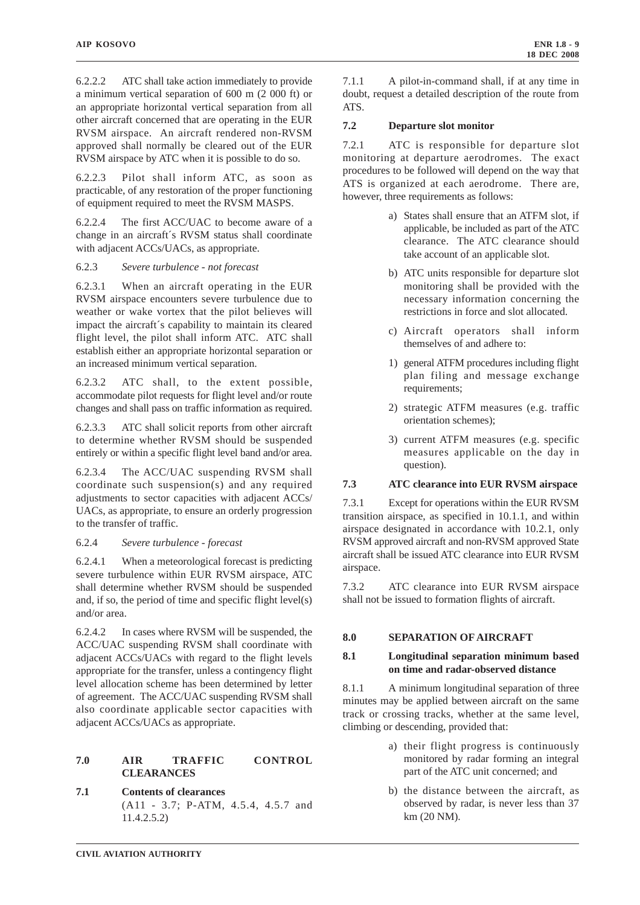6.2.2.2 ATC shall take action immediately to provide a minimum vertical separation of 600 m (2 000 ft) or an appropriate horizontal vertical separation from all other aircraft concerned that are operating in the EUR RVSM airspace. An aircraft rendered non-RVSM approved shall normally be cleared out of the EUR RVSM airspace by ATC when it is possible to do so.

6.2.2.3 Pilot shall inform ATC, as soon as practicable, of any restoration of the proper functioning of equipment required to meet the RVSM MASPS.

6.2.2.4 The first ACC/UAC to become aware of a change in an aircraft´s RVSM status shall coordinate with adjacent ACCs/UACs, as appropriate.

6.2.3 *Severe turbulence - not forecast*

6.2.3.1 When an aircraft operating in the EUR RVSM airspace encounters severe turbulence due to weather or wake vortex that the pilot believes will impact the aircraft´s capability to maintain its cleared flight level, the pilot shall inform ATC. ATC shall establish either an appropriate horizontal separation or an increased minimum vertical separation.

6.2.3.2 ATC shall, to the extent possible, accommodate pilot requests for flight level and/or route changes and shall pass on traffic information as required.

6.2.3.3 ATC shall solicit reports from other aircraft to determine whether RVSM should be suspended entirely or within a specific flight level band and/or area.

6.2.3.4 The ACC/UAC suspending RVSM shall coordinate such suspension(s) and any required adjustments to sector capacities with adjacent ACCs/ UACs, as appropriate, to ensure an orderly progression to the transfer of traffic.

6.2.4 *Severe turbulence - forecast*

6.2.4.1 When a meteorological forecast is predicting severe turbulence within EUR RVSM airspace, ATC shall determine whether RVSM should be suspended and, if so, the period of time and specific flight level(s) and/or area.

6.2.4.2 In cases where RVSM will be suspended, the ACC/UAC suspending RVSM shall coordinate with adjacent ACCs/UACs with regard to the flight levels appropriate for the transfer, unless a contingency flight level allocation scheme has been determined by letter of agreement. The ACC/UAC suspending RVSM shall also coordinate applicable sector capacities with adjacent ACCs/UACs as appropriate.

## 7.0 AIR TRAFFIC CONTROL CLEARANCES

### 7.1 Contents of clearances

(A11 - 3.7; P-ATM, 4.5.4, 4.5.7 and 11.4.2.5.2)

7.1.1 A pilot-in-command shall, if at any time in doubt, request a detailed description of the route from ATS.

### 7.2 Departure slot monitor

7.2.1 ATC is responsible for departure slot monitoring at departure aerodromes. The exact procedures to be followed will depend on the way that ATS is organized at each aerodrome. There are, however, three requirements as follows:

a) States shall ensure that an ATFM slot, if applicable, be included as part of the ATC clearance. The ATC clearance should take account of an applicable slot.

b) ATC units responsible for departure slot monitoring shall be provided with the necessary information concerning the restrictions in force and slot allocated.

c) Aircraft operators shall inform themselves of and adhere to:

1) general ATFM procedures including flight plan filing and message exchange requirements;

2) strategic ATFM measures (e.g. traffic orientation schemes);

3) current ATFM measures (e.g. specific measures applicable on the day in question).

### 7.3 ATC clearance into EUR RVSM airspace

7.3.1 Except for operations within the EUR RVSM transition airspace, as specified in 10.1.1, and within airspace designated in accordance with 10.2.1, only RVSM approved aircraft and non-RVSM approved State aircraft shall be issued ATC clearance into EUR RVSM airspace.

7.3.2 ATC clearance into EUR RVSM airspace shall not be issued to formation flights of aircraft.

## 8.0 SEPARATION OF AIRCRAFT

### 8.1 Longitudinal separation minimum based on time and radar-observed distance

8.1.1 A minimum longitudinal separation of three minutes may be applied between aircraft on the same track or crossing tracks, whether at the same level, climbing or descending, provided that:

a) their flight progress is continuously monitored by radar forming an integral part of the ATC unit concerned; and

b) the distance between the aircraft, as observed by radar, is never less than 37 km (20 NM).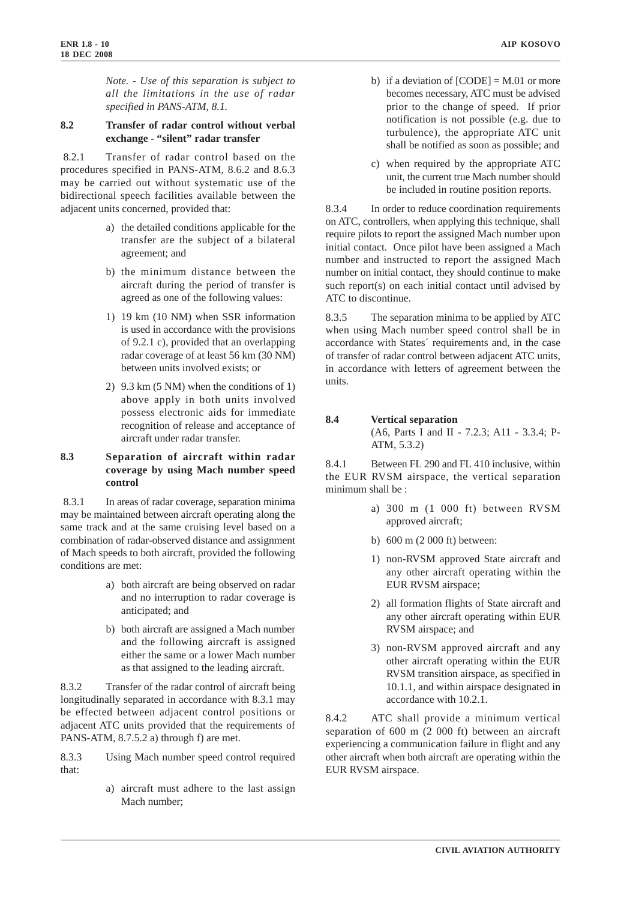*Note. - Use of this separation is subject to all the limitations in the use of radar specified in PANS-ATM, 8.1.*

## 8.2 Transfer of radar control without verbal exchange - "silent" radar transfer

8.2.1 Transfer of radar control based on the procedures specified in PANS-ATM, 8.6.2 and 8.6.3 may be carried out without systematic use of the bidirectional speech facilities available between the adjacent units concerned, provided that:

a) the detailed conditions applicable for the transfer are the subject of a bilateral agreement; and

b) the minimum distance between the aircraft during the period of transfer is agreed as one of the following values:

1) 19 km (10 NM) when SSR information is used in accordance with the provisions of 9.2.1 c), provided that an overlapping radar coverage of at least 56 km (30 NM) between units involved exists; or

2) 9.3 km (5 NM) when the conditions of 1) above apply in both units involved possess electronic aids for immediate recognition of release and acceptance of aircraft under radar transfer.

## 8.3 Separation of aircraft within radar coverage by using Mach number speed control

8.3.1 In areas of radar coverage, separation minima may be maintained between aircraft operating along the same track and at the same cruising level based on a combination of radar-observed distance and assignment of Mach speeds to both aircraft, provided the following conditions are met:

a) both aircraft are being observed on radar and no interruption to radar coverage is anticipated; and

b) both aircraft are assigned a Mach number and the following aircraft is assigned either the same or a lower Mach number as that assigned to the leading aircraft.

8.3.2 Transfer of the radar control of aircraft being longitudinally separated in accordance with 8.3.1 may be effected between adjacent control positions or adjacent ATC units provided that the requirements of PANS-ATM, 8.7.5.2 a) through f) are met.

8.3.3 Using Mach number speed control required that:

a) aircraft must adhere to the last assign Mach number;

b) if a deviation of [CODE] = M.01 or more becomes necessary, ATC must be advised prior to the change of speed. If prior notification is not possible (e.g. due to turbulence), the appropriate ATC unit shall be notified as soon as possible; and

c) when required by the appropriate ATC unit, the current true Mach number should be included in routine position reports.

8.3.4 In order to reduce coordination requirements on ATC, controllers, when applying this technique, shall require pilots to report the assigned Mach number upon initial contact. Once pilot have been assigned a Mach number and instructed to report the assigned Mach number on initial contact, they should continue to make such report(s) on each initial contact until advised by ATC to discontinue.

8.3.5 The separation minima to be applied by ATC when using Mach number speed control shall be in accordance with States´ requirements and, in the case of transfer of radar control between adjacent ATC units, in accordance with letters of agreement between the units.

## 8.4 Vertical separation

(A6, Parts I and II - 7.2.3; A11 - 3.3.4; P-ATM, 5.3.2)

8.4.1 Between FL 290 and FL 410 inclusive, within the EUR RVSM airspace, the vertical separation minimum shall be :

a) 300 m (1 000 ft) between RVSM approved aircraft;

b) 600 m (2 000 ft) between:

1) non-RVSM approved State aircraft and any other aircraft operating within the EUR RVSM airspace;

2) all formation flights of State aircraft and any other aircraft operating within EUR RVSM airspace; and

3) non-RVSM approved aircraft and any other aircraft operating within the EUR RVSM transition airspace, as specified in 10.1.1, and within airspace designated in accordance with 10.2.1.

8.4.2 ATC shall provide a minimum vertical separation of 600 m (2 000 ft) between an aircraft experiencing a communication failure in flight and any other aircraft when both aircraft are operating within the EUR RVSM airspace.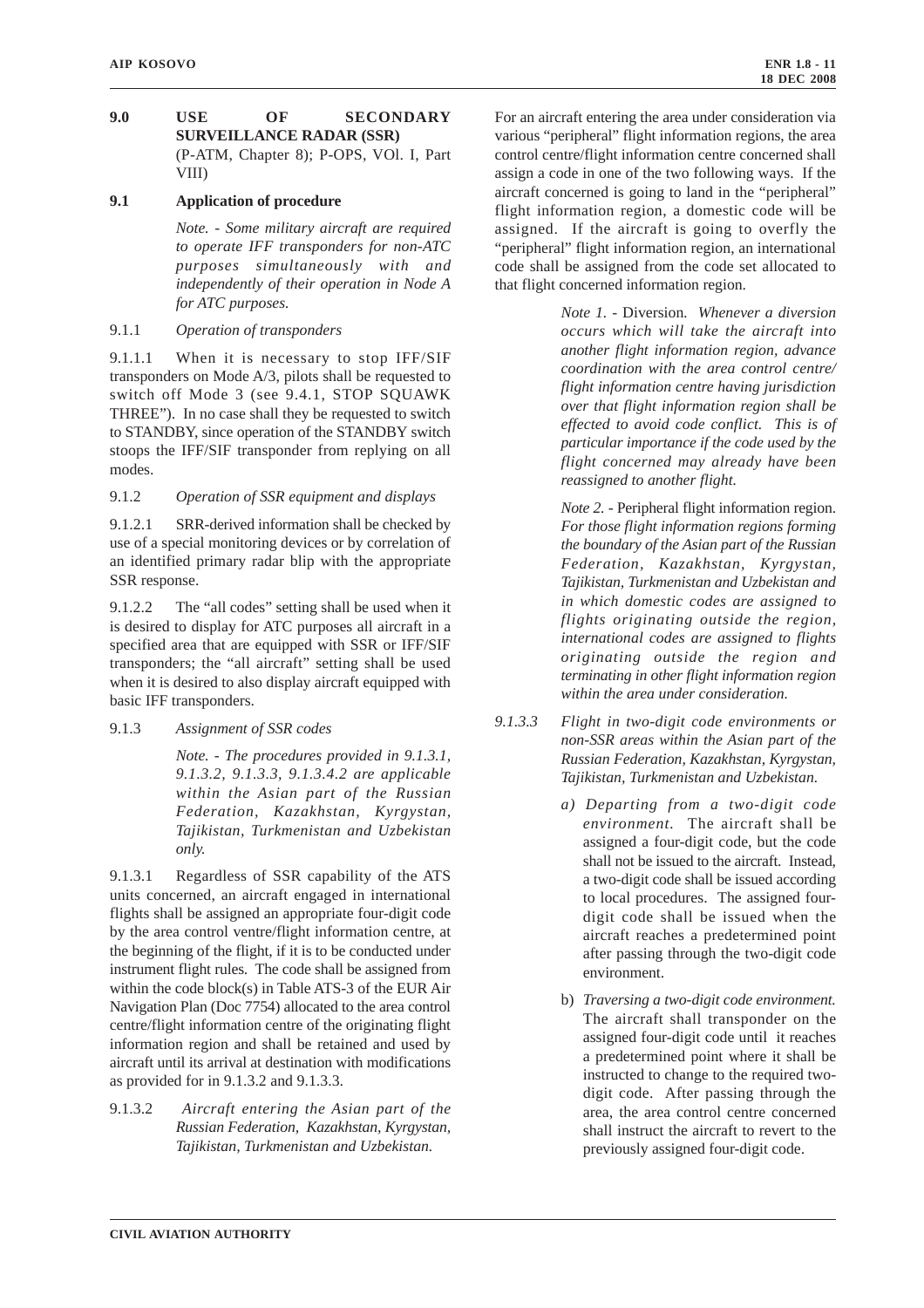## 9.0 USE OF SECONDARY SURVEILLANCE RADAR (SSR)

(P-ATM, Chapter 8); P-OPS, VOl. I, Part VIII)

### 9.1 Application of procedure

*Note. - Some military aircraft are required to operate IFF transponders for non-ATC purposes simultaneously with and independently of their operation in Node A for ATC purposes.*

9.1.1 *Operation of transponders*

9.1.1.1 When it is necessary to stop IFF/SIF transponders on Mode A/3, pilots shall be requested to switch off Mode 3 (see 9.4.1, STOP SQUAWK THREE"). In no case shall they be requested to switch to STANDBY, since operation of the STANDBY switch stoops the IFF/SIF transponder from replying on all modes.

9.1.2 *Operation of SSR equipment and displays*

9.1.2.1 SRR-derived information shall be checked by use of a special monitoring devices or by correlation of an identified primary radar blip with the appropriate SSR response.

9.1.2.2 The "all codes" setting shall be used when it is desired to display for ATC purposes all aircraft in a specified area that are equipped with SSR or IFF/SIF transponders; the "all aircraft" setting shall be used when it is desired to also display aircraft equipped with basic IFF transponders.

9.1.3 *Assignment of SSR codes*

*Note. - The procedures provided in 9.1.3.1, 9.1.3.2, 9.1.3.3, 9.1.3.4.2 are applicable within the Asian part of the Russian Federation, Kazakhstan, Kyrgystan, Tajikistan, Turkmenistan and Uzbekistan only.*

9.1.3.1 Regardless of SSR capability of the ATS units concerned, an aircraft engaged in international flights shall be assigned an appropriate four-digit code by the area control ventre/flight information centre, at the beginning of the flight, if it is to be conducted under instrument flight rules. The code shall be assigned from within the code block(s) in Table ATS-3 of the EUR Air Navigation Plan (Doc 7754) allocated to the area control centre/flight information centre of the originating flight information region and shall be retained and used by aircraft until its arrival at destination with modifications as provided for in 9.1.3.2 and 9.1.3.3.

9.1.3.2 *Aircraft entering the Asian part of the Russian Federation, Kazakhstan, Kyrgystan, Tajikistan, Turkmenistan and Uzbekistan.*

For an aircraft entering the area under consideration via various "peripheral" flight information regions, the area control centre/flight information centre concerned shall assign a code in one of the two following ways. If the aircraft concerned is going to land in the "peripheral" flight information region, a domestic code will be assigned. If the aircraft is going to overfly the "peripheral" flight information region, an international code shall be assigned from the code set allocated to that flight concerned information region.

*Note 1. -* Diversion. *Whenever a diversion occurs which will take the aircraft into another flight information region, advance coordination with the area control centre/ flight information centre having jurisdiction over that flight information region shall be effected to avoid code conflict. This is of particular importance if the code used by the flight concerned may already have been reassigned to another flight.*

*Note 2. -* Peripheral flight information region. *For those flight information regions forming the boundary of the Asian part of the Russian Federation, Kazakhstan, Kyrgystan, Tajikistan, Turkmenistan and Uzbekistan and in which domestic codes are assigned to flights originating outside the region, international codes are assigned to flights originating outside the region and terminating in other flight information region within the area under consideration.*

*9.1.3.3 Flight in two-digit code environments or non-SSR areas within the Asian part of the Russian Federation, Kazakhstan, Kyrgystan, Tajikistan, Turkmenistan and Uzbekistan.*

*a) Departing from a two-digit code environment.* The aircraft shall be assigned a four-digit code, but the code shall not be issued to the aircraft. Instead, a two-digit code shall be issued according to local procedures. The assigned four-digit code shall be issued when the aircraft reaches a predetermined point after passing through the two-digit code environment.

b) *Traversing a two-digit code environment.* The aircraft shall transponder on the assigned four-digit code until it reaches a predetermined point where it shall be instructed to change to the required two-digit code. After passing through the area, the area control centre concerned shall instruct the aircraft to revert to the previously assigned four-digit code.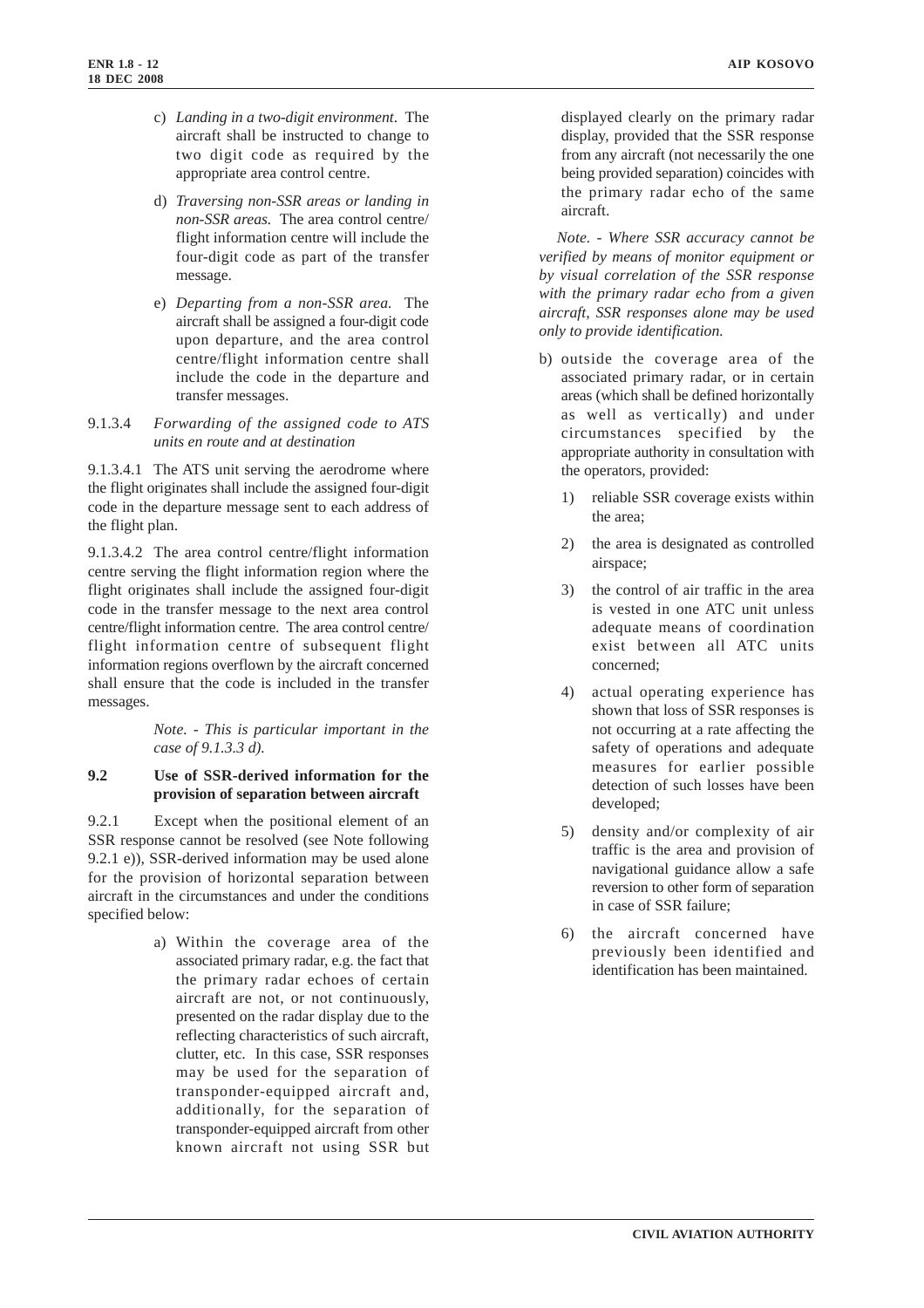c) *Landing in a two-digit environment.* The aircraft shall be instructed to change to two digit code as required by the appropriate area control centre.

d) *Traversing non-SSR areas or landing in non-SSR areas.* The area control centre/flight information centre will include the four-digit code as part of the transfer message.

e) *Departing from a non-SSR area.* The aircraft shall be assigned a four-digit code upon departure, and the area control centre/flight information centre shall include the code in the departure and transfer messages.

9.1.3.4 *Forwarding of the assigned code to ATS units en route and at destination*

9.1.3.4.1 The ATS unit serving the aerodrome where the flight originates shall include the assigned four-digit code in the departure message sent to each address of the flight plan.

9.1.3.4.2 The area control centre/flight information centre serving the flight information region where the flight originates shall include the assigned four-digit code in the transfer message to the next area control centre/flight information centre. The area control centre/flight information centre of subsequent flight information regions overflown by the aircraft concerned shall ensure that the code is included in the transfer messages.

*Note. - This is particular important in the case of 9.1.3.3 d).*

**9.2 Use of SSR-derived information for the provision of separation between aircraft**

9.2.1 Except when the positional element of an SSR response cannot be resolved (see Note following 9.2.1 e)), SSR-derived information may be used alone for the provision of horizontal separation between aircraft in the circumstances and under the conditions specified below:

a) Within the coverage area of the associated primary radar, e.g. the fact that the primary radar echoes of certain aircraft are not, or not continuously, presented on the radar display due to the reflecting characteristics of such aircraft, clutter, etc. In this case, SSR responses may be used for the separation of transponder-equipped aircraft and, additionally, for the separation of transponder-equipped aircraft from other known aircraft not using SSR but displayed clearly on the primary radar display, provided that the SSR response from any aircraft (not necessarily the one being provided separation) coincides with the primary radar echo of the same aircraft.

*Note. - Where SSR accuracy cannot be verified by means of monitor equipment or by visual correlation of the SSR response with the primary radar echo from a given aircraft, SSR responses alone may be used only to provide identification.*

b) outside the coverage area of the associated primary radar, or in certain areas (which shall be defined horizontally as well as vertically) and under circumstances specified by the appropriate authority in consultation with the operators, provided:

1) reliable SSR coverage exists within the area;

2) the area is designated as controlled airspace;

3) the control of air traffic in the area is vested in one ATC unit unless adequate means of coordination exist between all ATC units concerned;

4) actual operating experience has shown that loss of SSR responses is not occurring at a rate affecting the safety of operations and adequate measures for earlier possible detection of such losses have been developed;

5) density and/or complexity of air traffic is the area and provision of navigational guidance allow a safe reversion to other form of separation in case of SSR failure;

6) the aircraft concerned have previously been identified and identification has been maintained.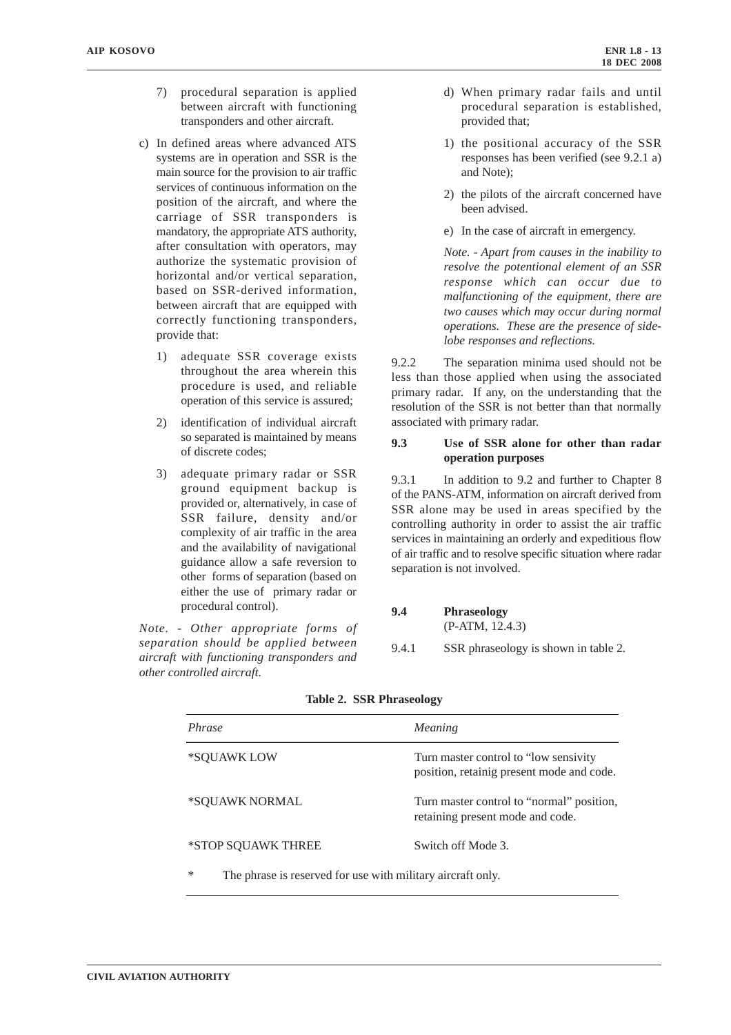7) procedural separation is applied between aircraft with functioning transponders and other aircraft.

c) In defined areas where advanced ATS systems are in operation and SSR is the main source for the provision to air traffic services of continuous information on the position of the aircraft, and where the carriage of SSR transponders is mandatory, the appropriate ATS authority, after consultation with operators, may authorize the systematic provision of horizontal and/or vertical separation, based on SSR-derived information, between aircraft that are equipped with correctly functioning transponders, provide that:

1) adequate SSR coverage exists throughout the area wherein this procedure is used, and reliable operation of this service is assured;

2) identification of individual aircraft so separated is maintained by means of discrete codes;

3) adequate primary radar or SSR ground equipment backup is provided or, alternatively, in case of SSR failure, density and/or complexity of air traffic in the area and the availability of navigational guidance allow a safe reversion to other forms of separation (based on either the use of primary radar or procedural control).

*Note. - Other appropriate forms of separation should be applied between aircraft with functioning transponders and other controlled aircraft.*

d) When primary radar fails and until procedural separation is established, provided that;

1) the positional accuracy of the SSR responses has been verified (see 9.2.1 a) and Note);

2) the pilots of the aircraft concerned have been advised.

e) In the case of aircraft in emergency.

*Note. - Apart from causes in the inability to resolve the potentional element of an SSR response which can occur due to malfunctioning of the equipment, there are two causes which may occur during normal operations. These are the presence of side-lobe responses and reflections.*

9.2.2 The separation minima used should not be less than those applied when using the associated primary radar. If any, on the understanding that the resolution of the SSR is not better than that normally associated with primary radar.

**9.3 Use of SSR alone for other than radar operation purposes**

9.3.1 In addition to 9.2 and further to Chapter 8 of the PANS-ATM, information on aircraft derived from SSR alone may be used in areas specified by the controlling authority in order to assist the air traffic services in maintaining an orderly and expeditious flow of air traffic and to resolve specific situation where radar separation is not involved.

**9.4 Phraseology**
(P-ATM, 12.4.3)

9.4.1 SSR phraseology is shown in table 2.

**Table 2. SSR Phraseology**

| *Phrase* | *Meaning* |
|---|---|
| *SQUAWK LOW | Turn master control to "low sensivity position, retainig present mode and code. |
| *SQUAWK NORMAL | Turn master control to "normal" position, retaining present mode and code. |
| *STOP SQUAWK THREE | Switch off Mode 3. |

\* The phrase is reserved for use with military aircraft only.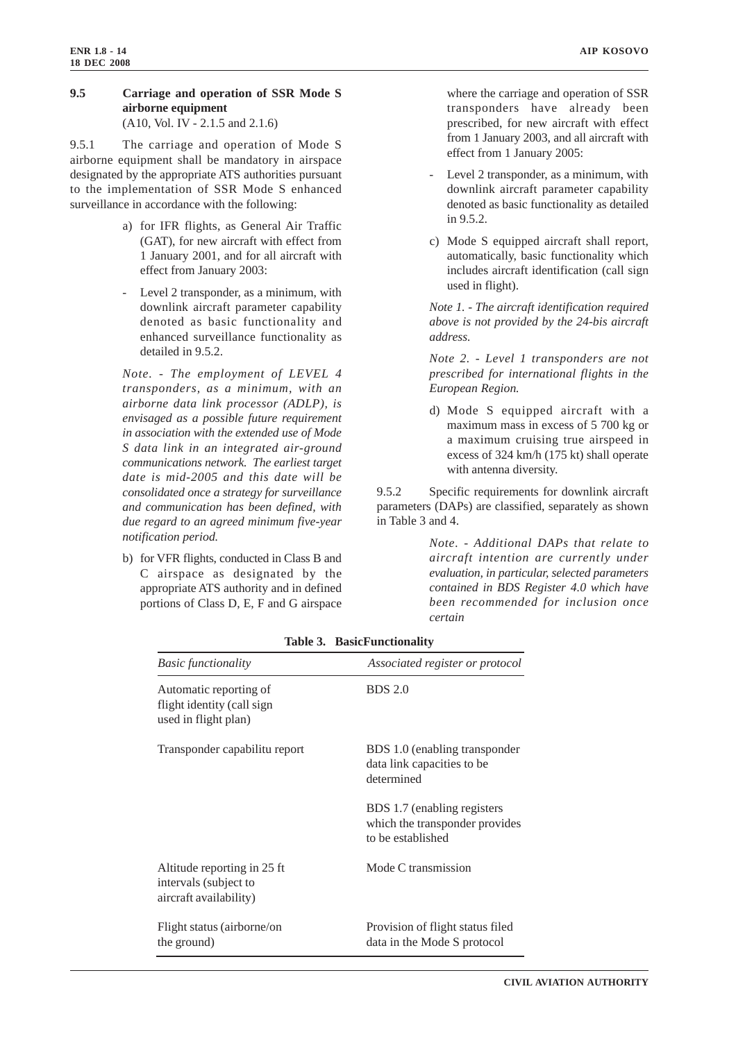### 9.5 Carriage and operation of SSR Mode S airborne equipment

(A10, Vol. IV - 2.1.5 and 2.1.6)

9.5.1 The carriage and operation of Mode S airborne equipment shall be mandatory in airspace designated by the appropriate ATS authorities pursuant to the implementation of SSR Mode S enhanced surveillance in accordance with the following:

a) for IFR flights, as General Air Traffic (GAT), for new aircraft with effect from 1 January 2001, and for all aircraft with effect from January 2003:

- Level 2 transponder, as a minimum, with downlink aircraft parameter capability denoted as basic functionality and enhanced surveillance functionality as detailed in 9.5.2.

*Note. - The employment of LEVEL 4 transponders, as a minimum, with an airborne data link processor (ADLP), is envisaged as a possible future requirement in association with the extended use of Mode S data link in an integrated air-ground communications network. The earliest target date is mid-2005 and this date will be consolidated once a strategy for surveillance and communication has been defined, with due regard to an agreed minimum five-year notification period.*

b) for VFR flights, conducted in Class B and C airspace as designated by the appropriate ATS authority and in defined portions of Class D, E, F and G airspace where the carriage and operation of SSR transponders have already been prescribed, for new aircraft with effect from 1 January 2003, and all aircraft with effect from 1 January 2005:

- Level 2 transponder, as a minimum, with downlink aircraft parameter capability denoted as basic functionality as detailed in 9.5.2.

c) Mode S equipped aircraft shall report, automatically, basic functionality which includes aircraft identification (call sign used in flight).

*Note 1. - The aircraft identification required above is not provided by the 24-bis aircraft address.*

*Note 2. - Level 1 transponders are not prescribed for international flights in the European Region.*

d) Mode S equipped aircraft with a maximum mass in excess of 5 700 kg or a maximum cruising true airspeed in excess of 324 km/h (175 kt) shall operate with antenna diversity.

9.5.2 Specific requirements for downlink aircraft parameters (DAPs) are classified, separately as shown in Table 3 and 4.

*Note. - Additional DAPs that relate to aircraft intention are currently under evaluation, in particular, selected parameters contained in BDS Register 4.0 which have been recommended for inclusion once certain*

**Table 3. BasicFunctionality**

| *Basic functionality* | *Associated register or protocol* |
|---|---|
| Automatic reporting of flight identity (call sign used in flight plan) | BDS 2.0 |
| Transponder capabilitu report | BDS 1.0 (enabling transponder data link capacities to be determined |
| | BDS 1.7 (enabling registers which the transponder provides to be established |
| Altitude reporting in 25 ft intervals (subject to aircraft availability) | Mode C transmission |
| Flight status (airborne/on the ground) | Provision of flight status filed data in the Mode S protocol |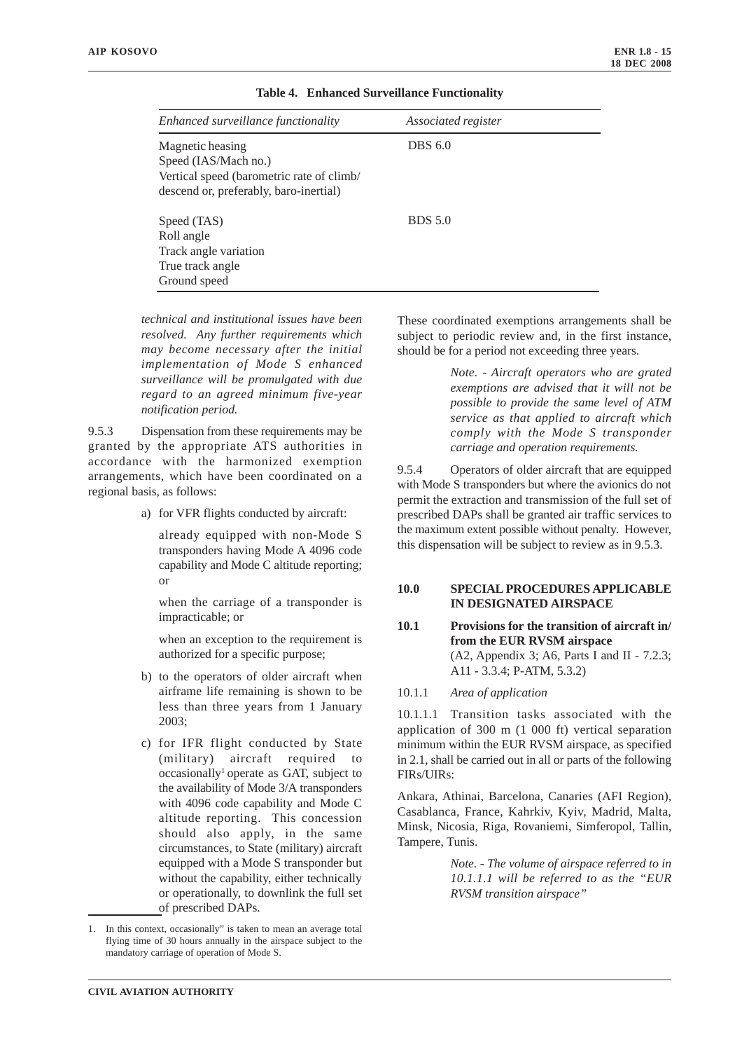**Table 4. Enhanced Surveillance Functionality**

| *Enhanced surveillance functionality* | *Associated register* |
|---|---|
| Magnetic heasing<br>Speed (IAS/Mach no.)<br>Vertical speed (barometric rate of climb/ descend or, preferably, baro-inertial) | DBS 6.0 |
| Speed (TAS)<br>Roll angle<br>Track angle variation<br>True track angle<br>Ground speed | BDS 5.0 |

*technical and institutional issues have been resolved. Any further requirements which may become necessary after the initial implementation of Mode S enhanced surveillance will be promulgated with due regard to an agreed minimum five-year notification period.*

9.5.3 Dispensation from these requirements may be granted by the appropriate ATS authorities in accordance with the harmonized exemption arrangements, which have been coordinated on a regional basis, as follows:

a) for VFR flights conducted by aircraft:

already equipped with non-Mode S transponders having Mode A 4096 code capability and Mode C altitude reporting; or

when the carriage of a transponder is impracticable; or

when an exception to the requirement is authorized for a specific purpose;

b) to the operators of older aircraft when airframe life remaining is shown to be less than three years from 1 January 2003;

c) for IFR flight conducted by State (military) aircraft required to occasionally[1] operate as GAT, subject to the availability of Mode 3/A transponders with 4096 code capability and Mode C altitude reporting. This concession should also apply, in the same circumstances, to State (military) aircraft equipped with a Mode S transponder but without the capability, either technically or operationally, to downlink the full set of prescribed DAPs.

These coordinated exemptions arrangements shall be subject to periodic review and, in the first instance, should be for a period not exceeding three years.

*Note. - Aircraft operators who are grated exemptions are advised that it will not be possible to provide the same level of ATM service as that applied to aircraft which comply with the Mode S transponder carriage and operation requirements.*

9.5.4 Operators of older aircraft that are equipped with Mode S transponders but where the avionics do not permit the extraction and transmission of the full set of prescribed DAPs shall be granted air traffic services to the maximum extent possible without penalty. However, this dispensation will be subject to review as in 9.5.3.

## 10.0 SPECIAL PROCEDURES APPLICABLE IN DESIGNATED AIRSPACE

### 10.1 Provisions for the transition of aircraft in/ from the EUR RVSM airspace

(A2, Appendix 3; A6, Parts I and II - 7.2.3; A11 - 3.3.4; P-ATM, 5.3.2)

10.1.1 *Area of application*

10.1.1.1 Transition tasks associated with the application of 300 m (1 000 ft) vertical separation minimum within the EUR RVSM airspace, as specified in 2.1, shall be carried out in all or parts of the following FIRs/UIRs:

Ankara, Athinai, Barcelona, Canaries (AFI Region), Casablanca, France, Kahrkiv, Kyiv, Madrid, Malta, Minsk, Nicosia, Riga, Rovaniemi, Simferopol, Tallin, Tampere, Tunis.

*Note. - The volume of airspace referred to in 10.1.1.1 will be referred to as the "EUR RVSM transition airspace"*

1. In this context, occasionally" is taken to mean an average total flying time of 30 hours annually in the airspace subject to the mandatory carriage of operation of Mode S.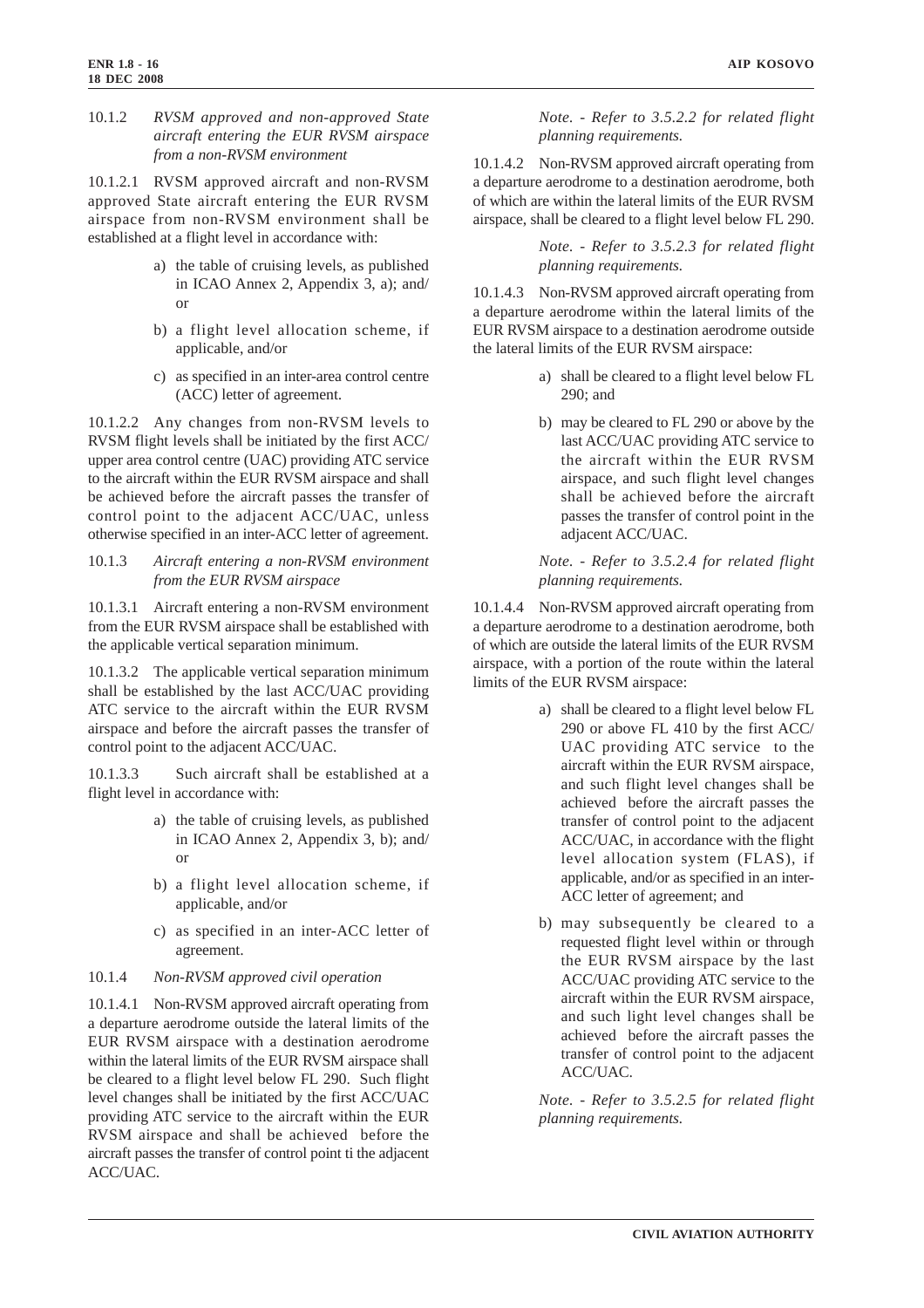10.1.2 *RVSM approved and non-approved State aircraft entering the EUR RVSM airspace from a non-RVSM environment*

10.1.2.1 RVSM approved aircraft and non-RVSM approved State aircraft entering the EUR RVSM airspace from non-RVSM environment shall be established at a flight level in accordance with:

- a) the table of cruising levels, as published in ICAO Annex 2, Appendix 3, a); and/ or
- b) a flight level allocation scheme, if applicable, and/or
- c) as specified in an inter-area control centre (ACC) letter of agreement.

10.1.2.2 Any changes from non-RVSM levels to RVSM flight levels shall be initiated by the first ACC/ upper area control centre (UAC) providing ATC service to the aircraft within the EUR RVSM airspace and shall be achieved before the aircraft passes the transfer of control point to the adjacent ACC/UAC, unless otherwise specified in an inter-ACC letter of agreement.

10.1.3 *Aircraft entering a non-RVSM environment from the EUR RVSM airspace*

10.1.3.1 Aircraft entering a non-RVSM environment from the EUR RVSM airspace shall be established with the applicable vertical separation minimum.

10.1.3.2 The applicable vertical separation minimum shall be established by the last ACC/UAC providing ATC service to the aircraft within the EUR RVSM airspace and before the aircraft passes the transfer of control point to the adjacent ACC/UAC.

10.1.3.3 Such aircraft shall be established at a flight level in accordance with:

- a) the table of cruising levels, as published in ICAO Annex 2, Appendix 3, b); and/ or
- b) a flight level allocation scheme, if applicable, and/or
- c) as specified in an inter-ACC letter of agreement.

10.1.4 *Non-RVSM approved civil operation*

10.1.4.1 Non-RVSM approved aircraft operating from a departure aerodrome outside the lateral limits of the EUR RVSM airspace with a destination aerodrome within the lateral limits of the EUR RVSM airspace shall be cleared to a flight level below FL 290. Such flight level changes shall be initiated by the first ACC/UAC providing ATC service to the aircraft within the EUR RVSM airspace and shall be achieved before the aircraft passes the transfer of control point ti the adjacent ACC/UAC.

*Note. - Refer to 3.5.2.2 for related flight planning requirements.*

10.1.4.2 Non-RVSM approved aircraft operating from a departure aerodrome to a destination aerodrome, both of which are within the lateral limits of the EUR RVSM airspace, shall be cleared to a flight level below FL 290.

*Note. - Refer to 3.5.2.3 for related flight planning requirements.*

10.1.4.3 Non-RVSM approved aircraft operating from a departure aerodrome within the lateral limits of the EUR RVSM airspace to a destination aerodrome outside the lateral limits of the EUR RVSM airspace:

- a) shall be cleared to a flight level below FL 290; and
- b) may be cleared to FL 290 or above by the last ACC/UAC providing ATC service to the aircraft within the EUR RVSM airspace, and such flight level changes shall be achieved before the aircraft passes the transfer of control point in the adjacent ACC/UAC.

*Note. - Refer to 3.5.2.4 for related flight planning requirements.*

10.1.4.4 Non-RVSM approved aircraft operating from a departure aerodrome to a destination aerodrome, both of which are outside the lateral limits of the EUR RVSM airspace, with a portion of the route within the lateral limits of the EUR RVSM airspace:

- a) shall be cleared to a flight level below FL 290 or above FL 410 by the first ACC/ UAC providing ATC service to the aircraft within the EUR RVSM airspace, and such flight level changes shall be achieved before the aircraft passes the transfer of control point to the adjacent ACC/UAC, in accordance with the flight level allocation system (FLAS), if applicable, and/or as specified in an inter-ACC letter of agreement; and
- b) may subsequently be cleared to a requested flight level within or through the EUR RVSM airspace by the last ACC/UAC providing ATC service to the aircraft within the EUR RVSM airspace, and such light level changes shall be achieved before the aircraft passes the transfer of control point to the adjacent ACC/UAC.

*Note. - Refer to 3.5.2.5 for related flight planning requirements.*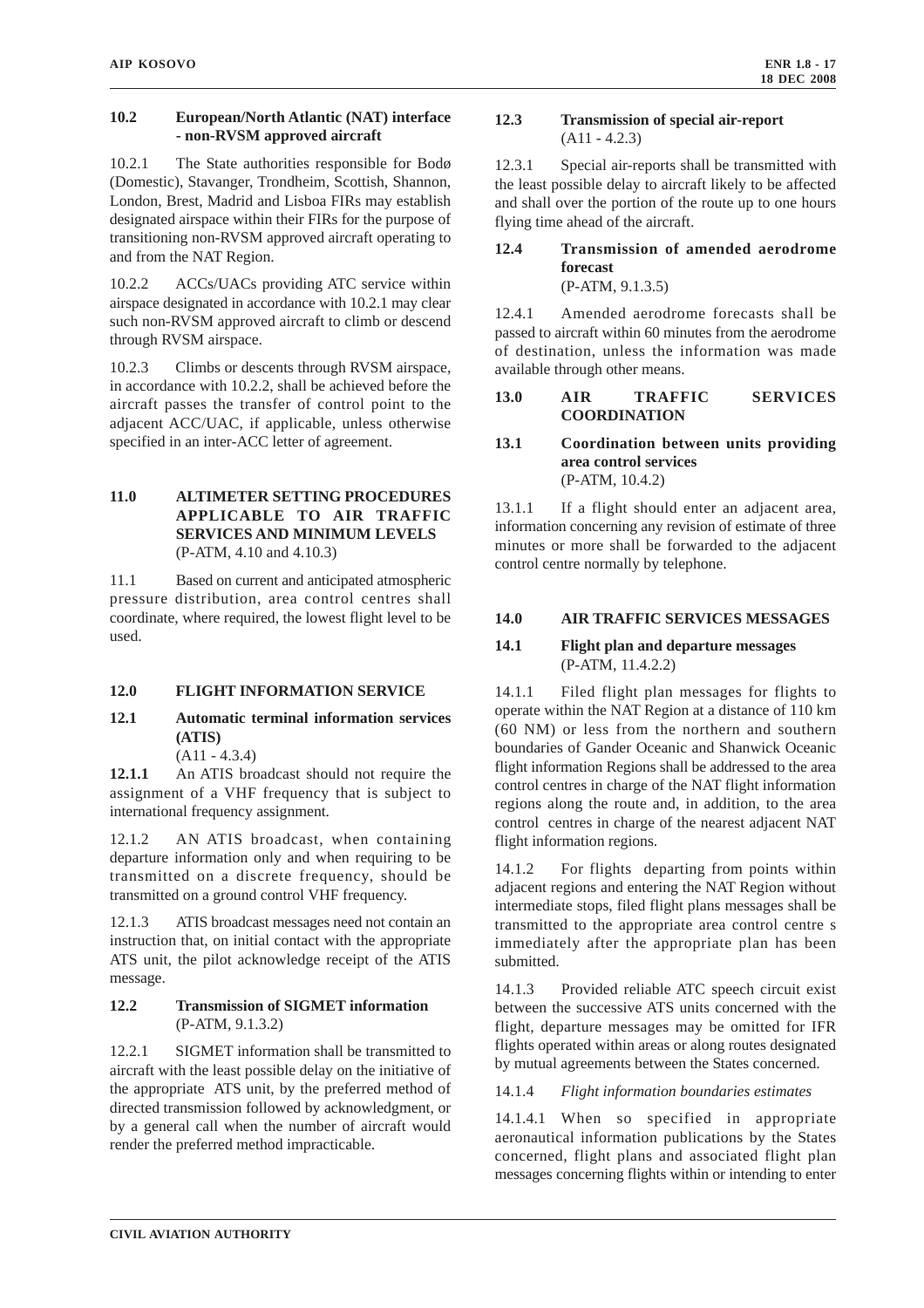### 10.2 European/North Atlantic (NAT) interface - non-RVSM approved aircraft

10.2.1 The State authorities responsible for Bodø (Domestic), Stavanger, Trondheim, Scottish, Shannon, London, Brest, Madrid and Lisboa FIRs may establish designated airspace within their FIRs for the purpose of transitioning non-RVSM approved aircraft operating to and from the NAT Region.

10.2.2 ACCs/UACs providing ATC service within airspace designated in accordance with 10.2.1 may clear such non-RVSM approved aircraft to climb or descend through RVSM airspace.

10.2.3 Climbs or descents through RVSM airspace, in accordance with 10.2.2, shall be achieved before the aircraft passes the transfer of control point to the adjacent ACC/UAC, if applicable, unless otherwise specified in an inter-ACC letter of agreement.

## 11.0 ALTIMETER SETTING PROCEDURES APPLICABLE TO AIR TRAFFIC SERVICES AND MINIMUM LEVELS
(P-ATM, 4.10 and 4.10.3)

11.1 Based on current and anticipated atmospheric pressure distribution, area control centres shall coordinate, where required, the lowest flight level to be used.

## 12.0 FLIGHT INFORMATION SERVICE

### 12.1 Automatic terminal information services (ATIS)
(A11 - 4.3.4)

**12.1.1** An ATIS broadcast should not require the assignment of a VHF frequency that is subject to international frequency assignment.

12.1.2 AN ATIS broadcast, when containing departure information only and when requiring to be transmitted on a discrete frequency, should be transmitted on a ground control VHF frequency.

12.1.3 ATIS broadcast messages need not contain an instruction that, on initial contact with the appropriate ATS unit, the pilot acknowledge receipt of the ATIS message.

### 12.2 Transmission of SIGMET information
(P-ATM, 9.1.3.2)

12.2.1 SIGMET information shall be transmitted to aircraft with the least possible delay on the initiative of the appropriate ATS unit, by the preferred method of directed transmission followed by acknowledgment, or by a general call when the number of aircraft would render the preferred method impracticable.

### 12.3 Transmission of special air-report
(A11 - 4.2.3)

12.3.1 Special air-reports shall be transmitted with the least possible delay to aircraft likely to be affected and shall over the portion of the route up to one hours flying time ahead of the aircraft.

### 12.4 Transmission of amended aerodrome forecast
(P-ATM, 9.1.3.5)

12.4.1 Amended aerodrome forecasts shall be passed to aircraft within 60 minutes from the aerodrome of destination, unless the information was made available through other means.

## 13.0 AIR TRAFFIC SERVICES COORDINATION

### 13.1 Coordination between units providing area control services
(P-ATM, 10.4.2)

13.1.1 If a flight should enter an adjacent area, information concerning any revision of estimate of three minutes or more shall be forwarded to the adjacent control centre normally by telephone.

## 14.0 AIR TRAFFIC SERVICES MESSAGES

### 14.1 Flight plan and departure messages
(P-ATM, 11.4.2.2)

14.1.1 Filed flight plan messages for flights to operate within the NAT Region at a distance of 110 km (60 NM) or less from the northern and southern boundaries of Gander Oceanic and Shanwick Oceanic flight information Regions shall be addressed to the area control centres in charge of the NAT flight information regions along the route and, in addition, to the area control centres in charge of the nearest adjacent NAT flight information regions.

14.1.2 For flights departing from points within adjacent regions and entering the NAT Region without intermediate stops, filed flight plans messages shall be transmitted to the appropriate area control centre s immediately after the appropriate plan has been submitted.

14.1.3 Provided reliable ATC speech circuit exist between the successive ATS units concerned with the flight, departure messages may be omitted for IFR flights operated within areas or along routes designated by mutual agreements between the States concerned.

14.1.4 *Flight information boundaries estimates*

14.1.4.1 When so specified in appropriate aeronautical information publications by the States concerned, flight plans and associated flight plan messages concerning flights within or intending to enter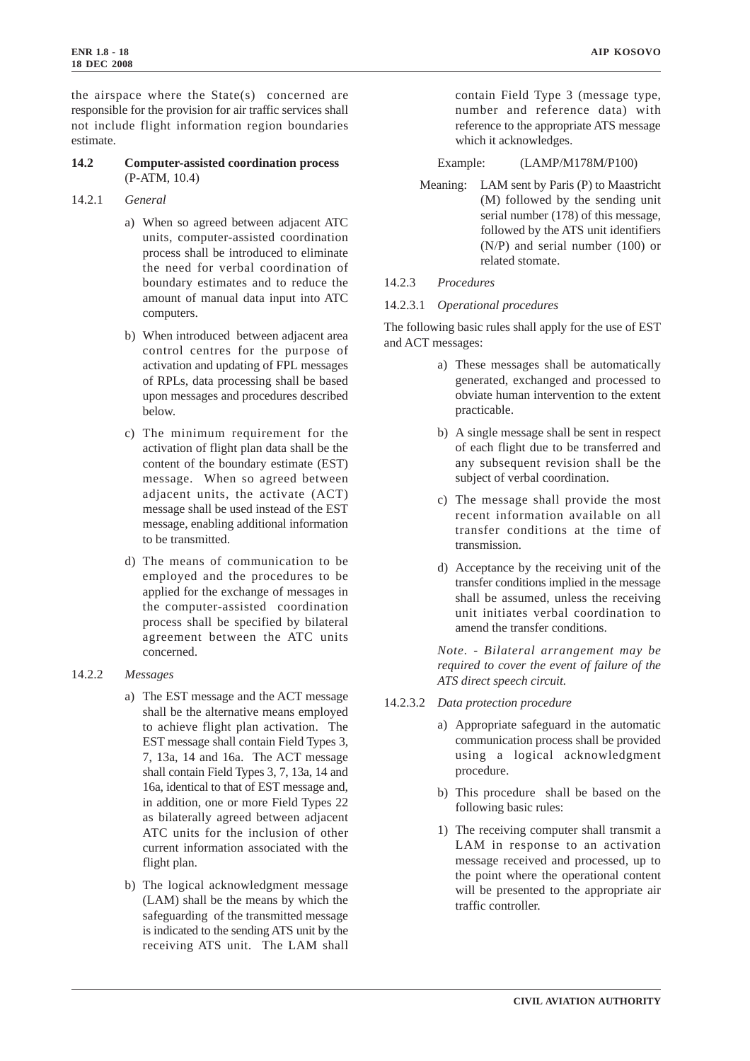the airspace where the State(s) concerned are responsible for the provision for air traffic services shall not include flight information region boundaries estimate.

**14.2 Computer-assisted coordination process** (P-ATM, 10.4)

14.2.1 *General*

a) When so agreed between adjacent ATC units, computer-assisted coordination process shall be introduced to eliminate the need for verbal coordination of boundary estimates and to reduce the amount of manual data input into ATC computers.

b) When introduced between adjacent area control centres for the purpose of activation and updating of FPL messages of RPLs, data processing shall be based upon messages and procedures described below.

c) The minimum requirement for the activation of flight plan data shall be the content of the boundary estimate (EST) message. When so agreed between adjacent units, the activate (ACT) message shall be used instead of the EST message, enabling additional information to be transmitted.

d) The means of communication to be employed and the procedures to be applied for the exchange of messages in the computer-assisted coordination process shall be specified by bilateral agreement between the ATC units concerned.

14.2.2 *Messages*

a) The EST message and the ACT message shall be the alternative means employed to achieve flight plan activation. The EST message shall contain Field Types 3, 7, 13a, 14 and 16a. The ACT message shall contain Field Types 3, 7, 13a, 14 and 16a, identical to that of EST message and, in addition, one or more Field Types 22 as bilaterally agreed between adjacent ATC units for the inclusion of other current information associated with the flight plan.

b) The logical acknowledgment message (LAM) shall be the means by which the safeguarding of the transmitted message is indicated to the sending ATS unit by the receiving ATS unit. The LAM shall contain Field Type 3 (message type, number and reference data) with reference to the appropriate ATS message which it acknowledges.

Example: (LAMP/M178M/P100)

Meaning: LAM sent by Paris (P) to Maastricht (M) followed by the sending unit serial number (178) of this message, followed by the ATS unit identifiers (N/P) and serial number (100) or related stomate.

14.2.3 *Procedures*

14.2.3.1 *Operational procedures*

The following basic rules shall apply for the use of EST and ACT messages:

a) These messages shall be automatically generated, exchanged and processed to obviate human intervention to the extent practicable.

b) A single message shall be sent in respect of each flight due to be transferred and any subsequent revision shall be the subject of verbal coordination.

c) The message shall provide the most recent information available on all transfer conditions at the time of transmission.

d) Acceptance by the receiving unit of the transfer conditions implied in the message shall be assumed, unless the receiving unit initiates verbal coordination to amend the transfer conditions.

*Note. - Bilateral arrangement may be required to cover the event of failure of the ATS direct speech circuit.*

14.2.3.2 *Data protection procedure*

a) Appropriate safeguard in the automatic communication process shall be provided using a logical acknowledgment procedure.

b) This procedure shall be based on the following basic rules:

1) The receiving computer shall transmit a LAM in response to an activation message received and processed, up to the point where the operational content will be presented to the appropriate air traffic controller.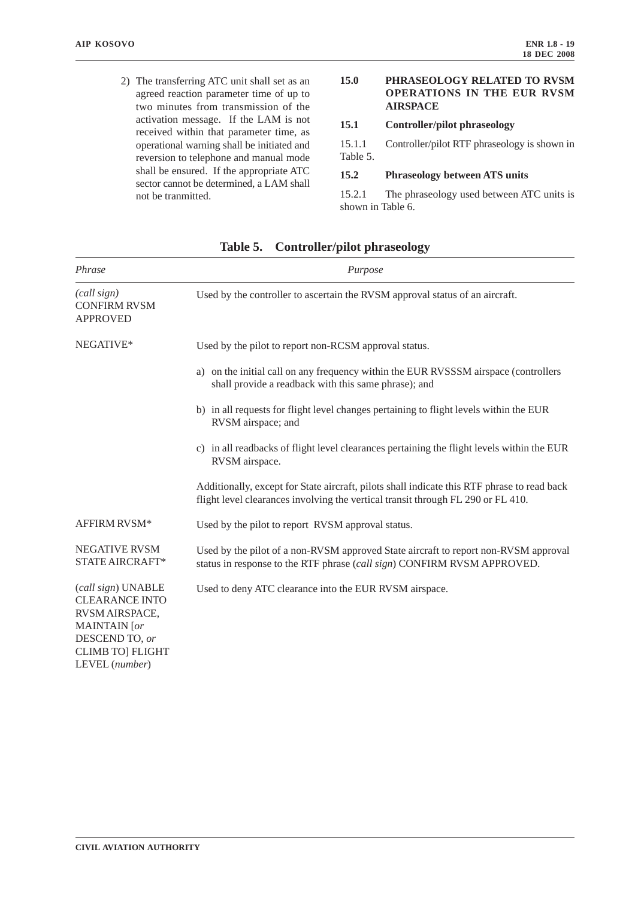2) The transferring ATC unit shall set as an agreed reaction parameter time of up to two minutes from transmission of the activation message. If the LAM is not received within that parameter time, as operational warning shall be initiated and reversion to telephone and manual mode shall be ensured. If the appropriate ATC sector cannot be determined, a LAM shall not be tranmitted.

## 15.0 PHRASEOLOGY RELATED TO RVSM OPERATIONS IN THE EUR RVSM AIRSPACE

### 15.1 Controller/pilot phraseology

15.1.1 Controller/pilot RTF phraseology is shown in Table 5.

### 15.2 Phraseology between ATS units

15.2.1 The phraseology used between ATC units is shown in Table 6.

**Table 5. Controller/pilot phraseology**

| *Phrase* | *Purpose* |
|---|---|
| *(call sign)* CONFIRM RVSM APPROVED | Used by the controller to ascertain the RVSM approval status of an aircraft. |
| NEGATIVE* | Used by the pilot to report non-RCSM approval status.<br>a) on the initial call on any frequency within the EUR RVSSSM airspace (controllers shall provide a readback with this same phrase); and<br>b) in all requests for flight level changes pertaining to flight levels within the EUR RVSM airspace; and<br>c) in all readbacks of flight level clearances pertaining the flight levels within the EUR RVSM airspace.<br>Additionally, except for State aircraft, pilots shall indicate this RTF phrase to read back flight level clearances involving the vertical transit through FL 290 or FL 410. |
| AFFIRM RVSM* | Used by the pilot to report RVSM approval status. |
| NEGATIVE RVSM STATE AIRCRAFT* | Used by the pilot of a non-RVSM approved State aircraft to report non-RVSM approval status in response to the RTF phrase (*call sign*) CONFIRM RVSM APPROVED. |
| (*call sign*) UNABLE CLEARANCE INTO RVSM AIRSPACE, MAINTAIN [*or* DESCEND TO, *or* CLIMB TO] FLIGHT LEVEL (*number*) | Used to deny ATC clearance into the EUR RVSM airspace. |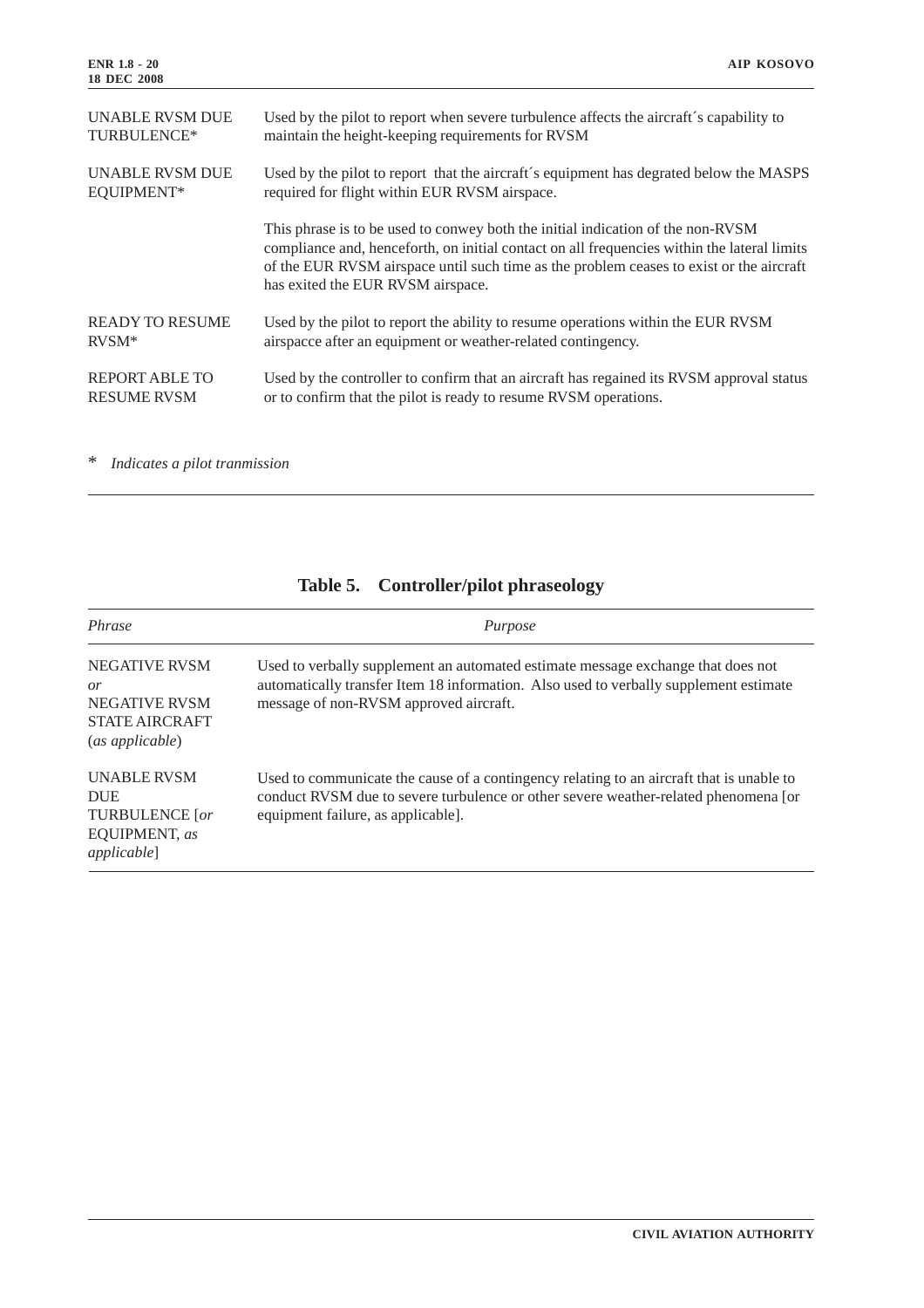| | |
|---|---|
| UNABLE RVSM DUE TURBULENCE* | Used by the pilot to report when severe turbulence affects the aircraft´s capability to maintain the height-keeping requirements for RVSM |
| UNABLE RVSM DUE EQUIPMENT* | Used by the pilot to report that the aircraft´s equipment has degrated below the MASPS required for flight within EUR RVSM airspace.<br><br>This phrase is to be used to conwey both the initial indication of the non-RVSM compliance and, henceforth, on initial contact on all frequencies within the lateral limits of the EUR RVSM airspace until such time as the problem ceases to exist or the aircraft has exited the EUR RVSM airspace. |
| READY TO RESUME RVSM* | Used by the pilot to report the ability to resume operations within the EUR RVSM airspacce after an equipment or weather-related contingency. |
| REPORT ABLE TO RESUME RVSM | Used by the controller to confirm that an aircraft has regained its RVSM approval status or to confirm that the pilot is ready to resume RVSM operations. |

\* *Indicates a pilot tranmission*

## Table 5. Controller/pilot phraseology

| *Phrase* | *Purpose* |
|---|---|
| NEGATIVE RVSM<br>*or*<br>NEGATIVE RVSM STATE AIRCRAFT<br>(*as applicable*) | Used to verbally supplement an automated estimate message exchange that does not automatically transfer Item 18 information. Also used to verbally supplement estimate message of non-RVSM approved aircraft. |
| UNABLE RVSM DUE TURBULENCE [*or* EQUIPMENT, *as applicable*] | Used to communicate the cause of a contingency relating to an aircraft that is unable to conduct RVSM due to severe turbulence or other severe weather-related phenomena [or equipment failure, as applicable]. |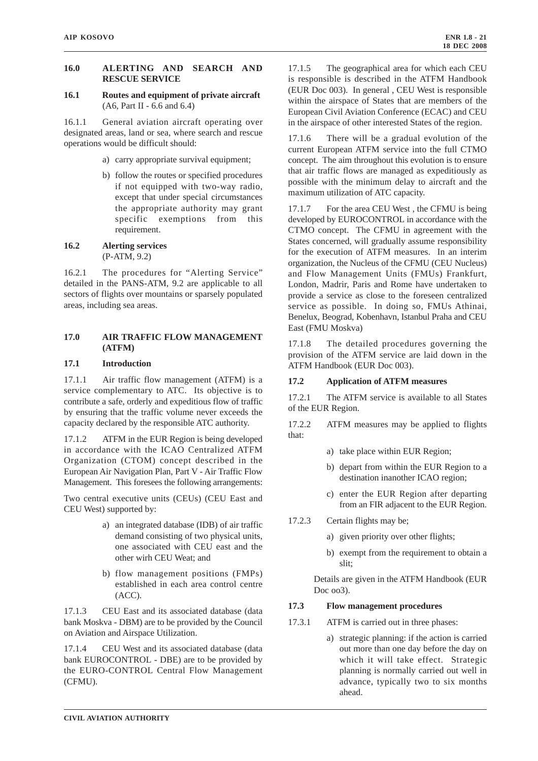## 16.0 ALERTING AND SEARCH AND RESCUE SERVICE

### 16.1 Routes and equipment of private aircraft (A6, Part II - 6.6 and 6.4)

16.1.1 General aviation aircraft operating over designated areas, land or sea, where search and rescue operations would be difficult should:

a) carry appropriate survival equipment;

b) follow the routes or specified procedures if not equipped with two-way radio, except that under special circumstances the appropriate authority may grant specific exemptions from this requirement.

### 16.2 Alerting services (P-ATM, 9.2)

16.2.1 The procedures for "Alerting Service" detailed in the PANS-ATM, 9.2 are applicable to all sectors of flights over mountains or sparsely populated areas, including sea areas.

## 17.0 AIR TRAFFIC FLOW MANAGEMENT (ATFM)

### 17.1 Introduction

17.1.1 Air traffic flow management (ATFM) is a service complementary to ATC. Its objective is to contribute a safe, orderly and expeditious flow of traffic by ensuring that the traffic volume never exceeds the capacity declared by the responsible ATC authority.

17.1.2 ATFM in the EUR Region is being developed in accordance with the ICAO Centralized ATFM Organization (CTOM) concept described in the European Air Navigation Plan, Part V - Air Traffic Flow Management. This foresees the following arrangements:

Two central executive units (CEUs) (CEU East and CEU West) supported by:

a) an integrated database (IDB) of air traffic demand consisting of two physical units, one associated with CEU east and the other wirh CEU Weat; and

b) flow management positions (FMPs) established in each area control centre (ACC).

17.1.3 CEU East and its associated database (data bank Moskva - DBM) are to be provided by the Council on Aviation and Airspace Utilization.

17.1.4 CEU West and its associated database (data bank EUROCONTROL - DBE) are to be provided by the EURO-CONTROL Central Flow Management (CFMU).

17.1.5 The geographical area for which each CEU is responsible is described in the ATFM Handbook (EUR Doc 003). In general , CEU West is responsible within the airspace of States that are members of the European Civil Aviation Conference (ECAC) and CEU in the airspace of other interested States of the region.

17.1.6 There will be a gradual evolution of the current European ATFM service into the full CTMO concept. The aim throughout this evolution is to ensure that air traffic flows are managed as expeditiously as possible with the minimum delay to aircraft and the maximum utilization of ATC capacity.

17.1.7 For the area CEU West , the CFMU is being developed by EUROCONTROL in accordance with the CTMO concept. The CFMU in agreement with the States concerned, will gradually assume responsibility for the execution of ATFM measures. In an interim organization, the Nucleus of the CFMU (CEU Nucleus) and Flow Management Units (FMUs) Frankfurt, London, Madrir, Paris and Rome have undertaken to provide a service as close to the foreseen centralized service as possible. In doing so, FMUs Athinai, Benelux, Beograd, Kobenhavn, Istanbul Praha and CEU East (FMU Moskva)

17.1.8 The detailed procedures governing the provision of the ATFM service are laid down in the ATFM Handbook (EUR Doc 003).

### 17.2 Application of ATFM measures

17.2.1 The ATFM service is available to all States of the EUR Region.

17.2.2 ATFM measures may be applied to flights that:

a) take place within EUR Region;

b) depart from within the EUR Region to a destination inanother ICAO region;

c) enter the EUR Region after departing from an FIR adjacent to the EUR Region.

17.2.3 Certain flights may be;

a) given priority over other flights;

b) exempt from the requirement to obtain a slit;

Details are given in the ATFM Handbook (EUR Doc oo3).

### 17.3 Flow management procedures

17.3.1 ATFM is carried out in three phases:

a) strategic planning: if the action is carried out more than one day before the day on which it will take effect. Strategic planning is normally carried out well in advance, typically two to six months ahead.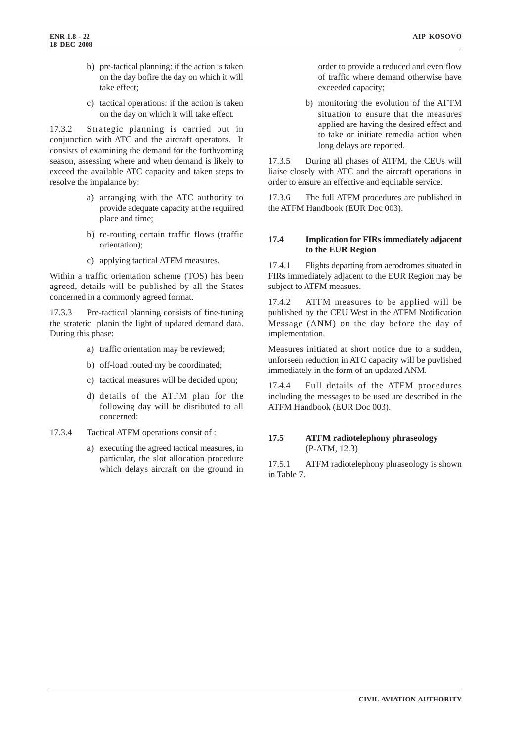b) pre-tactical planning: if the action is taken on the day bofire the day on which it will take effect;

c) tactical operations: if the action is taken on the day on which it will take effect.

17.3.2 Strategic planning is carried out in conjunction with ATC and the aircraft operators. It consists of examining the demand for the forthvoming season, assessing where and when demand is likely to exceed the available ATC capacity and taken steps to resolve the impalance by:

a) arranging with the ATC authority to provide adequate capacity at the requiired place and time;

b) re-routing certain traffic flows (traffic orientation);

c) applying tactical ATFM measures.

Within a traffic orientation scheme (TOS) has been agreed, details will be published by all the States concerned in a commonly agreed format.

17.3.3 Pre-tactical planning consists of fine-tuning the stratetic planin the light of updated demand data. During this phase:

a) traffic orientation may be reviewed;

b) off-load routed my be coordinated;

c) tactical measures will be decided upon;

d) details of the ATFM plan for the following day will be disributed to all concerned:

17.3.4 Tactical ATFM operations consit of :

a) executing the agreed tactical measures, in particular, the slot allocation procedure which delays aircraft on the ground in order to provide a reduced and even flow of traffic where demand otherwise have exceeded capacity;

b) monitoring the evolution of the AFTM situation to ensure that the measures applied are having the desired effect and to take or initiate remedia action when long delays are reported.

17.3.5 During all phases of ATFM, the CEUs will liaise closely with ATC and the aircraft operations in order to ensure an effective and equitable service.

17.3.6 The full ATFM procedures are published in the ATFM Handbook (EUR Doc 003).

### 17.4 Implication for FIRs immediately adjacent to the EUR Region

17.4.1 Flights departing from aerodromes situated in FIRs immediately adjacent to the EUR Region may be subject to ATFM measues.

17.4.2 ATFM measures to be applied will be published by the CEU West in the ATFM Notification Message (ANM) on the day before the day of implementation.

Measures initiated at short notice due to a sudden, unforseen reduction in ATC capacity will be puvlished immediately in the form of an updated ANM.

17.4.4 Full details of the ATFM procedures including the messages to be used are described in the ATFM Handbook (EUR Doc 003).

### 17.5 ATFM radiotelephony phraseology (P-ATM, 12.3)

17.5.1 ATFM radiotelephony phraseology is shown in Table 7.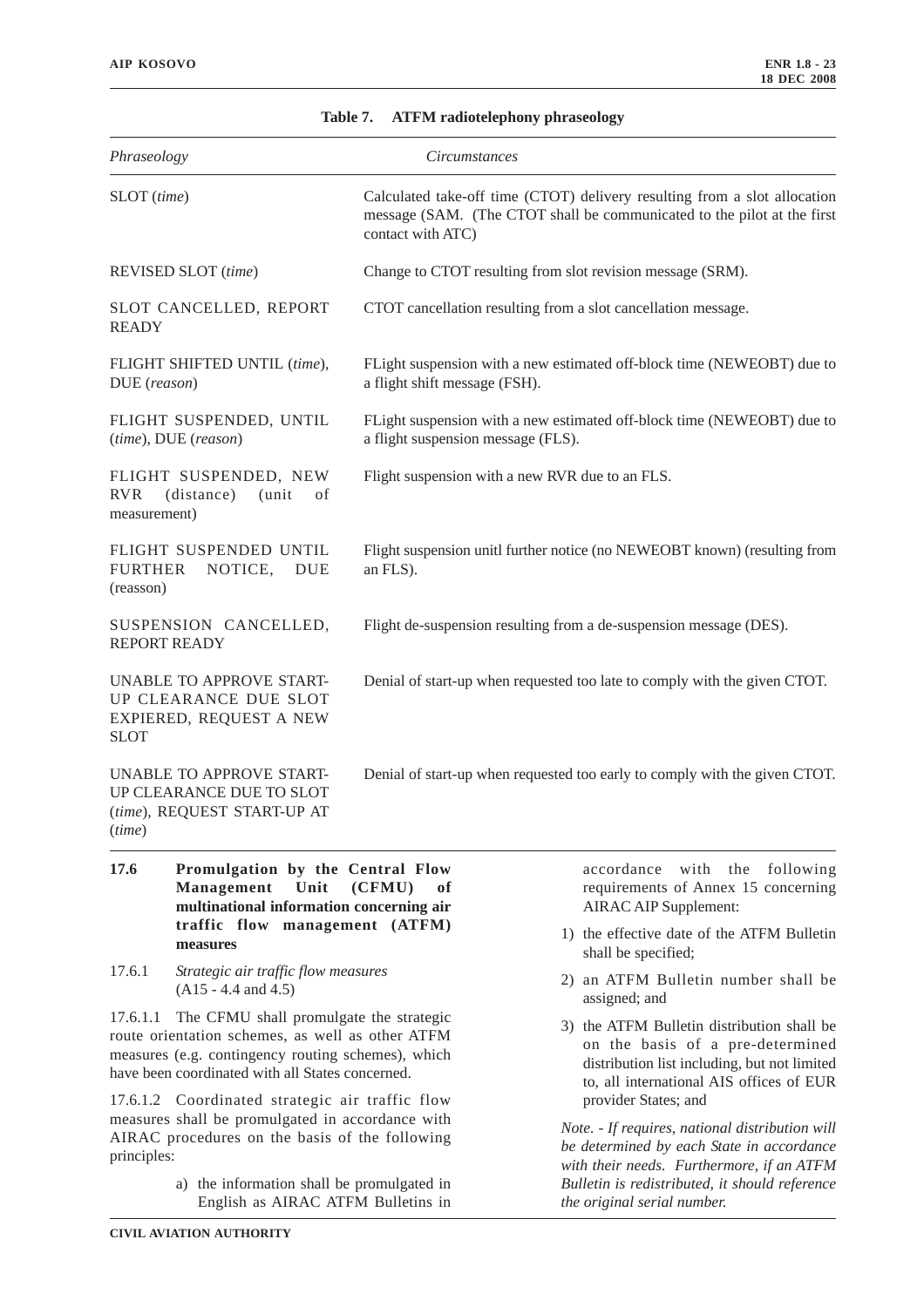**Table 7. ATFM radiotelephony phraseology**

| *Phraseology* | *Circumstances* |
|---|---|
| SLOT (*time*) | Calculated take-off time (CTOT) delivery resulting from a slot allocation message (SAM. (The CTOT shall be communicated to the pilot at the first contact with ATC) |
| REVISED SLOT (*time*) | Change to CTOT resulting from slot revision message (SRM). |
| SLOT CANCELLED, REPORT READY | CTOT cancellation resulting from a slot cancellation message. |
| FLIGHT SHIFTED UNTIL (*time*), DUE (*reason*) | FLight suspension with a new estimated off-block time (NEWEOBT) due to a flight shift message (FSH). |
| FLIGHT SUSPENDED, UNTIL (*time*), DUE (*reason*) | FLight suspension with a new estimated off-block time (NEWEOBT) due to a flight suspension message (FLS). |
| FLIGHT SUSPENDED, NEW RVR (distance) (unit of measurement) | Flight suspension with a new RVR due to an FLS. |
| FLIGHT SUSPENDED UNTIL FURTHER NOTICE, DUE (reasson) | Flight suspension unitl further notice (no NEWEOBT known) (resulting from an FLS). |
| SUSPENSION CANCELLED, REPORT READY | Flight de-suspension resulting from a de-suspension message (DES). |
| UNABLE TO APPROVE START-UP CLEARANCE DUE SLOT EXPIERED, REQUEST A NEW SLOT | Denial of start-up when requested too late to comply with the given CTOT. |
| UNABLE TO APPROVE START-UP CLEARANCE DUE TO SLOT (*time*), REQUEST START-UP AT (*time*) | Denial of start-up when requested too early to comply with the given CTOT. |

**17.6 Promulgation by the Central Flow Management Unit (CFMU) of multinational information concerning air traffic flow management (ATFM) measures**

17.6.1 *Strategic air traffic flow measures* (A15 - 4.4 and 4.5)

17.6.1.1 The CFMU shall promulgate the strategic route orientation schemes, as well as other ATFM measures (e.g. contingency routing schemes), which have been coordinated with all States concerned.

17.6.1.2 Coordinated strategic air traffic flow measures shall be promulgated in accordance with AIRAC procedures on the basis of the following principles:

a) the information shall be promulgated in English as AIRAC ATFM Bulletins in accordance with the following requirements of Annex 15 concerning AIRAC AIP Supplement:

1) the effective date of the ATFM Bulletin shall be specified;

2) an ATFM Bulletin number shall be assigned; and

3) the ATFM Bulletin distribution shall be on the basis of a pre-determined distribution list including, but not limited to, all international AIS offices of EUR provider States; and

*Note. - If requires, national distribution will be determined by each State in accordance with their needs. Furthermore, if an ATFM Bulletin is redistributed, it should reference the original serial number.*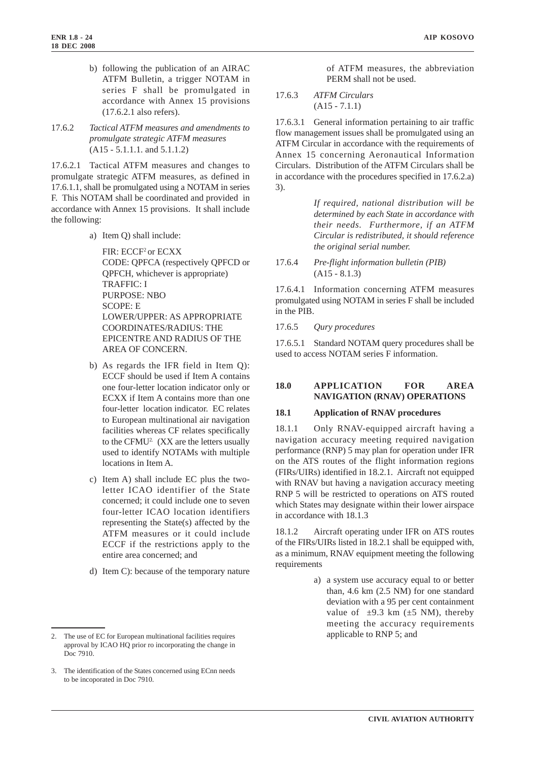b) following the publication of an AIRAC ATFM Bulletin, a trigger NOTAM in series F shall be promulgated in accordance with Annex 15 provisions (17.6.2.1 also refers).

17.6.2 *Tactical ATFM measures and amendments to promulgate strategic ATFM measures* (A15 - 5.1.1.1. and 5.1.1.2)

17.6.2.1 Tactical ATFM measures and changes to promulgate strategic ATFM measures, as defined in 17.6.1.1, shall be promulgated using a NOTAM in series F. This NOTAM shall be coordinated and provided in accordance with Annex 15 provisions. It shall include the following:

a) Item Q) shall include:

   FIR: ECCF[2] or ECXX
   CODE: QPFCA (respectively QPFCD or QPFCH, whichever is appropriate)
   TRAFFIC: I
   PURPOSE: NBO
   SCOPE: E
   LOWER/UPPER: AS APPROPRIATE
   COORDINATES/RADIUS: THE EPICENTRE AND RADIUS OF THE AREA OF CONCERN.

b) As regards the IFR field in Item Q): ECCF should be used if Item A contains one four-letter location indicator only or ECXX if Item A contains more than one four-letter location indicator. EC relates to European multinational air navigation facilities whereas CF relates specifically to the CFMU[2.] (XX are the letters usually used to identify NOTAMs with multiple locations in Item A.

c) Item A) shall include EC plus the two-letter ICAO identifier of the State concerned; it could include one to seven four-letter ICAO location identifiers representing the State(s) affected by the ATFM measures or it could include ECCF if the restrictions apply to the entire area concerned; and

d) Item C): because of the temporary nature of ATFM measures, the abbreviation PERM shall not be used.

17.6.3 *ATFM Circulars* (A15 - 7.1.1)

17.6.3.1 General information pertaining to air traffic flow management issues shall be promulgated using an ATFM Circular in accordance with the requirements of Annex 15 concerning Aeronautical Information Circulars. Distribution of the ATFM Circulars shall be in accordance with the procedures specified in 17.6.2.a) 3).

*If required, national distribution will be determined by each State in accordance with their needs. Furthermore, if an ATFM Circular is redistributed, it should reference the original serial number.*

17.6.4 *Pre-flight information bulletin (PIB)* (A15 - 8.1.3)

17.6.4.1 Information concerning ATFM measures promulgated using NOTAM in series F shall be included in the PIB.

17.6.5 *Qury procedures*

17.6.5.1 Standard NOTAM query procedures shall be used to access NOTAM series F information.

## 18.0 APPLICATION FOR AREA NAVIGATION (RNAV) OPERATIONS

### 18.1 Application of RNAV procedures

18.1.1 Only RNAV-equipped aircraft having a navigation accuracy meeting required navigation performance (RNP) 5 may plan for operation under IFR on the ATS routes of the flight information regions (FIRs/UIRs) identified in 18.2.1. Aircraft not equipped with RNAV but having a navigation accuracy meeting RNP 5 will be restricted to operations on ATS routed which States may designate within their lower airspace in accordance with 18.1.3

18.1.2 Aircraft operating under IFR on ATS routes of the FIRs/UIRs listed in 18.2.1 shall be equipped with, as a minimum, RNAV equipment meeting the following requirements

a) a system use accuracy equal to or better than, 4.6 km (2.5 NM) for one standard deviation with a 95 per cent containment value of ±9.3 km (±5 NM), thereby meeting the accuracy requirements applicable to RNP 5; and

---

2. The use of EC for European multinational facilities requires approval by ICAO HQ prior ro incorporating the change in Doc 7910.

3. The identification of the States concerned using ECnn needs to be incoporated in Doc 7910.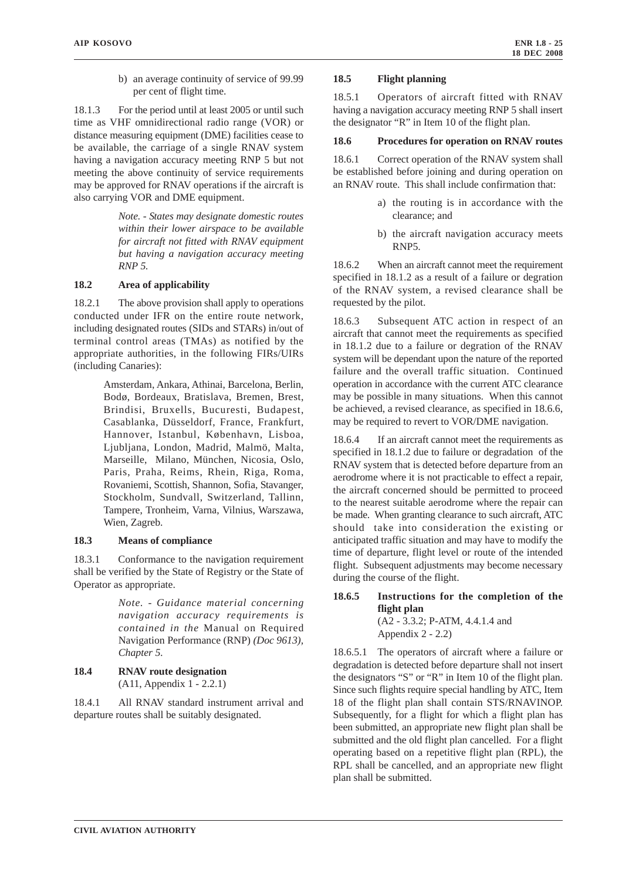b) an average continuity of service of 99.99 per cent of flight time.

18.1.3 For the period until at least 2005 or until such time as VHF omnidirectional radio range (VOR) or distance measuring equipment (DME) facilities cease to be available, the carriage of a single RNAV system having a navigation accuracy meeting RNP 5 but not meeting the above continuity of service requirements may be approved for RNAV operations if the aircraft is also carrying VOR and DME equipment.

> *Note. - States may designate domestic routes within their lower airspace to be available for aircraft not fitted with RNAV equipment but having a navigation accuracy meeting RNP 5.*

### 18.2 Area of applicability

18.2.1 The above provision shall apply to operations conducted under IFR on the entire route network, including designated routes (SIDs and STARs) in/out of terminal control areas (TMAs) as notified by the appropriate authorities, in the following FIRs/UIRs (including Canaries):

> Amsterdam, Ankara, Athinai, Barcelona, Berlin, Bodø, Bordeaux, Bratislava, Bremen, Brest, Brindisi, Bruxells, Bucuresti, Budapest, Casablanka, Düsseldorf, France, Frankfurt, Hannover, Istanbul, København, Lisboa, Ljubljana, London, Madrid, Malmö, Malta, Marseille, Milano, München, Nicosia, Oslo, Paris, Praha, Reims, Rhein, Riga, Roma, Rovaniemi, Scottish, Shannon, Sofia, Stavanger, Stockholm, Sundvall, Switzerland, Tallinn, Tampere, Tronheim, Varna, Vilnius, Warszawa, Wien, Zagreb.

### 18.3 Means of compliance

18.3.1 Conformance to the navigation requirement shall be verified by the State of Registry or the State of Operator as appropriate.

> *Note. - Guidance material concerning navigation accuracy requirements is contained in the* Manual on Required Navigation Performance (RNP) *(Doc 9613), Chapter 5.*

### 18.4 RNAV route designation

(A11, Appendix 1 - 2.2.1)

18.4.1 All RNAV standard instrument arrival and departure routes shall be suitably designated.

### 18.5 Flight planning

18.5.1 Operators of aircraft fitted with RNAV having a navigation accuracy meeting RNP 5 shall insert the designator "R" in Item 10 of the flight plan.

### 18.6 Procedures for operation on RNAV routes

18.6.1 Correct operation of the RNAV system shall be established before joining and during operation on an RNAV route. This shall include confirmation that:

a) the routing is in accordance with the clearance; and

b) the aircraft navigation accuracy meets RNP5.

18.6.2 When an aircraft cannot meet the requirement specified in 18.1.2 as a result of a failure or degration of the RNAV system, a revised clearance shall be requested by the pilot.

18.6.3 Subsequent ATC action in respect of an aircraft that cannot meet the requirements as specified in 18.1.2 due to a failure or degration of the RNAV system will be dependant upon the nature of the reported failure and the overall traffic situation. Continued operation in accordance with the current ATC clearance may be possible in many situations. When this cannot be achieved, a revised clearance, as specified in 18.6.6, may be required to revert to VOR/DME navigation.

18.6.4 If an aircraft cannot meet the requirements as specified in 18.1.2 due to failure or degradation of the RNAV system that is detected before departure from an aerodrome where it is not practicable to effect a repair, the aircraft concerned should be permitted to proceed to the nearest suitable aerodrome where the repair can be made. When granting clearance to such aircraft, ATC should take into consideration the existing or anticipated traffic situation and may have to modify the time of departure, flight level or route of the intended flight. Subsequent adjustments may become necessary during the course of the flight.

#### 18.6.5 Instructions for the completion of the flight plan

(A2 - 3.3.2; P-ATM, 4.4.1.4 and Appendix 2 - 2.2)

18.6.5.1 The operators of aircraft where a failure or degradation is detected before departure shall not insert the designators "S" or "R" in Item 10 of the flight plan. Since such flights require special handling by ATC, Item 18 of the flight plan shall contain STS/RNAVINOP. Subsequently, for a flight for which a flight plan has been submitted, an appropriate new flight plan shall be submitted and the old flight plan cancelled. For a flight operating based on a repetitive flight plan (RPL), the RPL shall be cancelled, and an appropriate new flight plan shall be submitted.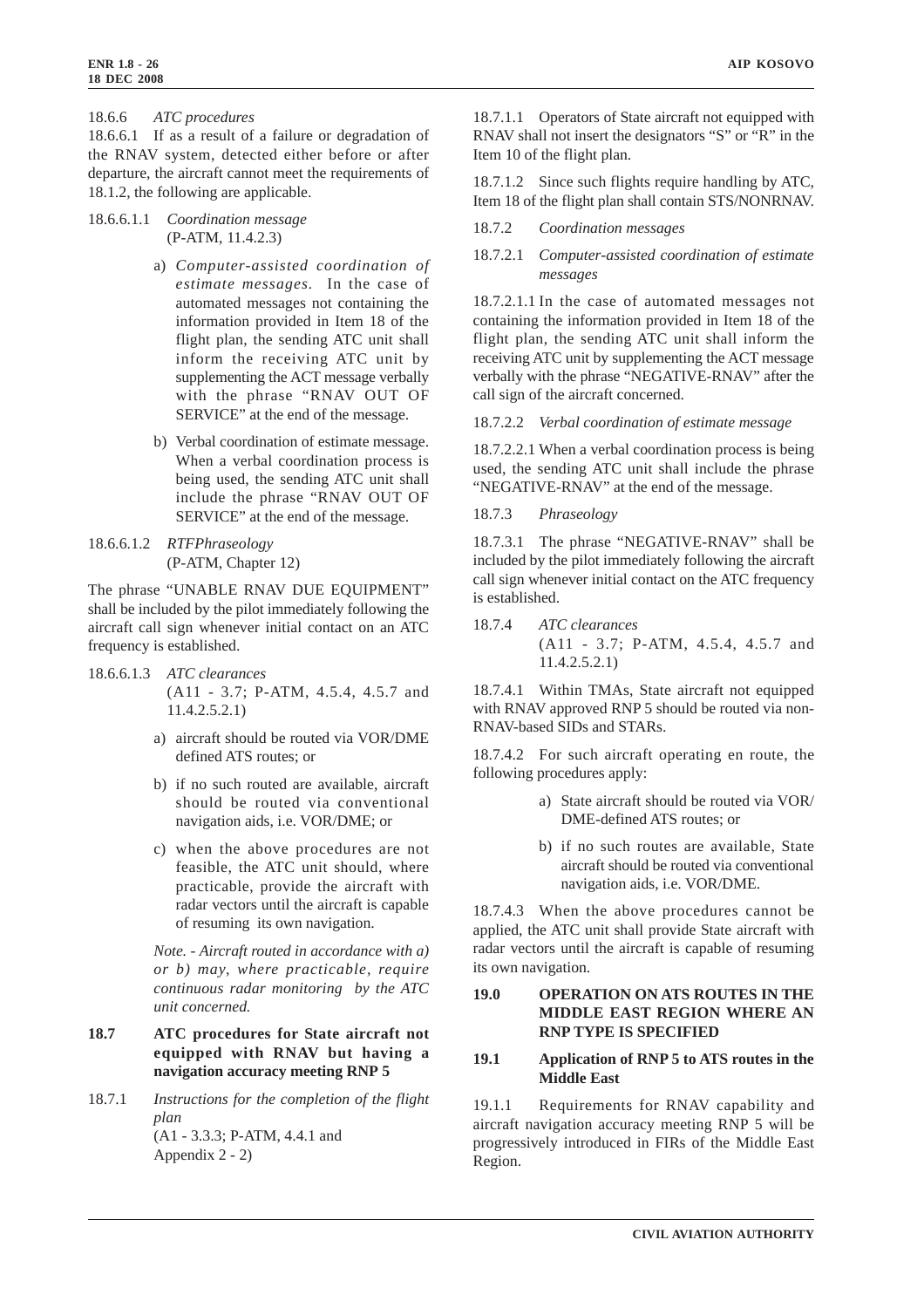18.6.6 *ATC procedures*

18.6.6.1 If as a result of a failure or degradation of the RNAV system, detected either before or after departure, the aircraft cannot meet the requirements of 18.1.2, the following are applicable.

18.6.6.1.1 *Coordination message*
(P-ATM, 11.4.2.3)

a) *Computer-assisted coordination of estimate messages.* In the case of automated messages not containing the information provided in Item 18 of the flight plan, the sending ATC unit shall inform the receiving ATC unit by supplementing the ACT message verbally with the phrase "RNAV OUT OF SERVICE" at the end of the message.

b) Verbal coordination of estimate message. When a verbal coordination process is being used, the sending ATC unit shall include the phrase "RNAV OUT OF SERVICE" at the end of the message.

18.6.6.1.2 *RTFPhraseology*
(P-ATM, Chapter 12)

The phrase "UNABLE RNAV DUE EQUIPMENT" shall be included by the pilot immediately following the aircraft call sign whenever initial contact on an ATC frequency is established.

18.6.6.1.3 *ATC clearances*
(A11 - 3.7; P-ATM, 4.5.4, 4.5.7 and 11.4.2.5.2.1)

a) aircraft should be routed via VOR/DME defined ATS routes; or

b) if no such routed are available, aircraft should be routed via conventional navigation aids, i.e. VOR/DME; or

c) when the above procedures are not feasible, the ATC unit should, where practicable, provide the aircraft with radar vectors until the aircraft is capable of resuming its own navigation.

*Note. - Aircraft routed in accordance with a) or b) may, where practicable, require continuous radar monitoring by the ATC unit concerned.*

## 18.7 ATC procedures for State aircraft not equipped with RNAV but having a navigation accuracy meeting RNP 5

18.7.1 *Instructions for the completion of the flight plan*
(A1 - 3.3.3; P-ATM, 4.4.1 and Appendix 2 - 2)

18.7.1.1 Operators of State aircraft not equipped with RNAV shall not insert the designators "S" or "R" in the Item 10 of the flight plan.

18.7.1.2 Since such flights require handling by ATC, Item 18 of the flight plan shall contain STS/NONRNAV.

18.7.2 *Coordination messages*

18.7.2.1 *Computer-assisted coordination of estimate messages*

18.7.2.1.1 In the case of automated messages not containing the information provided in Item 18 of the flight plan, the sending ATC unit shall inform the receiving ATC unit by supplementing the ACT message verbally with the phrase "NEGATIVE-RNAV" after the call sign of the aircraft concerned.

18.7.2.2 *Verbal coordination of estimate message*

18.7.2.2.1 When a verbal coordination process is being used, the sending ATC unit shall include the phrase "NEGATIVE-RNAV" at the end of the message.

18.7.3 *Phraseology*

18.7.3.1 The phrase "NEGATIVE-RNAV" shall be included by the pilot immediately following the aircraft call sign whenever initial contact on the ATC frequency is established.

18.7.4 *ATC clearances*
(A11 - 3.7; P-ATM, 4.5.4, 4.5.7 and 11.4.2.5.2.1)

18.7.4.1 Within TMAs, State aircraft not equipped with RNAV approved RNP 5 should be routed via non-RNAV-based SIDs and STARs.

18.7.4.2 For such aircraft operating en route, the following procedures apply:

a) State aircraft should be routed via VOR/DME-defined ATS routes; or

b) if no such routes are available, State aircraft should be routed via conventional navigation aids, i.e. VOR/DME.

18.7.4.3 When the above procedures cannot be applied, the ATC unit shall provide State aircraft with radar vectors until the aircraft is capable of resuming its own navigation.

## 19.0 OPERATION ON ATS ROUTES IN THE MIDDLE EAST REGION WHERE AN RNP TYPE IS SPECIFIED

## 19.1 Application of RNP 5 to ATS routes in the Middle East

19.1.1 Requirements for RNAV capability and aircraft navigation accuracy meeting RNP 5 will be progressively introduced in FIRs of the Middle East Region.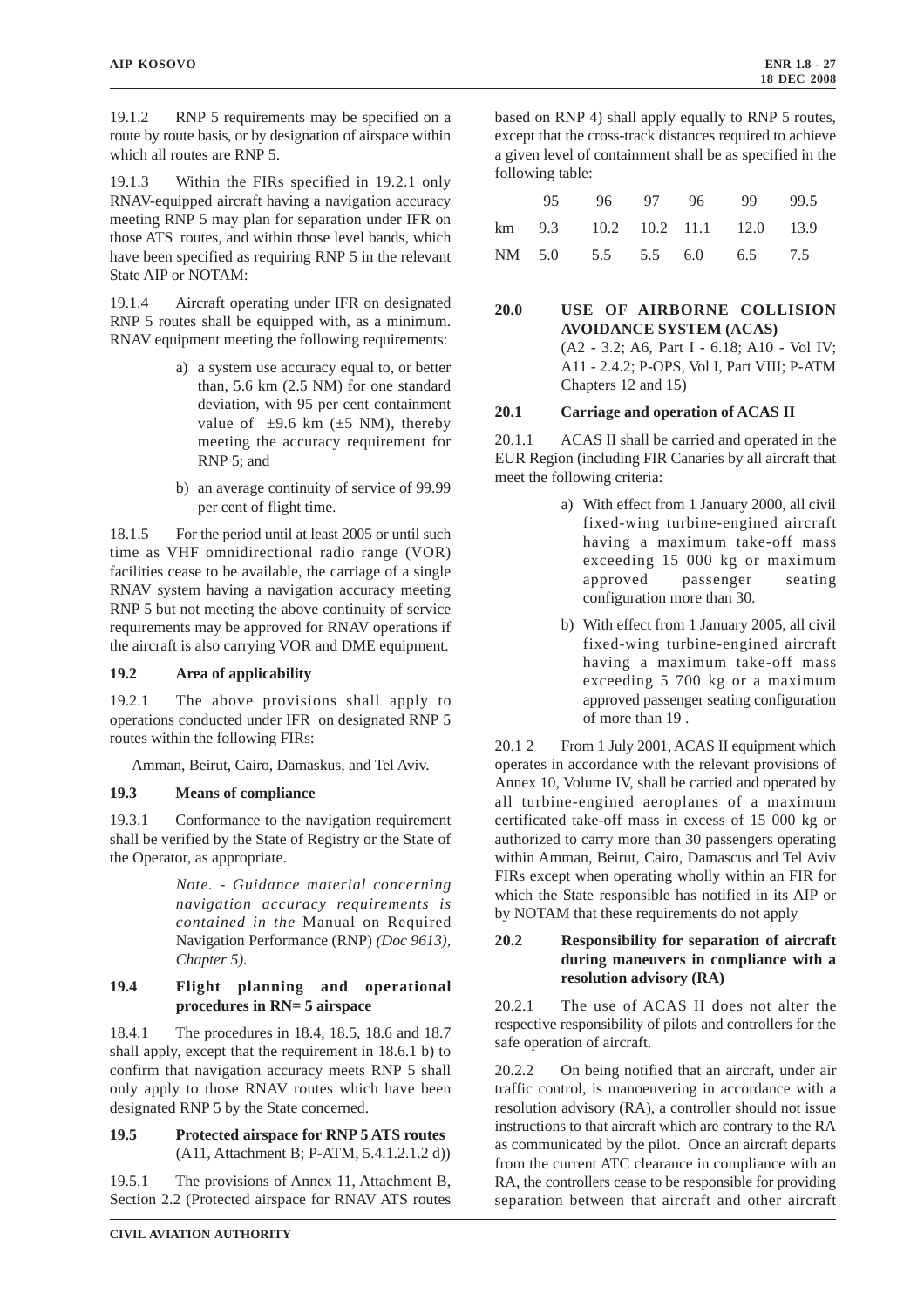19.1.2 RNP 5 requirements may be specified on a route by route basis, or by designation of airspace within which all routes are RNP 5.

19.1.3 Within the FIRs specified in 19.2.1 only RNAV-equipped aircraft having a navigation accuracy meeting RNP 5 may plan for separation under IFR on those ATS routes, and within those level bands, which have been specified as requiring RNP 5 in the relevant State AIP or NOTAM:

19.1.4 Aircraft operating under IFR on designated RNP 5 routes shall be equipped with, as a minimum. RNAV equipment meeting the following requirements:

a) a system use accuracy equal to, or better than, 5.6 km (2.5 NM) for one standard deviation, with 95 per cent containment value of ±9.6 km (±5 NM), thereby meeting the accuracy requirement for RNP 5; and

b) an average continuity of service of 99.99 per cent of flight time.

18.1.5 For the period until at least 2005 or until such time as VHF omnidirectional radio range (VOR) facilities cease to be available, the carriage of a single RNAV system having a navigation accuracy meeting RNP 5 but not meeting the above continuity of service requirements may be approved for RNAV operations if the aircraft is also carrying VOR and DME equipment.

### 19.2 Area of applicability

19.2.1 The above provisions shall apply to operations conducted under IFR on designated RNP 5 routes within the following FIRs:

Amman, Beirut, Cairo, Damaskus, and Tel Aviv.

### 19.3 Means of compliance

19.3.1 Conformance to the navigation requirement shall be verified by the State of Registry or the State of the Operator, as appropriate.

*Note. - Guidance material concerning navigation accuracy requirements is contained in the* Manual on Required Navigation Performance (RNP) *(Doc 9613), Chapter 5).*

### 19.4 Flight planning and operational procedures in RN= 5 airspace

18.4.1 The procedures in 18.4, 18.5, 18.6 and 18.7 shall apply, except that the requirement in 18.6.1 b) to confirm that navigation accuracy meets RNP 5 shall only apply to those RNAV routes which have been designated RNP 5 by the State concerned.

### 19.5 Protected airspace for RNP 5 ATS routes
(A11, Attachment B; P-ATM, 5.4.1.2.1.2 d))

19.5.1 The provisions of Annex 11, Attachment B, Section 2.2 (Protected airspace for RNAV ATS routes based on RNP 4) shall apply equally to RNP 5 routes, except that the cross-track distances required to achieve a given level of containment shall be as specified in the following table:

| | 95 | 96 | 97 | 96 | 99 | 99.5 |
|---|---|---|---|---|---|---|
| km | 9.3 | 10.2 | 10.2 | 11.1 | 12.0 | 13.9 |
| NM | 5.0 | 5.5 | 5.5 | 6.0 | 6.5 | 7.5 |

## 20.0 USE OF AIRBORNE COLLISION AVOIDANCE SYSTEM (ACAS)
(A2 - 3.2; A6, Part I - 6.18; A10 - Vol IV; A11 - 2.4.2; P-OPS, Vol I, Part VIII; P-ATM Chapters 12 and 15)

### 20.1 Carriage and operation of ACAS II

20.1.1 ACAS II shall be carried and operated in the EUR Region (including FIR Canaries by all aircraft that meet the following criteria:

a) With effect from 1 January 2000, all civil fixed-wing turbine-engined aircraft having a maximum take-off mass exceeding 15 000 kg or maximum approved passenger seating configuration more than 30.

b) With effect from 1 January 2005, all civil fixed-wing turbine-engined aircraft having a maximum take-off mass exceeding 5 700 kg or a maximum approved passenger seating configuration of more than 19 .

20.1 2 From 1 July 2001, ACAS II equipment which operates in accordance with the relevant provisions of Annex 10, Volume IV, shall be carried and operated by all turbine-engined aeroplanes of a maximum certificated take-off mass in excess of 15 000 kg or authorized to carry more than 30 passengers operating within Amman, Beirut, Cairo, Damascus and Tel Aviv FIRs except when operating wholly within an FIR for which the State responsible has notified in its AIP or by NOTAM that these requirements do not apply

### 20.2 Responsibility for separation of aircraft during maneuvers in compliance with a resolution advisory (RA)

20.2.1 The use of ACAS II does not alter the respective responsibility of pilots and controllers for the safe operation of aircraft.

20.2.2 On being notified that an aircraft, under air traffic control, is manoeuvering in accordance with a resolution advisory (RA), a controller should not issue instructions to that aircraft which are contrary to the RA as communicated by the pilot. Once an aircraft departs from the current ATC clearance in compliance with an RA, the controllers cease to be responsible for providing separation between that aircraft and other aircraft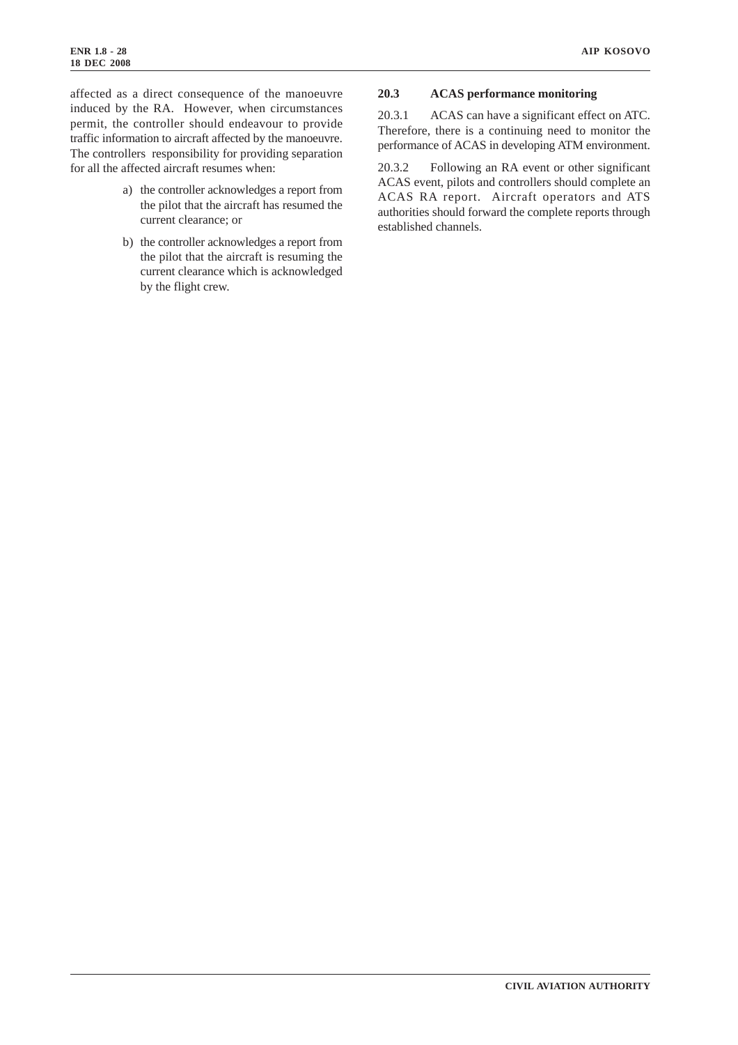affected as a direct consequence of the manoeuvre induced by the RA. However, when circumstances permit, the controller should endeavour to provide traffic information to aircraft affected by the manoeuvre. The controllers responsibility for providing separation for all the affected aircraft resumes when:

a) the controller acknowledges a report from the pilot that the aircraft has resumed the current clearance; or

b) the controller acknowledges a report from the pilot that the aircraft is resuming the current clearance which is acknowledged by the flight crew.

### 20.3 ACAS performance monitoring

20.3.1 ACAS can have a significant effect on ATC. Therefore, there is a continuing need to monitor the performance of ACAS in developing ATM environment.

20.3.2 Following an RA event or other significant ACAS event, pilots and controllers should complete an ACAS RA report. Aircraft operators and ATS authorities should forward the complete reports through established channels.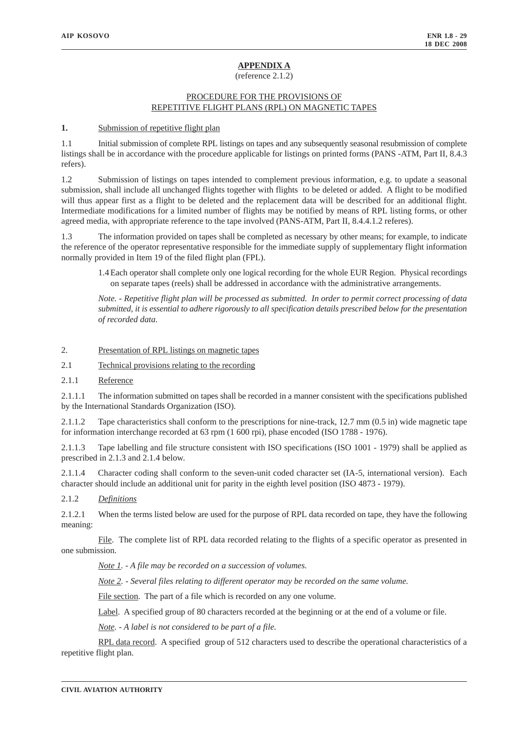# APPENDIX A

(reference 2.1.2)

## PROCEDURE FOR THE PROVISIONS OF REPETITIVE FLIGHT PLANS (RPL) ON MAGNETIC TAPES

**1.** Submission of repetitive flight plan

1.1 Initial submission of complete RPL listings on tapes and any subsequently seasonal resubmission of complete listings shall be in accordance with the procedure applicable for listings on printed forms (PANS -ATM, Part II, 8.4.3 refers).

1.2 Submission of listings on tapes intended to complement previous information, e.g. to update a seasonal submission, shall include all unchanged flights together with flights to be deleted or added. A flight to be modified will thus appear first as a flight to be deleted and the replacement data will be described for an additional flight. Intermediate modifications for a limited number of flights may be notified by means of RPL listing forms, or other agreed media, with appropriate reference to the tape involved (PANS-ATM, Part II, 8.4.4.1.2 referes).

1.3 The information provided on tapes shall be completed as necessary by other means; for example, to indicate the reference of the operator representative responsible for the immediate supply of supplementary flight information normally provided in Item 19 of the filed flight plan (FPL).

1.4 Each operator shall complete only one logical recording for the whole EUR Region. Physical recordings on separate tapes (reels) shall be addressed in accordance with the administrative arrangements.

*Note. - Repetitive flight plan will be processed as submitted. In order to permit correct processing of data submitted, it is essential to adhere rigorously to all specification details prescribed below for the presentation of recorded data.*

2. Presentation of RPL listings on magnetic tapes

2.1 Technical provisions relating to the recording

2.1.1 Reference

2.1.1.1 The information submitted on tapes shall be recorded in a manner consistent with the specifications published by the International Standards Organization (ISO).

2.1.1.2 Tape characteristics shall conform to the prescriptions for nine-track, 12.7 mm (0.5 in) wide magnetic tape for information interchange recorded at 63 rpm (1 600 rpi), phase encoded (ISO 1788 - 1976).

2.1.1.3 Tape labelling and file structure consistent with ISO specifications (ISO 1001 - 1979) shall be applied as prescribed in 2.1.3 and 2.1.4 below.

2.1.1.4 Character coding shall conform to the seven-unit coded character set (IA-5, international version). Each character should include an additional unit for parity in the eighth level position (ISO 4873 - 1979).

2.1.2 *Definitions*

2.1.2.1 When the terms listed below are used for the purpose of RPL data recorded on tape, they have the following meaning:

File. The complete list of RPL data recorded relating to the flights of a specific operator as presented in one submission.

*Note 1. - A file may be recorded on a succession of volumes.*

*Note 2. - Several files relating to different operator may be recorded on the same volume.*

File section. The part of a file which is recorded on any one volume.

Label. A specified group of 80 characters recorded at the beginning or at the end of a volume or file.

*Note. - A label is not considered to be part of a file.*

RPL data record. A specified group of 512 characters used to describe the operational characteristics of a repetitive flight plan.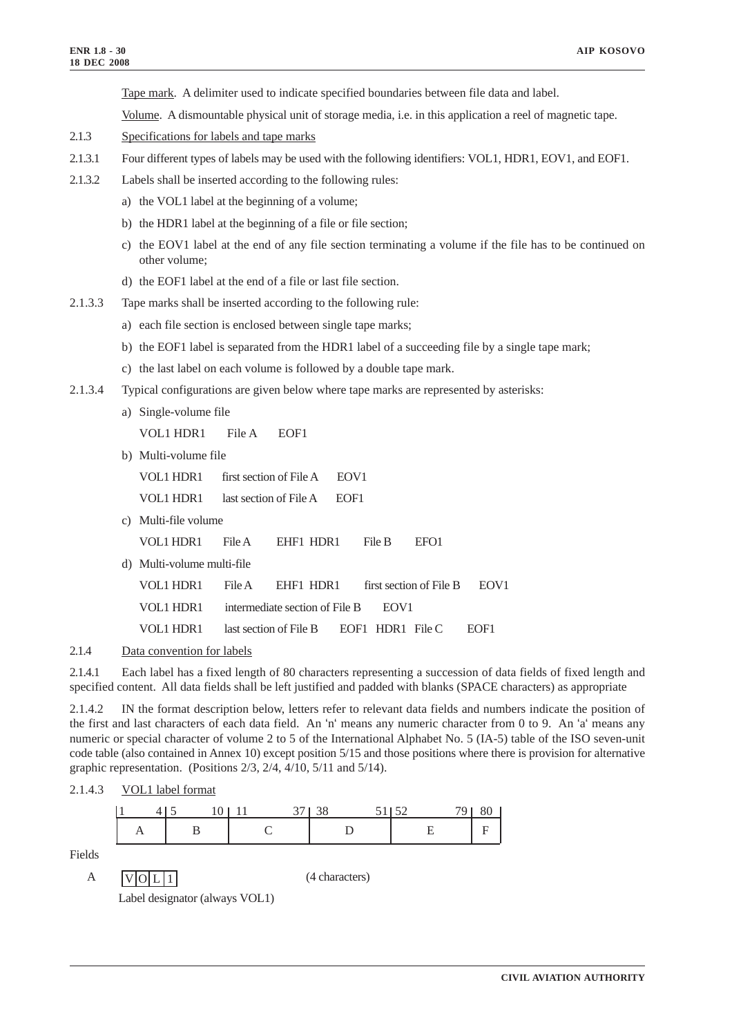Tape mark. A delimiter used to indicate specified boundaries between file data and label.

Volume. A dismountable physical unit of storage media, i.e. in this application a reel of magnetic tape.

2.1.3 Specifications for labels and tape marks

2.1.3.1 Four different types of labels may be used with the following identifiers: VOL1, HDR1, EOV1, and EOF1.

2.1.3.2 Labels shall be inserted according to the following rules:

a) the VOL1 label at the beginning of a volume;

b) the HDR1 label at the beginning of a file or file section;

c) the EOV1 label at the end of any file section terminating a volume if the file has to be continued on other volume;

d) the EOF1 label at the end of a file or last file section.

2.1.3.3 Tape marks shall be inserted according to the following rule:

a) each file section is enclosed between single tape marks;

b) the EOF1 label is separated from the HDR1 label of a succeeding file by a single tape mark;

c) the last label on each volume is followed by a double tape mark.

2.1.3.4 Typical configurations are given below where tape marks are represented by asterisks:

a) Single-volume file

VOL1 HDR1 File A EOF1

b) Multi-volume file

VOL1 HDR1 first section of File A EOV1

VOL1 HDR1 last section of File A EOF1

c) Multi-file volume

VOL1 HDR1 File A EHF1 HDR1 File B EFO1

d) Multi-volume multi-file

VOL1 HDR1 File A EHF1 HDR1 first section of File B EOV1

VOL1 HDR1 intermediate section of File B EOV1

VOL1 HDR1 last section of File B EOF1 HDR1 File C EOF1

2.1.4 Data convention for labels

2.1.4.1 Each label has a fixed length of 80 characters representing a succession of data fields of fixed length and specified content. All data fields shall be left justified and padded with blanks (SPACE characters) as appropriate

2.1.4.2 IN the format description below, letters refer to relevant data fields and numbers indicate the position of the first and last characters of each data field. An 'n' means any numeric character from 0 to 9. An 'a' means any numeric or special character of volume 2 to 5 of the International Alphabet No. 5 (IA-5) table of the ISO seven-unit code table (also contained in Annex 10) except position 5/15 and those positions where there is provision for alternative graphic representation. (Positions 2/3, 2/4, 4/10, 5/11 and 5/14).

2.1.4.3 VOL1 label format

| 1 – 4 | 5 – 10 | 11 – 37 | 38 – 51 | 52 – 79 | 80 |
|---|---|---|---|---|---|
| A | B | C | D | E | F |

Fields

A | V | O | L | 1 | (4 characters)

Label designator (always VOL1)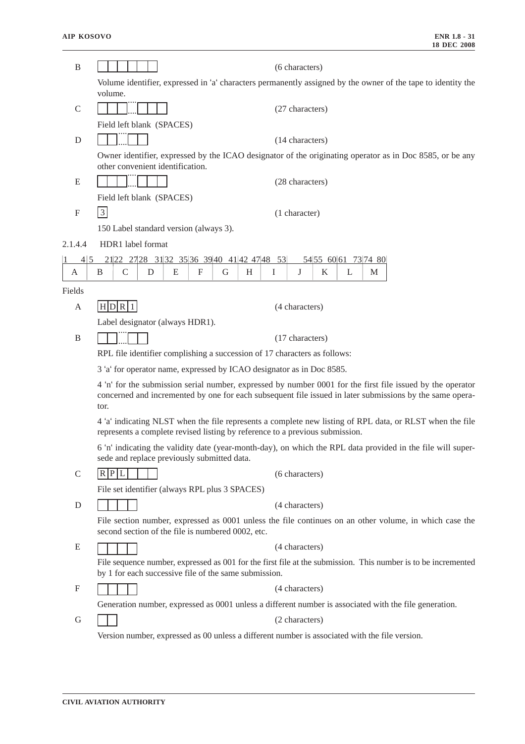B | | | | | | | (6 characters)

Volume identifier, expressed in 'a' characters permanently assigned by the owner of the tape to identity the volume.

C | | | |....| | | | (27 characters)

Field left blank (SPACES)

D | | |....| | | (14 characters)

Owner identifier, expressed by the ICAO designator of the originating operator as in Doc 8585, or be any other convenient identification.

E | | | |....| | | | (28 characters)

Field left blank (SPACES)

F | 3 | (1 character)

150 Label standard version (always 3).

2.1.4.4 HDR1 label format

| 1 4 | 5 21 | 22 27 | 28 31 | 32 35 | 36 39 | 40 41 | 42 47 | 48 53 | 54 | 55 60 | 61 73 | 74 80 |
|---|---|---|---|---|---|---|---|---|---|---|---|---|
| A | B | C | D | E | F | G | H | I | J | K | L | M |

Fields

A | H | D | R | 1 | (4 characters)

Label designator (always HDR1).

B | | |....| | | (17 characters)

RPL file identifier complishing a succession of 17 characters as follows:

3 'a' for operator name, expressed by ICAO designator as in Doc 8585.

4 'n' for the submission serial number, expressed by number 0001 for the first file issued by the operator concerned and incremented by one for each subsequent file issued in later submissions by the same operator.

4 'a' indicating NLST when the file represents a complete new listing of RPL data, or RLST when the file represents a complete revised listing by reference to a previous submission.

6 'n' indicating the validity date (year-month-day), on which the RPL data provided in the file will supersede and replace previously submitted data.

C | R | P | L | | | | (6 characters)

File set identifier (always RPL plus 3 SPACES)

D | | | | | (4 characters)

File section number, expressed as 0001 unless the file continues on an other volume, in which case the second section of the file is numbered 0002, etc.

E | | | | | (4 characters)

File sequence number, expressed as 001 for the first file at the submission. This number is to be incremented by 1 for each successive file of the same submission.

F | | | | | (4 characters)

Generation number, expressed as 0001 unless a different number is associated with the file generation.

G | | | (2 characters)

Version number, expressed as 00 unless a different number is associated with the file version.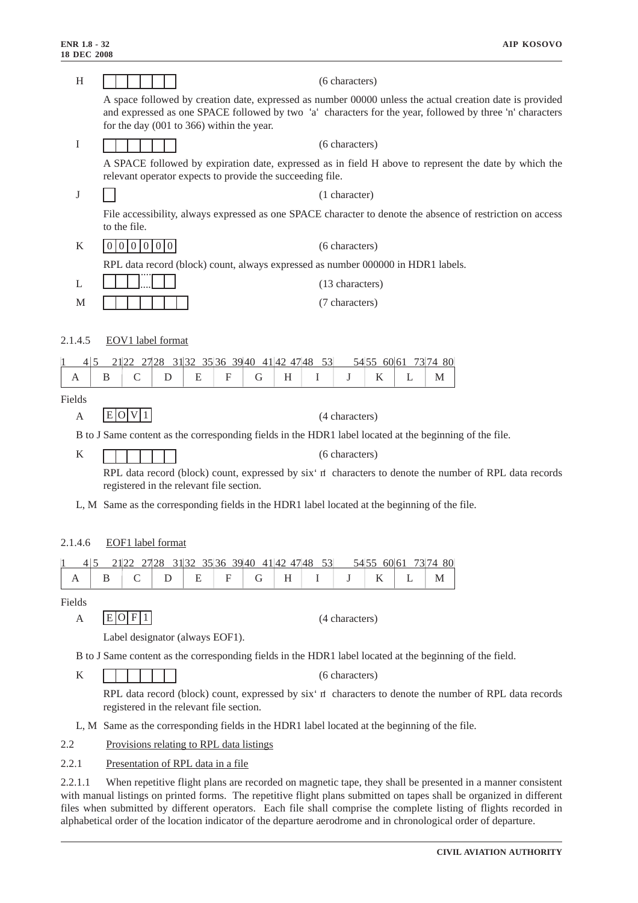H | | | | | | | (6 characters)

A space followed by creation date, expressed as number 00000 unless the actual creation date is provided and expressed as one SPACE followed by two 'a' characters for the year, followed by three 'n' characters for the day (001 to 366) within the year.

I | | | | | | | (6 characters)

A SPACE followed by expiration date, expressed as in field H above to represent the date by which the relevant operator expects to provide the succeeding file.

J | | (1 character)

File accessibility, always expressed as one SPACE character to denote the absence of restriction on access to the file.

K |0|0|0|0|0|0| (6 characters)

RPL data record (block) count, always expressed as number 000000 in HDR1 labels.

L | | | |....| | | (13 characters)

M | | | | | | | | (7 characters)

2.1.4.5 EOV1 label format

| 1 4 | 5 21 | 22 27 | 28 31 | 32 35 | 36 39 | 40 41 | 42 47 | 48 53 | 54 | 55 60 | 61 73 | 74 80 |
|---|---|---|---|---|---|---|---|---|---|---|---|---|
| A | B | C | D | E | F | G | H | I | J | K | L | M |

Fields

A |E|O|V|1| (4 characters)

B to J Same content as the corresponding fields in the HDR1 label located at the beginning of the file.

K | | | | | | | (6 characters)

RPL data record (block) count, expressed by six' n' characters to denote the number of RPL data records registered in the relevant file section.

L, M Same as the corresponding fields in the HDR1 label located at the beginning of the file.

2.1.4.6 EOF1 label format

| 1 4 | 5 21 | 22 27 | 28 31 | 32 35 | 36 39 | 40 41 | 42 47 | 48 53 | 54 | 55 60 | 61 73 | 74 80 |
|---|---|---|---|---|---|---|---|---|---|---|---|---|
| A | B | C | D | E | F | G | H | I | J | K | L | M |

Fields

A |E|O|F|1| (4 characters)

Label designator (always EOF1).

B to J Same content as the corresponding fields in the HDR1 label located at the beginning of the field.

K | | | | | | | (6 characters)

RPL data record (block) count, expressed by six' n' characters to denote the number of RPL data records registered in the relevant file section.

L, M Same as the corresponding fields in the HDR1 label located at the beginning of the file.

2.2 Provisions relating to RPL data listings

2.2.1 Presentation of RPL data in a file

2.2.1.1 When repetitive flight plans are recorded on magnetic tape, they shall be presented in a manner consistent with manual listings on printed forms. The repetitive flight plans submitted on tapes shall be organized in different files when submitted by different operators. Each file shall comprise the complete listing of flights recorded in alphabetical order of the location indicator of the departure aerodrome and in chronological order of departure.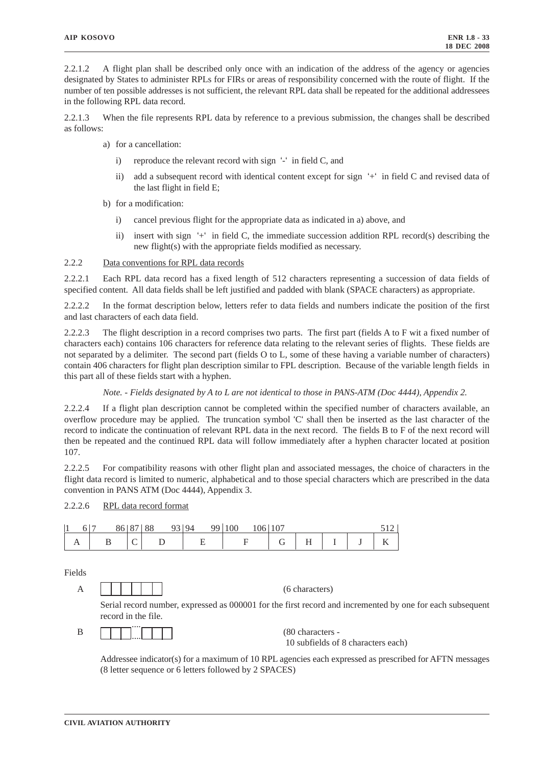2.2.1.2 A flight plan shall be described only once with an indication of the address of the agency or agencies designated by States to administer RPLs for FIRs or areas of responsibility concerned with the route of flight. If the number of ten possible addresses is not sufficient, the relevant RPL data shall be repeated for the additional addressees in the following RPL data record.

2.2.1.3 When the file represents RPL data by reference to a previous submission, the changes shall be described as follows:

a) for a cancellation:

   i) reproduce the relevant record with sign '-' in field C, and

   ii) add a subsequent record with identical content except for sign '+' in field C and revised data of the last flight in field E;

b) for a modification:

   i) cancel previous flight for the appropriate data as indicated in a) above, and

   ii) insert with sign '+' in field C, the immediate succession addition RPL record(s) describing the new flight(s) with the appropriate fields modified as necessary.

2.2.2 Data conventions for RPL data records

2.2.2.1 Each RPL data record has a fixed length of 512 characters representing a succession of data fields of specified content. All data fields shall be left justified and padded with blank (SPACE characters) as appropriate.

2.2.2.2 In the format description below, letters refer to data fields and numbers indicate the position of the first and last characters of each data field.

2.2.2.3 The flight description in a record comprises two parts. The first part (fields A to F wit a fixed number of characters each) contains 106 characters for reference data relating to the relevant series of flights. These fields are not separated by a delimiter. The second part (fields O to L, some of these having a variable number of characters) contain 406 characters for flight plan description similar to FPL description. Because of the variable length fields in this part all of these fields start with a hyphen.

*Note. - Fields designated by A to L are not identical to those in PANS-ATM (Doc 4444), Appendix 2.*

2.2.2.4 If a flight plan description cannot be completed within the specified number of characters available, an overflow procedure may be applied. The truncation symbol 'C' shall then be inserted as the last character of the record to indicate the continuation of relevant RPL data in the next record. The fields B to F of the next record will then be repeated and the continued RPL data will follow immediately after a hyphen character located at position 107.

2.2.2.5 For compatibility reasons with other flight plan and associated messages, the choice of characters in the flight data record is limited to numeric, alphabetical and to those special characters which are prescribed in the data convention in PANS ATM (Doc 4444), Appendix 3.

2.2.2.6 RPL data record format

| 1 6 | 7 86 | 87 | 88 93 | 94 99 | 100 106 | 107 | | | | 512 |
|---|---|---|---|---|---|---|---|---|---|---|
| A | B | C | D | E | F | G | H | I | J | K |

Fields

A (6 characters)

Serial record number, expressed as 000001 for the first record and incremented by one for each subsequent record in the file.

B (80 characters - 10 subfields of 8 characters each)

Addressee indicator(s) for a maximum of 10 RPL agencies each expressed as prescribed for AFTN messages (8 letter sequence or 6 letters followed by 2 SPACES)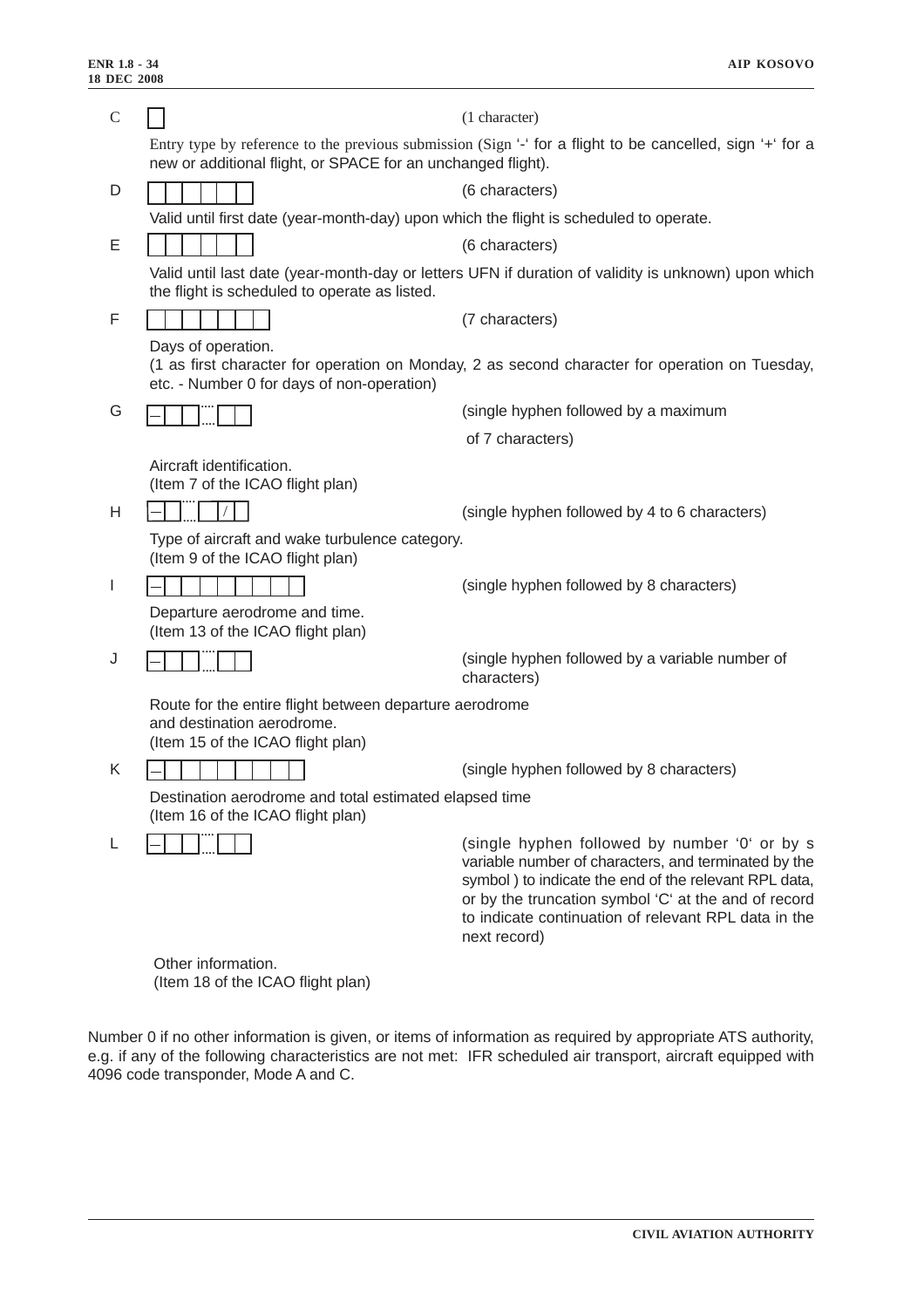**C** [ ] (1 character)

Entry type by reference to the previous submission (Sign '-' for a flight to be cancelled, sign '+' for a new or additional flight, or SPACE for an unchanged flight).

**D** [ | | | | | ] (6 characters)

Valid until first date (year-month-day) upon which the flight is scheduled to operate.

**E** [ | | | | | ] (6 characters)

Valid until last date (year-month-day or letters UFN if duration of validity is unknown) upon which the flight is scheduled to operate as listed.

**F** [ | | | | | | ] (7 characters)

Days of operation.
(1 as first character for operation on Monday, 2 as second character for operation on Tuesday, etc. - Number 0 for days of non-operation)

**G** [–| | |....| | ] (single hyphen followed by a maximum of 7 characters)

Aircraft identification.
(Item 7 of the ICAO flight plan)

**H** [–| |....| |/| ] (single hyphen followed by 4 to 6 characters)

Type of aircraft and wake turbulence category.
(Item 9 of the ICAO flight plan)

**I** [–| | | | | | | | ] (single hyphen followed by 8 characters)

Departure aerodrome and time.
(Item 13 of the ICAO flight plan)

**J** [–| | |....| | ] (single hyphen followed by a variable number of characters)

Route for the entire flight between departure aerodrome and destination aerodrome.
(Item 15 of the ICAO flight plan)

**K** [–| | | | | | | | ] (single hyphen followed by 8 characters)

Destination aerodrome and total estimated elapsed time
(Item 16 of the ICAO flight plan)

**L** [–| | |....| | ] (single hyphen followed by number '0' or by s variable number of characters, and terminated by the symbol ) to indicate the end of the relevant RPL data, or by the truncation symbol 'C' at the and of record to indicate continuation of relevant RPL data in the next record)

Other information.
(Item 18 of the ICAO flight plan)

Number 0 if no other information is given, or items of information as required by appropriate ATS authority, e.g. if any of the following characteristics are not met: IFR scheduled air transport, aircraft equipped with 4096 code transponder, Mode A and C.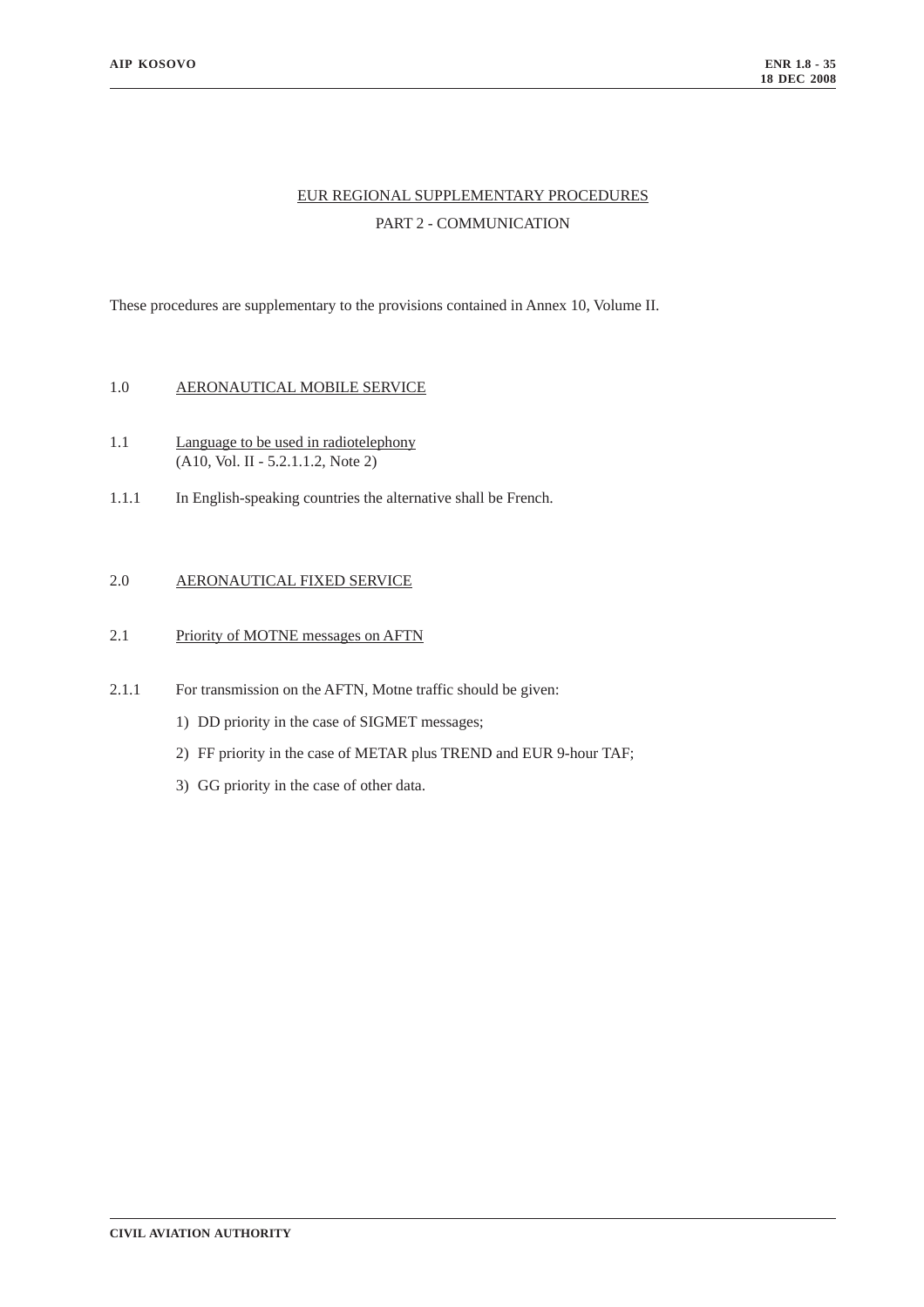# EUR REGIONAL SUPPLEMENTARY PROCEDURES

## PART 2 - COMMUNICATION

These procedures are supplementary to the provisions contained in Annex 10, Volume II.

### 1.0 AERONAUTICAL MOBILE SERVICE

#### 1.1 Language to be used in radiotelephony
(A10, Vol. II - 5.2.1.1.2, Note 2)

1.1.1 In English-speaking countries the alternative shall be French.

### 2.0 AERONAUTICAL FIXED SERVICE

#### 2.1 Priority of MOTNE messages on AFTN

2.1.1 For transmission on the AFTN, Motne traffic should be given:

1) DD priority in the case of SIGMET messages;

2) FF priority in the case of METAR plus TREND and EUR 9-hour TAF;

3) GG priority in the case of other data.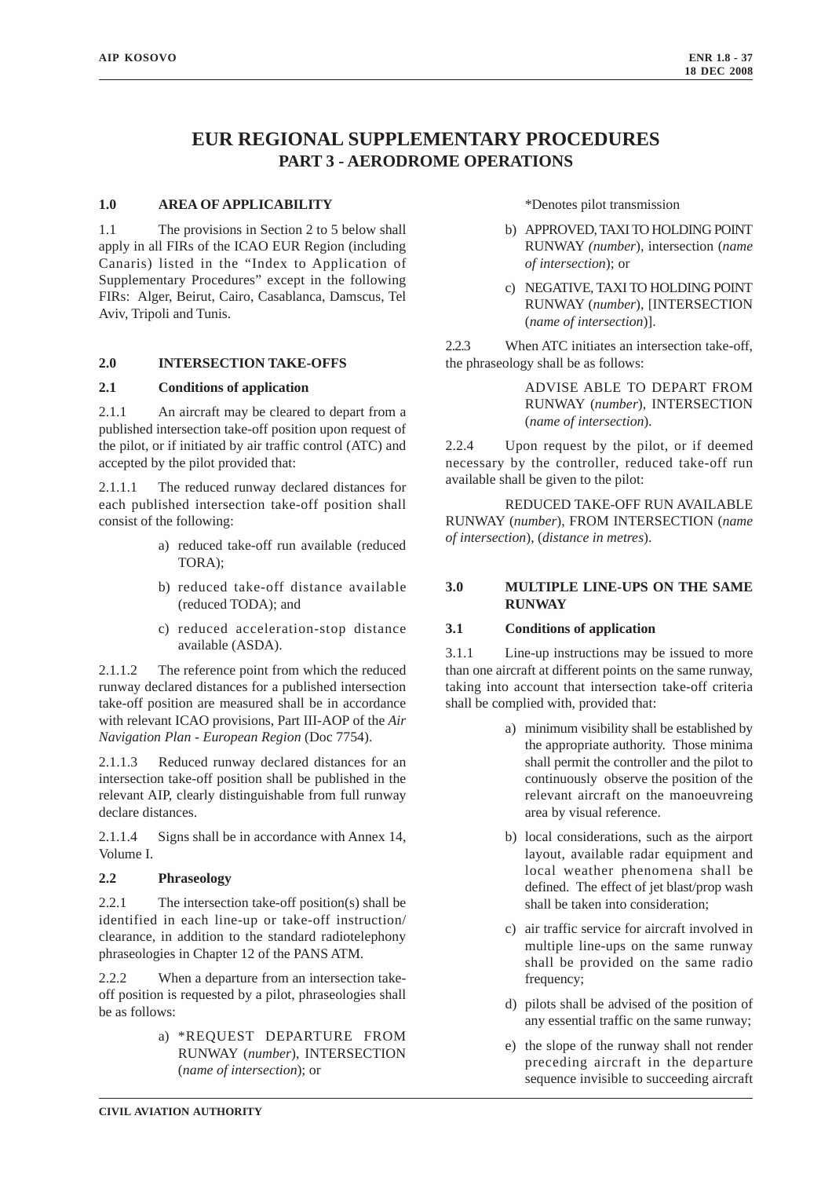# EUR REGIONAL SUPPLEMENTARY PROCEDURES
## PART 3 - AERODROME OPERATIONS

### 1.0 AREA OF APPLICABILITY

1.1 The provisions in Section 2 to 5 below shall apply in all FIRs of the ICAO EUR Region (including Canaris) listed in the "Index to Application of Supplementary Procedures" except in the following FIRs: Alger, Beirut, Cairo, Casablanca, Damscus, Tel Aviv, Tripoli and Tunis.

### 2.0 INTERSECTION TAKE-OFFS

#### 2.1 Conditions of application

2.1.1 An aircraft may be cleared to depart from a published intersection take-off position upon request of the pilot, or if initiated by air traffic control (ATC) and accepted by the pilot provided that:

2.1.1.1 The reduced runway declared distances for each published intersection take-off position shall consist of the following:

a) reduced take-off run available (reduced TORA);

b) reduced take-off distance available (reduced TODA); and

c) reduced acceleration-stop distance available (ASDA).

2.1.1.2 The reference point from which the reduced runway declared distances for a published intersection take-off position are measured shall be in accordance with relevant ICAO provisions, Part III-AOP of the *Air Navigation Plan - European Region* (Doc 7754).

2.1.1.3 Reduced runway declared distances for an intersection take-off position shall be published in the relevant AIP, clearly distinguishable from full runway declare distances.

2.1.1.4 Signs shall be in accordance with Annex 14, Volume I.

#### 2.2 Phraseology

2.2.1 The intersection take-off position(s) shall be identified in each line-up or take-off instruction/ clearance, in addition to the standard radiotelephony phraseologies in Chapter 12 of the PANS ATM.

2.2.2 When a departure from an intersection take-off position is requested by a pilot, phraseologies shall be as follows:

a) *REQUEST DEPARTURE FROM RUNWAY (*number*), INTERSECTION (*name of intersection*); or

*Denotes pilot transmission

b) APPROVED, TAXI TO HOLDING POINT RUNWAY *(number*), intersection (*name of intersection*); or

c) NEGATIVE, TAXI TO HOLDING POINT RUNWAY (*number*), [INTERSECTION (*name of intersection*)].

2.2.3 When ATC initiates an intersection take-off, the phraseology shall be as follows:

ADVISE ABLE TO DEPART FROM RUNWAY (*number*), INTERSECTION (*name of intersection*).

2.2.4 Upon request by the pilot, or if deemed necessary by the controller, reduced take-off run available shall be given to the pilot:

REDUCED TAKE-OFF RUN AVAILABLE RUNWAY (*number*), FROM INTERSECTION (*name of intersection*), (*distance in metres*).

### 3.0 MULTIPLE LINE-UPS ON THE SAME RUNWAY

#### 3.1 Conditions of application

3.1.1 Line-up instructions may be issued to more than one aircraft at different points on the same runway, taking into account that intersection take-off criteria shall be complied with, provided that:

a) minimum visibility shall be established by the appropriate authority. Those minima shall permit the controller and the pilot to continuously observe the position of the relevant aircraft on the manoeuvreing area by visual reference.

b) local considerations, such as the airport layout, available radar equipment and local weather phenomena shall be defined. The effect of jet blast/prop wash shall be taken into consideration;

c) air traffic service for aircraft involved in multiple line-ups on the same runway shall be provided on the same radio frequency;

d) pilots shall be advised of the position of any essential traffic on the same runway;

e) the slope of the runway shall not render preceding aircraft in the departure sequence invisible to succeeding aircraft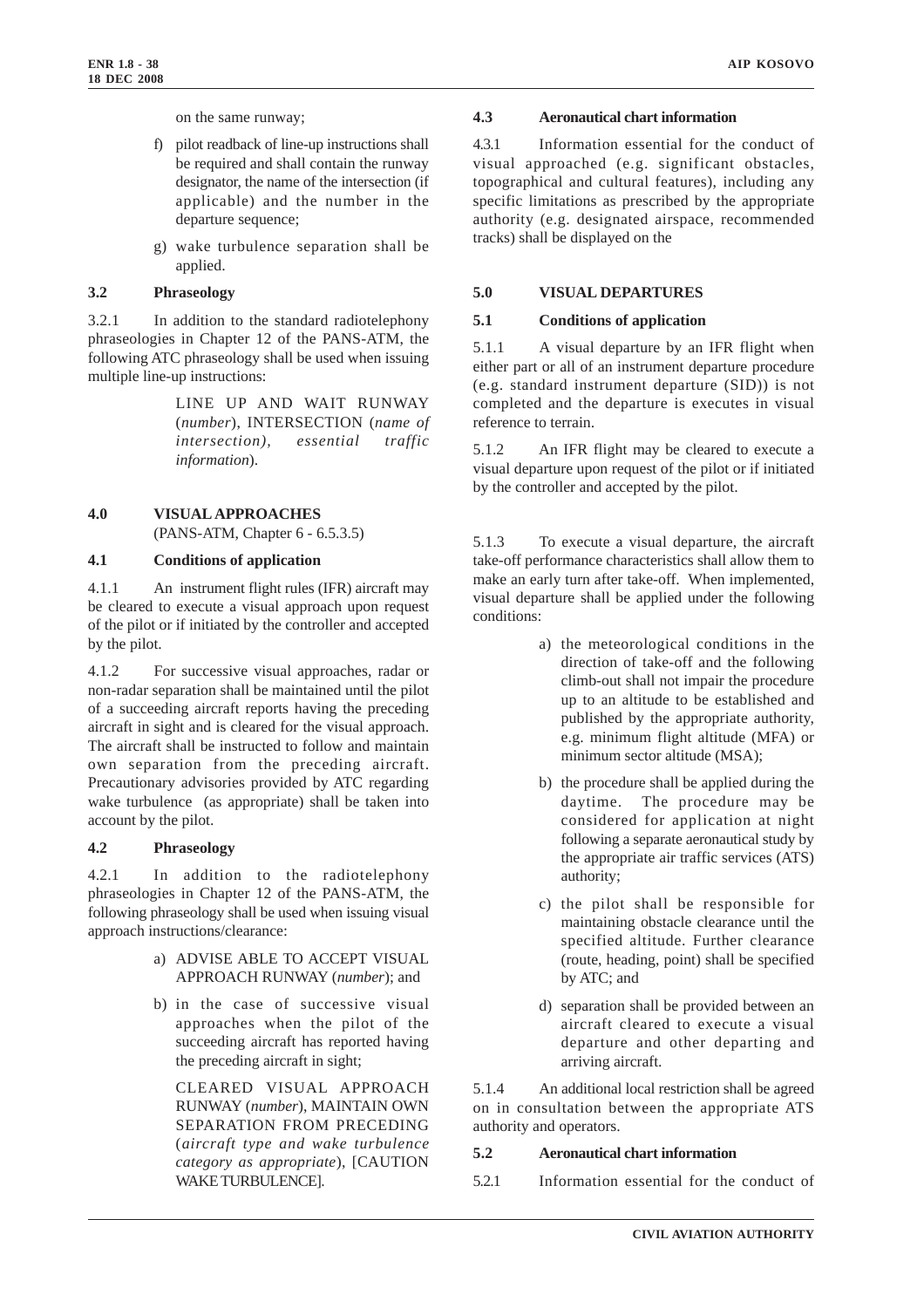on the same runway;

f) pilot readback of line-up instructions shall be required and shall contain the runway designator, the name of the intersection (if applicable) and the number in the departure sequence;

g) wake turbulence separation shall be applied.

### 3.2 Phraseology

3.2.1 In addition to the standard radiotelephony phraseologies in Chapter 12 of the PANS-ATM, the following ATC phraseology shall be used when issuing multiple line-up instructions:

> LINE UP AND WAIT RUNWAY (*number*), INTERSECTION (*name of intersection), essential traffic information*).

## 4.0 VISUAL APPROACHES

(PANS-ATM, Chapter 6 - 6.5.3.5)

### 4.1 Conditions of application

4.1.1 An instrument flight rules (IFR) aircraft may be cleared to execute a visual approach upon request of the pilot or if initiated by the controller and accepted by the pilot.

4.1.2 For successive visual approaches, radar or non-radar separation shall be maintained until the pilot of a succeeding aircraft reports having the preceding aircraft in sight and is cleared for the visual approach. The aircraft shall be instructed to follow and maintain own separation from the preceding aircraft. Precautionary advisories provided by ATC regarding wake turbulence (as appropriate) shall be taken into account by the pilot.

### 4.2 Phraseology

4.2.1 In addition to the radiotelephony phraseologies in Chapter 12 of the PANS-ATM, the following phraseology shall be used when issuing visual approach instructions/clearance:

a) ADVISE ABLE TO ACCEPT VISUAL APPROACH RUNWAY (*number*); and

b) in the case of successive visual approaches when the pilot of the succeeding aircraft has reported having the preceding aircraft in sight;

CLEARED VISUAL APPROACH RUNWAY (*number*), MAINTAIN OWN SEPARATION FROM PRECEDING (*aircraft type and wake turbulence category as appropriate*), [CAUTION WAKE TURBULENCE].

### 4.3 Aeronautical chart information

4.3.1 Information essential for the conduct of visual approached (e.g. significant obstacles, topographical and cultural features), including any specific limitations as prescribed by the appropriate authority (e.g. designated airspace, recommended tracks) shall be displayed on the

## 5.0 VISUAL DEPARTURES

### 5.1 Conditions of application

5.1.1 A visual departure by an IFR flight when either part or all of an instrument departure procedure (e.g. standard instrument departure (SID)) is not completed and the departure is executes in visual reference to terrain.

5.1.2 An IFR flight may be cleared to execute a visual departure upon request of the pilot or if initiated by the controller and accepted by the pilot.

5.1.3 To execute a visual departure, the aircraft take-off performance characteristics shall allow them to make an early turn after take-off. When implemented, visual departure shall be applied under the following conditions:

a) the meteorological conditions in the direction of take-off and the following climb-out shall not impair the procedure up to an altitude to be established and published by the appropriate authority, e.g. minimum flight altitude (MFA) or minimum sector altitude (MSA);

b) the procedure shall be applied during the daytime. The procedure may be considered for application at night following a separate aeronautical study by the appropriate air traffic services (ATS) authority;

c) the pilot shall be responsible for maintaining obstacle clearance until the specified altitude. Further clearance (route, heading, point) shall be specified by ATC; and

d) separation shall be provided between an aircraft cleared to execute a visual departure and other departing and arriving aircraft.

5.1.4 An additional local restriction shall be agreed on in consultation between the appropriate ATS authority and operators.

### 5.2 Aeronautical chart information

5.2.1 Information essential for the conduct of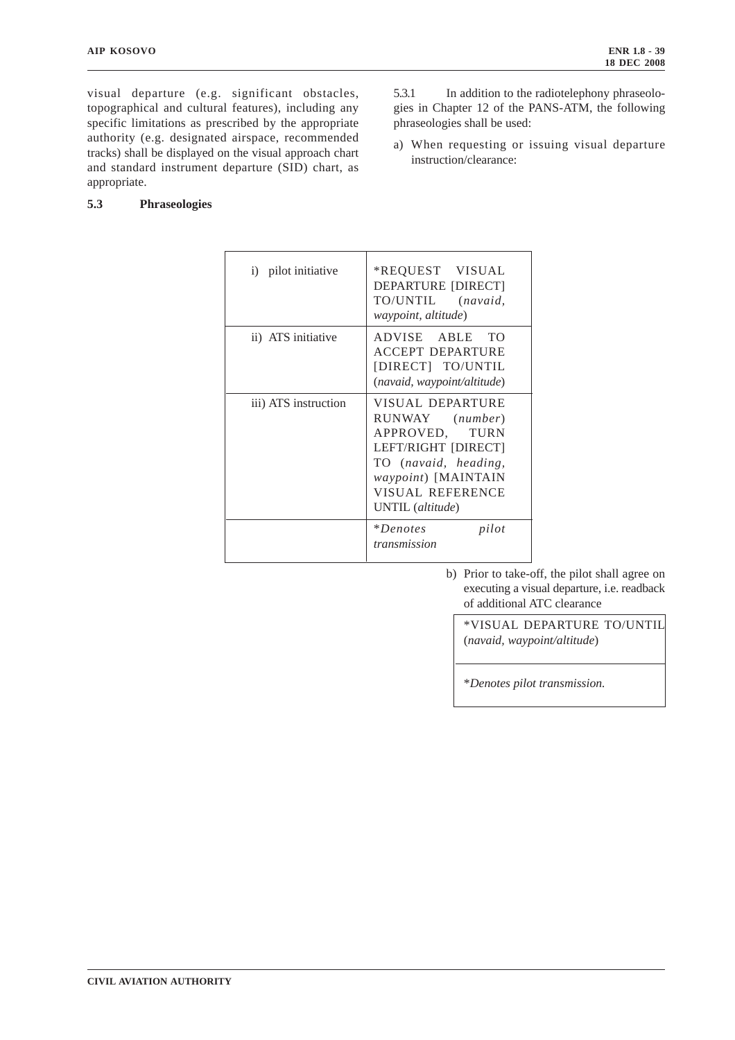visual departure (e.g. significant obstacles, topographical and cultural features), including any specific limitations as prescribed by the appropriate authority (e.g. designated airspace, recommended tracks) shall be displayed on the visual approach chart and standard instrument departure (SID) chart, as appropriate.

### 5.3 Phraseologies

5.3.1 In addition to the radiotelephony phraseologies in Chapter 12 of the PANS-ATM, the following phraseologies shall be used:

a) When requesting or issuing visual departure instruction/clearance:

| | |
|---|---|
| i) pilot initiative | *REQUEST VISUAL DEPARTURE [DIRECT] TO/UNTIL (*navaid, waypoint, altitude*) |
| ii) ATS initiative | ADVISE ABLE TO ACCEPT DEPARTURE [DIRECT] TO/UNTIL (*navaid, waypoint/altitude*) |
| iii) ATS instruction | VISUAL DEPARTURE RUNWAY (*number*) APPROVED, TURN LEFT/RIGHT [DIRECT] TO (*navaid, heading, waypoint*) [MAINTAIN VISUAL REFERENCE UNTIL (*altitude*) |
| | **Denotes pilot transmission* |

b) Prior to take-off, the pilot shall agree on executing a visual departure, i.e. readback of additional ATC clearance

| |
|---|
| *VISUAL DEPARTURE TO/UNTIL (*navaid, waypoint/altitude*) |
| **Denotes pilot transmission.* |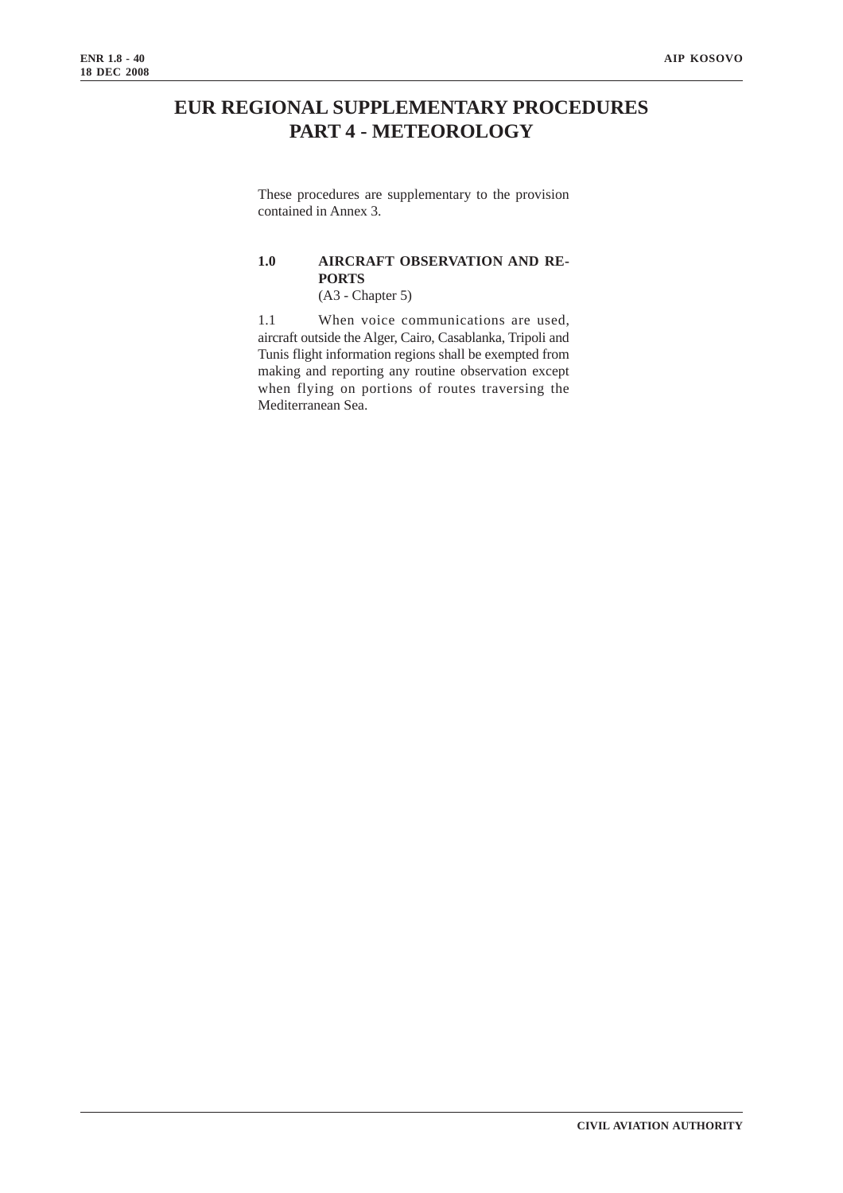# EUR REGIONAL SUPPLEMENTARY PROCEDURES
# PART 4 - METEOROLOGY

These procedures are supplementary to the provision contained in Annex 3.

## 1.0 AIRCRAFT OBSERVATION AND REPORTS

(A3 - Chapter 5)

1.1 When voice communications are used, aircraft outside the Alger, Cairo, Casablanka, Tripoli and Tunis flight information regions shall be exempted from making and reporting any routine observation except when flying on portions of routes traversing the Mediterranean Sea.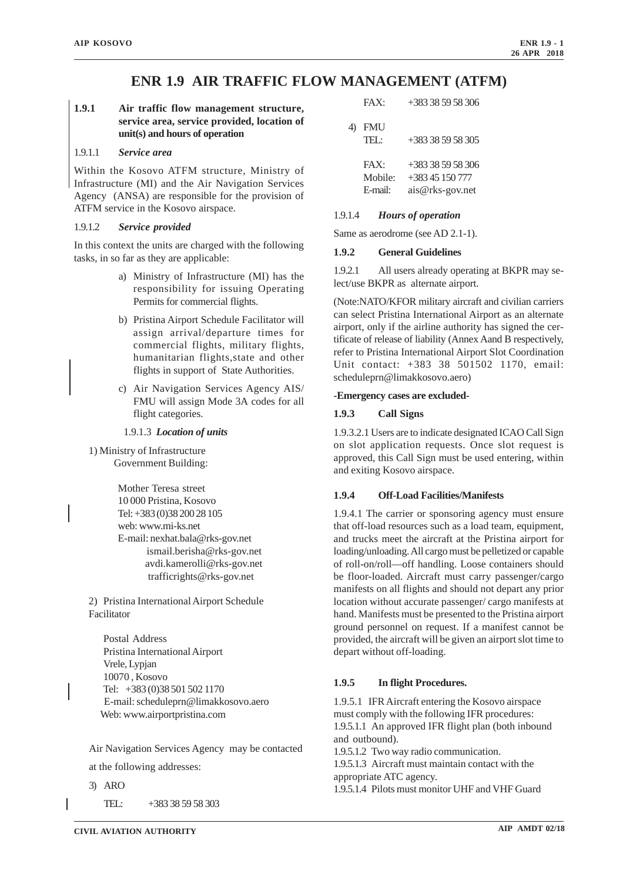# ENR 1.9 AIR TRAFFIC FLOW MANAGEMENT (ATFM)

## 1.9.1 Air traffic flow management structure, service area, service provided, location of unit(s) and hours of operation

### 1.9.1.1 *Service area*

Within the Kosovo ATFM structure, Ministry of Infrastructure (MI) and the Air Navigation Services Agency (ANSA) are responsible for the provision of ATFM service in the Kosovo airspace.

### 1.9.1.2 *Service provided*

In this context the units are charged with the following tasks, in so far as they are applicable:

a) Ministry of Infrastructure (MI) has the responsibility for issuing Operating Permits for commercial flights.

b) Pristina Airport Schedule Facilitator will assign arrival/departure times for commercial flights, military flights, humanitarian flights,state and other flights in support of State Authorities.

c) Air Navigation Services Agency AIS/ FMU will assign Mode 3A codes for all flight categories.

### 1.9.1.3 *Location of units*

1) Ministry of Infrastructure
Government Building:

Mother Teresa street
10 000 Pristina, Kosovo
Tel: +383 (0)38 200 28 105
web: www.mi-ks.net
E-mail: nexhat.bala@rks-gov.net
ismail.berisha@rks-gov.net
avdi.kamerolli@rks-gov.net
trafficrights@rks-gov.net

2) Pristina International Airport Schedule Facilitator

Postal Address
Pristina International Airport
Vrele, Lypjan
10070 , Kosovo
Tel: +383 (0)38 501 502 1170
E-mail: scheduleprn@limakkosovo.aero
Web: www.airportpristina.com

Air Navigation Services Agency may be contacted at the following addresses:

3) ARO

TEL: +383 38 59 58 303
FAX: +383 38 59 58 306

4) FMU

TEL: +383 38 59 58 305
FAX: +383 38 59 58 306
Mobile: +383 45 150 777
E-mail: ais@rks-gov.net

### 1.9.1.4 *Hours of operation*

Same as aerodrome (see AD 2.1-1).

## 1.9.2 General Guidelines

1.9.2.1 All users already operating at BKPR may select/use BKPR as alternate airport.

(Note:NATO/KFOR military aircraft and civilian carriers can select Pristina International Airport as an alternate airport, only if the airline authority has signed the certificate of release of liability (Annex Aand B respectively, refer to Pristina International Airport Slot Coordination Unit contact: +383 38 501502 1170, email: scheduleprn@limakkosovo.aero)

**-Emergency cases are excluded-**

## 1.9.3 Call Signs

1.9.3.2.1 Users are to indicate designated ICAO Call Sign on slot application requests. Once slot request is approved, this Call Sign must be used entering, within and exiting Kosovo airspace.

## 1.9.4 Off-Load Facilities/Manifests

1.9.4.1 The carrier or sponsoring agency must ensure that off-load resources such as a load team, equipment, and trucks meet the aircraft at the Pristina airport for loading/unloading. All cargo must be pelletized or capable of roll-on/roll—off handling. Loose containers should be floor-loaded. Aircraft must carry passenger/cargo manifests on all flights and should not depart any prior location without accurate passenger/ cargo manifests at hand. Manifests must be presented to the Pristina airport ground personnel on request. If a manifest cannot be provided, the aircraft will be given an airport slot time to depart without off-loading.

## 1.9.5 In flight Procedures.

1.9.5.1 IFR Aircraft entering the Kosovo airspace must comply with the following IFR procedures:
1.9.5.1.1 An approved IFR flight plan (both inbound and outbound).
1.9.5.1.2 Two way radio communication.
1.9.5.1.3 Aircraft must maintain contact with the appropriate ATC agency.
1.9.5.1.4 Pilots must monitor UHF and VHF Guard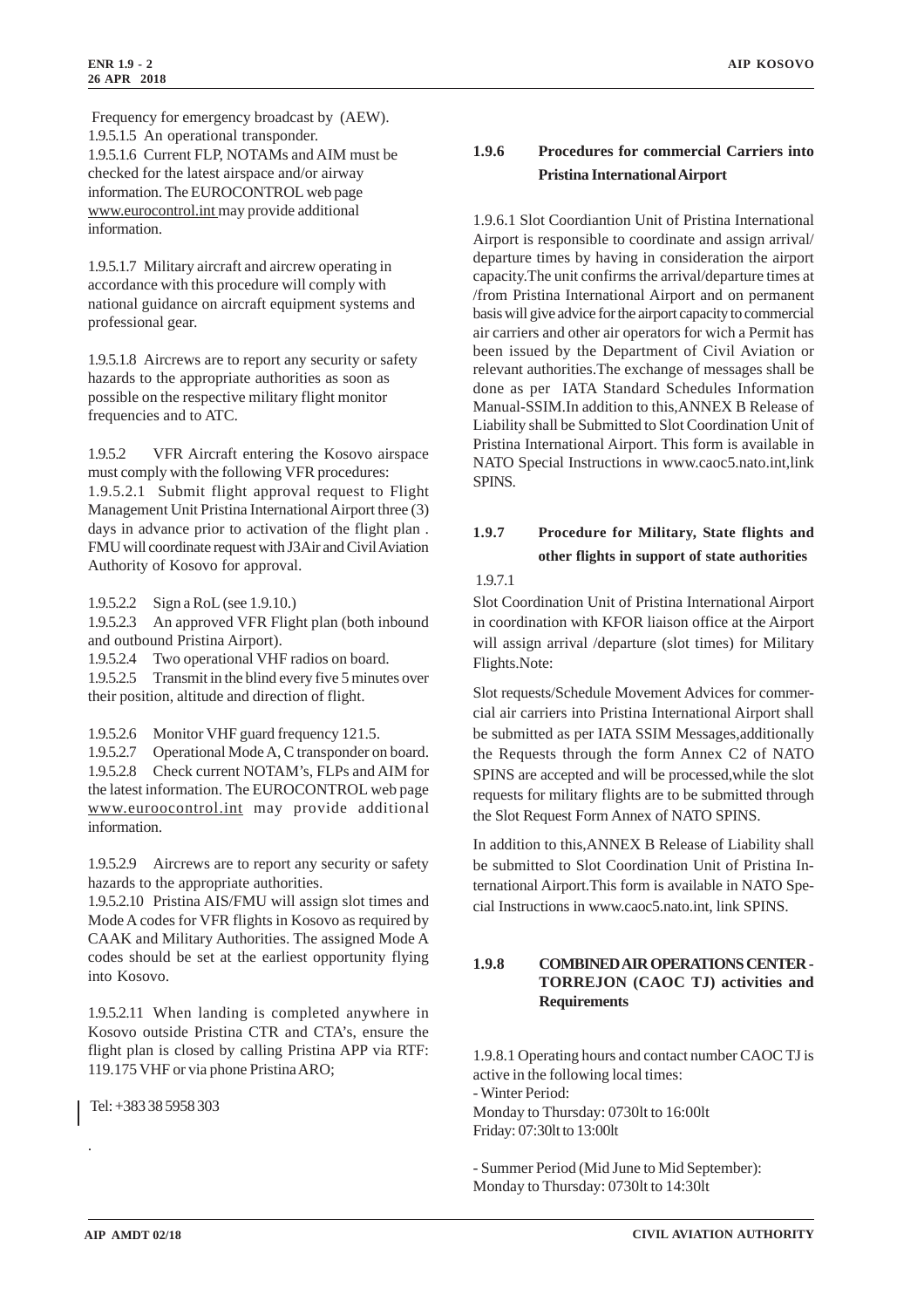Frequency for emergency broadcast by (AEW).

1.9.5.1.5 An operational transponder.

1.9.5.1.6 Current FLP, NOTAMs and AIM must be checked for the latest airspace and/or airway information. The EUROCONTROL web page www.eurocontrol.int may provide additional information.

1.9.5.1.7 Military aircraft and aircrew operating in accordance with this procedure will comply with national guidance on aircraft equipment systems and professional gear.

1.9.5.1.8 Aircrews are to report any security or safety hazards to the appropriate authorities as soon as possible on the respective military flight monitor frequencies and to ATC.

1.9.5.2 VFR Aircraft entering the Kosovo airspace must comply with the following VFR procedures:

1.9.5.2.1 Submit flight approval request to Flight Management Unit Pristina International Airport three (3) days in advance prior to activation of the flight plan . FMU will coordinate request with J3Air and Civil Aviation Authority of Kosovo for approval.

1.9.5.2.2 Sign a RoL (see 1.9.10.)

1.9.5.2.3 An approved VFR Flight plan (both inbound and outbound Pristina Airport).

1.9.5.2.4 Two operational VHF radios on board.

1.9.5.2.5 Transmit in the blind every five 5 minutes over their position, altitude and direction of flight.

1.9.5.2.6 Monitor VHF guard frequency 121.5.

1.9.5.2.7 Operational Mode A, C transponder on board.

1.9.5.2.8 Check current NOTAM's, FLPs and AIM for the latest information. The EUROCONTROL web page www.euroocontrol.int may provide additional information.

1.9.5.2.9 Aircrews are to report any security or safety hazards to the appropriate authorities.

1.9.5.2.10 Pristina AIS/FMU will assign slot times and Mode A codes for VFR flights in Kosovo as required by CAAK and Military Authorities. The assigned Mode A codes should be set at the earliest opportunity flying into Kosovo.

1.9.5.2.11 When landing is completed anywhere in Kosovo outside Pristina CTR and CTA's, ensure the flight plan is closed by calling Pristina APP via RTF: 119.175 VHF or via phone Pristina ARO;

Tel: +383 38 5958 303

.

### 1.9.6 Procedures for commercial Carriers into Pristina International Airport

1.9.6.1 Slot Coordiantion Unit of Pristina International Airport is responsible to coordinate and assign arrival/ departure times by having in consideration the airport capacity.The unit confirms the arrival/departure times at /from Pristina International Airport and on permanent basis will give advice for the airport capacity to commercial air carriers and other air operators for wich a Permit has been issued by the Department of Civil Aviation or relevant authorities.The exchange of messages shall be done as per IATA Standard Schedules Information Manual-SSIM.In addition to this,ANNEX B Release of Liability shall be Submitted to Slot Coordination Unit of Pristina International Airport. This form is available in NATO Special Instructions in www.caoc5.nato.int,link SPINS.

### 1.9.7 Procedure for Military, State flights and other flights in support of state authorities

1.9.7.1

Slot Coordination Unit of Pristina International Airport in coordination with KFOR liaison office at the Airport will assign arrival /departure (slot times) for Military Flights.Note:

Slot requests/Schedule Movement Advices for commercial air carriers into Pristina International Airport shall be submitted as per IATA SSIM Messages,additionally the Requests through the form Annex C2 of NATO SPINS are accepted and will be processed,while the slot requests for military flights are to be submitted through the Slot Request Form Annex of NATO SPINS.

In addition to this,ANNEX B Release of Liability shall be submitted to Slot Coordination Unit of Pristina International Airport.This form is available in NATO Special Instructions in www.caoc5.nato.int, link SPINS.

### 1.9.8 COMBINED AIR OPERATIONS CENTER - TORREJON (CAOC TJ) activities and Requirements

1.9.8.1 Operating hours and contact number CAOC TJ is active in the following local times:

- Winter Period:

Monday to Thursday: 0730lt to 16:00lt

Friday: 07:30lt to 13:00lt

- Summer Period (Mid June to Mid September):

Monday to Thursday: 0730lt to 14:30lt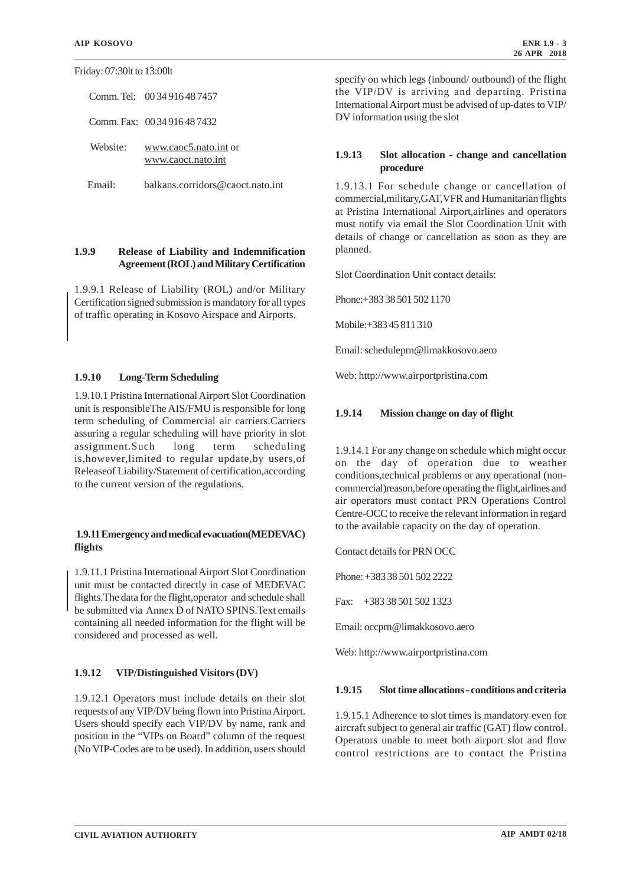Friday: 07:30lt to 13:00lt

Comm. Tel: 00 34 916 48 7457

Comm. Fax: 00 34 916 48 7432

Website: www.caoc5.nato.int or www.caoct.nato.int

Email: balkans.corridors@caoct.nato.int

### 1.9.9 Release of Liability and Indemnification Agreement (ROL) and Military Certification

1.9.9.1 Release of Liability (ROL) and/or Military Certification signed submission is mandatory for all types of traffic operating in Kosovo Airspace and Airports.

### 1.9.10 Long-Term Scheduling

1.9.10.1 Pristina International Airport Slot Coordination unit is responsibleThe AIS/FMU is responsible for long term scheduling of Commercial air carriers.Carriers assuring a regular scheduling will have priority in slot assignment.Such long term scheduling is,however,limited to regular update,by users,of Releaseof Liability/Statement of certification,according to the current version of the regulations.

### 1.9.11 Emergency and medical evacuation(MEDEVAC) flights

1.9.11.1 Pristina International Airport Slot Coordination unit must be contacted directly in case of MEDEVAC flights.The data for the flight,operator and schedule shall be submitted via Annex D of NATO SPINS.Text emails containing all needed information for the flight will be considered and processed as well.

### 1.9.12 VIP/Distinguished Visitors (DV)

1.9.12.1 Operators must include details on their slot requests of any VIP/DV being flown into Pristina Airport. Users should specify each VIP/DV by name, rank and position in the "VIPs on Board" column of the request (No VIP-Codes are to be used). In addition, users should specify on which legs (inbound/ outbound) of the flight the VIP/DV is arriving and departing. Pristina International Airport must be advised of up-dates to VIP/DV information using the slot

### 1.9.13 Slot allocation - change and cancellation procedure

1.9.13.1 For schedule change or cancellation of commercial,military,GAT,VFR and Humanitarian flights at Pristina International Airport,airlines and operators must notify via email the Slot Coordination Unit with details of change or cancellation as soon as they are planned.

Slot Coordination Unit contact details:

Phone:+383 38 501 502 1170

Mobile:+383 45 811 310

Email: scheduleprn@limakkosovo.aero

Web: http://www.airportpristina.com

### 1.9.14 Mission change on day of flight

1.9.14.1 For any change on schedule which might occur on the day of operation due to weather conditions,technical problems or any operational (non-commercial)reason,before operating the flight,airlines and air operators must contact PRN Operations Control Centre-OCC to receive the relevant information in regard to the available capacity on the day of operation.

Contact details for PRN OCC

Phone: +383 38 501 502 2222

Fax: +383 38 501 502 1323

Email: occprn@limakkosovo.aero

Web: http://www.airportpristina.com

### 1.9.15 Slot time allocations - conditions and criteria

1.9.15.1 Adherence to slot times is mandatory even for aircraft subject to general air traffic (GAT) flow control. Operators unable to meet both airport slot and flow control restrictions are to contact the Pristina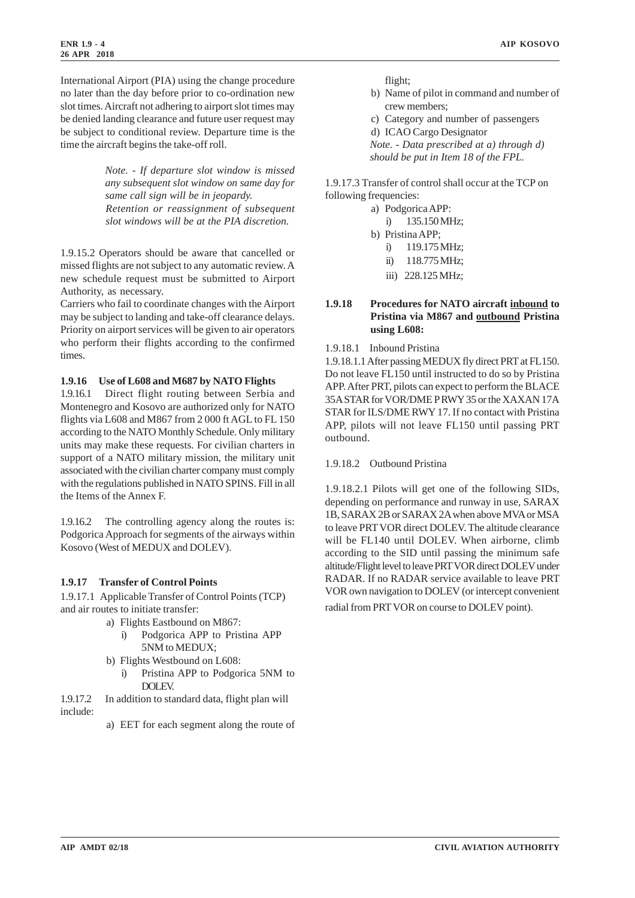International Airport (PIA) using the change procedure no later than the day before prior to co-ordination new slot times. Aircraft not adhering to airport slot times may be denied landing clearance and future user request may be subject to conditional review. Departure time is the time the aircraft begins the take-off roll.

> *Note. - If departure slot window is missed any subsequent slot window on same day for same call sign will be in jeopardy. Retention or reassignment of subsequent slot windows will be at the PIA discretion.*

1.9.15.2 Operators should be aware that cancelled or missed flights are not subject to any automatic review. A new schedule request must be submitted to Airport Authority, as necessary.

Carriers who fail to coordinate changes with the Airport may be subject to landing and take-off clearance delays. Priority on airport services will be given to air operators who perform their flights according to the confirmed times.

### 1.9.16 Use of L608 and M687 by NATO Flights

1.9.16.1 Direct flight routing between Serbia and Montenegro and Kosovo are authorized only for NATO flights via L608 and M867 from 2 000 ft AGL to FL 150 according to the NATO Monthly Schedule. Only military units may make these requests. For civilian charters in support of a NATO military mission, the military unit associated with the civilian charter company must comply with the regulations published in NATO SPINS. Fill in all the Items of the Annex F.

1.9.16.2 The controlling agency along the routes is: Podgorica Approach for segments of the airways within Kosovo (West of MEDUX and DOLEV).

### 1.9.17 Transfer of Control Points

1.9.17.1 Applicable Transfer of Control Points (TCP) and air routes to initiate transfer:

a) Flights Eastbound on M867:
   i) Podgorica APP to Pristina APP 5NM to MEDUX;
b) Flights Westbound on L608:
   i) Pristina APP to Podgorica 5NM to DOLEV.

1.9.17.2 In addition to standard data, flight plan will include:

a) EET for each segment along the route of flight;
b) Name of pilot in command and number of crew members;
c) Category and number of passengers
d) ICAO Cargo Designator

*Note. - Data prescribed at a) through d) should be put in Item 18 of the FPL.*

1.9.17.3 Transfer of control shall occur at the TCP on following frequencies:

a) Podgorica APP:
   i) 135.150 MHz;
b) Pristina APP;
   i) 119.175 MHz;
   ii) 118.775 MHz;
   iii) 228.125 MHz;

### 1.9.18 Procedures for NATO aircraft <u>inbound</u> to Pristina via M867 and <u>outbound</u> Pristina using L608:

1.9.18.1 Inbound Pristina

1.9.18.1.1 After passing MEDUX fly direct PRT at FL150. Do not leave FL150 until instructed to do so by Pristina APP. After PRT, pilots can expect to perform the BLACE 35A STAR for VOR/DME P RWY 35 or the XAXAN 17A STAR for ILS/DME RWY 17. If no contact with Pristina APP, pilots will not leave FL150 until passing PRT outbound.

1.9.18.2 Outbound Pristina

1.9.18.2.1 Pilots will get one of the following SIDs, depending on performance and runway in use, SARAX 1B, SARAX 2B or SARAX 2A when above MVA or MSA to leave PRT VOR direct DOLEV. The altitude clearance will be FL140 until DOLEV. When airborne, climb according to the SID until passing the minimum safe altitude/Flight level to leave PRT VOR direct DOLEV under RADAR. If no RADAR service available to leave PRT VOR own navigation to DOLEV (or intercept convenient radial from PRT VOR on course to DOLEV point).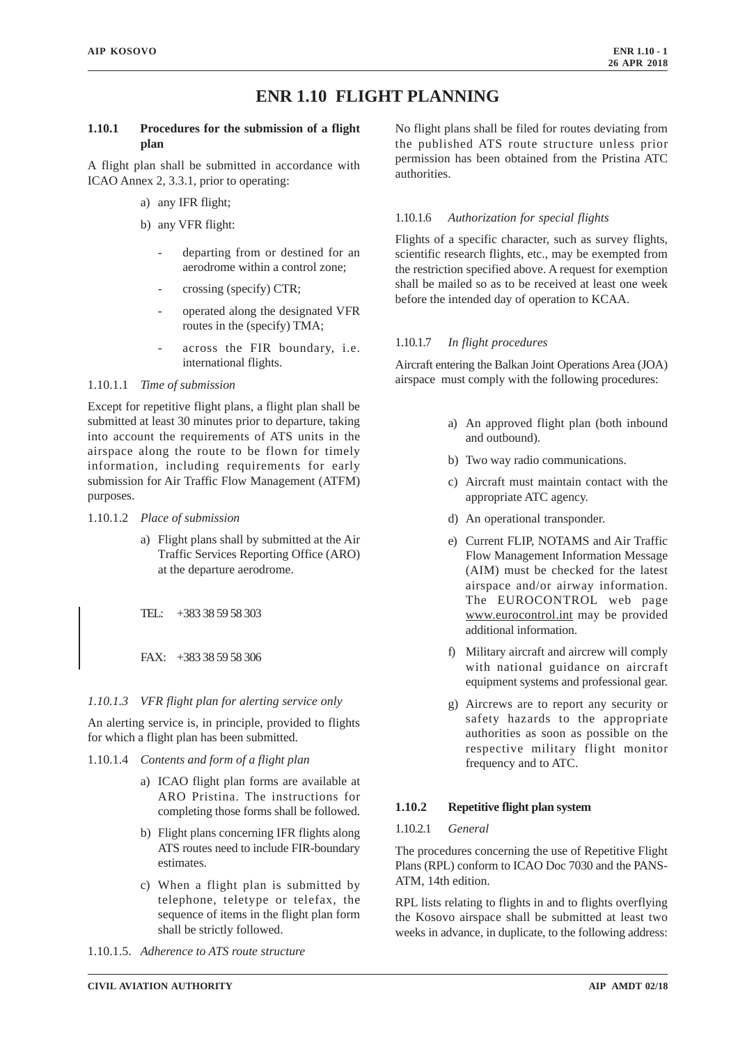# ENR 1.10 FLIGHT PLANNING

### 1.10.1 Procedures for the submission of a flight plan

A flight plan shall be submitted in accordance with ICAO Annex 2, 3.3.1, prior to operating:

a) any IFR flight;

b) any VFR flight:

- departing from or destined for an aerodrome within a control zone;
- crossing (specify) CTR;
- operated along the designated VFR routes in the (specify) TMA;
- across the FIR boundary, i.e. international flights.

1.10.1.1 *Time of submission*

Except for repetitive flight plans, a flight plan shall be submitted at least 30 minutes prior to departure, taking into account the requirements of ATS units in the airspace along the route to be flown for timely information, including requirements for early submission for Air Traffic Flow Management (ATFM) purposes.

1.10.1.2 *Place of submission*

a) Flight plans shall by submitted at the Air Traffic Services Reporting Office (ARO) at the departure aerodrome.

TEL: +383 38 59 58 303

FAX: +383 38 59 58 306

*1.10.1.3 VFR flight plan for alerting service only*

An alerting service is, in principle, provided to flights for which a flight plan has been submitted.

1.10.1.4 *Contents and form of a flight plan*

a) ICAO flight plan forms are available at ARO Pristina. The instructions for completing those forms shall be followed.

b) Flight plans concerning IFR flights along ATS routes need to include FIR-boundary estimates.

c) When a flight plan is submitted by telephone, teletype or telefax, the sequence of items in the flight plan form shall be strictly followed.

1.10.1.5. *Adherence to ATS route structure*

No flight plans shall be filed for routes deviating from the published ATS route structure unless prior permission has been obtained from the Pristina ATC authorities.

1.10.1.6 *Authorization for special flights*

Flights of a specific character, such as survey flights, scientific research flights, etc., may be exempted from the restriction specified above. A request for exemption shall be mailed so as to be received at least one week before the intended day of operation to KCAA.

1.10.1.7 *In flight procedures*

Aircraft entering the Balkan Joint Operations Area (JOA) airspace must comply with the following procedures:

a) An approved flight plan (both inbound and outbound).

b) Two way radio communications.

c) Aircraft must maintain contact with the appropriate ATC agency.

d) An operational transponder.

e) Current FLIP, NOTAMS and Air Traffic Flow Management Information Message (AIM) must be checked for the latest airspace and/or airway information. The EUROCONTROL web page www.eurocontrol.int may be provided additional information.

f) Military aircraft and aircrew will comply with national guidance on aircraft equipment systems and professional gear.

g) Aircrews are to report any security or safety hazards to the appropriate authorities as soon as possible on the respective military flight monitor frequency and to ATC.

### 1.10.2 Repetitive flight plan system

1.10.2.1 *General*

The procedures concerning the use of Repetitive Flight Plans (RPL) conform to ICAO Doc 7030 and the PANS-ATM, 14th edition.

RPL lists relating to flights in and to flights overflying the Kosovo airspace shall be submitted at least two weeks in advance, in duplicate, to the following address: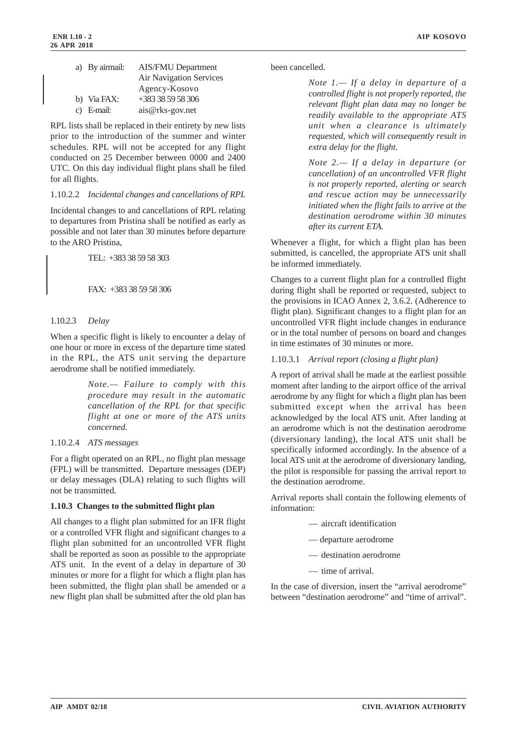a) By airmail: AIS/FMU Department
Air Navigation Services Agency-Kosovo

b) Via FAX: +383 38 59 58 306

c) E-mail: ais@rks-gov.net

RPL lists shall be replaced in their entirety by new lists prior to the introduction of the summer and winter schedules. RPL will not be accepted for any flight conducted on 25 December between 0000 and 2400 UTC. On this day individual flight plans shall be filed for all flights.

1.10.2.2 *Incidental changes and cancellations of RPL*

Incidental changes to and cancellations of RPL relating to departures from Pristina shall be notified as early as possible and not later than 30 minutes before departure to the ARO Pristina,

TEL: +383 38 59 58 303

FAX: +383 38 59 58 306

1.10.2.3 *Delay*

When a specific flight is likely to encounter a delay of one hour or more in excess of the departure time stated in the RPL, the ATS unit serving the departure aerodrome shall be notified immediately.

*Note.— Failure to comply with this procedure may result in the automatic cancellation of the RPL for that specific flight at one or more of the ATS units concerned.*

1.10.2.4 *ATS messages*

For a flight operated on an RPL, no flight plan message (FPL) will be transmitted. Departure messages (DEP) or delay messages (DLA) relating to such flights will not be transmitted.

**1.10.3 Changes to the submitted flight plan**

All changes to a flight plan submitted for an IFR flight or a controlled VFR flight and significant changes to a flight plan submitted for an uncontrolled VFR flight shall be reported as soon as possible to the appropriate ATS unit. In the event of a delay in departure of 30 minutes or more for a flight for which a flight plan has been submitted, the flight plan shall be amended or a new flight plan shall be submitted after the old plan has been cancelled.

*Note 1.— If a delay in departure of a controlled flight is not properly reported, the relevant flight plan data may no longer be readily available to the appropriate ATS unit when a clearance is ultimately requested, which will consequently result in extra delay for the flight.*

*Note 2.— If a delay in departure (or cancellation) of an uncontrolled VFR flight is not properly reported, alerting or search and rescue action may be unnecessarily initiated when the flight fails to arrive at the destination aerodrome within 30 minutes after its current ETA.*

Whenever a flight, for which a flight plan has been submitted, is cancelled, the appropriate ATS unit shall be informed immediately.

Changes to a current flight plan for a controlled flight during flight shall be reported or requested, subject to the provisions in ICAO Annex 2, 3.6.2. (Adherence to flight plan). Significant changes to a flight plan for an uncontrolled VFR flight include changes in endurance or in the total number of persons on board and changes in time estimates of 30 minutes or more.

1.10.3.1 *Arrival report (closing a flight plan)*

A report of arrival shall be made at the earliest possible moment after landing to the airport office of the arrival aerodrome by any flight for which a flight plan has been submitted except when the arrival has been acknowledged by the local ATS unit. After landing at an aerodrome which is not the destination aerodrome (diversionary landing), the local ATS unit shall be specifically informed accordingly. In the absence of a local ATS unit at the aerodrome of diversionary landing, the pilot is responsible for passing the arrival report to the destination aerodrome.

Arrival reports shall contain the following elements of information:

— aircraft identification

— departure aerodrome

— destination aerodrome

— time of arrival.

In the case of diversion, insert the "arrival aerodrome" between "destination aerodrome" and "time of arrival".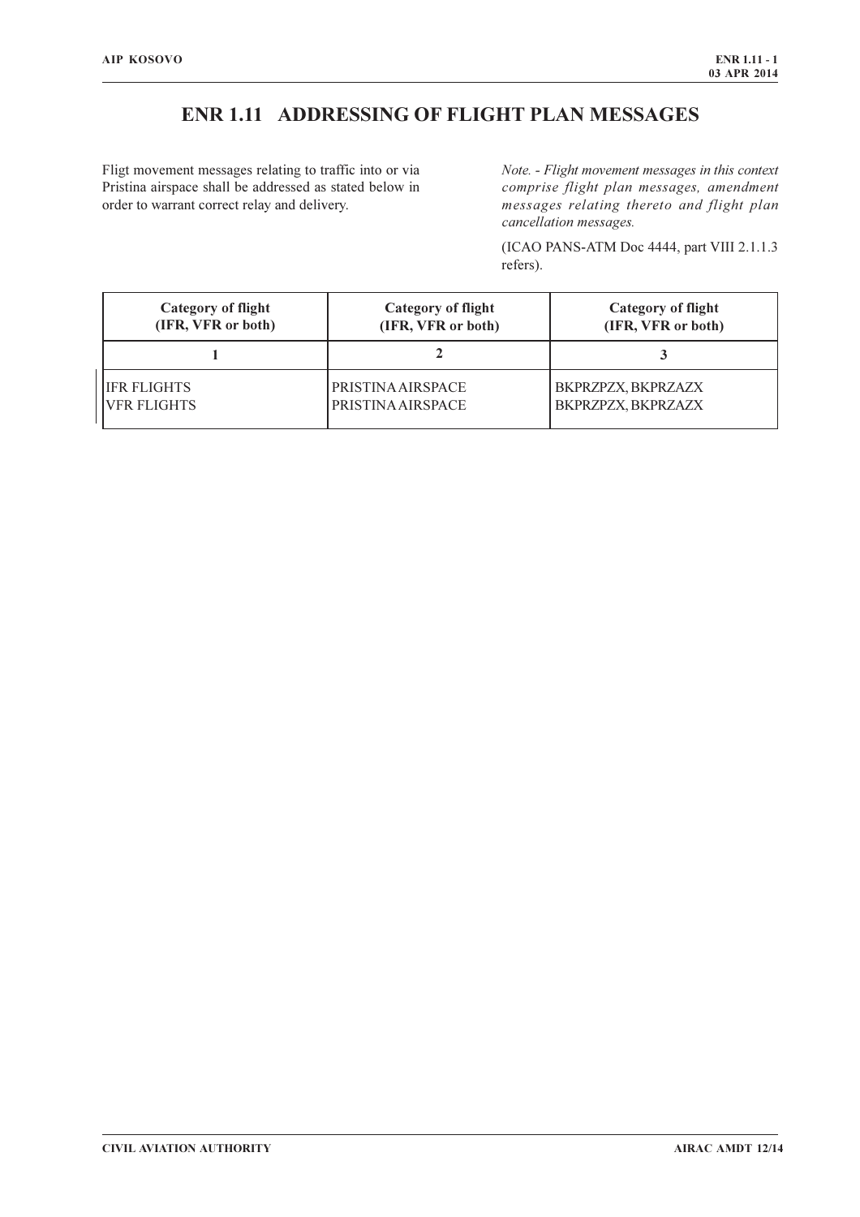# ENR 1.11 ADDRESSING OF FLIGHT PLAN MESSAGES

Fligt movement messages relating to traffic into or via Pristina airspace shall be addressed as stated below in order to warrant correct relay and delivery.

*Note. - Flight movement messages in this context comprise flight plan messages, amendment messages relating thereto and flight plan cancellation messages.*

(ICAO PANS-ATM Doc 4444, part VIII 2.1.1.3 refers).

| Category of flight (IFR, VFR or both) | Category of flight (IFR, VFR or both) | Category of flight (IFR, VFR or both) |
|---|---|---|
| 1 | 2 | 3 |
| IFR FLIGHTS<br>VFR FLIGHTS | PRISTINA AIRSPACE<br>PRISTINA AIRSPACE | BKPRZPZX, BKPRZAZX<br>BKPRZPZX, BKPRZAZX |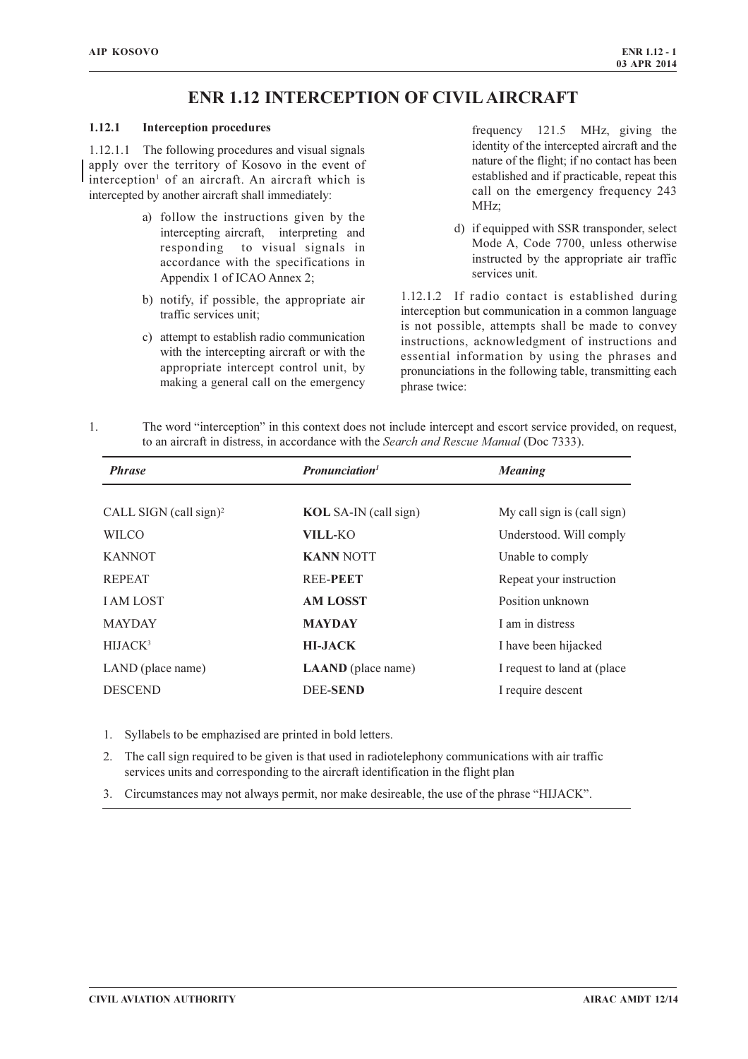# ENR 1.12 INTERCEPTION OF CIVIL AIRCRAFT

### 1.12.1 Interception procedures

1.12.1.1 The following procedures and visual signals apply over the territory of Kosovo in the event of interception[1] of an aircraft. An aircraft which is intercepted by another aircraft shall immediately:

a) follow the instructions given by the intercepting aircraft, interpreting and responding to visual signals in accordance with the specifications in Appendix 1 of ICAO Annex 2;

b) notify, if possible, the appropriate air traffic services unit;

c) attempt to establish radio communication with the intercepting aircraft or with the appropriate intercept control unit, by making a general call on the emergency frequency 121.5 MHz, giving the identity of the intercepted aircraft and the nature of the flight; if no contact has been established and if practicable, repeat this call on the emergency frequency 243 MHz;

d) if equipped with SSR transponder, select Mode A, Code 7700, unless otherwise instructed by the appropriate air traffic services unit.

1.12.1.2 If radio contact is established during interception but communication in a common language is not possible, attempts shall be made to convey instructions, acknowledgment of instructions and essential information by using the phrases and pronunciations in the following table, transmitting each phrase twice:

1. The word "interception" in this context does not include intercept and escort service provided, on request, to an aircraft in distress, in accordance with the *Search and Rescue Manual* (Doc 7333).

| *Phrase* | *Pronunciation*[1] | *Meaning* |
|---|---|---|
| CALL SIGN (call sign)[2] | **KOL** SA-IN (call sign) | My call sign is (call sign) |
| WILCO | **VILL**-KO | Understood. Will comply |
| KANNOT | **KANN** NOTT | Unable to comply |
| REPEAT | REE-**PEET** | Repeat your instruction |
| I AM LOST | **AM LOSST** | Position unknown |
| MAYDAY | **MAYDAY** | I am in distress |
| HIJACK[3] | **HI-JACK** | I have been hijacked |
| LAND (place name) | **LAAND** (place name) | I request to land at (place |
| DESCEND | DEE-**SEND** | I require descent |

1. Syllabels to be emphazised are printed in bold letters.
2. The call sign required to be given is that used in radiotelephony communications with air traffic services units and corresponding to the aircraft identification in the flight plan
3. Circumstances may not always permit, nor make desireable, the use of the phrase "HIJACK".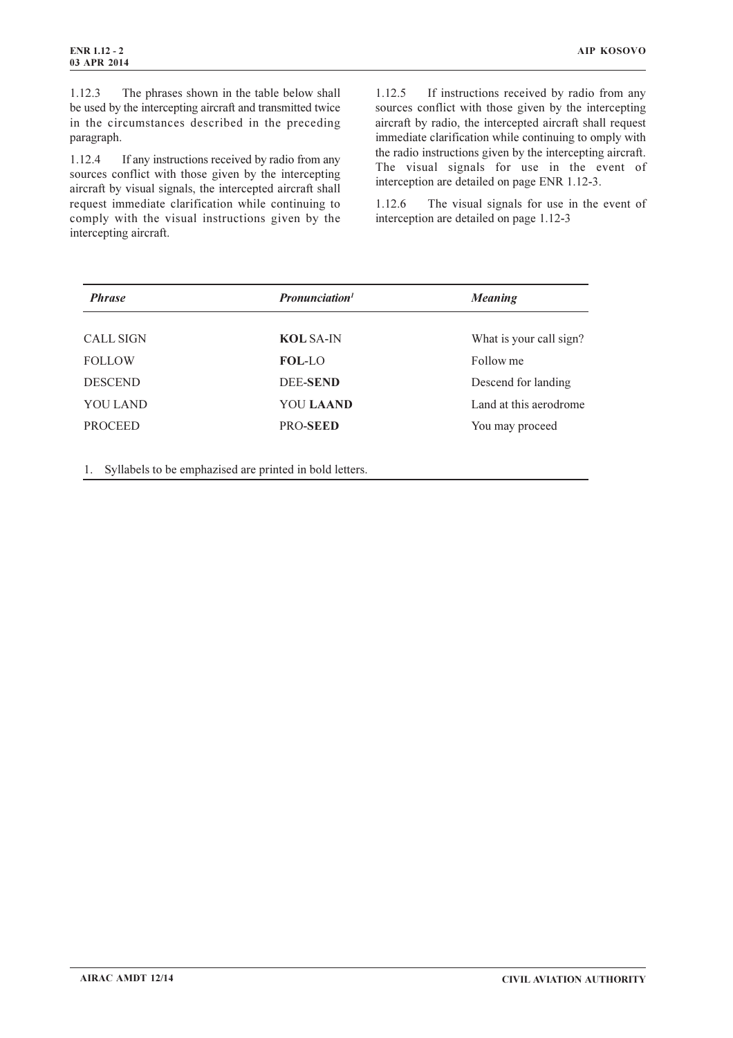1.12.3 The phrases shown in the table below shall be used by the intercepting aircraft and transmitted twice in the circumstances described in the preceding paragraph.

1.12.4 If any instructions received by radio from any sources conflict with those given by the intercepting aircraft by visual signals, the intercepted aircraft shall request immediate clarification while continuing to comply with the visual instructions given by the intercepting aircraft.

1.12.5 If instructions received by radio from any sources conflict with those given by the intercepting aircraft by radio, the intercepted aircraft shall request immediate clarification while continuing to omply with the radio instructions given by the intercepting aircraft. The visual signals for use in the event of interception are detailed on page ENR 1.12-3.

1.12.6 The visual signals for use in the event of interception are detailed on page 1.12-3

| *Phrase* | *Pronunciation*[1] | *Meaning* |
|---|---|---|
| CALL SIGN | **KOL** SA-IN | What is your call sign? |
| FOLLOW | **FOL**-LO | Follow me |
| DESCEND | DEE-**SEND** | Descend for landing |
| YOU LAND | YOU **LAAND** | Land at this aerodrome |
| PROCEED | PRO-**SEED** | You may proceed |

1. Syllabels to be emphazised are printed in bold letters.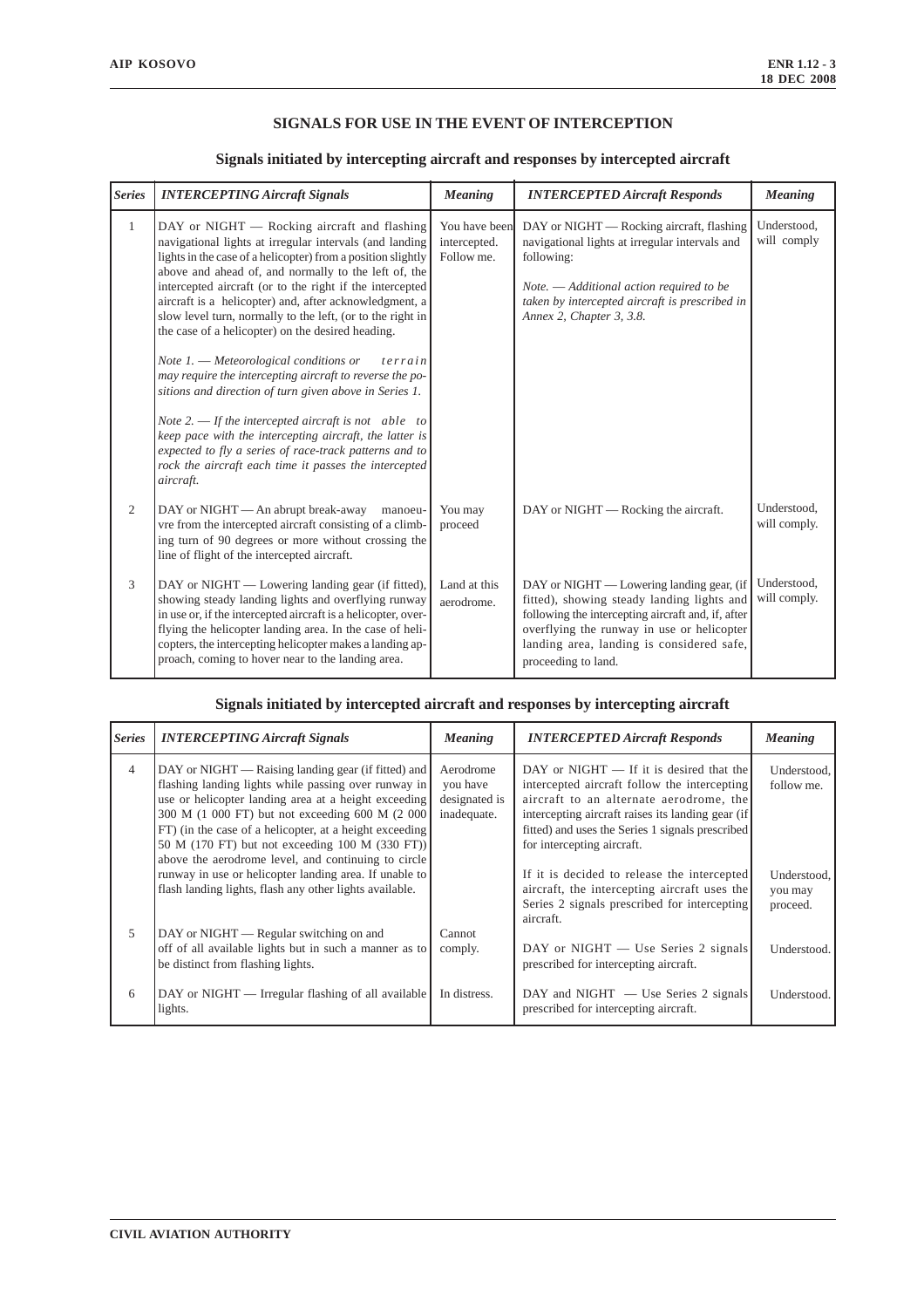# SIGNALS FOR USE IN THE EVENT OF INTERCEPTION

## Signals initiated by intercepting aircraft and responses by intercepted aircraft

| *Series* | *INTERCEPTING Aircraft Signals* | *Meaning* | *INTERCEPTED Aircraft Responds* | *Meaning* |
|---|---|---|---|---|
| 1 | DAY or NIGHT — Rocking aircraft and flashing navigational lights at irregular intervals (and landing lights in the case of a helicopter) from a position slightly above and ahead of, and normally to the left of, the intercepted aircraft (or to the right if the intercepted aircraft is a helicopter) and, after acknowledgment, a slow level turn, normally to the left, (or to the right in the case of a helicopter) on the desired heading.<br><br>*Note 1. — Meteorological conditions or terrain may require the intercepting aircraft to reverse the positions and direction of turn given above in Series 1.*<br><br>*Note 2. — If the intercepted aircraft is not able to keep pace with the intercepting aircraft, the latter is expected to fly a series of race-track patterns and to rock the aircraft each time it passes the intercepted aircraft.* | You have been intercepted. Follow me. | DAY or NIGHT — Rocking aircraft, flashing navigational lights at irregular intervals and following:<br><br>*Note. — Additional action required to be taken by intercepted aircraft is prescribed in Annex 2, Chapter 3, 3.8.* | Understood, will comply |
| 2 | DAY or NIGHT — An abrupt break-away manoeuvre from the intercepted aircraft consisting of a climbing turn of 90 degrees or more without crossing the line of flight of the intercepted aircraft. | You may proceed | DAY or NIGHT — Rocking the aircraft. | Understood, will comply. |
| 3 | DAY or NIGHT — Lowering landing gear (if fitted), showing steady landing lights and overflying runway in use or, if the intercepted aircraft is a helicopter, overflying the helicopter landing area. In the case of helicopters, the intercepting helicopter makes a landing approach, coming to hover near to the landing area. | Land at this aerodrome. | DAY or NIGHT — Lowering landing gear, (if fitted), showing steady landing lights and following the intercepting aircraft and, if, after overflying the runway in use or helicopter landing area, landing is considered safe, proceeding to land. | Understood, will comply. |

## Signals initiated by intercepted aircraft and responses by intercepting aircraft

| *Series* | *INTERCEPTING Aircraft Signals* | *Meaning* | *INTERCEPTED Aircraft Responds* | *Meaning* |
|---|---|---|---|---|
| 4 | DAY or NIGHT — Raising landing gear (if fitted) and flashing landing lights while passing over runway in use or helicopter landing area at a height exceeding 300 M (1 000 FT) but not exceeding 600 M (2 000 FT) (in the case of a helicopter, at a height exceeding 50 M (170 FT) but not exceeding 100 M (330 FT)) above the aerodrome level, and continuing to circle runway in use or helicopter landing area. If unable to flash landing lights, flash any other lights available. | Aerodrome you have designated is inadequate. | DAY or NIGHT — If it is desired that the intercepted aircraft follow the intercepting aircraft to an alternate aerodrome, the intercepting aircraft raises its landing gear (if fitted) and uses the Series 1 signals prescribed for intercepting aircraft.<br><br>If it is decided to release the intercepted aircraft, the intercepting aircraft uses the Series 2 signals prescribed for intercepting aircraft. | Understood, follow me.<br><br>Understood, you may proceed. |
| 5 | DAY or NIGHT — Regular switching on and off of all available lights but in such a manner as to be distinct from flashing lights. | Cannot comply. | DAY or NIGHT — Use Series 2 signals prescribed for intercepting aircraft. | Understood. |
| 6 | DAY or NIGHT — Irregular flashing of all available lights. | In distress. | DAY and NIGHT — Use Series 2 signals prescribed for intercepting aircraft. | Understood. |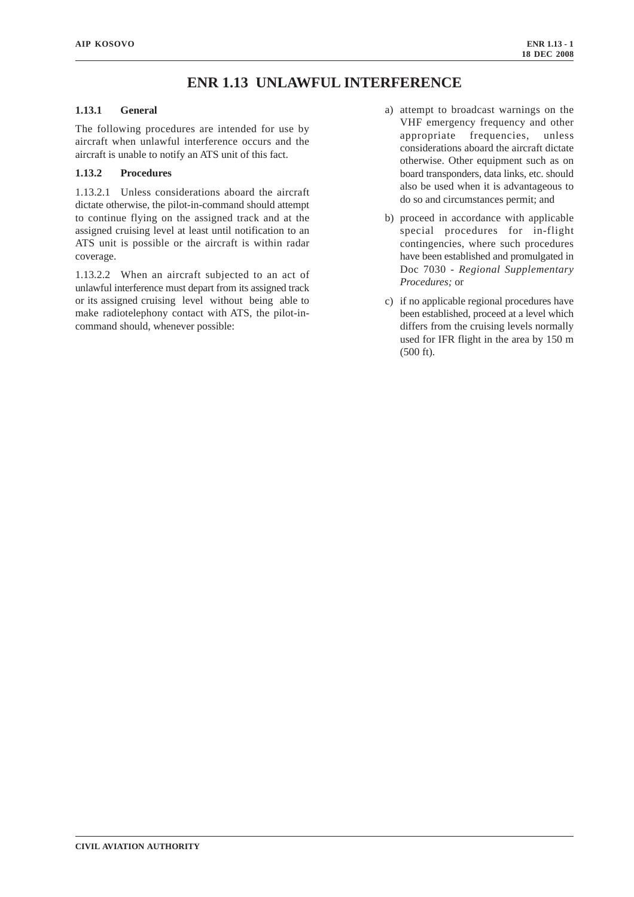# ENR 1.13 UNLAWFUL INTERFERENCE

## 1.13.1 General

The following procedures are intended for use by aircraft when unlawful interference occurs and the aircraft is unable to notify an ATS unit of this fact.

## 1.13.2 Procedures

1.13.2.1 Unless considerations aboard the aircraft dictate otherwise, the pilot-in-command should attempt to continue flying on the assigned track and at the assigned cruising level at least until notification to an ATS unit is possible or the aircraft is within radar coverage.

1.13.2.2 When an aircraft subjected to an act of unlawful interference must depart from its assigned track or its assigned cruising level without being able to make radiotelephony contact with ATS, the pilot-in-command should, whenever possible:

a) attempt to broadcast warnings on the VHF emergency frequency and other appropriate frequencies, unless considerations aboard the aircraft dictate otherwise. Other equipment such as on board transponders, data links, etc. should also be used when it is advantageous to do so and circumstances permit; and

b) proceed in accordance with applicable special procedures for in-flight contingencies, where such procedures have been established and promulgated in Doc 7030 - *Regional Supplementary Procedures;* or

c) if no applicable regional procedures have been established, proceed at a level which differs from the cruising levels normally used for IFR flight in the area by 150 m (500 ft).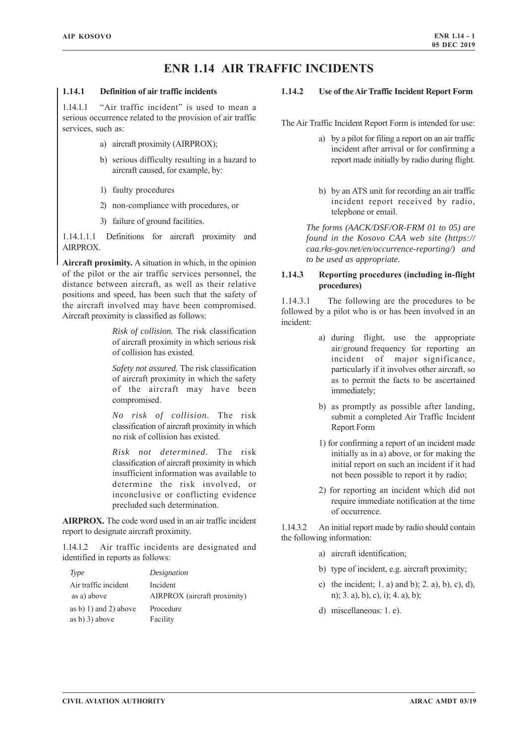# ENR 1.14 AIR TRAFFIC INCIDENTS

### 1.14.1 Definition of air traffic incidents

1.14.1.1 "Air traffic incident" is used to mean a serious occurrence related to the provision of air traffic services, such as:

a) aircraft proximity (AIRPROX);

b) serious difficulty resulting in a hazard to aircraft caused, for example, by:

1) faulty procedures

2) non-compliance with procedures, or

3) failure of ground facilities.

1.14.1.1.1 Definitions for aircraft proximity and AIRPROX.

**Aircraft proximity.** A situation in which, in the opinion of the pilot or the air traffic services personnel, the distance between aircraft, as well as their relative positions and speed, has been such that the safety of the aircraft involved may have been compromised. Aircraft proximity is classified as follows:

*Risk of collision.* The risk classification of aircraft proximity in which serious risk of collision has existed.

*Safety not assured.* The risk classification of aircraft proximity in which the safety of the aircraft may have been compromised.

*No risk of collision.* The risk classification of aircraft proximity in which no risk of collision has existed.

*Risk not determined.* The risk classification of aircraft proximity in which insufficient information was available to determine the risk involved, or inconclusive or conflicting evidence precluded such determination.

**AIRPROX.** The code word used in an air traffic incident report to designate aircraft proximity.

1.14.1.2 Air traffic incidents are designated and identified in reports as follows:

| *Type* | *Designation* |
|---|---|
| Air traffic incident | Incident |
| as a) above | AIRPROX (aircraft proximity) |
| as b) 1) and 2) above | Procedure |
| as b) 3) above | Facility |

### 1.14.2 Use of the Air Traffic Incident Report Form

The Air Traffic Incident Report Form is intended for use:

a) by a pilot for filing a report on an air traffic incident after arrival or for confirming a report made initially by radio during flight.

b) by an ATS unit for recording an air traffic incident report received by radio, telephone or email.

*The forms (AACK/DSF/OR-FRM 01 to 05) are found in the Kosovo CAA web site (https://caa.rks-gov.net/en/occurrence-reporting/) and to be used as appropriate.*

### 1.14.3 Reporting procedures (including in-flight procedures)

1.14.3.1 The following are the procedures to be followed by a pilot who is or has been involved in an incident:

a) during flight, use the appropriate air/ground frequency for reporting an incident of major significance, particularly if it involves other aircraft, so as to permit the facts to be ascertained immediately;

b) as promptly as possible after landing, submit a completed Air Traffic Incident Report Form

1) for confirming a report of an incident made initially as in a) above, or for making the initial report on such an incident if it had not been possible to report it by radio;

2) for reporting an incident which did not require immediate notification at the time of occurrence.

1.14.3.2 An initial report made by radio should contain the following information:

a) aircraft identification;

b) type of incident, e.g. aircraft proximity;

c) the incident; 1. a) and b); 2. a), b), c), d), n); 3. a), b), c), i); 4. a), b);

d) miscellaneous: 1. e).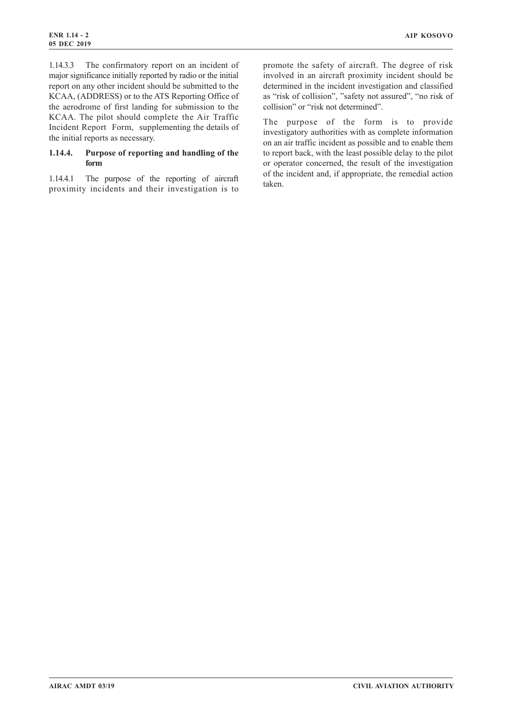1.14.3.3 The confirmatory report on an incident of major significance initially reported by radio or the initial report on any other incident should be submitted to the KCAA, (ADDRESS) or to the ATS Reporting Office of the aerodrome of first landing for submission to the KCAA. The pilot should complete the Air Traffic Incident Report Form, supplementing the details of the initial reports as necessary.

### 1.14.4. Purpose of reporting and handling of the form

1.14.4.1 The purpose of the reporting of aircraft proximity incidents and their investigation is to promote the safety of aircraft. The degree of risk involved in an aircraft proximity incident should be determined in the incident investigation and classified as "risk of collision", "safety not assured", "no risk of collision" or "risk not determined".

The purpose of the form is to provide investigatory authorities with as complete information on an air traffic incident as possible and to enable them to report back, with the least possible delay to the pilot or operator concerned, the result of the investigation of the incident and, if appropriate, the remedial action taken.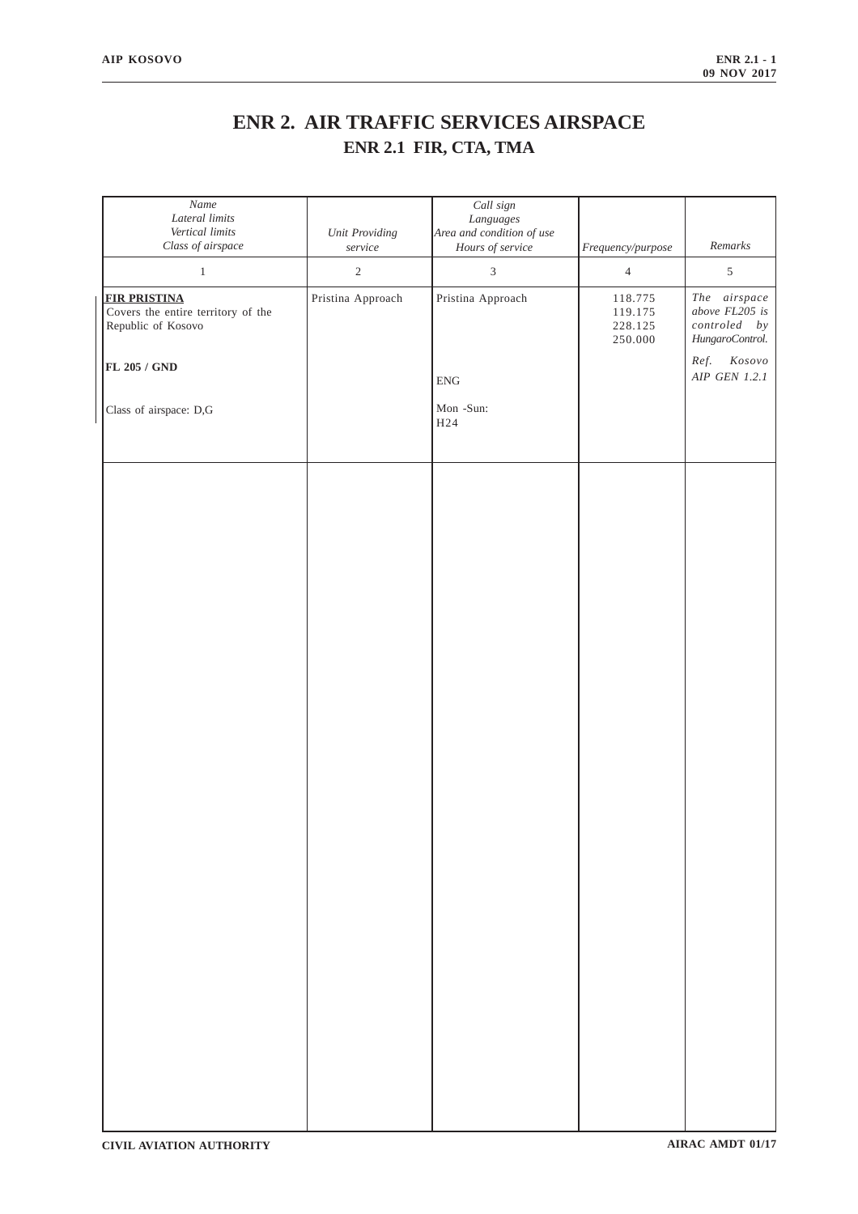# ENR 2. AIR TRAFFIC SERVICES AIRSPACE

## ENR 2.1 FIR, CTA, TMA

| *Name* *Lateral limits* *Vertical limits* *Class of airspace* | *Unit Providing service* | *Call sign* *Languages* *Area and condition of use* *Hours of service* | *Frequency/purpose* | *Remarks* |
|---|---|---|---|---|
| 1 | 2 | 3 | 4 | 5 |
| **FIR PRISTINA** Covers the entire territory of the Republic of Kosovo<br><br>**FL 205 / GND**<br><br>Class of airspace: D,G | Pristina Approach | Pristina Approach<br><br>ENG<br><br>Mon -Sun: H24 | 118.775<br>119.175<br>228.125<br>250.000 | *The airspace above FL205 is controled by HungaroControl.*<br><br>*Ref. Kosovo AIP GEN 1.2.1* |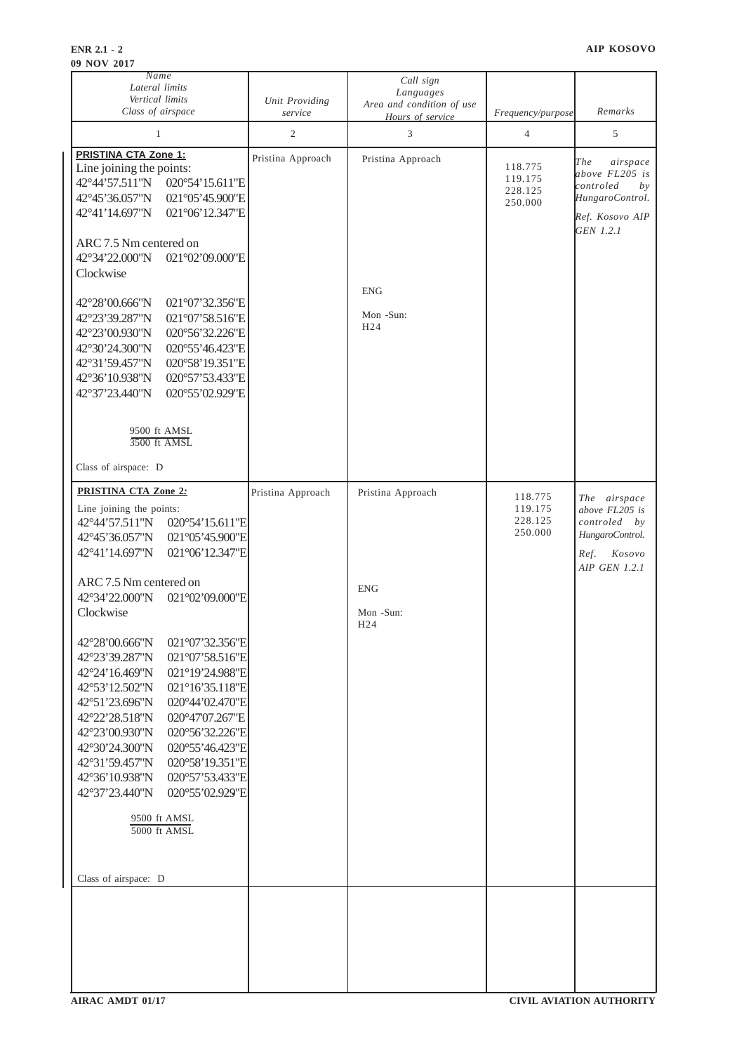| Name<br>Lateral limits<br>Vertical limits<br>Class of airspace | Unit Providing service | Call sign<br>Languages<br>Area and condition of use<br>Hours of service | Frequency/purpose | Remarks |
|---|---|---|---|---|
| 1 | 2 | 3 | 4 | 5 |
| **PRISTINA CTA Zone 1:**<br>Line joining the points:<br>42°44'57.511"N 020°54'15.611"E<br>42°45'36.057"N 021°05'45.900"E<br>42°41'14.697"N 021°06'12.347"E<br><br>ARC 7.5 Nm centered on<br>42°34'22.000"N 021°02'09.000"E<br>Clockwise<br><br>42°28'00.666"N 021°07'32.356"E<br>42°23'39.287"N 021°07'58.516"E<br>42°23'00.930"N 020°56'32.226"E<br>42°30'24.300"N 020°55'46.423"E<br>42°31'59.457"N 020°58'19.351"E<br>42°36'10.938"N 020°57'53.433"E<br>42°37'23.440"N 020°55'02.929"E<br><br>9500 ft AMSL<br>3500 ft AMSL<br><br>Class of airspace: D | Pristina Approach | Pristina Approach<br><br>ENG<br><br>Mon -Sun:<br>H24 | 118.775<br>119.175<br>228.125<br>250.000 | *The airspace above FL205 is controled by HungaroControl.*<br><br>*Ref. Kosovo AIP GEN 1.2.1* |
| **PRISTINA CTA Zone 2:**<br>Line joining the points:<br>42°44'57.511"N 020°54'15.611"E<br>42°45'36.057"N 021°05'45.900"E<br>42°41'14.697"N 021°06'12.347"E<br><br>ARC 7.5 Nm centered on<br>42°34'22.000"N 021°02'09.000"E<br>Clockwise<br><br>42°28'00.666"N 021°07'32.356"E<br>42°23'39.287"N 021°07'58.516"E<br>42°24'16.469"N 021°19'24.988"E<br>42°53'12.502"N 021°16'35.118"E<br>42°51'23.696"N 020°44'02.470"E<br>42°22'28.518"N 020°47'07.267"E<br>42°23'00.930"N 020°56'32.226"E<br>42°30'24.300"N 020°55'46.423"E<br>42°31'59.457"N 020°58'19.351"E<br>42°36'10.938"N 020°57'53.433"E<br>42°37'23.440"N 020°55'02.929"E<br><br>9500 ft AMSL<br>5000 ft AMSL<br><br>Class of airspace: D | Pristina Approach | Pristina Approach<br><br>ENG<br><br>Mon -Sun:<br>H24 | 118.775<br>119.175<br>228.125<br>250.000 | *The airspace above FL205 is controled by HungaroControl.*<br><br>*Ref. Kosovo AIP GEN 1.2.1* |
| | | | | |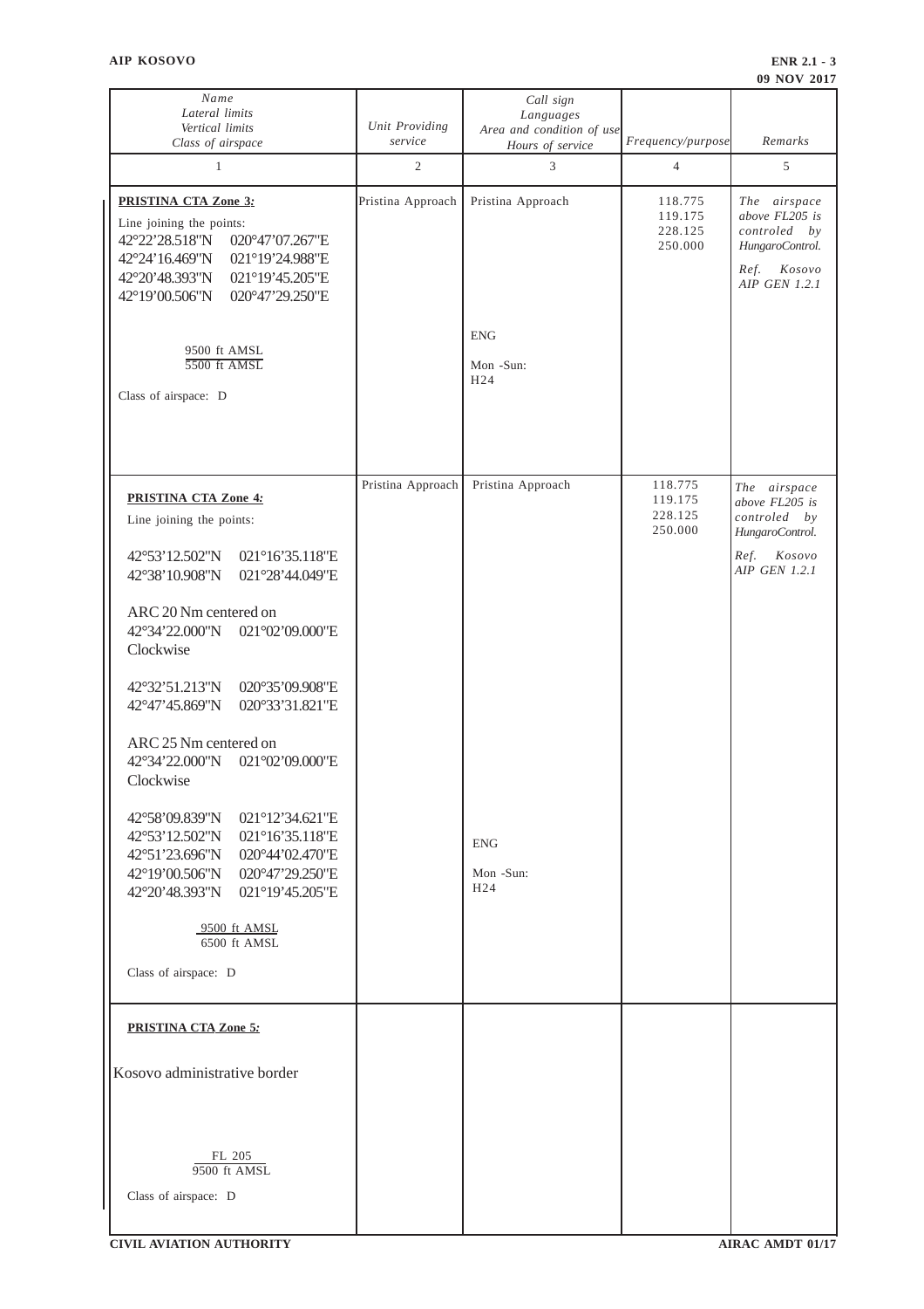| Name<br>Lateral limits<br>Vertical limits<br>Class of airspace | Unit Providing service | Call sign<br>Languages<br>Area and condition of use<br>Hours of service | Frequency/purpose | Remarks |
|---|---|---|---|---|
| 1 | 2 | 3 | 4 | 5 |
| **PRISTINA CTA Zone 3:**<br>Line joining the points:<br>42°22'28.518"N 020°47'07.267"E<br>42°24'16.469"N 021°19'24.988"E<br>42°20'48.393"N 021°19'45.205"E<br>42°19'00.506"N 020°47'29.250"E<br><br>9500 ft AMSL<br>5500 ft AMSL<br><br>Class of airspace: D | Pristina Approach | Pristina Approach<br><br>ENG<br><br>Mon -Sun:<br>H24 | 118.775<br>119.175<br>228.125<br>250.000 | *The airspace above FL205 is controled by HungaroControl.*<br><br>*Ref. Kosovo AIP GEN 1.2.1* |
| **PRISTINA CTA Zone 4:**<br>Line joining the points:<br><br>42°53'12.502"N 021°16'35.118"E<br>42°38'10.908"N 021°28'44.049"E<br><br>ARC 20 Nm centered on<br>42°34'22.000"N 021°02'09.000"E<br>Clockwise<br><br>42°32'51.213"N 020°35'09.908"E<br>42°47'45.869"N 020°33'31.821"E<br><br>ARC 25 Nm centered on<br>42°34'22.000"N 021°02'09.000"E<br>Clockwise<br><br>42°58'09.839"N 021°12'34.621"E<br>42°53'12.502"N 021°16'35.118"E<br>42°51'23.696"N 020°44'02.470"E<br>42°19'00.506"N 020°47'29.250"E<br>42°20'48.393"N 021°19'45.205"E<br><br>9500 ft AMSL<br>6500 ft AMSL<br><br>Class of airspace: D | Pristina Approach | Pristina Approach<br><br>ENG<br><br>Mon -Sun:<br>H24 | 118.775<br>119.175<br>228.125<br>250.000 | *The airspace above FL205 is controled by HungaroControl.*<br><br>*Ref. Kosovo AIP GEN 1.2.1* |
| **PRISTINA CTA Zone 5:**<br><br>Kosovo administrative border<br><br>FL 205<br>9500 ft AMSL<br><br>Class of airspace: D | | | | |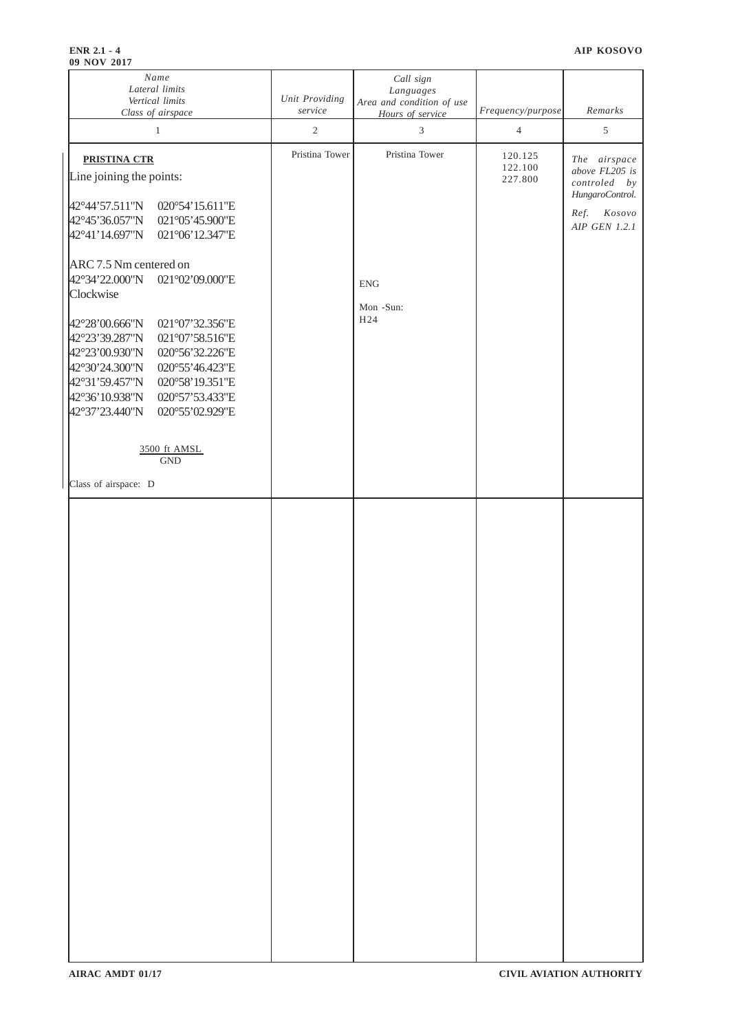| Name<br>Lateral limits<br>Vertical limits<br>Class of airspace | Unit Providing service | Call sign<br>Languages<br>Area and condition of use<br>Hours of service | Frequency/purpose | Remarks |
|---|---|---|---|---|
| 1 | 2 | 3 | 4 | 5 |
| **PRISTINA CTR**<br>Line joining the points:<br><br>42°44'57.511"N 020°54'15.611"E<br>42°45'36.057"N 021°05'45.900"E<br>42°41'14.697"N 021°06'12.347"E<br><br>ARC 7.5 Nm centered on<br>42°34'22.000"N 021°02'09.000"E<br>Clockwise<br><br>42°28'00.666"N 021°07'32.356"E<br>42°23'39.287"N 021°07'58.516"E<br>42°23'00.930"N 020°56'32.226"E<br>42°30'24.300"N 020°55'46.423"E<br>42°31'59.457"N 020°58'19.351"E<br>42°36'10.938"N 020°57'53.433"E<br>42°37'23.440"N 020°55'02.929"E<br><br>3500 ft AMSL<br>GND<br><br>Class of airspace: D | Pristina Tower | Pristina Tower<br><br>ENG<br><br>Mon -Sun:<br>H24 | 120.125<br>122.100<br>227.800 | *The airspace above FL205 is controled by HungaroControl.*<br><br>*Ref. Kosovo AIP GEN 1.2.1* |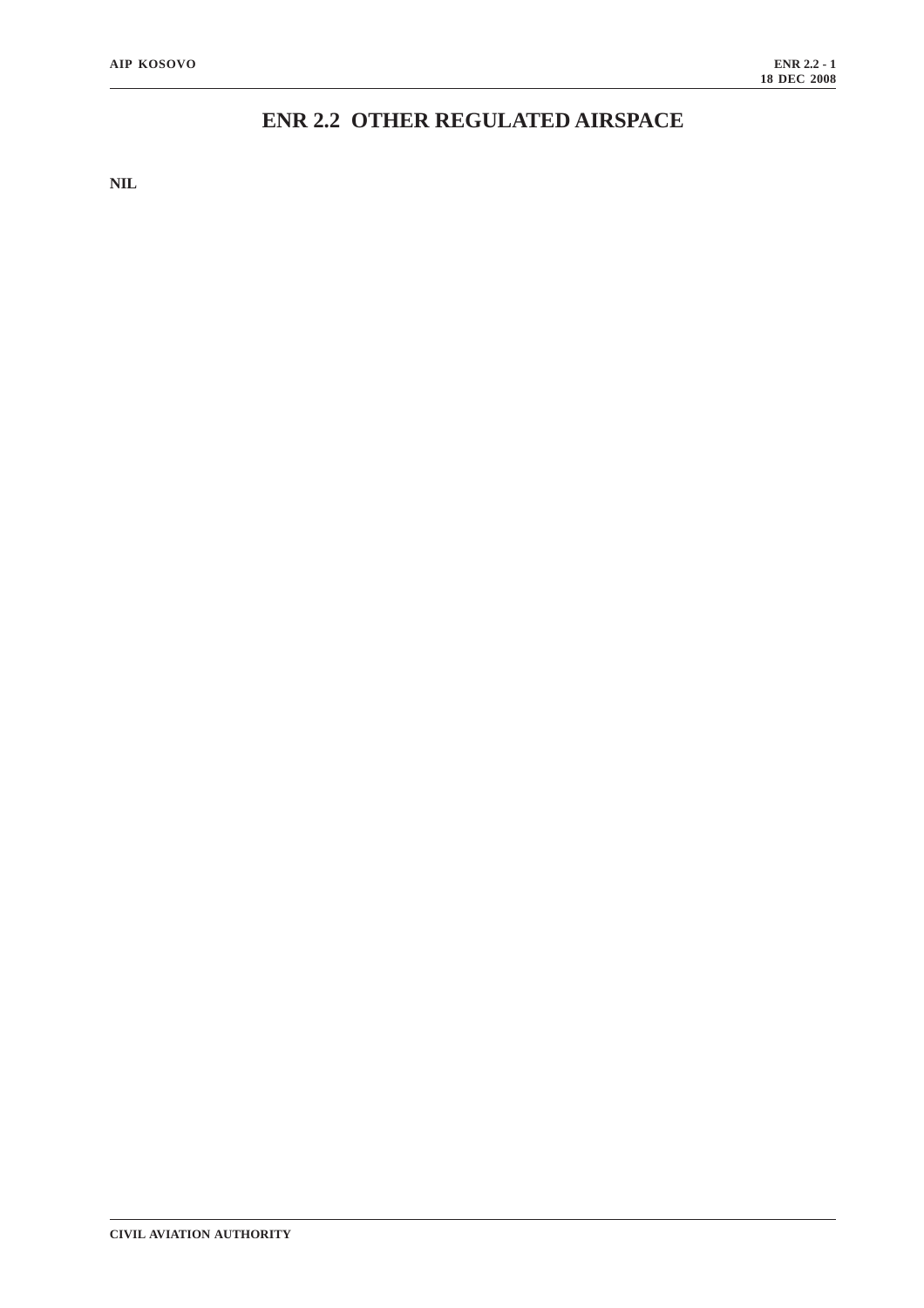# ENR 2.2 OTHER REGULATED AIRSPACE

**NIL**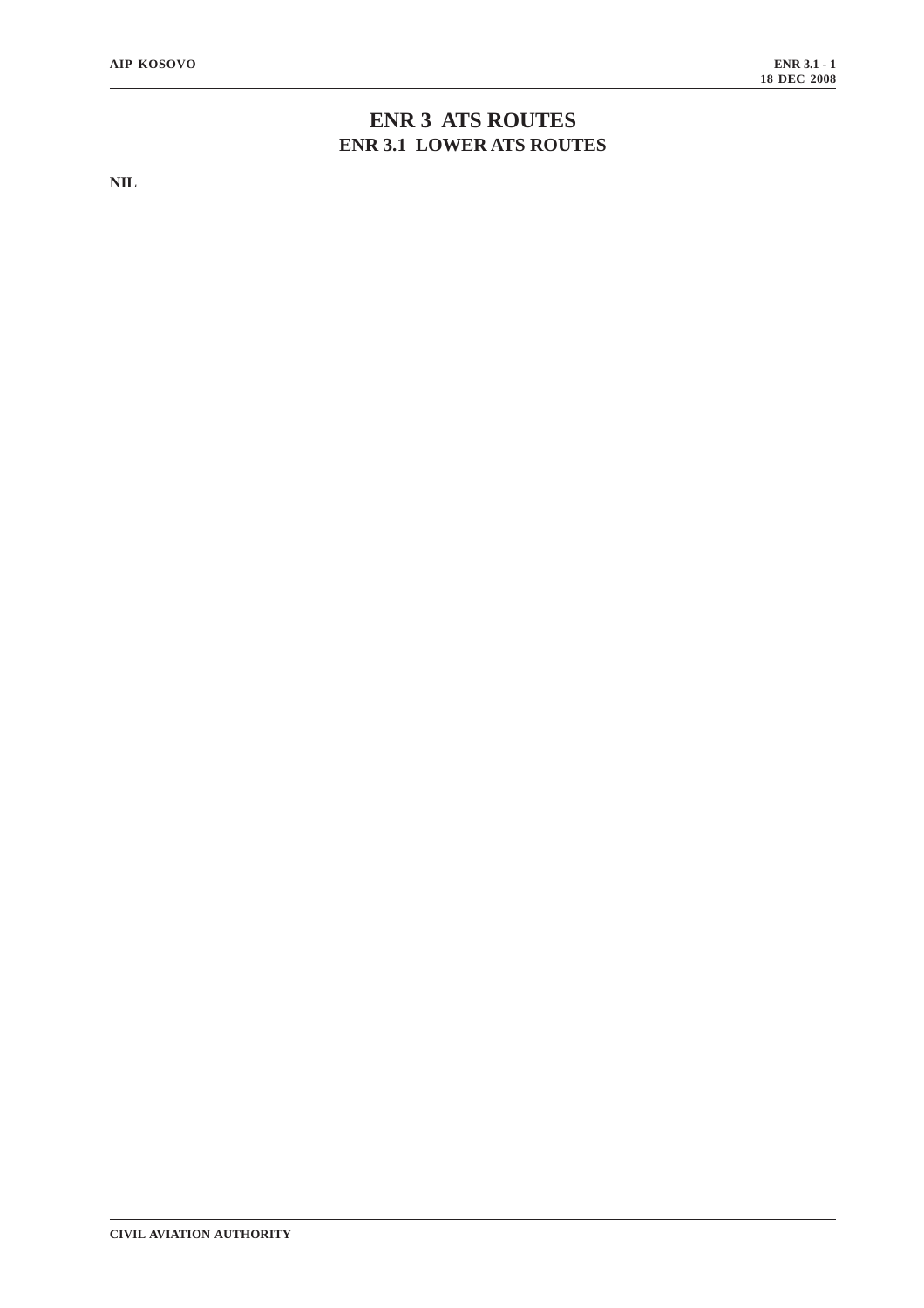# ENR 3 ATS ROUTES

## ENR 3.1 LOWER ATS ROUTES

**NIL**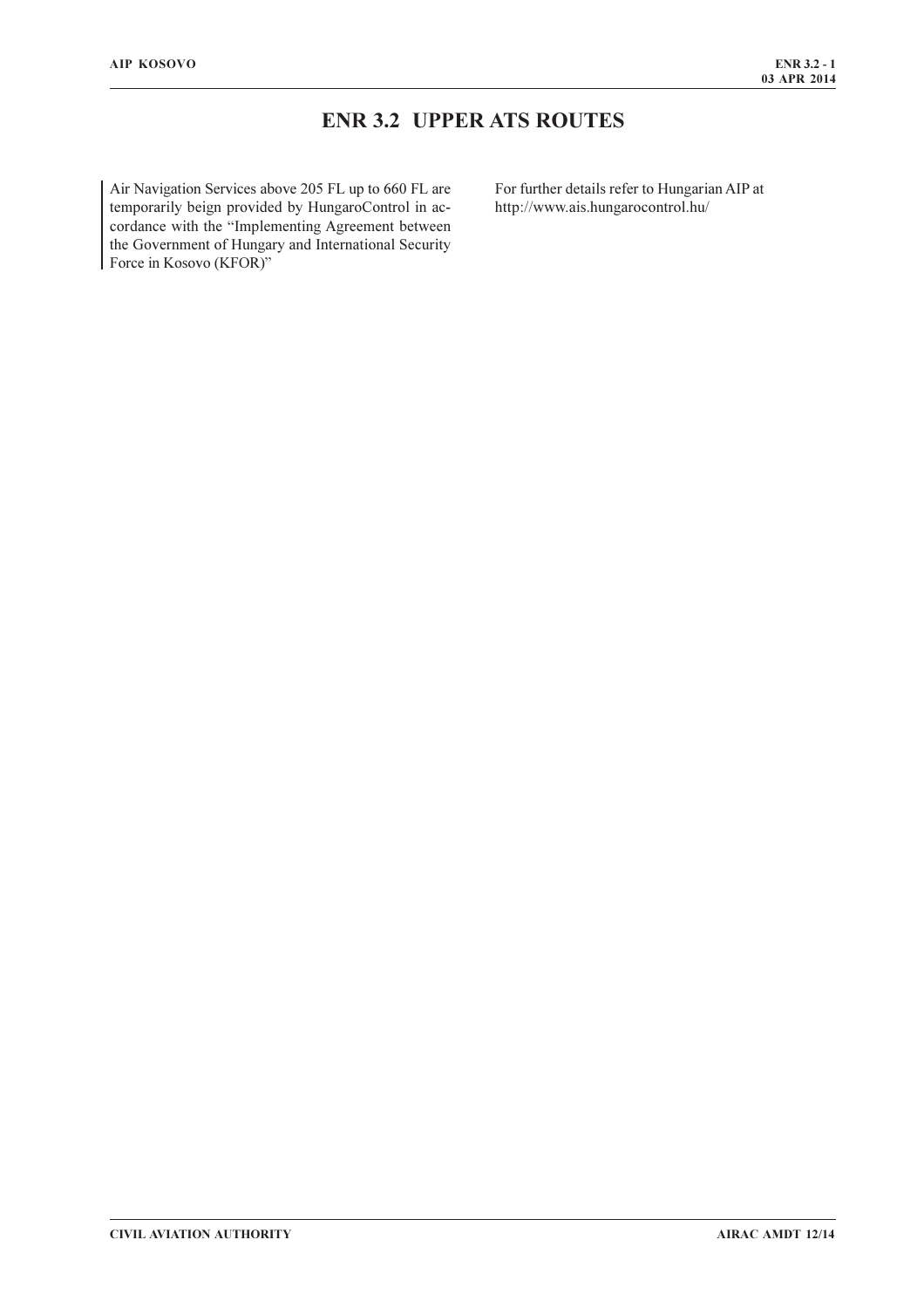# ENR 3.2 UPPER ATS ROUTES

Air Navigation Services above 205 FL up to 660 FL are temporarily beign provided by HungaroControl in accordance with the "Implementing Agreement between the Government of Hungary and International Security Force in Kosovo (KFOR)"

For further details refer to Hungarian AIP at http://www.ais.hungarocontrol.hu/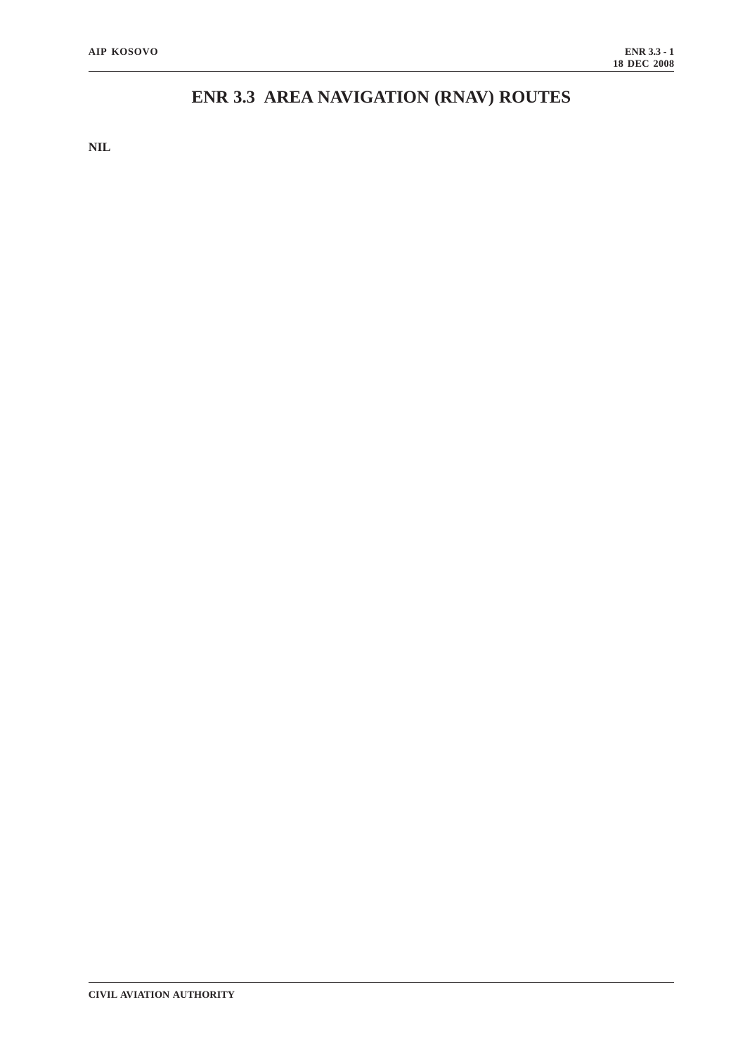# ENR 3.3 AREA NAVIGATION (RNAV) ROUTES

**NIL**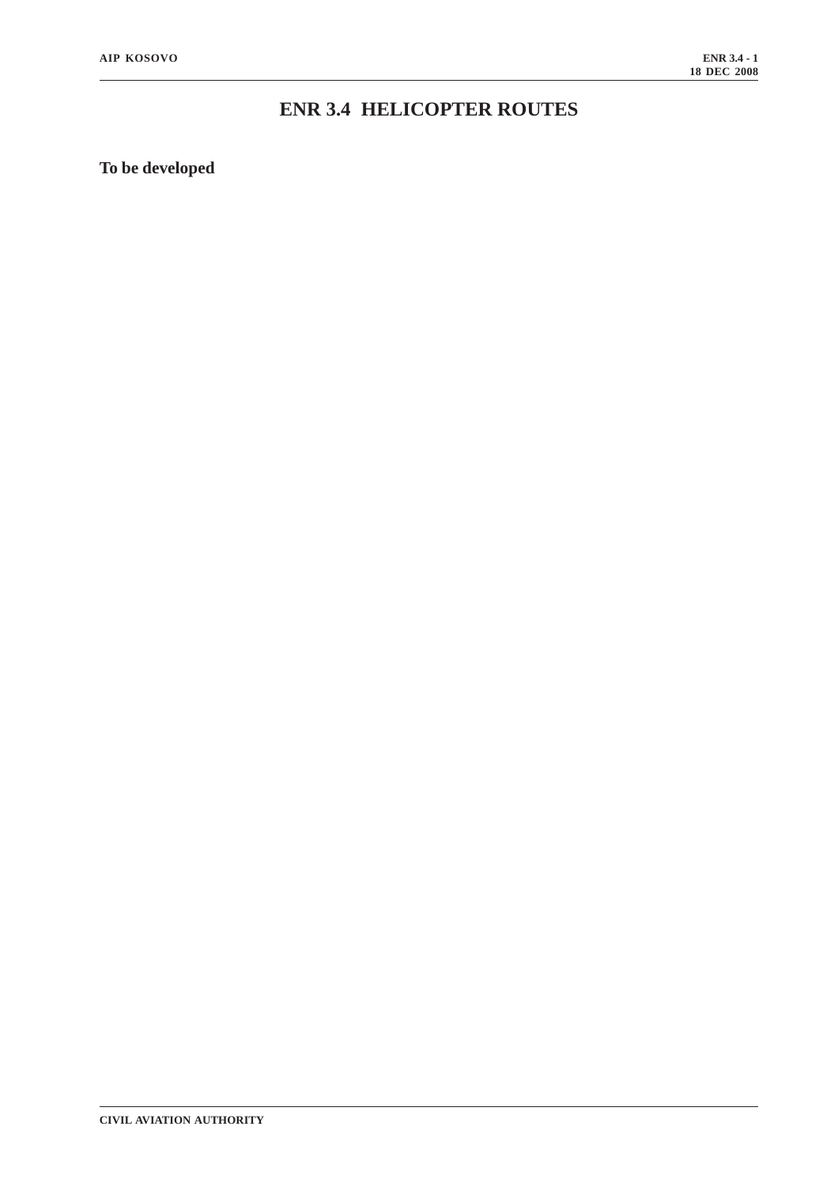# ENR 3.4 HELICOPTER ROUTES

**To be developed**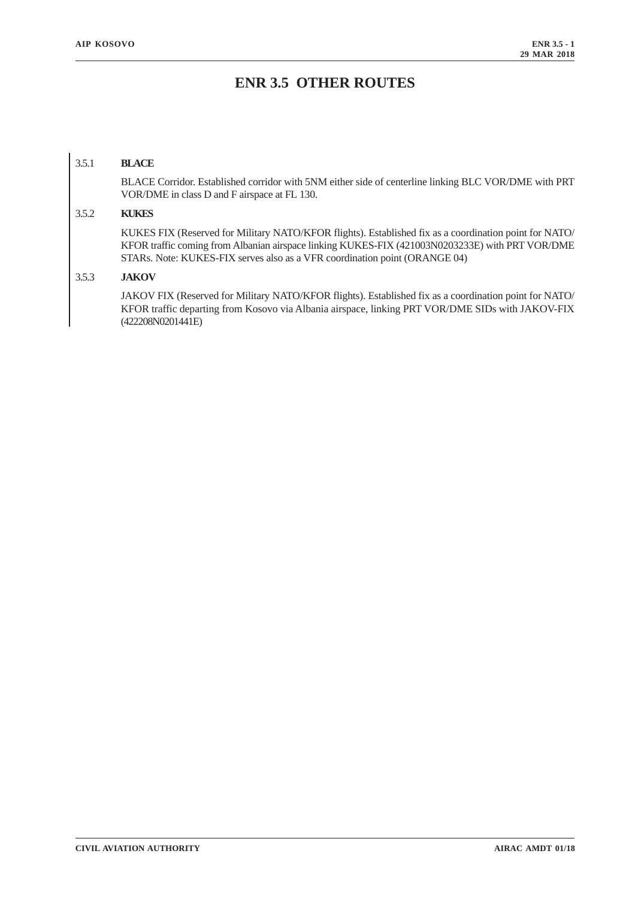# ENR 3.5 OTHER ROUTES

## 3.5.1 BLACE

BLACE Corridor. Established corridor with 5NM either side of centerline linking BLC VOR/DME with PRT VOR/DME in class D and F airspace at FL 130.

## 3.5.2 KUKES

KUKES FIX (Reserved for Military NATO/KFOR flights). Established fix as a coordination point for NATO/KFOR traffic coming from Albanian airspace linking KUKES-FIX (421003N0203233E) with PRT VOR/DME STARs. Note: KUKES-FIX serves also as a VFR coordination point (ORANGE 04)

## 3.5.3 JAKOV

JAKOV FIX (Reserved for Military NATO/KFOR flights). Established fix as a coordination point for NATO/KFOR traffic departing from Kosovo via Albania airspace, linking PRT VOR/DME SIDs with JAKOV-FIX (422208N0201441E)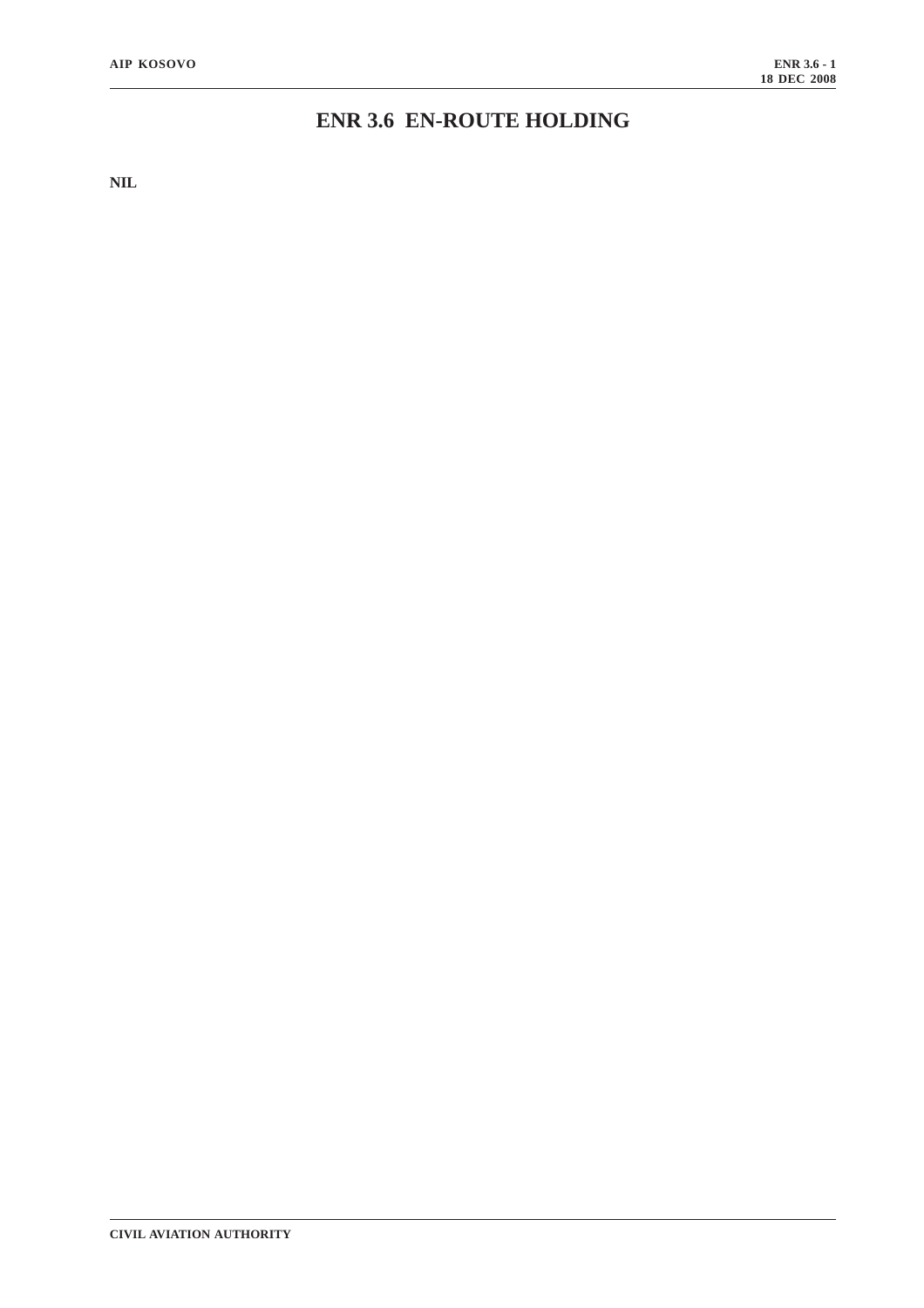# ENR 3.6 EN-ROUTE HOLDING

**NIL**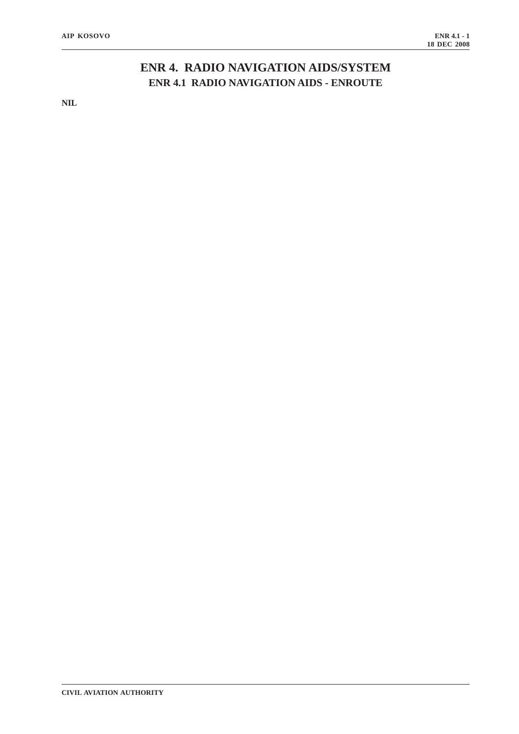# ENR 4. RADIO NAVIGATION AIDS/SYSTEM

## ENR 4.1 RADIO NAVIGATION AIDS - ENROUTE

**NIL**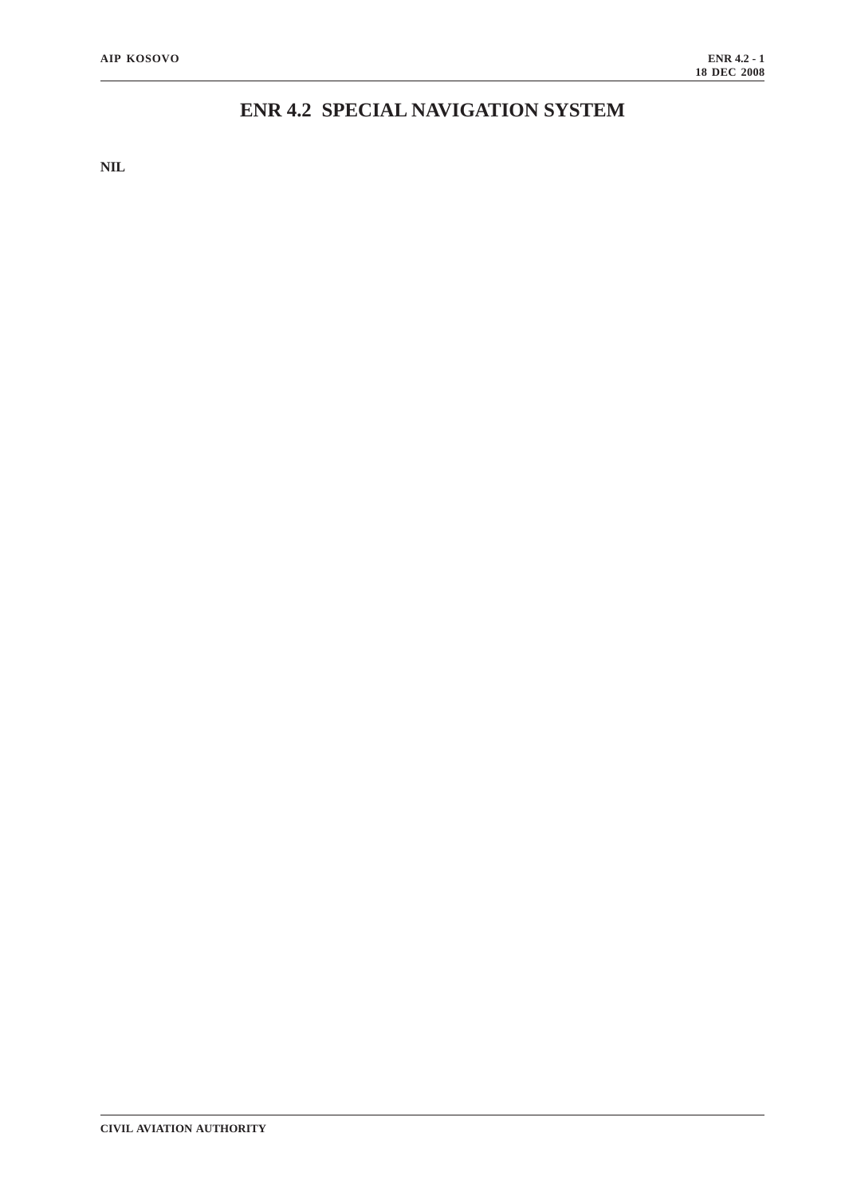# ENR 4.2 SPECIAL NAVIGATION SYSTEM

**NIL**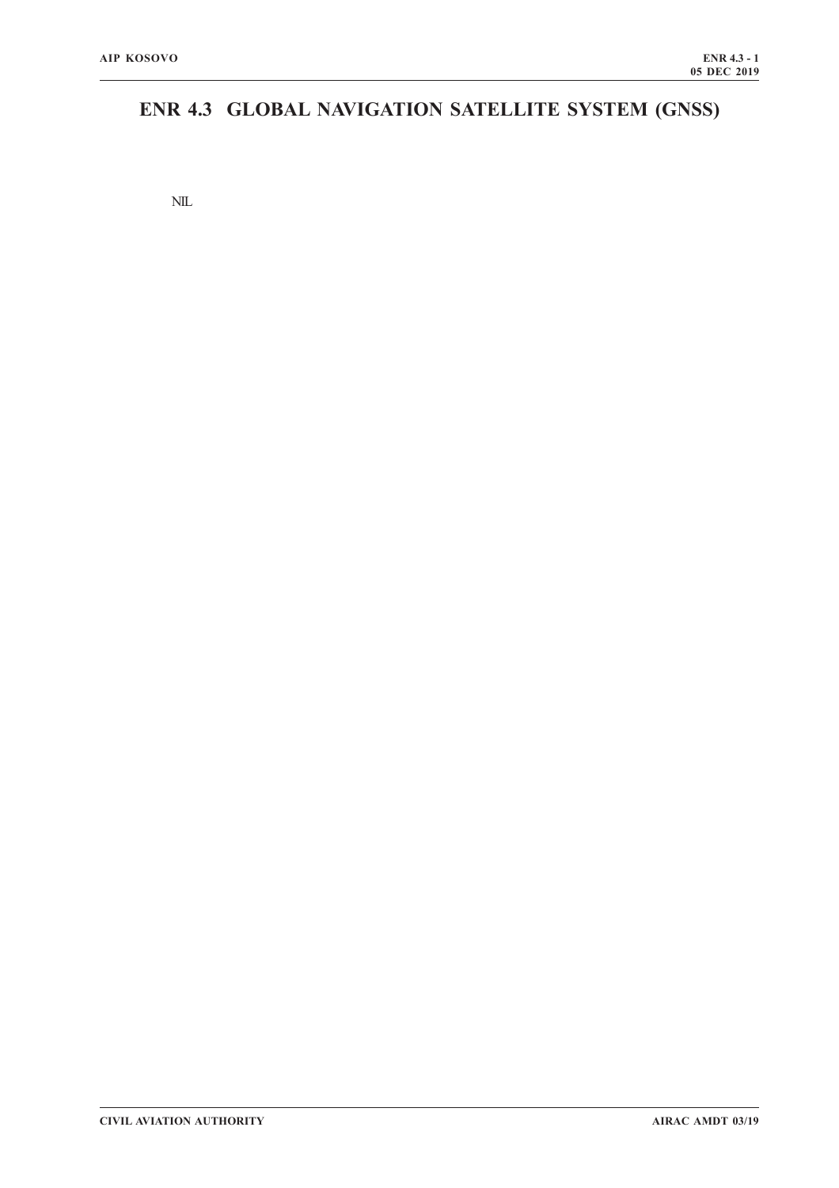# ENR 4.3 GLOBAL NAVIGATION SATELLITE SYSTEM (GNSS)

NIL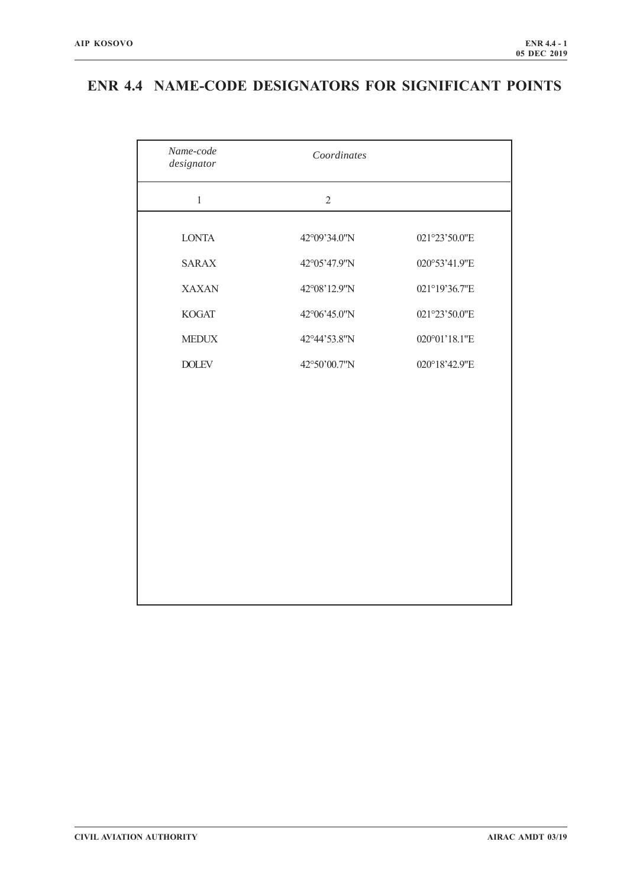# ENR 4.4 NAME-CODE DESIGNATORS FOR SIGNIFICANT POINTS

| *Name-code designator* | *Coordinates* | |
|---|---|---|
| 1 | 2 | |
| LONTA | 42°09'34.0"N | 021°23'50.0"E |
| SARAX | 42°05'47.9"N | 020°53'41.9"E |
| XAXAN | 42°08'12.9"N | 021°19'36.7"E |
| KOGAT | 42°06'45.0"N | 021°23'50.0"E |
| MEDUX | 42°44'53.8"N | 020°01'18.1"E |
| DOLEV | 42°50'00.7"N | 020°18'42.9"E |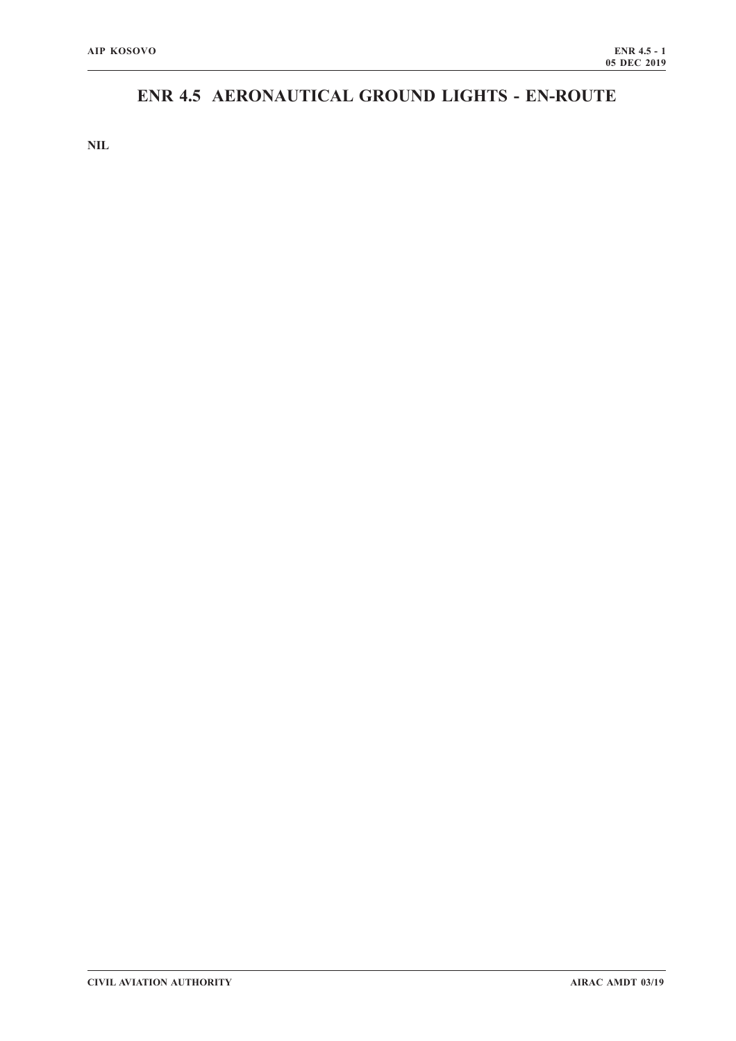# ENR 4.5 AERONAUTICAL GROUND LIGHTS - EN-ROUTE

**NIL**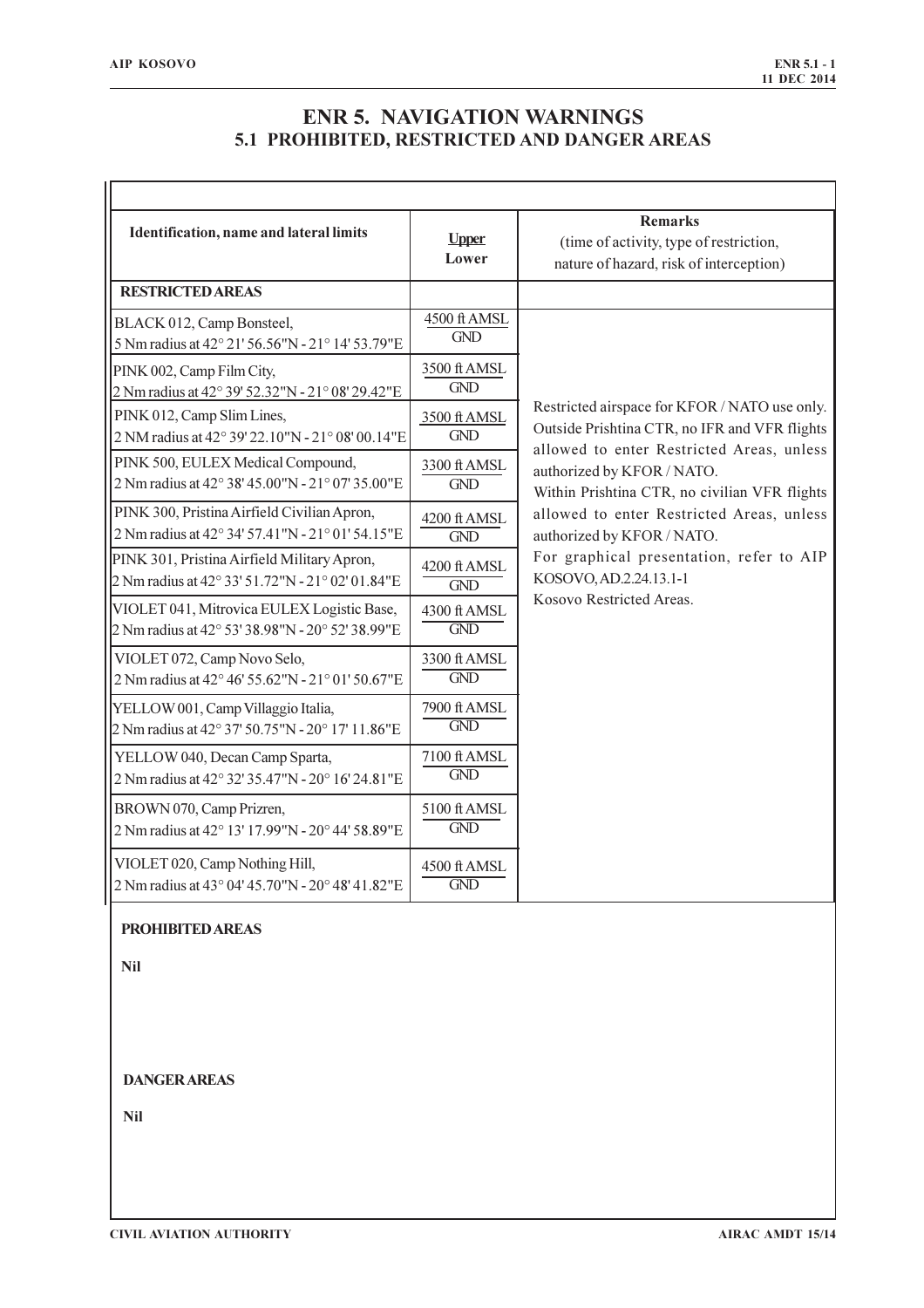# ENR 5. NAVIGATION WARNINGS

## 5.1 PROHIBITED, RESTRICTED AND DANGER AREAS

| Identification, name and lateral limits | Upper / Lower | Remarks (time of activity, type of restriction, nature of hazard, risk of interception) |
|---|---|---|
| **RESTRICTED AREAS** | | |
| BLACK 012, Camp Bonsteel, 5 Nm radius at 42° 21' 56.56"N - 21° 14' 53.79"E | 4500 ft AMSL / GND | Restricted airspace for KFOR / NATO use only. Outside Prishtina CTR, no IFR and VFR flights allowed to enter Restricted Areas, unless authorized by KFOR / NATO. Within Prishtina CTR, no civilian VFR flights allowed to enter Restricted Areas, unless authorized by KFOR / NATO. For graphical presentation, refer to AIP KOSOVO, AD.2.24.13.1-1 Kosovo Restricted Areas. |
| PINK 002, Camp Film City, 2 Nm radius at 42° 39' 52.32"N - 21° 08' 29.42"E | 3500 ft AMSL / GND | |
| PINK 012, Camp Slim Lines, 2 NM radius at 42° 39' 22.10"N - 21° 08' 00.14"E | 3500 ft AMSL / GND | |
| PINK 500, EULEX Medical Compound, 2 Nm radius at 42° 38' 45.00"N - 21° 07' 35.00"E | 3300 ft AMSL / GND | |
| PINK 300, Pristina Airfield Civilian Apron, 2 Nm radius at 42° 34' 57.41"N - 21° 01' 54.15"E | 4200 ft AMSL / GND | |
| PINK 301, Pristina Airfield Military Apron, 2 Nm radius at 42° 33' 51.72"N - 21° 02' 01.84"E | 4200 ft AMSL / GND | |
| VIOLET 041, Mitrovica EULEX Logistic Base, 2 Nm radius at 42° 53' 38.98"N - 20° 52' 38.99"E | 4300 ft AMSL / GND | |
| VIOLET 072, Camp Novo Selo, 2 Nm radius at 42° 46' 55.62"N - 21° 01' 50.67"E | 3300 ft AMSL / GND | |
| YELLOW 001, Camp Villaggio Italia, 2 Nm radius at 42° 37' 50.75"N - 20° 17' 11.86"E | 7900 ft AMSL / GND | |
| YELLOW 040, Decan Camp Sparta, 2 Nm radius at 42° 32' 35.47"N - 20° 16' 24.81"E | 7100 ft AMSL / GND | |
| BROWN 070, Camp Prizren, 2 Nm radius at 42° 13' 17.99"N - 20° 44' 58.89"E | 5100 ft AMSL / GND | |
| VIOLET 020, Camp Nothing Hill, 2 Nm radius at 43° 04' 45.70"N - 20° 48' 41.82"E | 4500 ft AMSL / GND | |

**PROHIBITED AREAS**

**Nil**

**DANGER AREAS**

**Nil**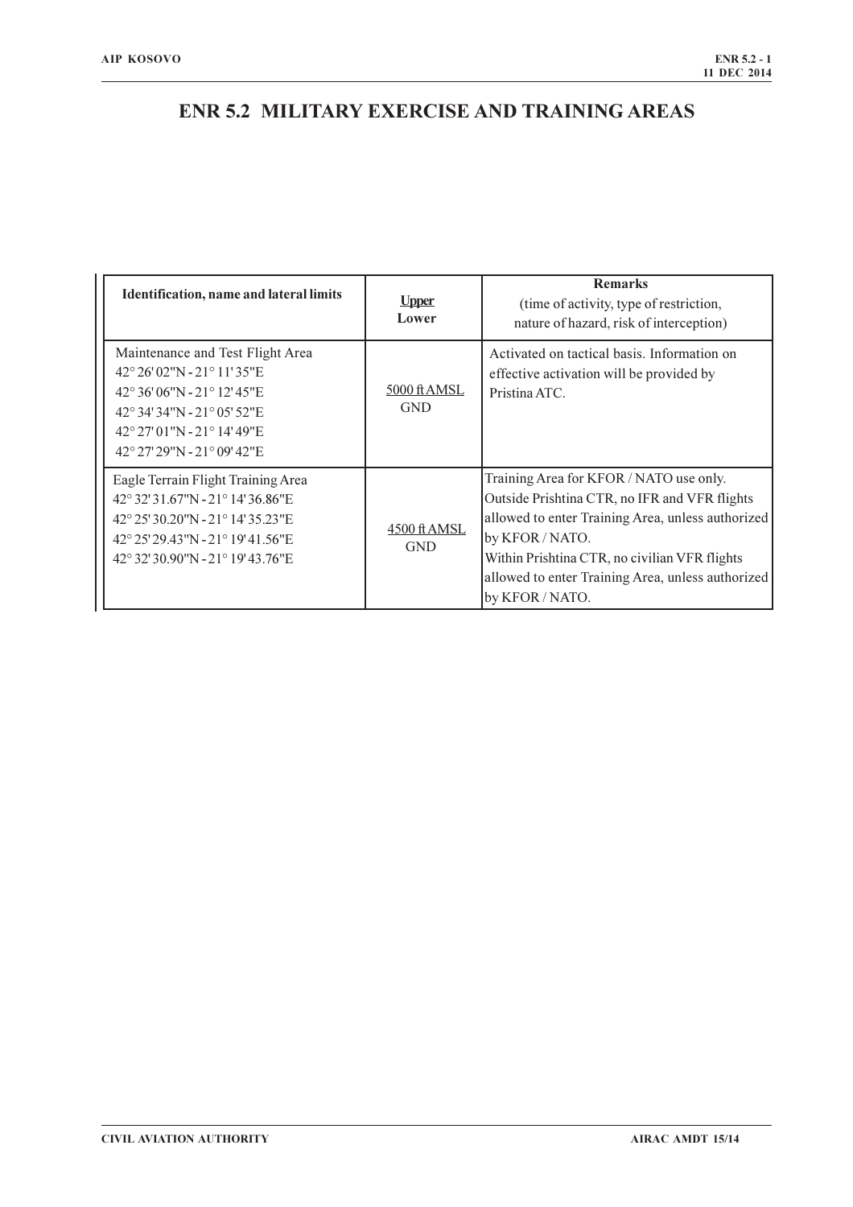# ENR 5.2 MILITARY EXERCISE AND TRAINING AREAS

| Identification, name and lateral limits | Upper<br>Lower | Remarks<br>(time of activity, type of restriction, nature of hazard, risk of interception) |
|---|---|---|
| Maintenance and Test Flight Area<br>42° 26' 02"N - 21° 11' 35"E<br>42° 36' 06"N - 21° 12' 45"E<br>42° 34' 34"N - 21° 05' 52"E<br>42° 27' 01"N - 21° 14' 49"E<br>42° 27' 29"N - 21° 09' 42"E | 5000 ft AMSL<br>GND | Activated on tactical basis. Information on effective activation will be provided by Pristina ATC. |
| Eagle Terrain Flight Training Area<br>42° 32' 31.67"N - 21° 14' 36.86"E<br>42° 25' 30.20"N - 21° 14' 35.23"E<br>42° 25' 29.43"N - 21° 19' 41.56"E<br>42° 32' 30.90"N - 21° 19' 43.76"E | 4500 ft AMSL<br>GND | Training Area for KFOR / NATO use only.<br>Outside Prishtina CTR, no IFR and VFR flights allowed to enter Training Area, unless authorized by KFOR / NATO.<br>Within Prishtina CTR, no civilian VFR flights allowed to enter Training Area, unless authorized by KFOR / NATO. |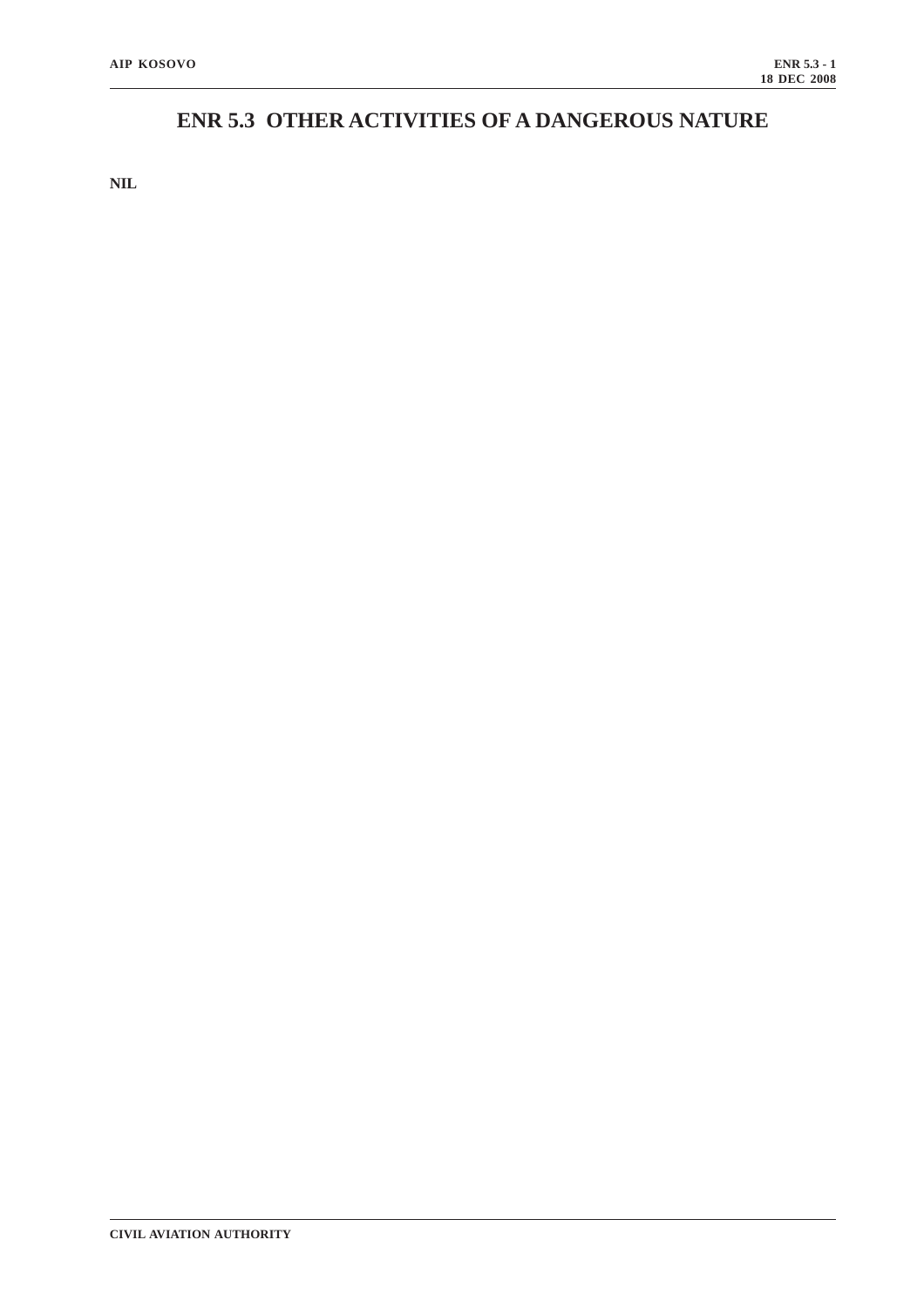# ENR 5.3 OTHER ACTIVITIES OF A DANGEROUS NATURE

**NIL**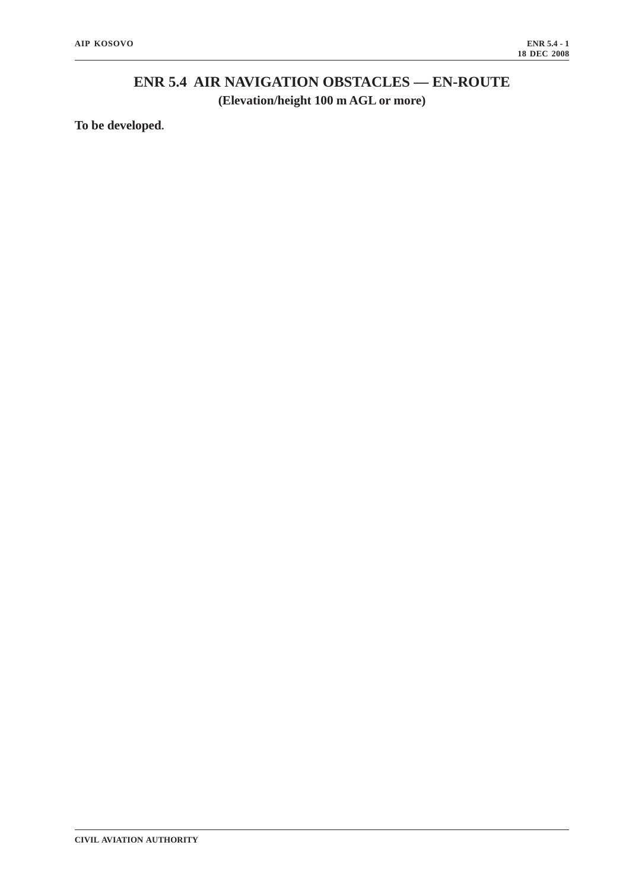# ENR 5.4 AIR NAVIGATION OBSTACLES — EN-ROUTE

**(Elevation/height 100 m AGL or more)**

**To be developed.**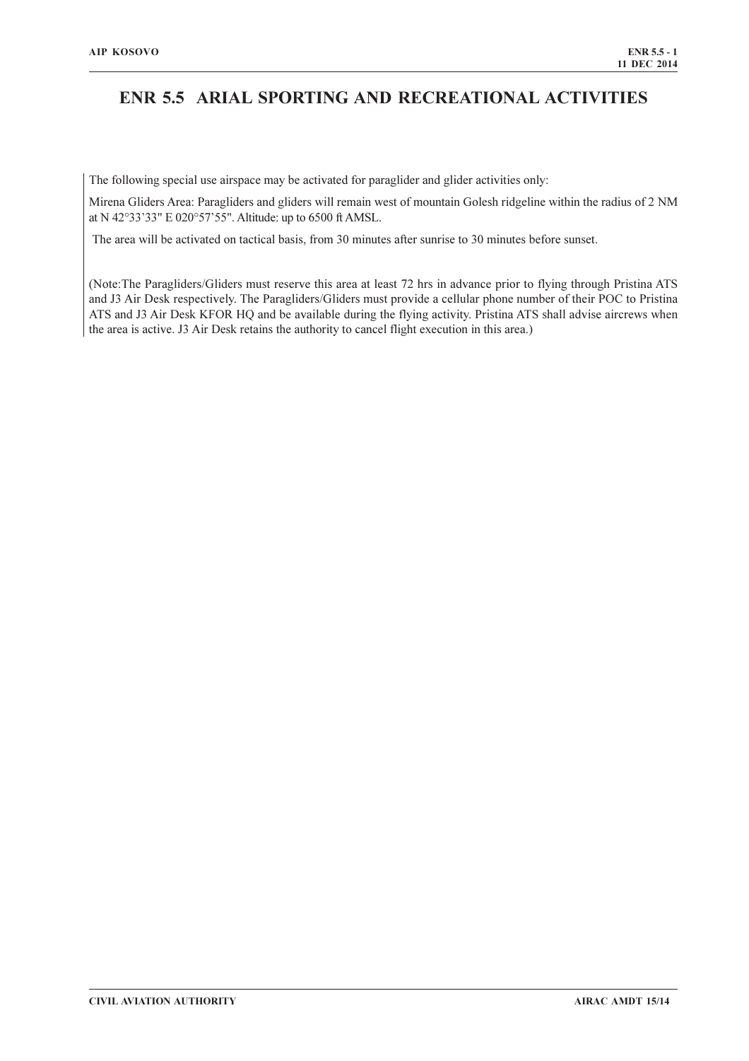# ENR 5.5 ARIAL SPORTING AND RECREATIONAL ACTIVITIES

The following special use airspace may be activated for paraglider and glider activities only:

Mirena Gliders Area: Paragliders and gliders will remain west of mountain Golesh ridgeline within the radius of 2 NM at N 42°33'33" E 020°57'55". Altitude: up to 6500 ft AMSL.

The area will be activated on tactical basis, from 30 minutes after sunrise to 30 minutes before sunset.

(Note:The Paragliders/Gliders must reserve this area at least 72 hrs in advance prior to flying through Pristina ATS and J3 Air Desk respectively. The Paragliders/Gliders must provide a cellular phone number of their POC to Pristina ATS and J3 Air Desk KFOR HQ and be available during the flying activity. Pristina ATS shall advise aircrews when the area is active. J3 Air Desk retains the authority to cancel flight execution in this area.)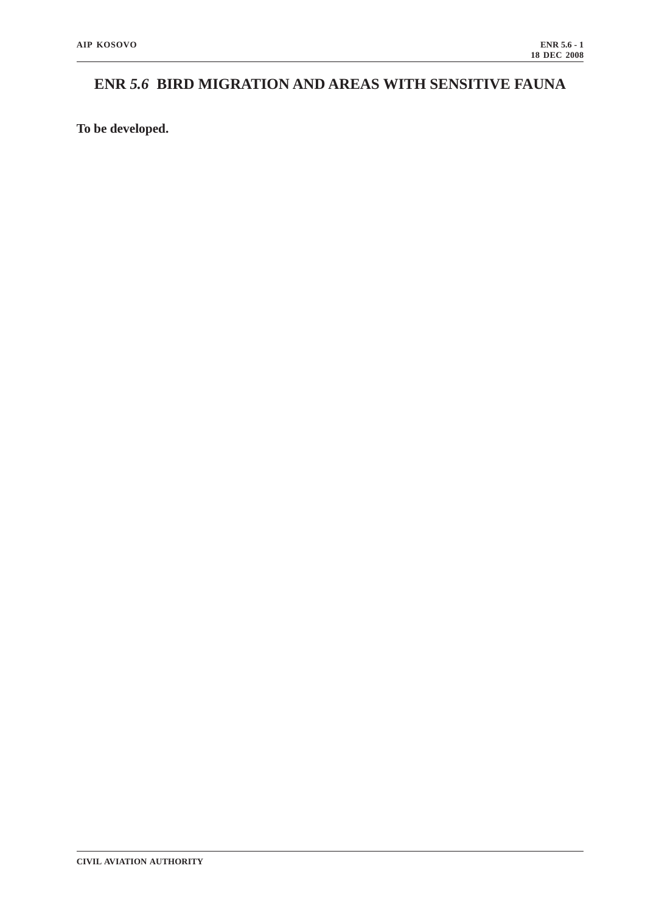# ENR *5.6* BIRD MIGRATION AND AREAS WITH SENSITIVE FAUNA

**To be developed.**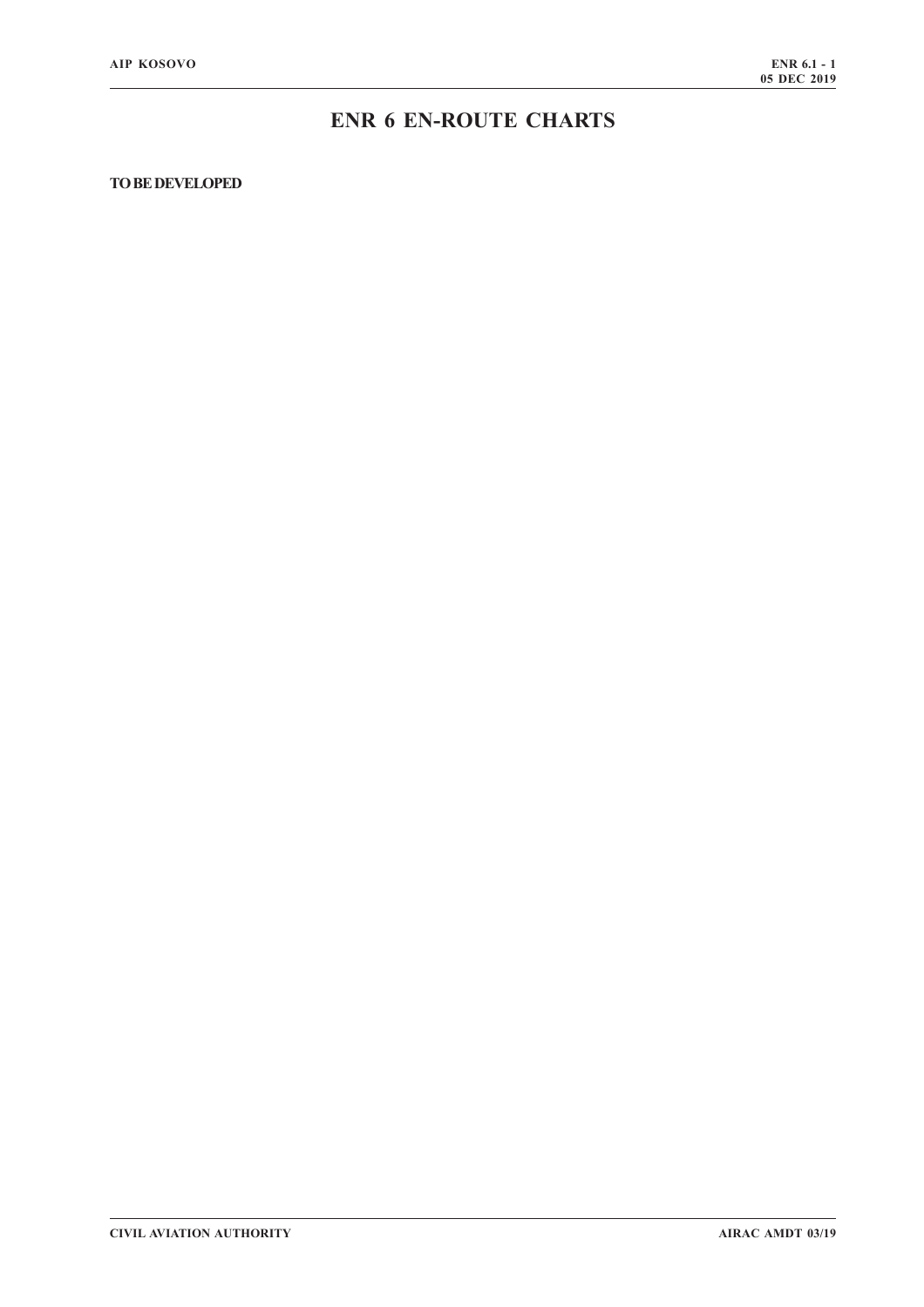# ENR 6 EN-ROUTE CHARTS

**TO BE DEVELOPED**